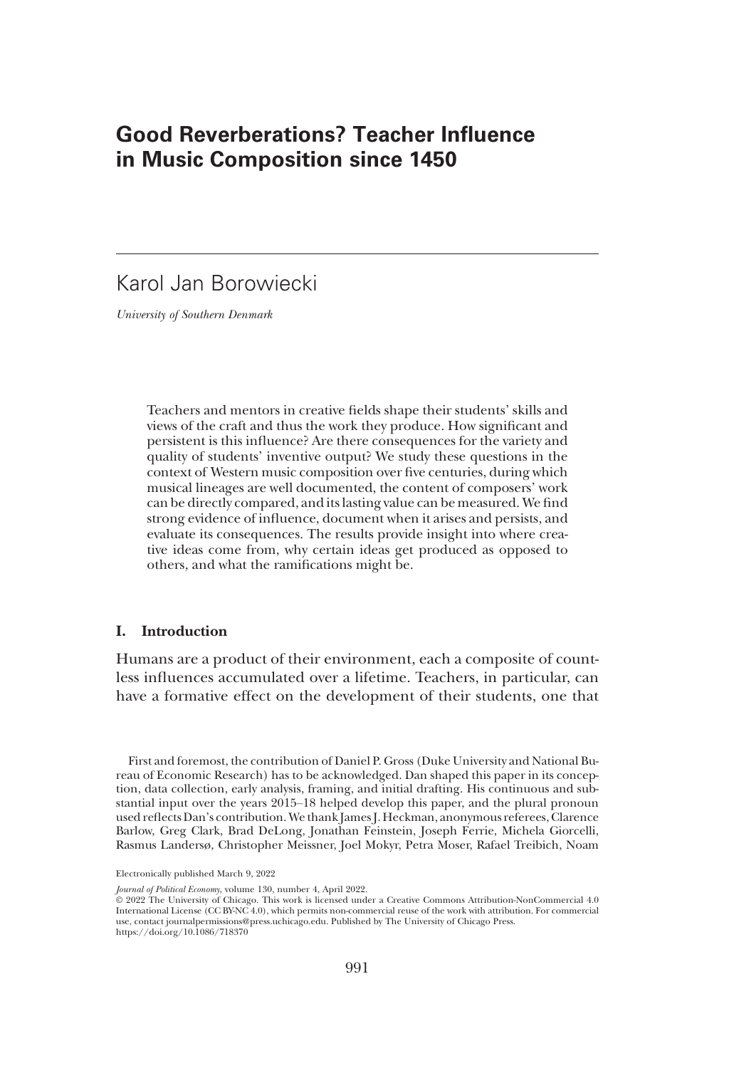# Good Reverberations? Teacher Influence in Music Composition since 1450

Karol Jan Borowiecki

*University of Southern Denmark*

Teachers and mentors in creative fields shape their students' skills and views of the craft and thus the work they produce. How significant and persistent is this influence? Are there consequences for the variety and quality of students' inventive output? We study these questions in the context of Western music composition over five centuries, during which musical lineages are well documented, the content of composers' work can be directly compared, and its lasting value can be measured. We find strong evidence of influence, document when it arises and persists, and evaluate its consequences. The results provide insight into where creative ideas come from, why certain ideas get produced as opposed to others, and what the ramifications might be.

## I. Introduction

Humans are a product of their environment, each a composite of countless influences accumulated over a lifetime. Teachers, in particular, can have a formative effect on the development of their students, one that

First and foremost, the contribution of Daniel P. Gross (Duke University and National Bureau of Economic Research) has to be acknowledged. Dan shaped this paper in its conception, data collection, early analysis, framing, and initial drafting. His continuous and substantial input over the years 2015–18 helped develop this paper, and the plural pronoun used reflects Dan's contribution. We thank James J. Heckman, anonymous referees, Clarence Barlow, Greg Clark, Brad DeLong, Jonathan Feinstein, Joseph Ferrie, Michela Giorcelli, Rasmus Landersø, Christopher Meissner, Joel Mokyr, Petra Moser, Rafael Treibich, Noam

Electronically published March 9, 2022

*Journal of Political Economy*, volume 130, number 4, April 2022.
© 2022 The University of Chicago. This work is licensed under a Creative Commons Attribution-NonCommercial 4.0 International License (CC BY-NC 4.0), which permits non-commercial reuse of the work with attribution. For commercial use, contact journalpermissions@press.uchicago.edu. Published by The University of Chicago Press.
https://doi.org/10.1086/718370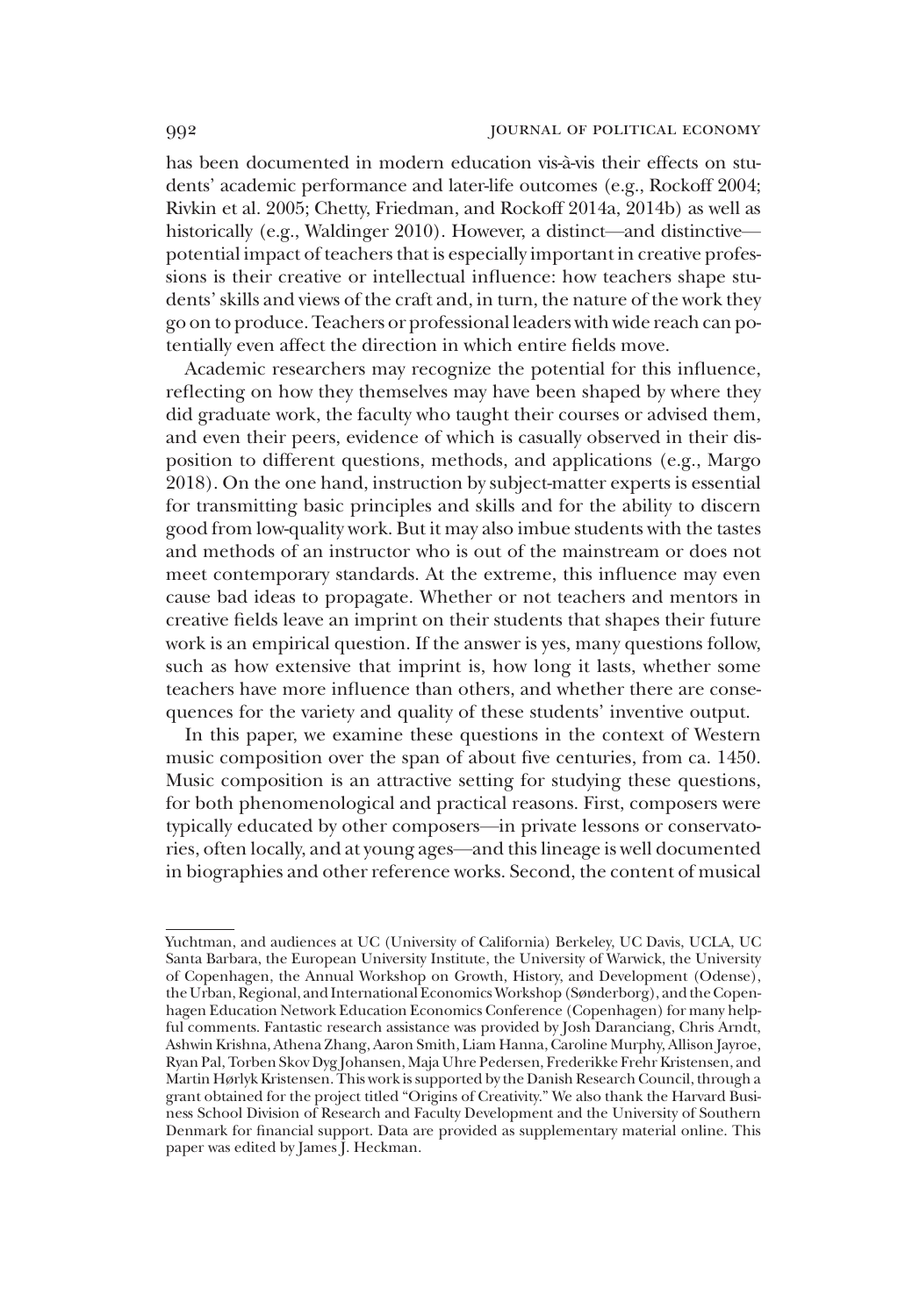has been documented in modern education vis-à-vis their effects on students' academic performance and later-life outcomes (e.g., Rockoff 2004; Rivkin et al. 2005; Chetty, Friedman, and Rockoff 2014a, 2014b) as well as historically (e.g., Waldinger 2010). However, a distinct—and distinctive—potential impact of teachers that is especially important in creative professions is their creative or intellectual influence: how teachers shape students' skills and views of the craft and, in turn, the nature of the work they go on to produce. Teachers or professional leaders with wide reach can potentially even affect the direction in which entire fields move.

Academic researchers may recognize the potential for this influence, reflecting on how they themselves may have been shaped by where they did graduate work, the faculty who taught their courses or advised them, and even their peers, evidence of which is casually observed in their disposition to different questions, methods, and applications (e.g., Margo 2018). On the one hand, instruction by subject-matter experts is essential for transmitting basic principles and skills and for the ability to discern good from low-quality work. But it may also imbue students with the tastes and methods of an instructor who is out of the mainstream or does not meet contemporary standards. At the extreme, this influence may even cause bad ideas to propagate. Whether or not teachers and mentors in creative fields leave an imprint on their students that shapes their future work is an empirical question. If the answer is yes, many questions follow, such as how extensive that imprint is, how long it lasts, whether some teachers have more influence than others, and whether there are consequences for the variety and quality of these students' inventive output.

In this paper, we examine these questions in the context of Western music composition over the span of about five centuries, from ca. 1450. Music composition is an attractive setting for studying these questions, for both phenomenological and practical reasons. First, composers were typically educated by other composers—in private lessons or conservatories, often locally, and at young ages—and this lineage is well documented in biographies and other reference works. Second, the content of musical

---

Yuchtman, and audiences at UC (University of California) Berkeley, UC Davis, UCLA, UC Santa Barbara, the European University Institute, the University of Warwick, the University of Copenhagen, the Annual Workshop on Growth, History, and Development (Odense), the Urban, Regional, and International Economics Workshop (Sønderborg), and the Copenhagen Education Network Education Economics Conference (Copenhagen) for many helpful comments. Fantastic research assistance was provided by Josh Daranciang, Chris Arndt, Ashwin Krishna, Athena Zhang, Aaron Smith, Liam Hanna, Caroline Murphy, Allison Jayroe, Ryan Pal, Torben Skov Dyg Johansen, Maja Uhre Pedersen, Frederikke Frehr Kristensen, and Martin Hørlyk Kristensen. This work is supported by the Danish Research Council, through a grant obtained for the project titled "Origins of Creativity." We also thank the Harvard Business School Division of Research and Faculty Development and the University of Southern Denmark for financial support. Data are provided as supplementary material online. This paper was edited by James J. Heckman.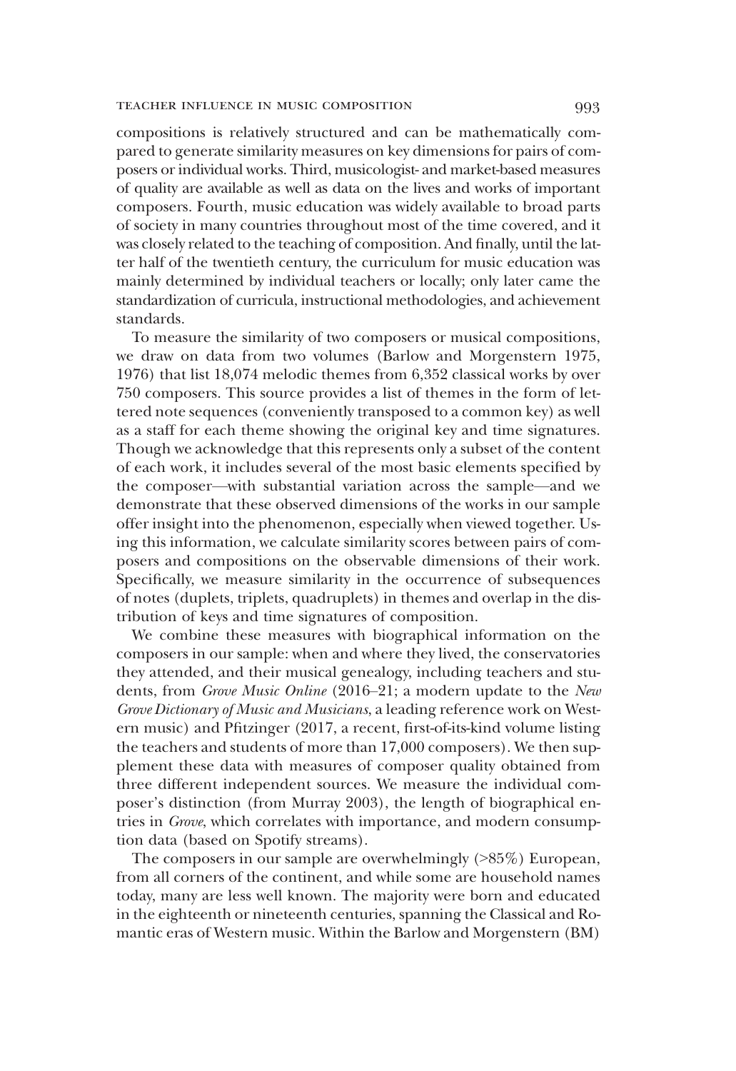compositions is relatively structured and can be mathematically compared to generate similarity measures on key dimensions for pairs of composers or individual works. Third, musicologist- and market-based measures of quality are available as well as data on the lives and works of important composers. Fourth, music education was widely available to broad parts of society in many countries throughout most of the time covered, and it was closely related to the teaching of composition. And finally, until the latter half of the twentieth century, the curriculum for music education was mainly determined by individual teachers or locally; only later came the standardization of curricula, instructional methodologies, and achievement standards.

To measure the similarity of two composers or musical compositions, we draw on data from two volumes (Barlow and Morgenstern 1975, 1976) that list 18,074 melodic themes from 6,352 classical works by over 750 composers. This source provides a list of themes in the form of lettered note sequences (conveniently transposed to a common key) as well as a staff for each theme showing the original key and time signatures. Though we acknowledge that this represents only a subset of the content of each work, it includes several of the most basic elements specified by the composer—with substantial variation across the sample—and we demonstrate that these observed dimensions of the works in our sample offer insight into the phenomenon, especially when viewed together. Using this information, we calculate similarity scores between pairs of composers and compositions on the observable dimensions of their work. Specifically, we measure similarity in the occurrence of subsequences of notes (duplets, triplets, quadruplets) in themes and overlap in the distribution of keys and time signatures of composition.

We combine these measures with biographical information on the composers in our sample: when and where they lived, the conservatories they attended, and their musical genealogy, including teachers and students, from *Grove Music Online* (2016–21; a modern update to the *New Grove Dictionary of Music and Musicians*, a leading reference work on Western music) and Pfitzinger (2017, a recent, first-of-its-kind volume listing the teachers and students of more than 17,000 composers). We then supplement these data with measures of composer quality obtained from three different independent sources. We measure the individual composer's distinction (from Murray 2003), the length of biographical entries in *Grove*, which correlates with importance, and modern consumption data (based on Spotify streams).

The composers in our sample are overwhelmingly (>85%) European, from all corners of the continent, and while some are household names today, many are less well known. The majority were born and educated in the eighteenth or nineteenth centuries, spanning the Classical and Romantic eras of Western music. Within the Barlow and Morgenstern (BM)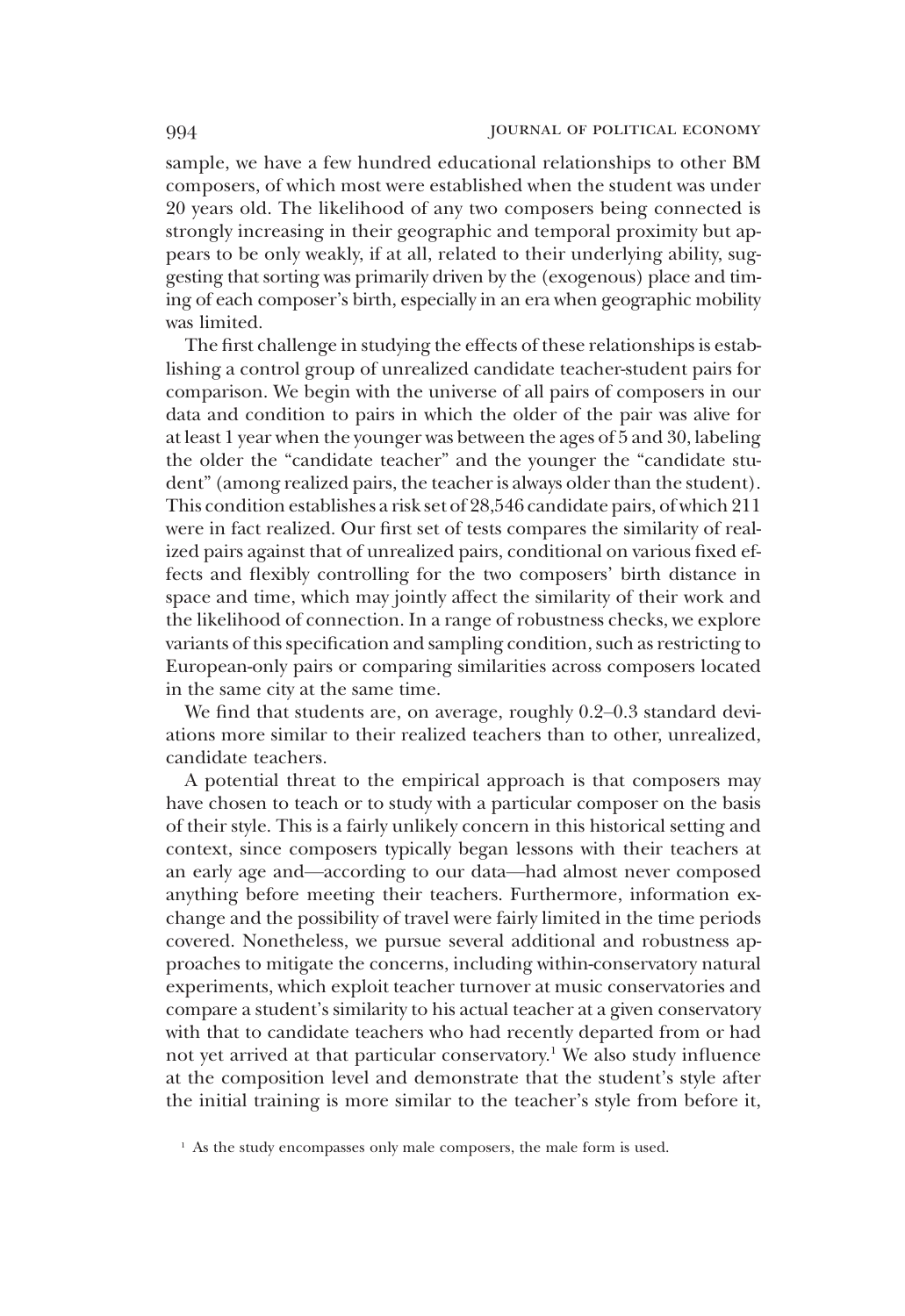sample, we have a few hundred educational relationships to other BM composers, of which most were established when the student was under 20 years old. The likelihood of any two composers being connected is strongly increasing in their geographic and temporal proximity but appears to be only weakly, if at all, related to their underlying ability, suggesting that sorting was primarily driven by the (exogenous) place and timing of each composer's birth, especially in an era when geographic mobility was limited.

The first challenge in studying the effects of these relationships is establishing a control group of unrealized candidate teacher-student pairs for comparison. We begin with the universe of all pairs of composers in our data and condition to pairs in which the older of the pair was alive for at least 1 year when the younger was between the ages of 5 and 30, labeling the older the "candidate teacher" and the younger the "candidate student" (among realized pairs, the teacher is always older than the student). This condition establishes a risk set of 28,546 candidate pairs, of which 211 were in fact realized. Our first set of tests compares the similarity of realized pairs against that of unrealized pairs, conditional on various fixed effects and flexibly controlling for the two composers' birth distance in space and time, which may jointly affect the similarity of their work and the likelihood of connection. In a range of robustness checks, we explore variants of this specification and sampling condition, such as restricting to European-only pairs or comparing similarities across composers located in the same city at the same time.

We find that students are, on average, roughly 0.2–0.3 standard deviations more similar to their realized teachers than to other, unrealized, candidate teachers.

A potential threat to the empirical approach is that composers may have chosen to teach or to study with a particular composer on the basis of their style. This is a fairly unlikely concern in this historical setting and context, since composers typically began lessons with their teachers at an early age and—according to our data—had almost never composed anything before meeting their teachers. Furthermore, information exchange and the possibility of travel were fairly limited in the time periods covered. Nonetheless, we pursue several additional and robustness approaches to mitigate the concerns, including within-conservatory natural experiments, which exploit teacher turnover at music conservatories and compare a student's similarity to his actual teacher at a given conservatory with that to candidate teachers who had recently departed from or had not yet arrived at that particular conservatory.[1] We also study influence at the composition level and demonstrate that the student's style after the initial training is more similar to the teacher's style from before it,

[1] As the study encompasses only male composers, the male form is used.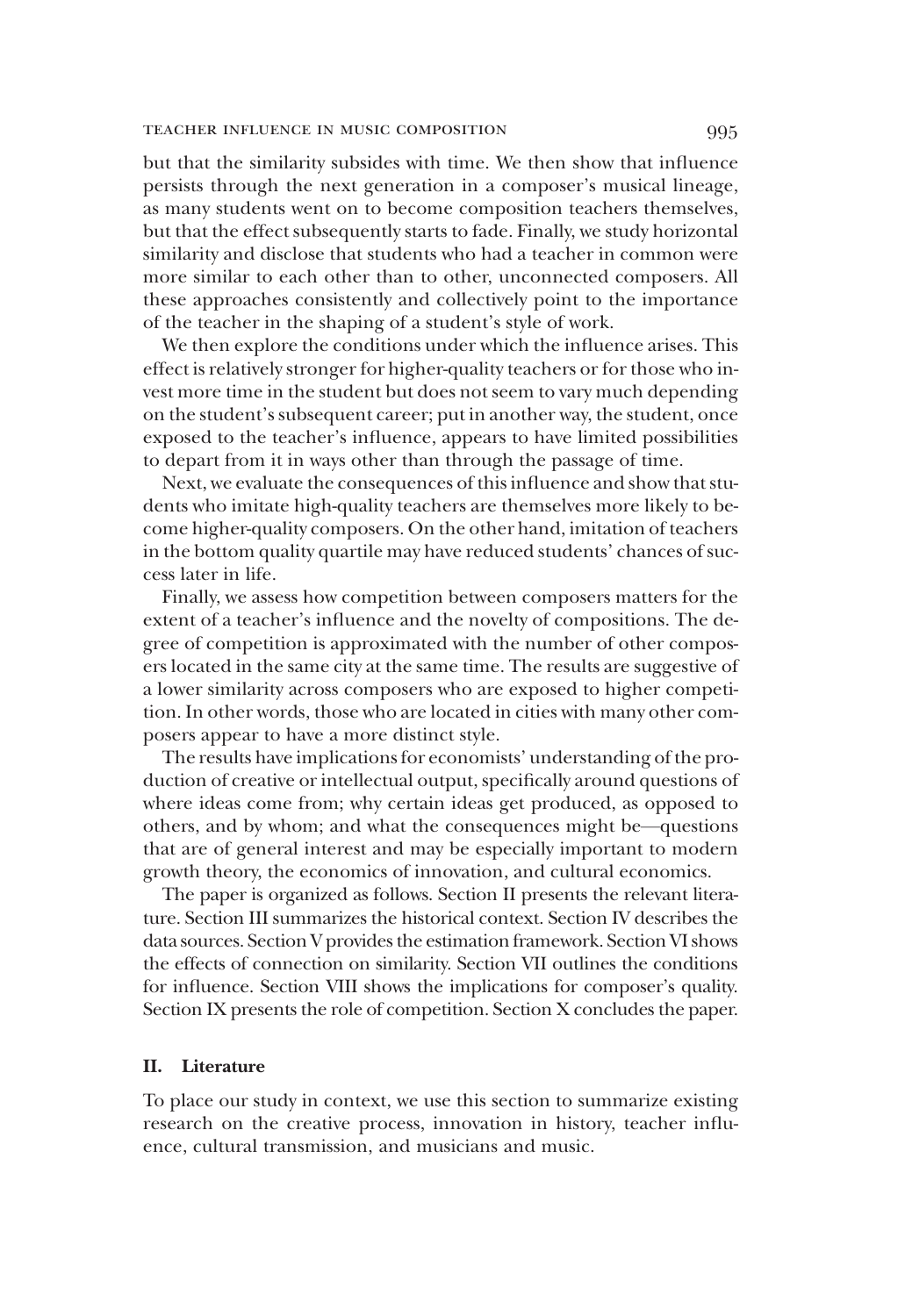but that the similarity subsides with time. We then show that influence persists through the next generation in a composer's musical lineage, as many students went on to become composition teachers themselves, but that the effect subsequently starts to fade. Finally, we study horizontal similarity and disclose that students who had a teacher in common were more similar to each other than to other, unconnected composers. All these approaches consistently and collectively point to the importance of the teacher in the shaping of a student's style of work.

We then explore the conditions under which the influence arises. This effect is relatively stronger for higher-quality teachers or for those who invest more time in the student but does not seem to vary much depending on the student's subsequent career; put in another way, the student, once exposed to the teacher's influence, appears to have limited possibilities to depart from it in ways other than through the passage of time.

Next, we evaluate the consequences of this influence and show that students who imitate high-quality teachers are themselves more likely to become higher-quality composers. On the other hand, imitation of teachers in the bottom quality quartile may have reduced students' chances of success later in life.

Finally, we assess how competition between composers matters for the extent of a teacher's influence and the novelty of compositions. The degree of competition is approximated with the number of other composers located in the same city at the same time. The results are suggestive of a lower similarity across composers who are exposed to higher competition. In other words, those who are located in cities with many other composers appear to have a more distinct style.

The results have implications for economists' understanding of the production of creative or intellectual output, specifically around questions of where ideas come from; why certain ideas get produced, as opposed to others, and by whom; and what the consequences might be—questions that are of general interest and may be especially important to modern growth theory, the economics of innovation, and cultural economics.

The paper is organized as follows. Section II presents the relevant literature. Section III summarizes the historical context. Section IV describes the data sources. Section V provides the estimation framework. Section VI shows the effects of connection on similarity. Section VII outlines the conditions for influence. Section VIII shows the implications for composer's quality. Section IX presents the role of competition. Section X concludes the paper.

## II. Literature

To place our study in context, we use this section to summarize existing research on the creative process, innovation in history, teacher influence, cultural transmission, and musicians and music.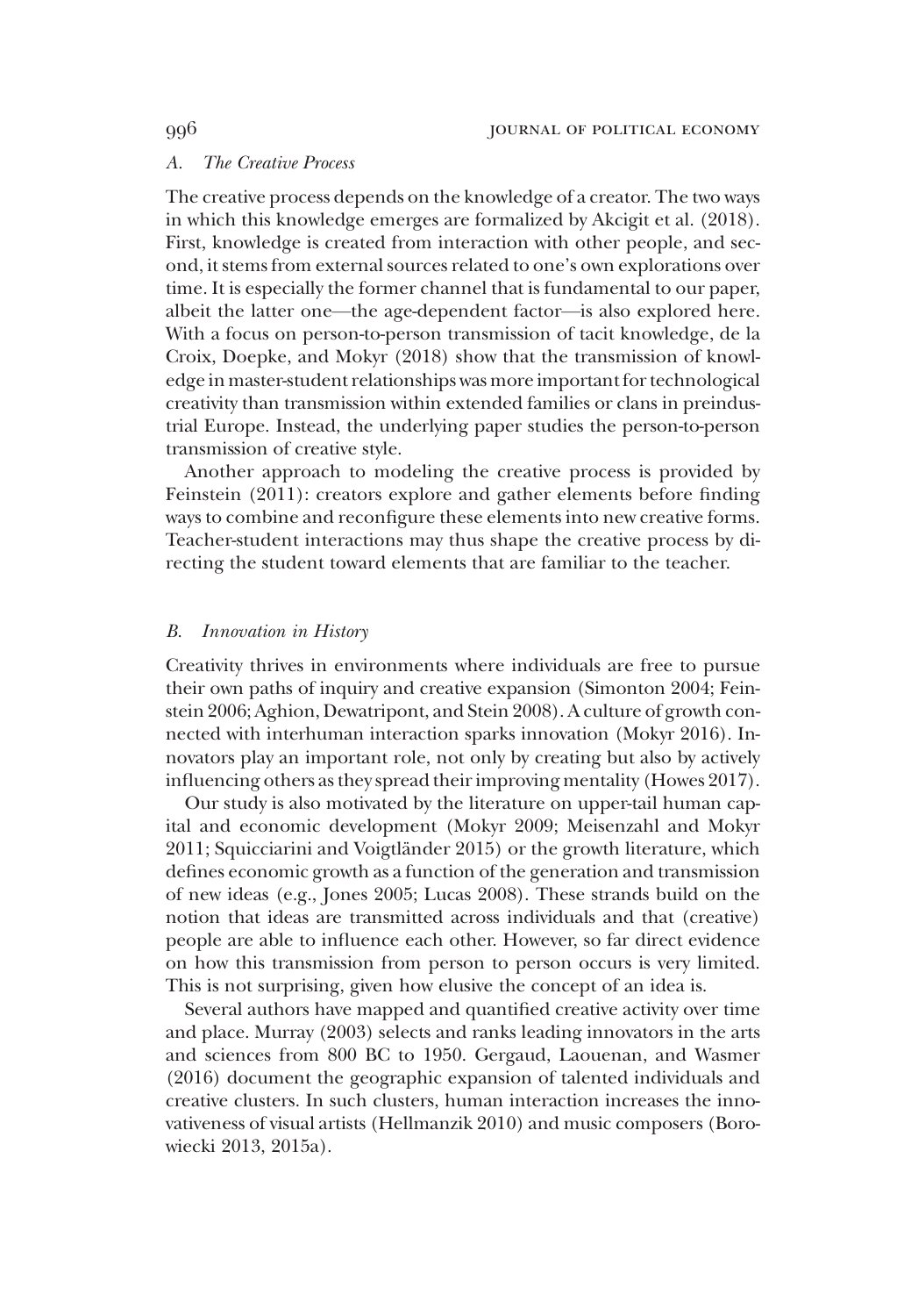### A. *The Creative Process*

The creative process depends on the knowledge of a creator. The two ways in which this knowledge emerges are formalized by Akcigit et al. (2018). First, knowledge is created from interaction with other people, and second, it stems from external sources related to one's own explorations over time. It is especially the former channel that is fundamental to our paper, albeit the latter one—the age-dependent factor—is also explored here. With a focus on person-to-person transmission of tacit knowledge, de la Croix, Doepke, and Mokyr (2018) show that the transmission of knowledge in master-student relationships was more important for technological creativity than transmission within extended families or clans in preindustrial Europe. Instead, the underlying paper studies the person-to-person transmission of creative style.

Another approach to modeling the creative process is provided by Feinstein (2011): creators explore and gather elements before finding ways to combine and reconfigure these elements into new creative forms. Teacher-student interactions may thus shape the creative process by directing the student toward elements that are familiar to the teacher.

### B. *Innovation in History*

Creativity thrives in environments where individuals are free to pursue their own paths of inquiry and creative expansion (Simonton 2004; Feinstein 2006; Aghion, Dewatripont, and Stein 2008). A culture of growth connected with interhuman interaction sparks innovation (Mokyr 2016). Innovators play an important role, not only by creating but also by actively influencing others as they spread their improving mentality (Howes 2017).

Our study is also motivated by the literature on upper-tail human capital and economic development (Mokyr 2009; Meisenzahl and Mokyr 2011; Squicciarini and Voigtländer 2015) or the growth literature, which defines economic growth as a function of the generation and transmission of new ideas (e.g., Jones 2005; Lucas 2008). These strands build on the notion that ideas are transmitted across individuals and that (creative) people are able to influence each other. However, so far direct evidence on how this transmission from person to person occurs is very limited. This is not surprising, given how elusive the concept of an idea is.

Several authors have mapped and quantified creative activity over time and place. Murray (2003) selects and ranks leading innovators in the arts and sciences from 800 BC to 1950. Gergaud, Laouenan, and Wasmer (2016) document the geographic expansion of talented individuals and creative clusters. In such clusters, human interaction increases the innovativeness of visual artists (Hellmanzik 2010) and music composers (Borowiecki 2013, 2015a).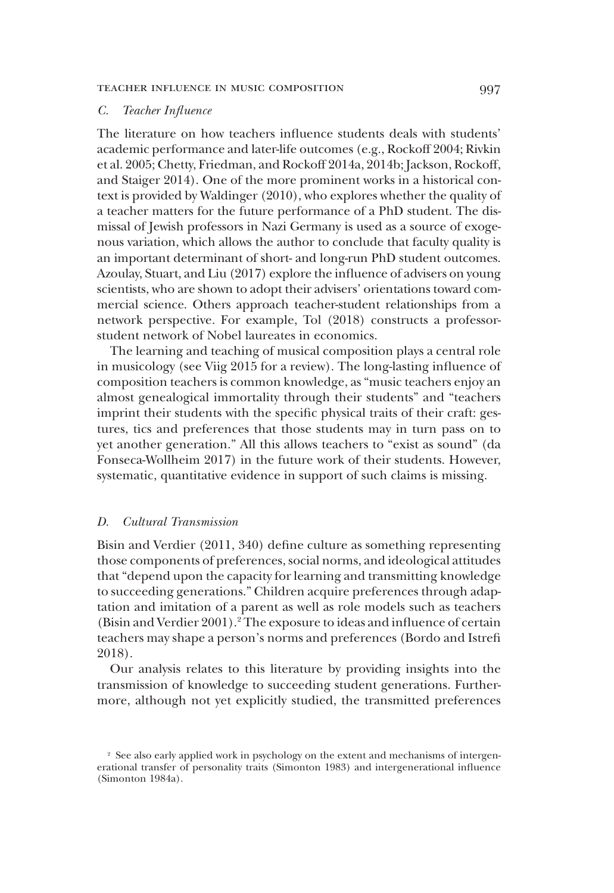### C. *Teacher Influence*

The literature on how teachers influence students deals with students' academic performance and later-life outcomes (e.g., Rockoff 2004; Rivkin et al. 2005; Chetty, Friedman, and Rockoff 2014a, 2014b; Jackson, Rockoff, and Staiger 2014). One of the more prominent works in a historical context is provided by Waldinger (2010), who explores whether the quality of a teacher matters for the future performance of a PhD student. The dismissal of Jewish professors in Nazi Germany is used as a source of exogenous variation, which allows the author to conclude that faculty quality is an important determinant of short- and long-run PhD student outcomes. Azoulay, Stuart, and Liu (2017) explore the influence of advisers on young scientists, who are shown to adopt their advisers' orientations toward commercial science. Others approach teacher-student relationships from a network perspective. For example, Tol (2018) constructs a professor-student network of Nobel laureates in economics.

The learning and teaching of musical composition plays a central role in musicology (see Viig 2015 for a review). The long-lasting influence of composition teachers is common knowledge, as "music teachers enjoy an almost genealogical immortality through their students" and "teachers imprint their students with the specific physical traits of their craft: gestures, tics and preferences that those students may in turn pass on to yet another generation." All this allows teachers to "exist as sound" (da Fonseca-Wollheim 2017) in the future work of their students. However, systematic, quantitative evidence in support of such claims is missing.

### D. *Cultural Transmission*

Bisin and Verdier (2011, 340) define culture as something representing those components of preferences, social norms, and ideological attitudes that "depend upon the capacity for learning and transmitting knowledge to succeeding generations." Children acquire preferences through adaptation and imitation of a parent as well as role models such as teachers (Bisin and Verdier 2001).[2] The exposure to ideas and influence of certain teachers may shape a person's norms and preferences (Bordo and Istrefi 2018).

Our analysis relates to this literature by providing insights into the transmission of knowledge to succeeding student generations. Furthermore, although not yet explicitly studied, the transmitted preferences

[2] See also early applied work in psychology on the extent and mechanisms of intergenerational transfer of personality traits (Simonton 1983) and intergenerational influence (Simonton 1984a).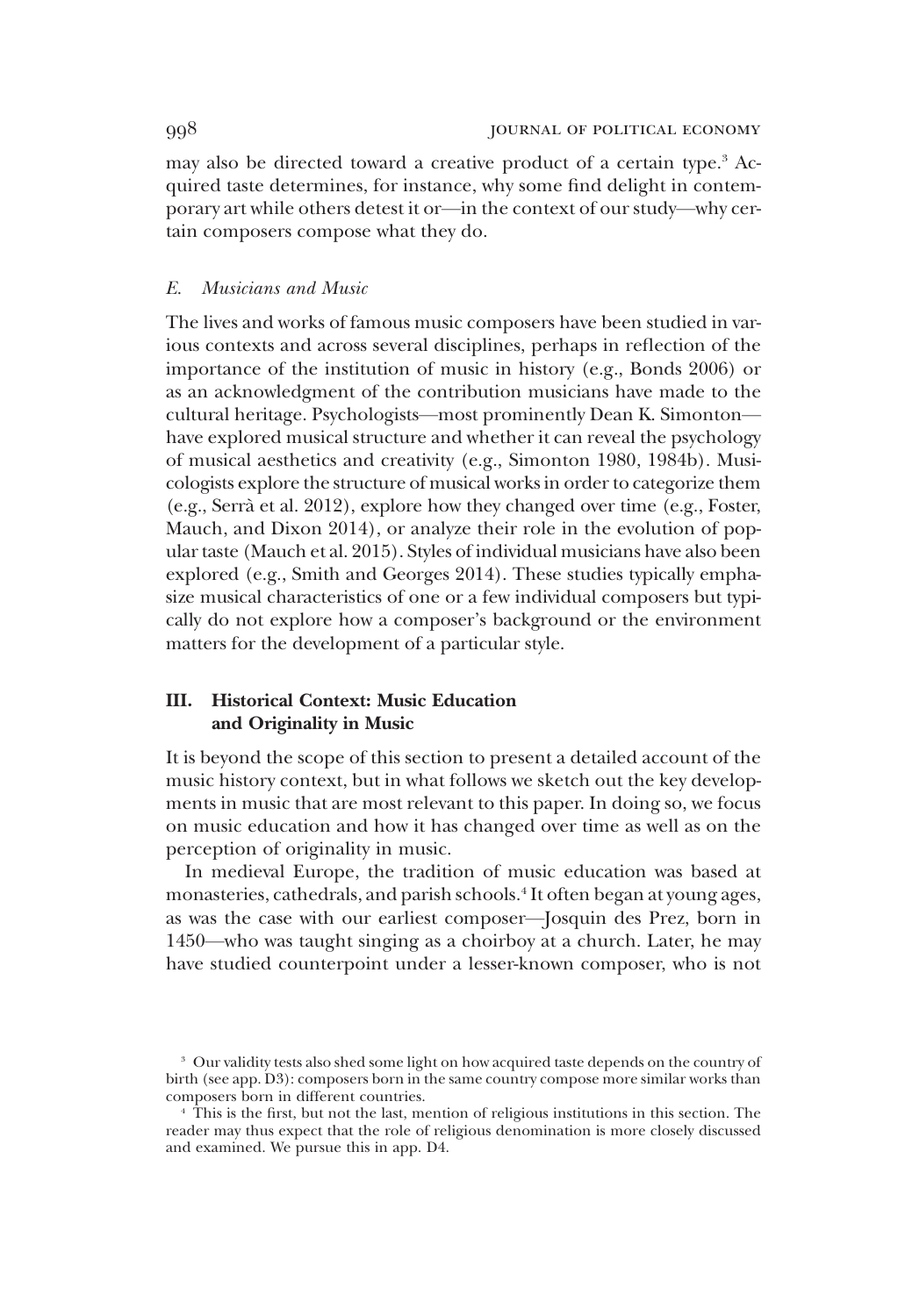may also be directed toward a creative product of a certain type.[3] Acquired taste determines, for instance, why some find delight in contemporary art while others detest it or—in the context of our study—why certain composers compose what they do.

### *E. Musicians and Music*

The lives and works of famous music composers have been studied in various contexts and across several disciplines, perhaps in reflection of the importance of the institution of music in history (e.g., Bonds 2006) or as an acknowledgment of the contribution musicians have made to the cultural heritage. Psychologists—most prominently Dean K. Simonton—have explored musical structure and whether it can reveal the psychology of musical aesthetics and creativity (e.g., Simonton 1980, 1984b). Musicologists explore the structure of musical works in order to categorize them (e.g., Serrà et al. 2012), explore how they changed over time (e.g., Foster, Mauch, and Dixon 2014), or analyze their role in the evolution of popular taste (Mauch et al. 2015). Styles of individual musicians have also been explored (e.g., Smith and Georges 2014). These studies typically emphasize musical characteristics of one or a few individual composers but typically do not explore how a composer's background or the environment matters for the development of a particular style.

## **III. Historical Context: Music Education and Originality in Music**

It is beyond the scope of this section to present a detailed account of the music history context, but in what follows we sketch out the key developments in music that are most relevant to this paper. In doing so, we focus on music education and how it has changed over time as well as on the perception of originality in music.

In medieval Europe, the tradition of music education was based at monasteries, cathedrals, and parish schools.[4] It often began at young ages, as was the case with our earliest composer—Josquin des Prez, born in 1450—who was taught singing as a choirboy at a church. Later, he may have studied counterpoint under a lesser-known composer, who is not

[3] Our validity tests also shed some light on how acquired taste depends on the country of birth (see app. D3): composers born in the same country compose more similar works than composers born in different countries.

[4] This is the first, but not the last, mention of religious institutions in this section. The reader may thus expect that the role of religious denomination is more closely discussed and examined. We pursue this in app. D4.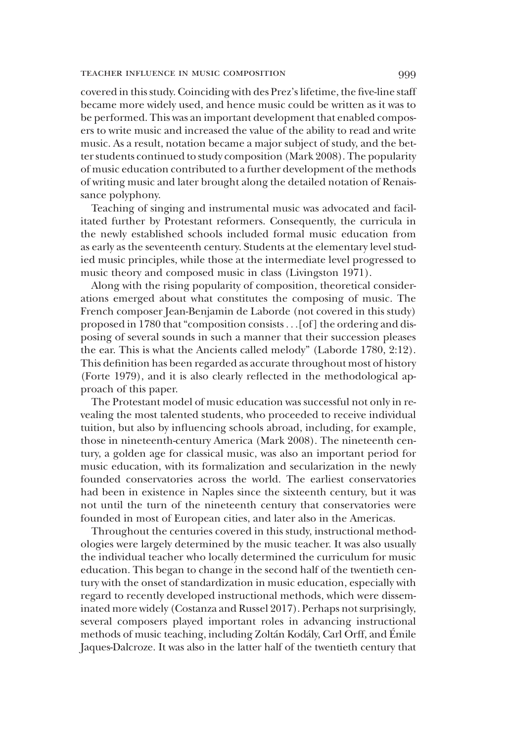covered in this study. Coinciding with des Prez's lifetime, the five-line staff became more widely used, and hence music could be written as it was to be performed. This was an important development that enabled composers to write music and increased the value of the ability to read and write music. As a result, notation became a major subject of study, and the better students continued to study composition (Mark 2008). The popularity of music education contributed to a further development of the methods of writing music and later brought along the detailed notation of Renaissance polyphony.

Teaching of singing and instrumental music was advocated and facilitated further by Protestant reformers. Consequently, the curricula in the newly established schools included formal music education from as early as the seventeenth century. Students at the elementary level studied music principles, while those at the intermediate level progressed to music theory and composed music in class (Livingston 1971).

Along with the rising popularity of composition, theoretical considerations emerged about what constitutes the composing of music. The French composer Jean-Benjamin de Laborde (not covered in this study) proposed in 1780 that "composition consists . . . [of] the ordering and disposing of several sounds in such a manner that their succession pleases the ear. This is what the Ancients called melody" (Laborde 1780, 2:12). This definition has been regarded as accurate throughout most of history (Forte 1979), and it is also clearly reflected in the methodological approach of this paper.

The Protestant model of music education was successful not only in revealing the most talented students, who proceeded to receive individual tuition, but also by influencing schools abroad, including, for example, those in nineteenth-century America (Mark 2008). The nineteenth century, a golden age for classical music, was also an important period for music education, with its formalization and secularization in the newly founded conservatories across the world. The earliest conservatories had been in existence in Naples since the sixteenth century, but it was not until the turn of the nineteenth century that conservatories were founded in most of European cities, and later also in the Americas.

Throughout the centuries covered in this study, instructional methodologies were largely determined by the music teacher. It was also usually the individual teacher who locally determined the curriculum for music education. This began to change in the second half of the twentieth century with the onset of standardization in music education, especially with regard to recently developed instructional methods, which were disseminated more widely (Costanza and Russel 2017). Perhaps not surprisingly, several composers played important roles in advancing instructional methods of music teaching, including Zoltán Kodály, Carl Orff, and Émile Jaques-Dalcroze. It was also in the latter half of the twentieth century that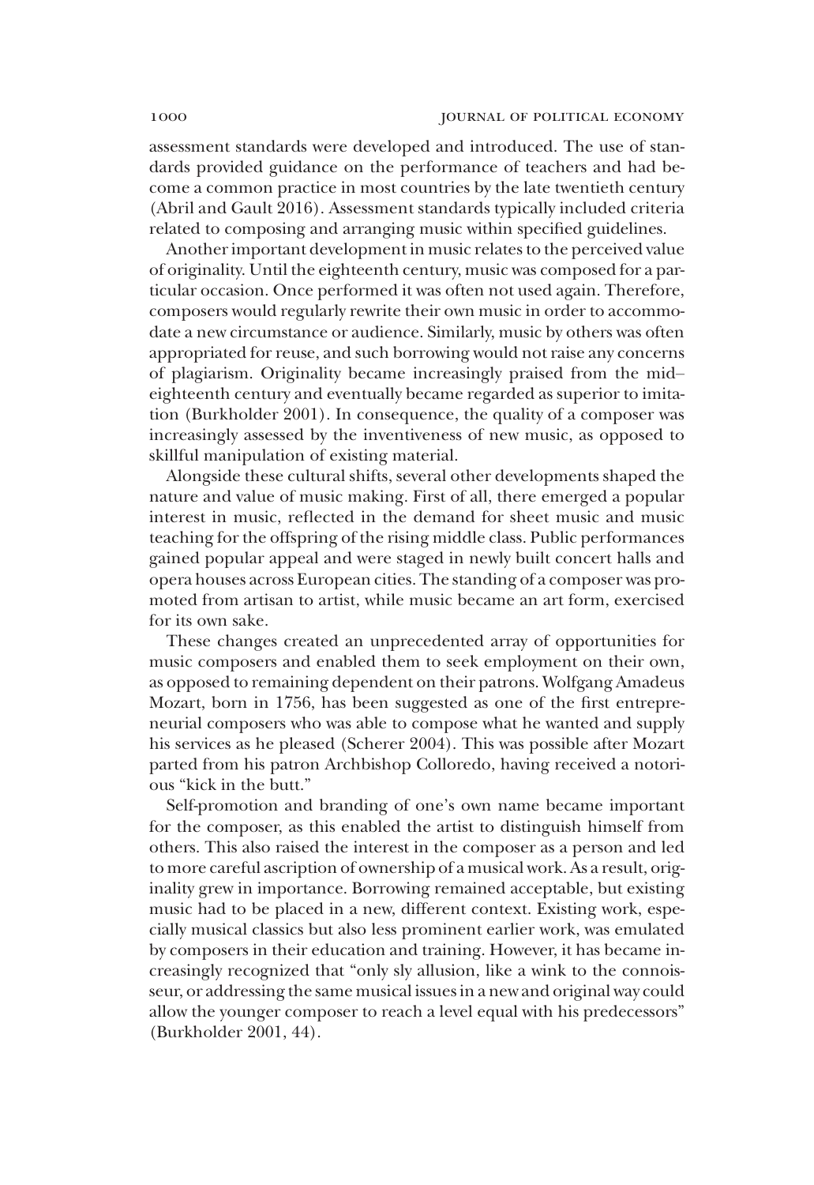assessment standards were developed and introduced. The use of standards provided guidance on the performance of teachers and had become a common practice in most countries by the late twentieth century (Abril and Gault 2016). Assessment standards typically included criteria related to composing and arranging music within specified guidelines.

Another important development in music relates to the perceived value of originality. Until the eighteenth century, music was composed for a particular occasion. Once performed it was often not used again. Therefore, composers would regularly rewrite their own music in order to accommodate a new circumstance or audience. Similarly, music by others was often appropriated for reuse, and such borrowing would not raise any concerns of plagiarism. Originality became increasingly praised from the mid–eighteenth century and eventually became regarded as superior to imitation (Burkholder 2001). In consequence, the quality of a composer was increasingly assessed by the inventiveness of new music, as opposed to skillful manipulation of existing material.

Alongside these cultural shifts, several other developments shaped the nature and value of music making. First of all, there emerged a popular interest in music, reflected in the demand for sheet music and music teaching for the offspring of the rising middle class. Public performances gained popular appeal and were staged in newly built concert halls and opera houses across European cities. The standing of a composer was promoted from artisan to artist, while music became an art form, exercised for its own sake.

These changes created an unprecedented array of opportunities for music composers and enabled them to seek employment on their own, as opposed to remaining dependent on their patrons. Wolfgang Amadeus Mozart, born in 1756, has been suggested as one of the first entrepreneurial composers who was able to compose what he wanted and supply his services as he pleased (Scherer 2004). This was possible after Mozart parted from his patron Archbishop Colloredo, having received a notorious "kick in the butt."

Self-promotion and branding of one's own name became important for the composer, as this enabled the artist to distinguish himself from others. This also raised the interest in the composer as a person and led to more careful ascription of ownership of a musical work. As a result, originality grew in importance. Borrowing remained acceptable, but existing music had to be placed in a new, different context. Existing work, especially musical classics but also less prominent earlier work, was emulated by composers in their education and training. However, it has became increasingly recognized that "only sly allusion, like a wink to the connoisseur, or addressing the same musical issues in a new and original way could allow the younger composer to reach a level equal with his predecessors" (Burkholder 2001, 44).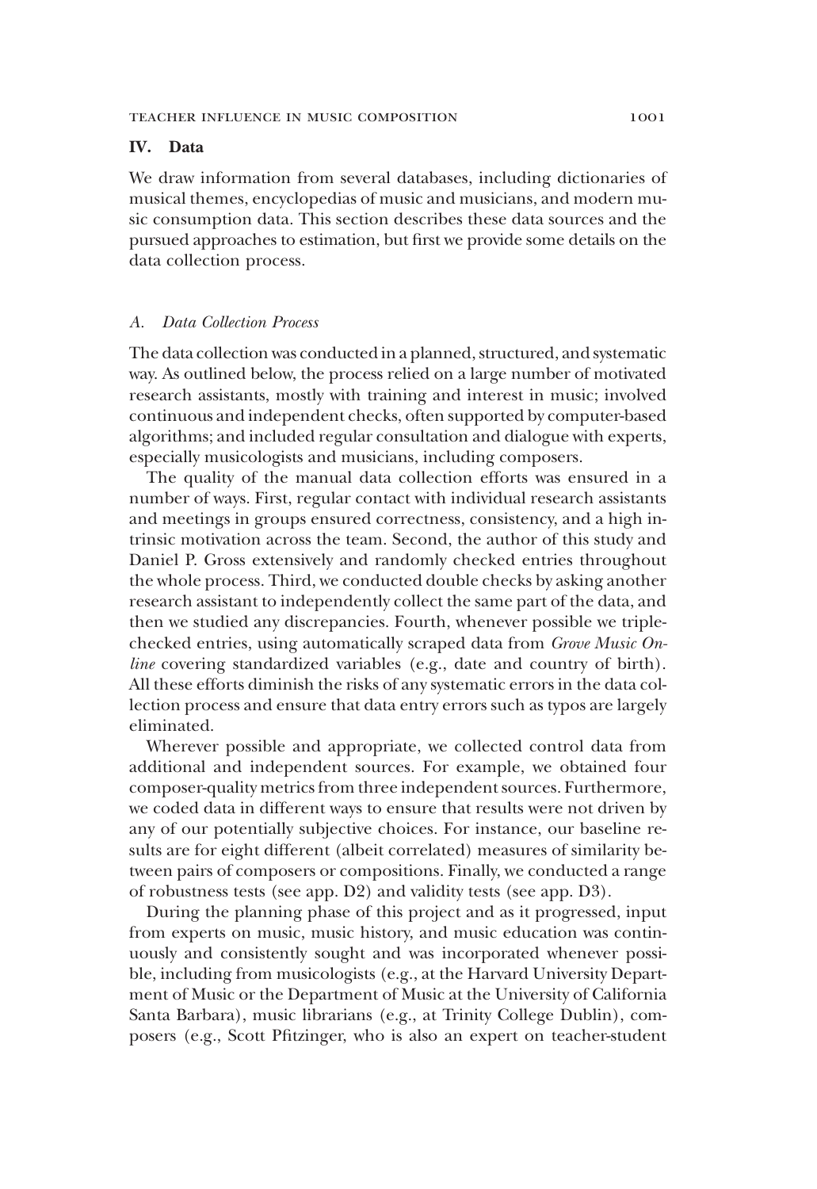## IV. Data

We draw information from several databases, including dictionaries of musical themes, encyclopedias of music and musicians, and modern music consumption data. This section describes these data sources and the pursued approaches to estimation, but first we provide some details on the data collection process.

### A. Data Collection Process

The data collection was conducted in a planned, structured, and systematic way. As outlined below, the process relied on a large number of motivated research assistants, mostly with training and interest in music; involved continuous and independent checks, often supported by computer-based algorithms; and included regular consultation and dialogue with experts, especially musicologists and musicians, including composers.

The quality of the manual data collection efforts was ensured in a number of ways. First, regular contact with individual research assistants and meetings in groups ensured correctness, consistency, and a high intrinsic motivation across the team. Second, the author of this study and Daniel P. Gross extensively and randomly checked entries throughout the whole process. Third, we conducted double checks by asking another research assistant to independently collect the same part of the data, and then we studied any discrepancies. Fourth, whenever possible we triple-checked entries, using automatically scraped data from *Grove Music Online* covering standardized variables (e.g., date and country of birth). All these efforts diminish the risks of any systematic errors in the data collection process and ensure that data entry errors such as typos are largely eliminated.

Wherever possible and appropriate, we collected control data from additional and independent sources. For example, we obtained four composer-quality metrics from three independent sources. Furthermore, we coded data in different ways to ensure that results were not driven by any of our potentially subjective choices. For instance, our baseline results are for eight different (albeit correlated) measures of similarity between pairs of composers or compositions. Finally, we conducted a range of robustness tests (see app. D2) and validity tests (see app. D3).

During the planning phase of this project and as it progressed, input from experts on music, music history, and music education was continuously and consistently sought and was incorporated whenever possible, including from musicologists (e.g., at the Harvard University Department of Music or the Department of Music at the University of California Santa Barbara), music librarians (e.g., at Trinity College Dublin), composers (e.g., Scott Pfitzinger, who is also an expert on teacher-student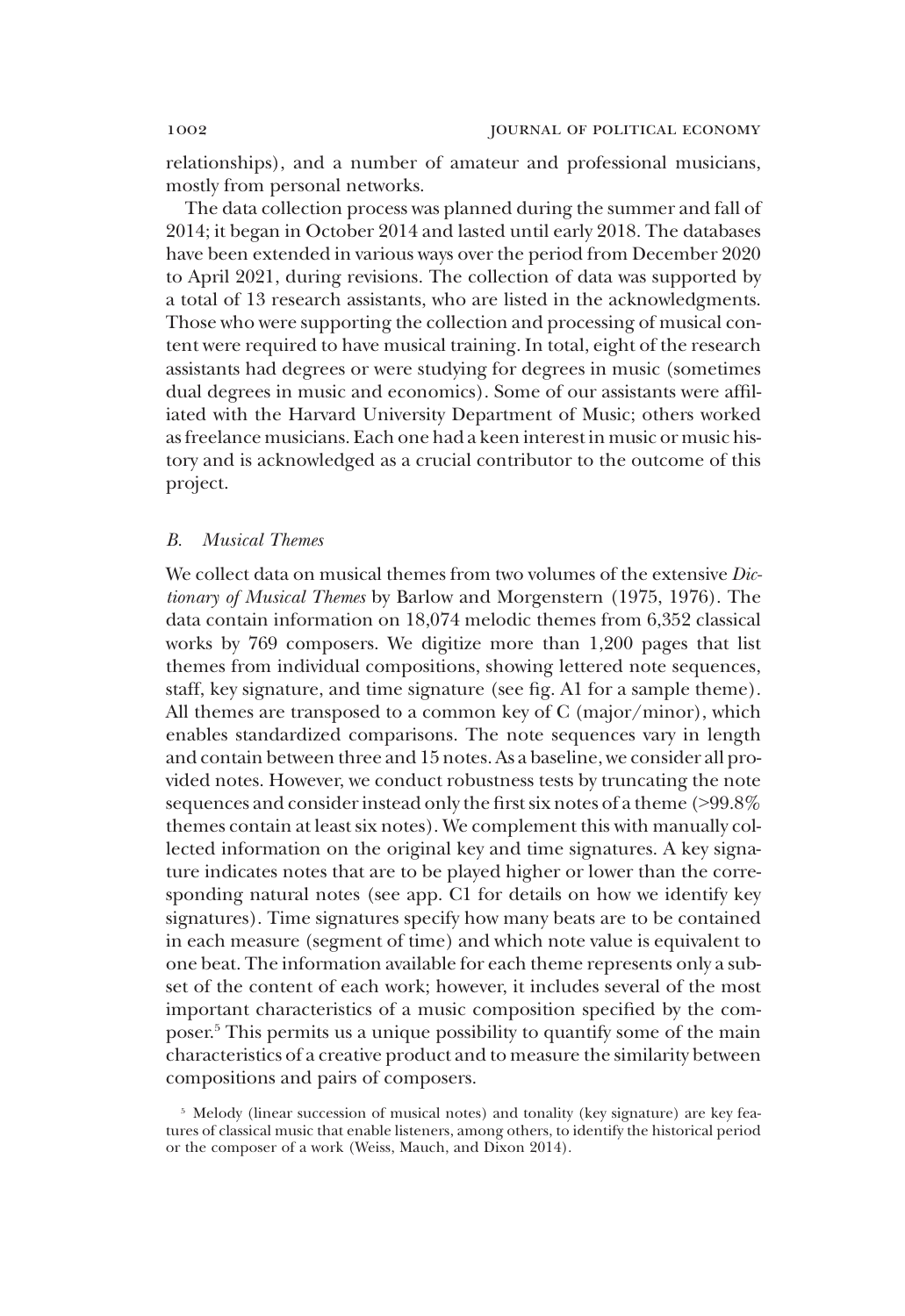relationships), and a number of amateur and professional musicians, mostly from personal networks.

The data collection process was planned during the summer and fall of 2014; it began in October 2014 and lasted until early 2018. The databases have been extended in various ways over the period from December 2020 to April 2021, during revisions. The collection of data was supported by a total of 13 research assistants, who are listed in the acknowledgments. Those who were supporting the collection and processing of musical content were required to have musical training. In total, eight of the research assistants had degrees or were studying for degrees in music (sometimes dual degrees in music and economics). Some of our assistants were affiliated with the Harvard University Department of Music; others worked as freelance musicians. Each one had a keen interest in music or music history and is acknowledged as a crucial contributor to the outcome of this project.

### *B. Musical Themes*

We collect data on musical themes from two volumes of the extensive *Dictionary of Musical Themes* by Barlow and Morgenstern (1975, 1976). The data contain information on 18,074 melodic themes from 6,352 classical works by 769 composers. We digitize more than 1,200 pages that list themes from individual compositions, showing lettered note sequences, staff, key signature, and time signature (see fig. A1 for a sample theme). All themes are transposed to a common key of C (major/minor), which enables standardized comparisons. The note sequences vary in length and contain between three and 15 notes. As a baseline, we consider all provided notes. However, we conduct robustness tests by truncating the note sequences and consider instead only the first six notes of a theme (>99.8% themes contain at least six notes). We complement this with manually collected information on the original key and time signatures. A key signature indicates notes that are to be played higher or lower than the corresponding natural notes (see app. C1 for details on how we identify key signatures). Time signatures specify how many beats are to be contained in each measure (segment of time) and which note value is equivalent to one beat. The information available for each theme represents only a subset of the content of each work; however, it includes several of the most important characteristics of a music composition specified by the composer.[5] This permits us a unique possibility to quantify some of the main characteristics of a creative product and to measure the similarity between compositions and pairs of composers.

[5] Melody (linear succession of musical notes) and tonality (key signature) are key features of classical music that enable listeners, among others, to identify the historical period or the composer of a work (Weiss, Mauch, and Dixon 2014).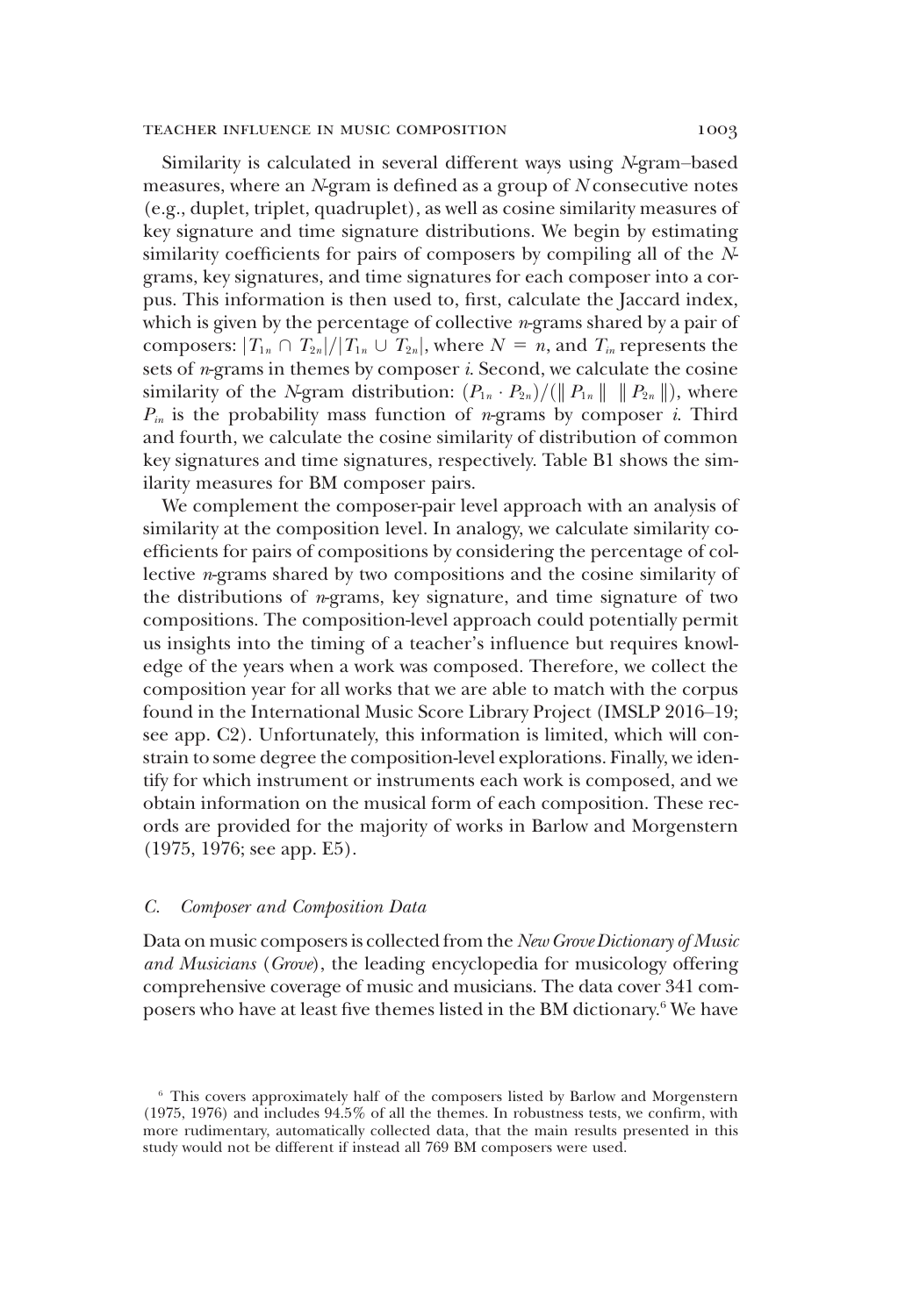Similarity is calculated in several different ways using *N*-gram–based measures, where an *N*-gram is defined as a group of *N* consecutive notes (e.g., duplet, triplet, quadruplet), as well as cosine similarity measures of key signature and time signature distributions. We begin by estimating similarity coefficients for pairs of composers by compiling all of the *N*-grams, key signatures, and time signatures for each composer into a corpus. This information is then used to, first, calculate the Jaccard index, which is given by the percentage of collective *n*-grams shared by a pair of composers: $|T_{1n} \cap T_{2n}|/|T_{1n} \cup T_{2n}|$, where $N = n$, and $T_{in}$ represents the sets of *n*-grams in themes by composer *i*. Second, we calculate the cosine similarity of the *N*-gram distribution: $(P_{1n} \cdot P_{2n})/(\| P_{1n} \| \; \| P_{2n} \|)$, where $P_{in}$ is the probability mass function of *n*-grams by composer *i*. Third and fourth, we calculate the cosine similarity of distribution of common key signatures and time signatures, respectively. Table B1 shows the similarity measures for BM composer pairs.

We complement the composer-pair level approach with an analysis of similarity at the composition level. In analogy, we calculate similarity coefficients for pairs of compositions by considering the percentage of collective *n*-grams shared by two compositions and the cosine similarity of the distributions of *n*-grams, key signature, and time signature of two compositions. The composition-level approach could potentially permit us insights into the timing of a teacher's influence but requires knowledge of the years when a work was composed. Therefore, we collect the composition year for all works that we are able to match with the corpus found in the International Music Score Library Project (IMSLP 2016–19; see app. C2). Unfortunately, this information is limited, which will constrain to some degree the composition-level explorations. Finally, we identify for which instrument or instruments each work is composed, and we obtain information on the musical form of each composition. These records are provided for the majority of works in Barlow and Morgenstern (1975, 1976; see app. E5).

### *C. Composer and Composition Data*

Data on music composers is collected from the *New Grove Dictionary of Music and Musicians* (*Grove*), the leading encyclopedia for musicology offering comprehensive coverage of music and musicians. The data cover 341 composers who have at least five themes listed in the BM dictionary.[6] We have

---

[6] This covers approximately half of the composers listed by Barlow and Morgenstern (1975, 1976) and includes 94.5% of all the themes. In robustness tests, we confirm, with more rudimentary, automatically collected data, that the main results presented in this study would not be different if instead all 769 BM composers were used.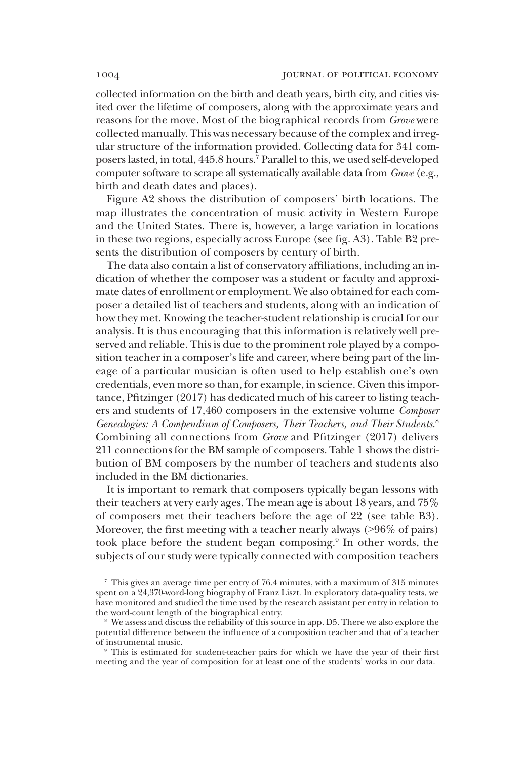collected information on the birth and death years, birth city, and cities visited over the lifetime of composers, along with the approximate years and reasons for the move. Most of the biographical records from *Grove* were collected manually. This was necessary because of the complex and irregular structure of the information provided. Collecting data for 341 composers lasted, in total, 445.8 hours.[7] Parallel to this, we used self-developed computer software to scrape all systematically available data from *Grove* (e.g., birth and death dates and places).

Figure A2 shows the distribution of composers' birth locations. The map illustrates the concentration of music activity in Western Europe and the United States. There is, however, a large variation in locations in these two regions, especially across Europe (see fig. A3). Table B2 presents the distribution of composers by century of birth.

The data also contain a list of conservatory affiliations, including an indication of whether the composer was a student or faculty and approximate dates of enrollment or employment. We also obtained for each composer a detailed list of teachers and students, along with an indication of how they met. Knowing the teacher-student relationship is crucial for our analysis. It is thus encouraging that this information is relatively well preserved and reliable. This is due to the prominent role played by a composition teacher in a composer's life and career, where being part of the lineage of a particular musician is often used to help establish one's own credentials, even more so than, for example, in science. Given this importance, Pfitzinger (2017) has dedicated much of his career to listing teachers and students of 17,460 composers in the extensive volume *Composer Genealogies: A Compendium of Composers, Their Teachers, and Their Students*.[8] Combining all connections from *Grove* and Pfitzinger (2017) delivers 211 connections for the BM sample of composers. Table 1 shows the distribution of BM composers by the number of teachers and students also included in the BM dictionaries.

It is important to remark that composers typically began lessons with their teachers at very early ages. The mean age is about 18 years, and 75% of composers met their teachers before the age of 22 (see table B3). Moreover, the first meeting with a teacher nearly always (>96% of pairs) took place before the student began composing.[9] In other words, the subjects of our study were typically connected with composition teachers

[7] This gives an average time per entry of 76.4 minutes, with a maximum of 315 minutes spent on a 24,370-word-long biography of Franz Liszt. In exploratory data-quality tests, we have monitored and studied the time used by the research assistant per entry in relation to the word-count length of the biographical entry.

[8] We assess and discuss the reliability of this source in app. D5. There we also explore the potential difference between the influence of a composition teacher and that of a teacher of instrumental music.

[9] This is estimated for student-teacher pairs for which we have the year of their first meeting and the year of composition for at least one of the students' works in our data.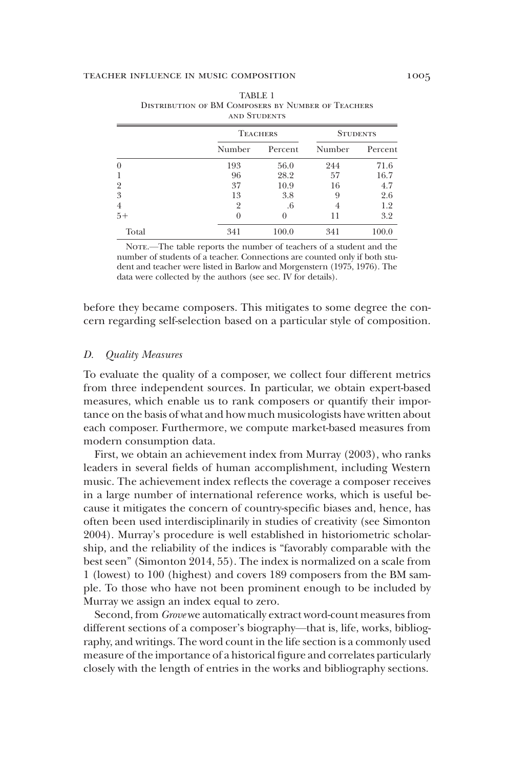TABLE 1
Distribution of BM Composers by Number of Teachers and Students

| | Teachers | | Students | |
|---|---|---|---|---|
| | Number | Percent | Number | Percent |
| 0 | 193 | 56.0 | 244 | 71.6 |
| 1 | 96 | 28.2 | 57 | 16.7 |
| 2 | 37 | 10.9 | 16 | 4.7 |
| 3 | 13 | 3.8 | 9 | 2.6 |
| 4 | 2 | .6 | 4 | 1.2 |
| 5+ | 0 | 0 | 11 | 3.2 |
| Total | 341 | 100.0 | 341 | 100.0 |

Note.—The table reports the number of teachers of a student and the number of students of a teacher. Connections are counted only if both student and teacher were listed in Barlow and Morgenstern (1975, 1976). The data were collected by the authors (see sec. IV for details).

before they became composers. This mitigates to some degree the concern regarding self-selection based on a particular style of composition.

### D. *Quality Measures*

To evaluate the quality of a composer, we collect four different metrics from three independent sources. In particular, we obtain expert-based measures, which enable us to rank composers or quantify their importance on the basis of what and how much musicologists have written about each composer. Furthermore, we compute market-based measures from modern consumption data.

First, we obtain an achievement index from Murray (2003), who ranks leaders in several fields of human accomplishment, including Western music. The achievement index reflects the coverage a composer receives in a large number of international reference works, which is useful because it mitigates the concern of country-specific biases and, hence, has often been used interdisciplinarily in studies of creativity (see Simonton 2004). Murray's procedure is well established in historiometric scholarship, and the reliability of the indices is "favorably comparable with the best seen" (Simonton 2014, 55). The index is normalized on a scale from 1 (lowest) to 100 (highest) and covers 189 composers from the BM sample. To those who have not been prominent enough to be included by Murray we assign an index equal to zero.

Second, from *Grove* we automatically extract word-count measures from different sections of a composer's biography—that is, life, works, bibliography, and writings. The word count in the life section is a commonly used measure of the importance of a historical figure and correlates particularly closely with the length of entries in the works and bibliography sections.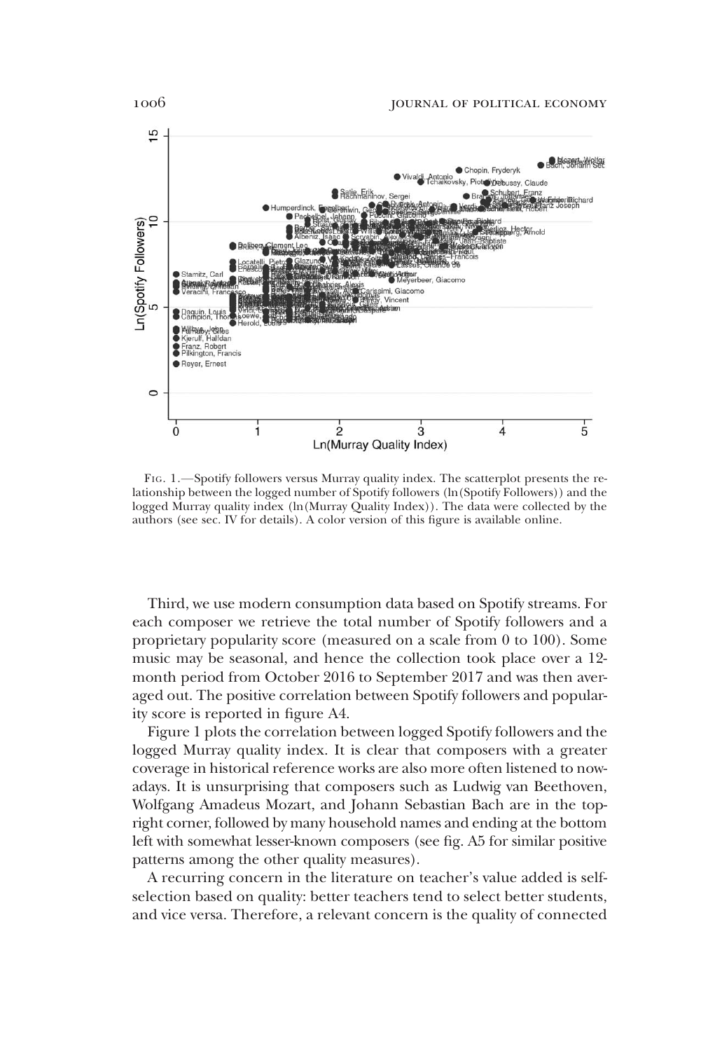Fig. 1.—Spotify followers versus Murray quality index. The scatterplot presents the relationship between the logged number of Spotify followers (ln(Spotify Followers)) and the logged Murray quality index (ln(Murray Quality Index)). The data were collected by the authors (see sec. IV for details). A color version of this figure is available online.

Third, we use modern consumption data based on Spotify streams. For each composer we retrieve the total number of Spotify followers and a proprietary popularity score (measured on a scale from 0 to 100). Some music may be seasonal, and hence the collection took place over a 12-month period from October 2016 to September 2017 and was then averaged out. The positive correlation between Spotify followers and popularity score is reported in figure A4.

Figure 1 plots the correlation between logged Spotify followers and the logged Murray quality index. It is clear that composers with a greater coverage in historical reference works are also more often listened to nowadays. It is unsurprising that composers such as Ludwig van Beethoven, Wolfgang Amadeus Mozart, and Johann Sebastian Bach are in the top-right corner, followed by many household names and ending at the bottom left with somewhat lesser-known composers (see fig. A5 for similar positive patterns among the other quality measures).

A recurring concern in the literature on teacher's value added is self-selection based on quality: better teachers tend to select better students, and vice versa. Therefore, a relevant concern is the quality of connected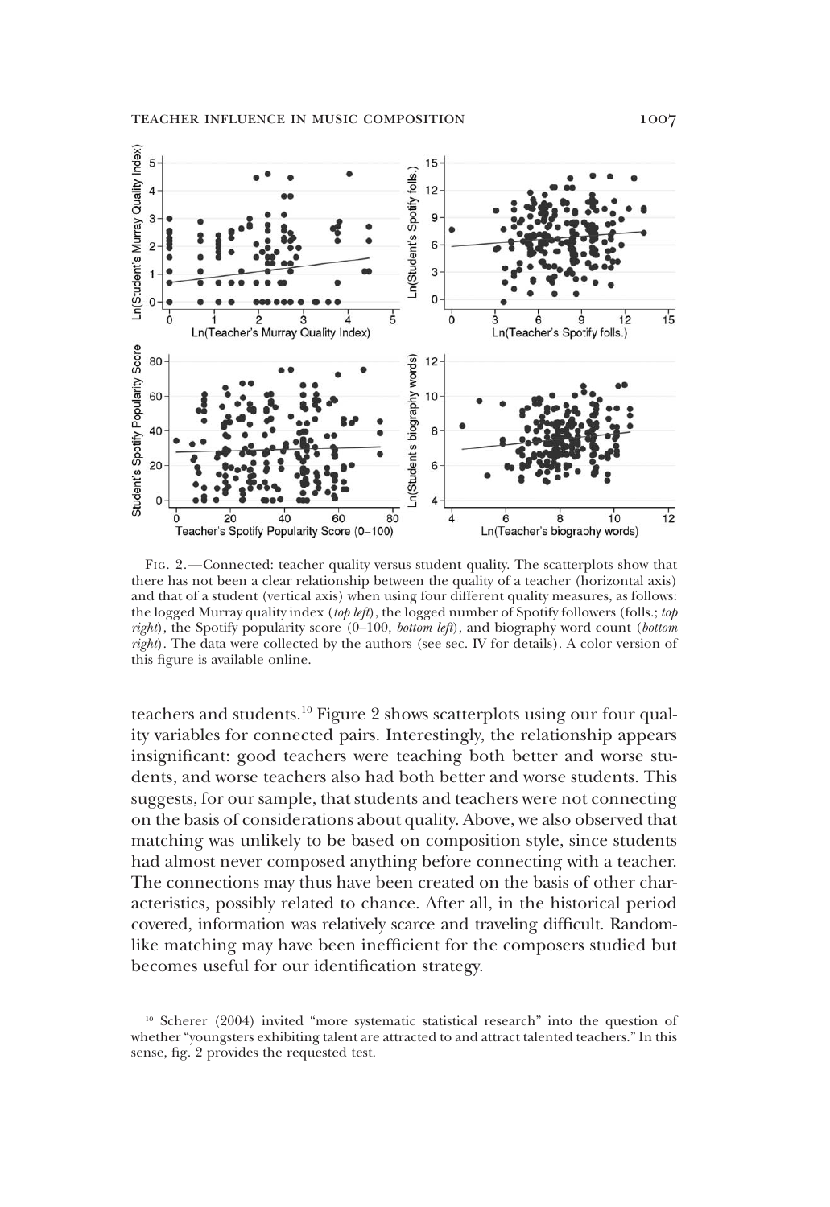Fig. 2.—Connected: teacher quality versus student quality. The scatterplots show that there has not been a clear relationship between the quality of a teacher (horizontal axis) and that of a student (vertical axis) when using four different quality measures, as follows: the logged Murray quality index (*top left*), the logged number of Spotify followers (folls.; *top right*), the Spotify popularity score (0–100, *bottom left*), and biography word count (*bottom right*). The data were collected by the authors (see sec. IV for details). A color version of this figure is available online.

teachers and students.[10] Figure 2 shows scatterplots using our four quality variables for connected pairs. Interestingly, the relationship appears insignificant: good teachers were teaching both better and worse students, and worse teachers also had both better and worse students. This suggests, for our sample, that students and teachers were not connecting on the basis of considerations about quality. Above, we also observed that matching was unlikely to be based on composition style, since students had almost never composed anything before connecting with a teacher. The connections may thus have been created on the basis of other characteristics, possibly related to chance. After all, in the historical period covered, information was relatively scarce and traveling difficult. Random-like matching may have been inefficient for the composers studied but becomes useful for our identification strategy.

[10] Scherer (2004) invited "more systematic statistical research" into the question of whether "youngsters exhibiting talent are attracted to and attract talented teachers." In this sense, fig. 2 provides the requested test.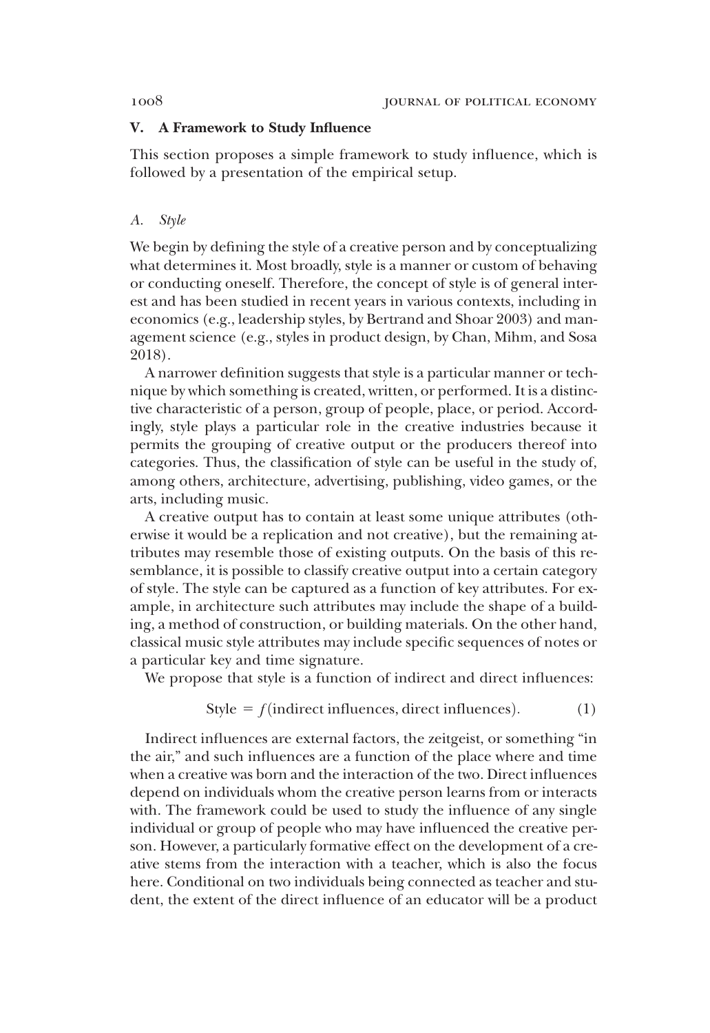## V. A Framework to Study Influence

This section proposes a simple framework to study influence, which is followed by a presentation of the empirical setup.

### A. *Style*

We begin by defining the style of a creative person and by conceptualizing what determines it. Most broadly, style is a manner or custom of behaving or conducting oneself. Therefore, the concept of style is of general interest and has been studied in recent years in various contexts, including in economics (e.g., leadership styles, by Bertrand and Shoar 2003) and management science (e.g., styles in product design, by Chan, Mihm, and Sosa 2018).

A narrower definition suggests that style is a particular manner or technique by which something is created, written, or performed. It is a distinctive characteristic of a person, group of people, place, or period. Accordingly, style plays a particular role in the creative industries because it permits the grouping of creative output or the producers thereof into categories. Thus, the classification of style can be useful in the study of, among others, architecture, advertising, publishing, video games, or the arts, including music.

A creative output has to contain at least some unique attributes (otherwise it would be a replication and not creative), but the remaining attributes may resemble those of existing outputs. On the basis of this resemblance, it is possible to classify creative output into a certain category of style. The style can be captured as a function of key attributes. For example, in architecture such attributes may include the shape of a building, a method of construction, or building materials. On the other hand, classical music style attributes may include specific sequences of notes or a particular key and time signature.

We propose that style is a function of indirect and direct influences:

$$\text{Style} = f(\text{indirect influences, direct influences}). \tag{1}$$

Indirect influences are external factors, the zeitgeist, or something "in the air," and such influences are a function of the place where and time when a creative was born and the interaction of the two. Direct influences depend on individuals whom the creative person learns from or interacts with. The framework could be used to study the influence of any single individual or group of people who may have influenced the creative person. However, a particularly formative effect on the development of a creative stems from the interaction with a teacher, which is also the focus here. Conditional on two individuals being connected as teacher and student, the extent of the direct influence of an educator will be a product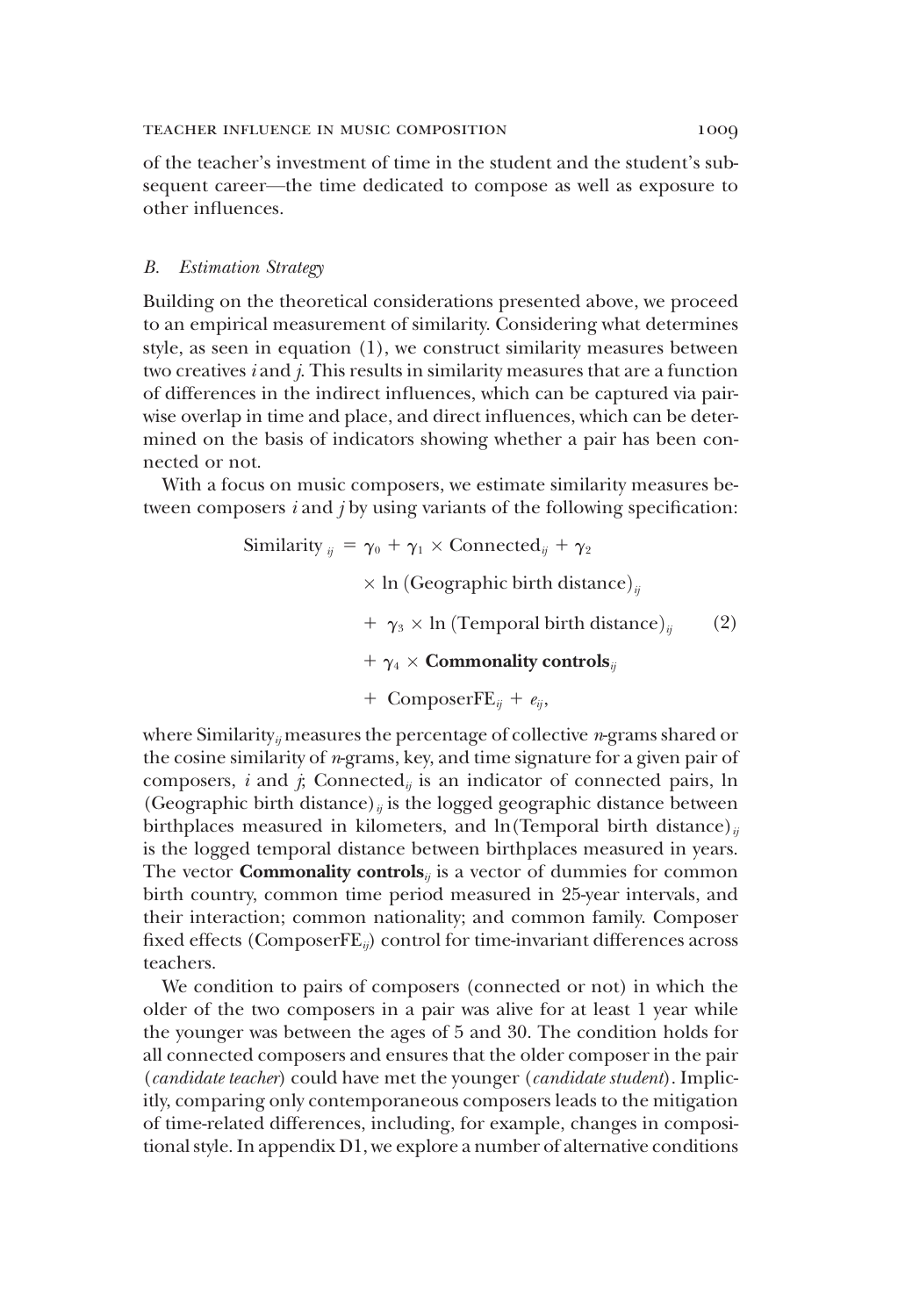of the teacher's investment of time in the student and the student's subsequent career—the time dedicated to compose as well as exposure to other influences.

### *B. Estimation Strategy*

Building on the theoretical considerations presented above, we proceed to an empirical measurement of similarity. Considering what determines style, as seen in equation (1), we construct similarity measures between two creatives *i* and *j*. This results in similarity measures that are a function of differences in the indirect influences, which can be captured via pairwise overlap in time and place, and direct influences, which can be determined on the basis of indicators showing whether a pair has been connected or not.

With a focus on music composers, we estimate similarity measures between composers *i* and *j* by using variants of the following specification:

$$\begin{aligned} \text{Similarity}_{ij} = {} & \gamma_0 + \gamma_1 \times \text{Connected}_{ij} + \gamma_2 \\ & \times \ln(\text{Geographic birth distance})_{ij} \\ & + \gamma_3 \times \ln(\text{Temporal birth distance})_{ij} \\ & + \gamma_4 \times \textbf{Commonality controls}_{ij} \\ & + \text{ComposerFE}_{ij} + e_{ij}, \end{aligned} \tag{2}$$

where $\text{Similarity}_{ij}$ measures the percentage of collective *n*-grams shared or the cosine similarity of *n*-grams, key, and time signature for a given pair of composers, *i* and *j*; $\text{Connected}_{ij}$ is an indicator of connected pairs, $\ln(\text{Geographic birth distance})_{ij}$ is the logged geographic distance between birthplaces measured in kilometers, and $\ln(\text{Temporal birth distance})_{ij}$ is the logged temporal distance between birthplaces measured in years. The vector $\textbf{Commonality controls}_{ij}$ is a vector of dummies for common birth country, common time period measured in 25-year intervals, and their interaction; common nationality; and common family. Composer fixed effects ($\text{ComposerFE}_{ij}$) control for time-invariant differences across teachers.

We condition to pairs of composers (connected or not) in which the older of the two composers in a pair was alive for at least 1 year while the younger was between the ages of 5 and 30. The condition holds for all connected composers and ensures that the older composer in the pair (*candidate teacher*) could have met the younger (*candidate student*). Implicitly, comparing only contemporaneous composers leads to the mitigation of time-related differences, including, for example, changes in compositional style. In appendix D1, we explore a number of alternative conditions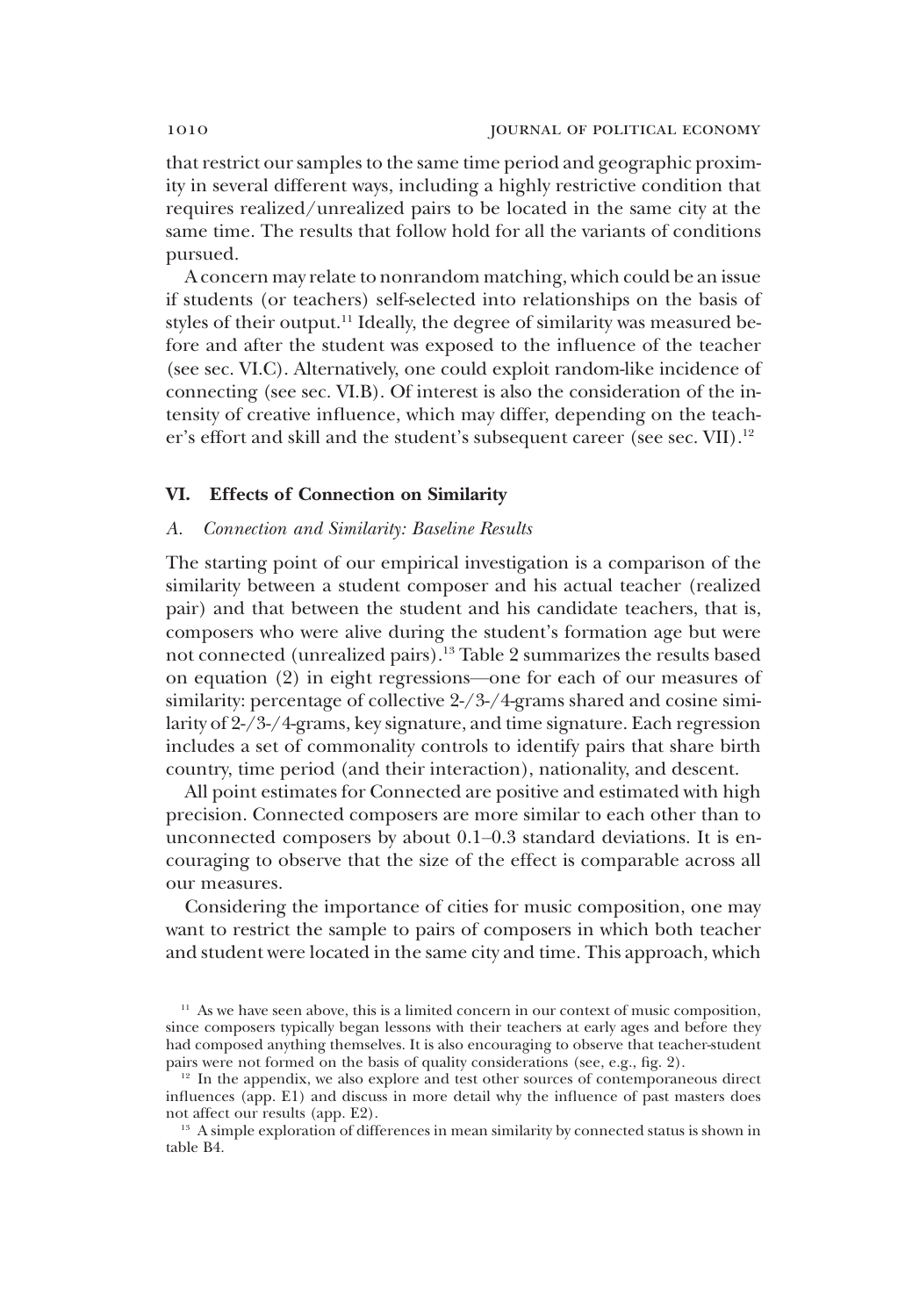that restrict our samples to the same time period and geographic proximity in several different ways, including a highly restrictive condition that requires realized/unrealized pairs to be located in the same city at the same time. The results that follow hold for all the variants of conditions pursued.

A concern may relate to nonrandom matching, which could be an issue if students (or teachers) self-selected into relationships on the basis of styles of their output.[11] Ideally, the degree of similarity was measured before and after the student was exposed to the influence of the teacher (see sec. VI.C). Alternatively, one could exploit random-like incidence of connecting (see sec. VI.B). Of interest is also the consideration of the intensity of creative influence, which may differ, depending on the teacher's effort and skill and the student's subsequent career (see sec. VII).[12]

## VI. Effects of Connection on Similarity

### *A. Connection and Similarity: Baseline Results*

The starting point of our empirical investigation is a comparison of the similarity between a student composer and his actual teacher (realized pair) and that between the student and his candidate teachers, that is, composers who were alive during the student's formation age but were not connected (unrealized pairs).[13] Table 2 summarizes the results based on equation (2) in eight regressions—one for each of our measures of similarity: percentage of collective 2-/3-/4-grams shared and cosine similarity of 2-/3-/4-grams, key signature, and time signature. Each regression includes a set of commonality controls to identify pairs that share birth country, time period (and their interaction), nationality, and descent.

All point estimates for Connected are positive and estimated with high precision. Connected composers are more similar to each other than to unconnected composers by about 0.1–0.3 standard deviations. It is encouraging to observe that the size of the effect is comparable across all our measures.

Considering the importance of cities for music composition, one may want to restrict the sample to pairs of composers in which both teacher and student were located in the same city and time. This approach, which

[11] As we have seen above, this is a limited concern in our context of music composition, since composers typically began lessons with their teachers at early ages and before they had composed anything themselves. It is also encouraging to observe that teacher-student pairs were not formed on the basis of quality considerations (see, e.g., fig. 2).

[12] In the appendix, we also explore and test other sources of contemporaneous direct influences (app. E1) and discuss in more detail why the influence of past masters does not affect our results (app. E2).

[13] A simple exploration of differences in mean similarity by connected status is shown in table B4.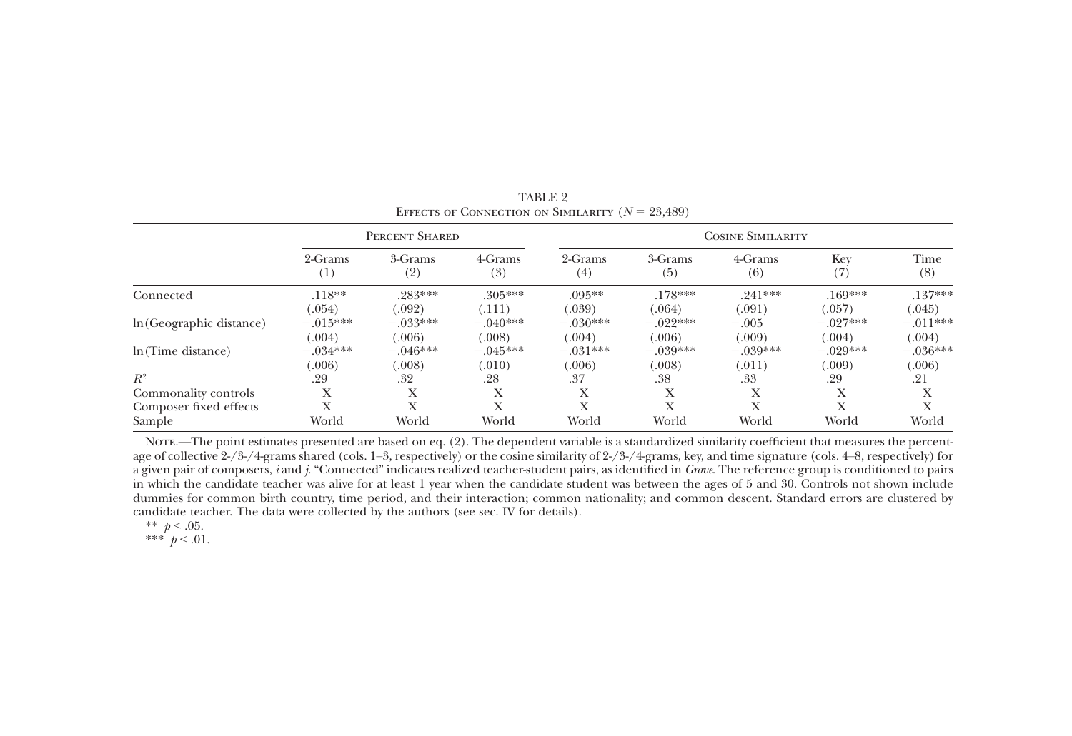TABLE 2

Effects of Connection on Similarity ($N = 23{,}489$)

| | Percent Shared | | | Cosine Similarity | | | | |
|---|---|---|---|---|---|---|---|---|
| | 2-Grams (1) | 3-Grams (2) | 4-Grams (3) | 2-Grams (4) | 3-Grams (5) | 4-Grams (6) | Key (7) | Time (8) |
| Connected | .118** | .283*** | .305*** | .095** | .178*** | .241*** | .169*** | .137*** |
| | (.054) | (.092) | (.111) | (.039) | (.064) | (.091) | (.057) | (.045) |
| ln(Geographic distance) | −.015*** | −.033*** | −.040*** | −.030*** | −.022*** | −.005 | −.027*** | −.011*** |
| | (.004) | (.006) | (.008) | (.004) | (.006) | (.009) | (.004) | (.004) |
| ln(Time distance) | −.034*** | −.046*** | −.045*** | −.031*** | −.039*** | −.039*** | −.029*** | −.036*** |
| | (.006) | (.008) | (.010) | (.006) | (.008) | (.011) | (.009) | (.006) |
| $R^2$ | .29 | .32 | .28 | .37 | .38 | .33 | .29 | .21 |
| Commonality controls | X | X | X | X | X | X | X | X |
| Composer fixed effects | X | X | X | X | X | X | X | X |
| Sample | World | World | World | World | World | World | World | World |

Note.—The point estimates presented are based on eq. (2). The dependent variable is a standardized similarity coefficient that measures the percentage of collective 2-/3-/4-grams shared (cols. 1–3, respectively) or the cosine similarity of 2-/3-/4-grams, key, and time signature (cols. 4–8, respectively) for a given pair of composers, *i* and *j*. "Connected" indicates realized teacher-student pairs, as identified in *Grove*. The reference group is conditioned to pairs in which the candidate teacher was alive for at least 1 year when the candidate student was between the ages of 5 and 30. Controls not shown include dummies for common birth country, time period, and their interaction; common nationality; and common descent. Standard errors are clustered by candidate teacher. The data were collected by the authors (see sec. IV for details).

** $p < .05$.

*** $p < .01$.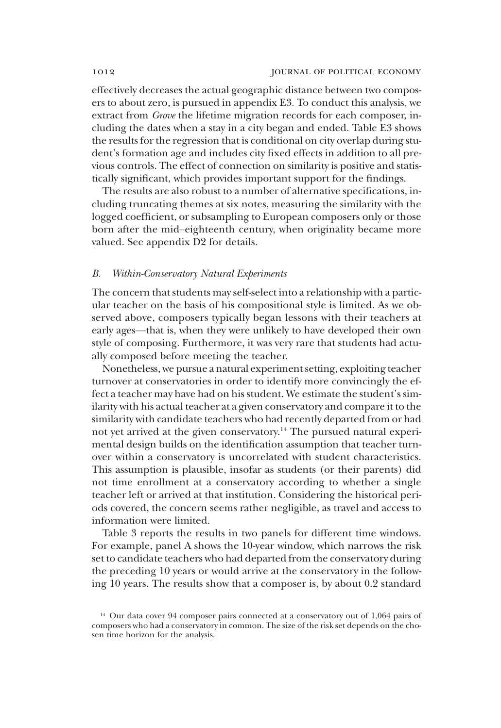effectively decreases the actual geographic distance between two composers to about zero, is pursued in appendix E3. To conduct this analysis, we extract from *Grove* the lifetime migration records for each composer, including the dates when a stay in a city began and ended. Table E3 shows the results for the regression that is conditional on city overlap during student's formation age and includes city fixed effects in addition to all previous controls. The effect of connection on similarity is positive and statistically significant, which provides important support for the findings.

The results are also robust to a number of alternative specifications, including truncating themes at six notes, measuring the similarity with the logged coefficient, or subsampling to European composers only or those born after the mid–eighteenth century, when originality became more valued. See appendix D2 for details.

### *B. Within-Conservatory Natural Experiments*

The concern that students may self-select into a relationship with a particular teacher on the basis of his compositional style is limited. As we observed above, composers typically began lessons with their teachers at early ages—that is, when they were unlikely to have developed their own style of composing. Furthermore, it was very rare that students had actually composed before meeting the teacher.

Nonetheless, we pursue a natural experiment setting, exploiting teacher turnover at conservatories in order to identify more convincingly the effect a teacher may have had on his student. We estimate the student's similarity with his actual teacher at a given conservatory and compare it to the similarity with candidate teachers who had recently departed from or had not yet arrived at the given conservatory.[14] The pursued natural experimental design builds on the identification assumption that teacher turnover within a conservatory is uncorrelated with student characteristics. This assumption is plausible, insofar as students (or their parents) did not time enrollment at a conservatory according to whether a single teacher left or arrived at that institution. Considering the historical periods covered, the concern seems rather negligible, as travel and access to information were limited.

Table 3 reports the results in two panels for different time windows. For example, panel A shows the 10-year window, which narrows the risk set to candidate teachers who had departed from the conservatory during the preceding 10 years or would arrive at the conservatory in the following 10 years. The results show that a composer is, by about 0.2 standard

[14] Our data cover 94 composer pairs connected at a conservatory out of 1,064 pairs of composers who had a conservatory in common. The size of the risk set depends on the chosen time horizon for the analysis.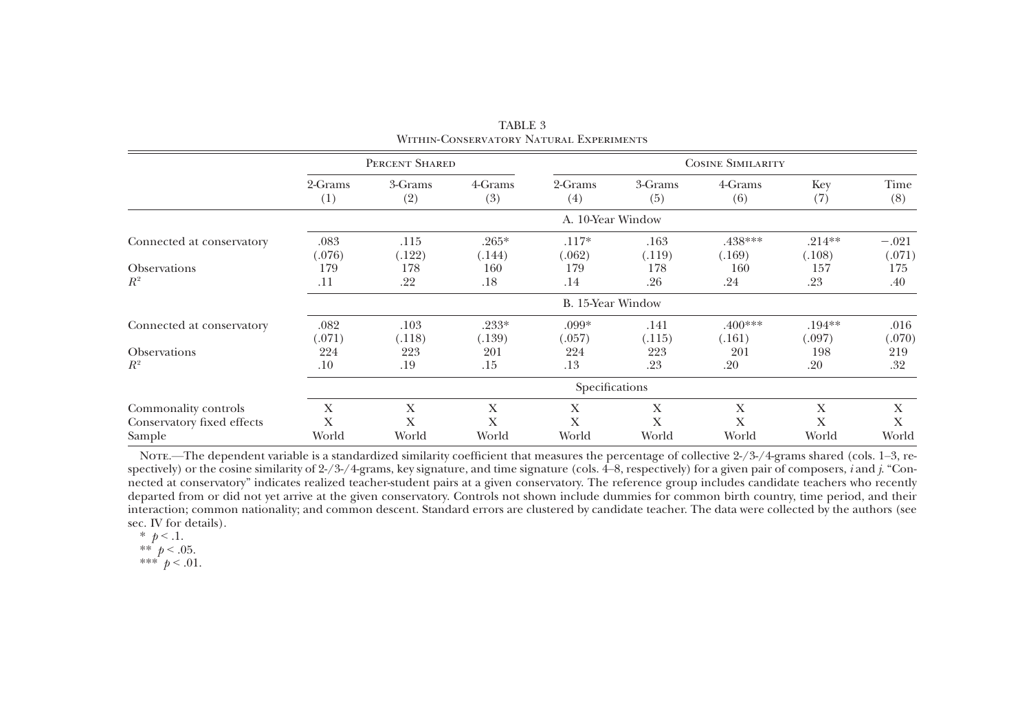TABLE 3

Within-Conservatory Natural Experiments

| | Percent Shared | | | Cosine Similarity | | | | |
|---|---|---|---|---|---|---|---|---|
| | 2-Grams (1) | 3-Grams (2) | 4-Grams (3) | 2-Grams (4) | 3-Grams (5) | 4-Grams (6) | Key (7) | Time (8) |
| | A. 10-Year Window | | | | | | | |
| Connected at conservatory | .083 | .115 | .265* | .117* | .163 | .438*** | .214** | −.021 |
| | (.076) | (.122) | (.144) | (.062) | (.119) | (.169) | (.108) | (.071) |
| Observations | 179 | 178 | 160 | 179 | 178 | 160 | 157 | 175 |
| $R^2$ | .11 | .22 | .18 | .14 | .26 | .24 | .23 | .40 |
| | B. 15-Year Window | | | | | | | |
| Connected at conservatory | .082 | .103 | .233* | .099* | .141 | .400*** | .194** | .016 |
| | (.071) | (.118) | (.139) | (.057) | (.115) | (.161) | (.097) | (.070) |
| Observations | 224 | 223 | 201 | 224 | 223 | 201 | 198 | 219 |
| $R^2$ | .10 | .19 | .15 | .13 | .23 | .20 | .20 | .32 |
| | Specifications | | | | | | | |
| Commonality controls | X | X | X | X | X | X | X | X |
| Conservatory fixed effects | X | X | X | X | X | X | X | X |
| Sample | World | World | World | World | World | World | World | World |

Note.—The dependent variable is a standardized similarity coefficient that measures the percentage of collective 2-/3-/4-grams shared (cols. 1–3, respectively) or the cosine similarity of 2-/3-/4-grams, key signature, and time signature (cols. 4–8, respectively) for a given pair of composers, $i$ and $j$. "Connected at conservatory" indicates realized teacher-student pairs at a given conservatory. The reference group includes candidate teachers who recently departed from or did not yet arrive at the given conservatory. Controls not shown include dummies for common birth country, time period, and their interaction; common nationality; and common descent. Standard errors are clustered by candidate teacher. The data were collected by the authors (see sec. IV for details).

\* $p < .1$.

\*\* $p < .05$.

\*\*\* $p < .01$.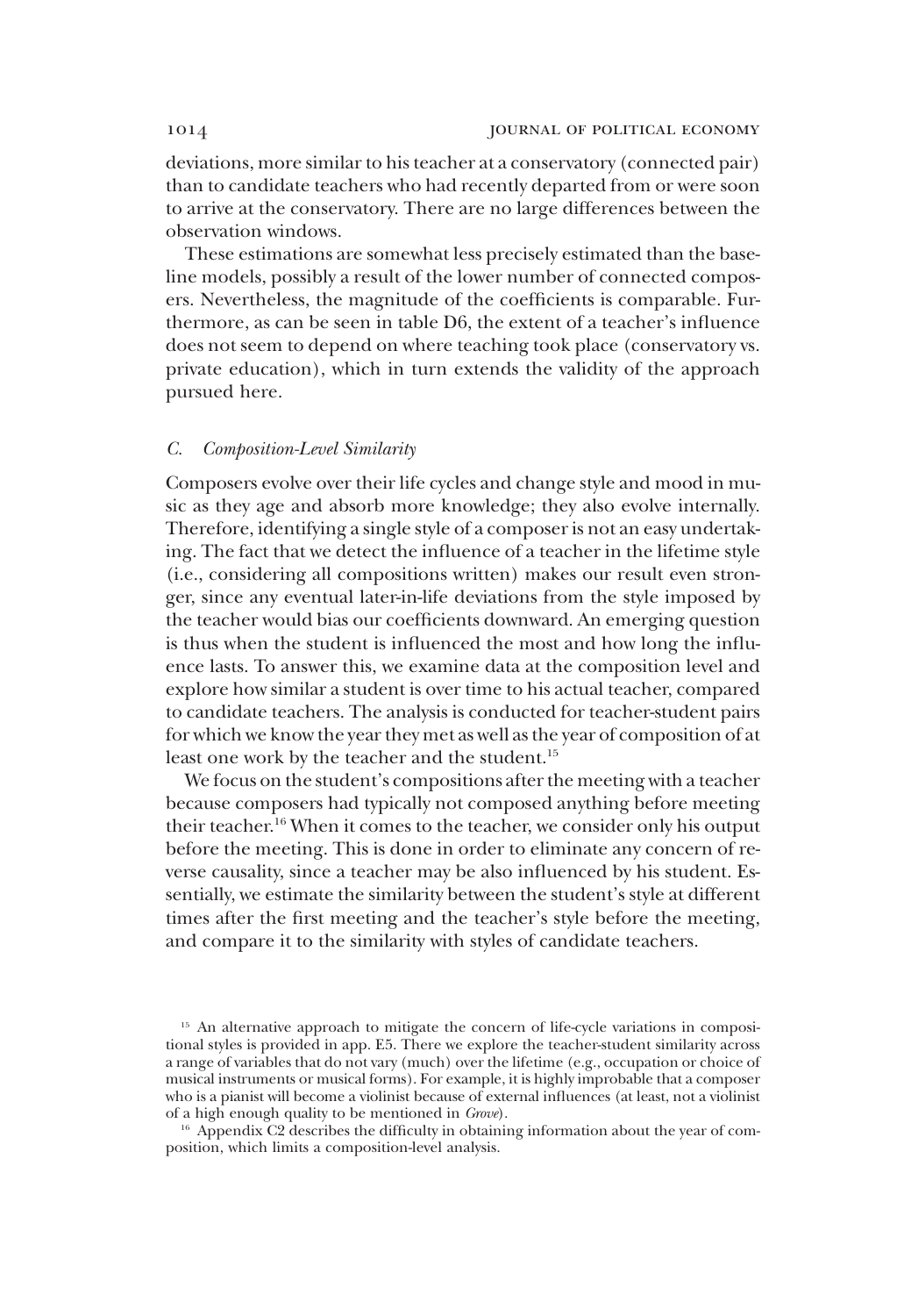deviations, more similar to his teacher at a conservatory (connected pair) than to candidate teachers who had recently departed from or were soon to arrive at the conservatory. There are no large differences between the observation windows.

These estimations are somewhat less precisely estimated than the baseline models, possibly a result of the lower number of connected composers. Nevertheless, the magnitude of the coefficients is comparable. Furthermore, as can be seen in table D6, the extent of a teacher's influence does not seem to depend on where teaching took place (conservatory vs. private education), which in turn extends the validity of the approach pursued here.

### *C. Composition-Level Similarity*

Composers evolve over their life cycles and change style and mood in music as they age and absorb more knowledge; they also evolve internally. Therefore, identifying a single style of a composer is not an easy undertaking. The fact that we detect the influence of a teacher in the lifetime style (i.e., considering all compositions written) makes our result even stronger, since any eventual later-in-life deviations from the style imposed by the teacher would bias our coefficients downward. An emerging question is thus when the student is influenced the most and how long the influence lasts. To answer this, we examine data at the composition level and explore how similar a student is over time to his actual teacher, compared to candidate teachers. The analysis is conducted for teacher-student pairs for which we know the year they met as well as the year of composition of at least one work by the teacher and the student.[15]

We focus on the student's compositions after the meeting with a teacher because composers had typically not composed anything before meeting their teacher.[16] When it comes to the teacher, we consider only his output before the meeting. This is done in order to eliminate any concern of reverse causality, since a teacher may be also influenced by his student. Essentially, we estimate the similarity between the student's style at different times after the first meeting and the teacher's style before the meeting, and compare it to the similarity with styles of candidate teachers.

[15] An alternative approach to mitigate the concern of life-cycle variations in compositional styles is provided in app. E5. There we explore the teacher-student similarity across a range of variables that do not vary (much) over the lifetime (e.g., occupation or choice of musical instruments or musical forms). For example, it is highly improbable that a composer who is a pianist will become a violinist because of external influences (at least, not a violinist of a high enough quality to be mentioned in *Grove*).

[16] Appendix C2 describes the difficulty in obtaining information about the year of composition, which limits a composition-level analysis.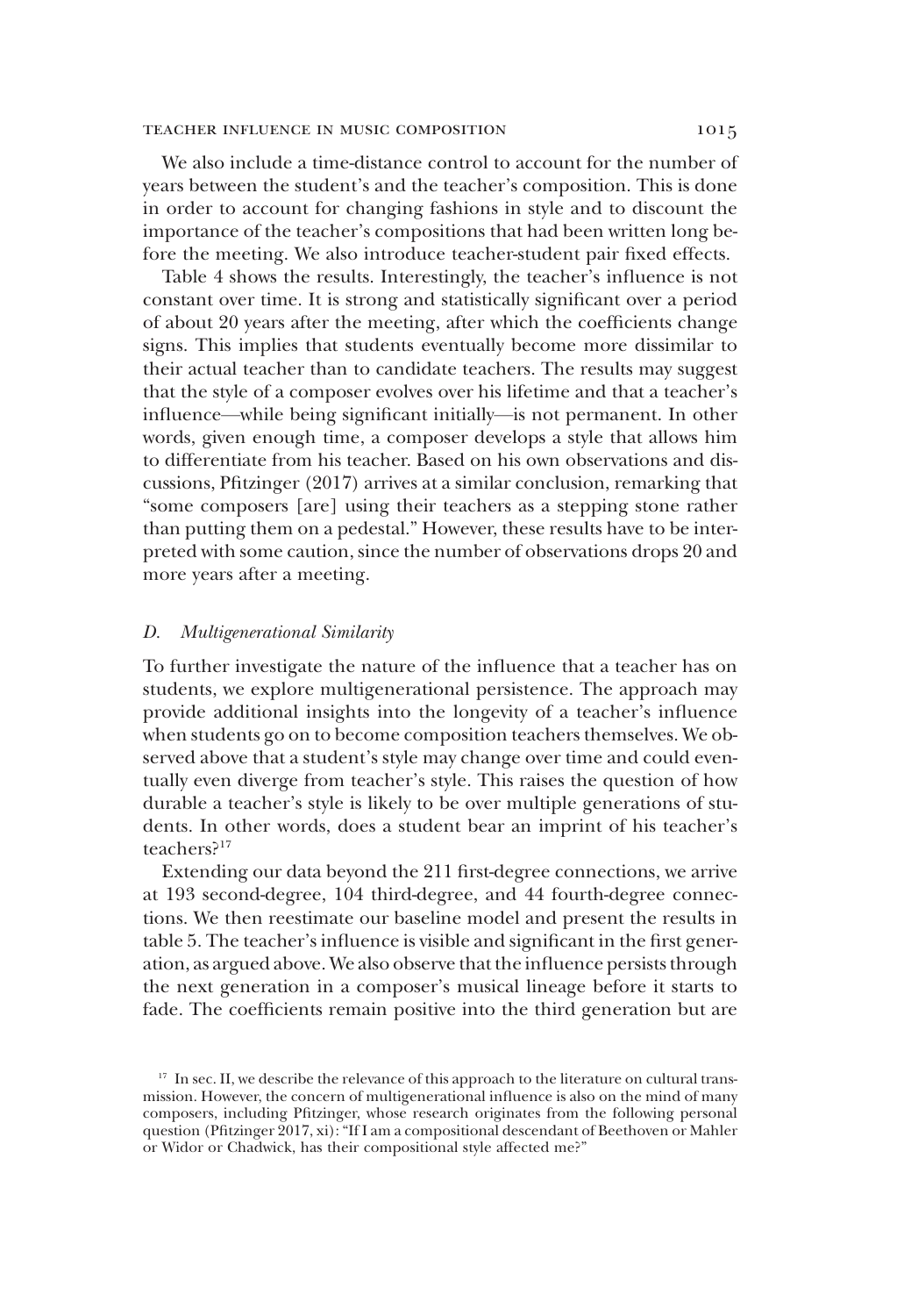We also include a time-distance control to account for the number of years between the student's and the teacher's composition. This is done in order to account for changing fashions in style and to discount the importance of the teacher's compositions that had been written long before the meeting. We also introduce teacher-student pair fixed effects.

Table 4 shows the results. Interestingly, the teacher's influence is not constant over time. It is strong and statistically significant over a period of about 20 years after the meeting, after which the coefficients change signs. This implies that students eventually become more dissimilar to their actual teacher than to candidate teachers. The results may suggest that the style of a composer evolves over his lifetime and that a teacher's influence—while being significant initially—is not permanent. In other words, given enough time, a composer develops a style that allows him to differentiate from his teacher. Based on his own observations and discussions, Pfitzinger (2017) arrives at a similar conclusion, remarking that "some composers [are] using their teachers as a stepping stone rather than putting them on a pedestal." However, these results have to be interpreted with some caution, since the number of observations drops 20 and more years after a meeting.

### D. *Multigenerational Similarity*

To further investigate the nature of the influence that a teacher has on students, we explore multigenerational persistence. The approach may provide additional insights into the longevity of a teacher's influence when students go on to become composition teachers themselves. We observed above that a student's style may change over time and could eventually even diverge from teacher's style. This raises the question of how durable a teacher's style is likely to be over multiple generations of students. In other words, does a student bear an imprint of his teacher's teachers?[17]

Extending our data beyond the 211 first-degree connections, we arrive at 193 second-degree, 104 third-degree, and 44 fourth-degree connections. We then reestimate our baseline model and present the results in table 5. The teacher's influence is visible and significant in the first generation, as argued above. We also observe that the influence persists through the next generation in a composer's musical lineage before it starts to fade. The coefficients remain positive into the third generation but are

[17] In sec. II, we describe the relevance of this approach to the literature on cultural transmission. However, the concern of multigenerational influence is also on the mind of many composers, including Pfitzinger, whose research originates from the following personal question (Pfitzinger 2017, xi): "If I am a compositional descendant of Beethoven or Mahler or Widor or Chadwick, has their compositional style affected me?"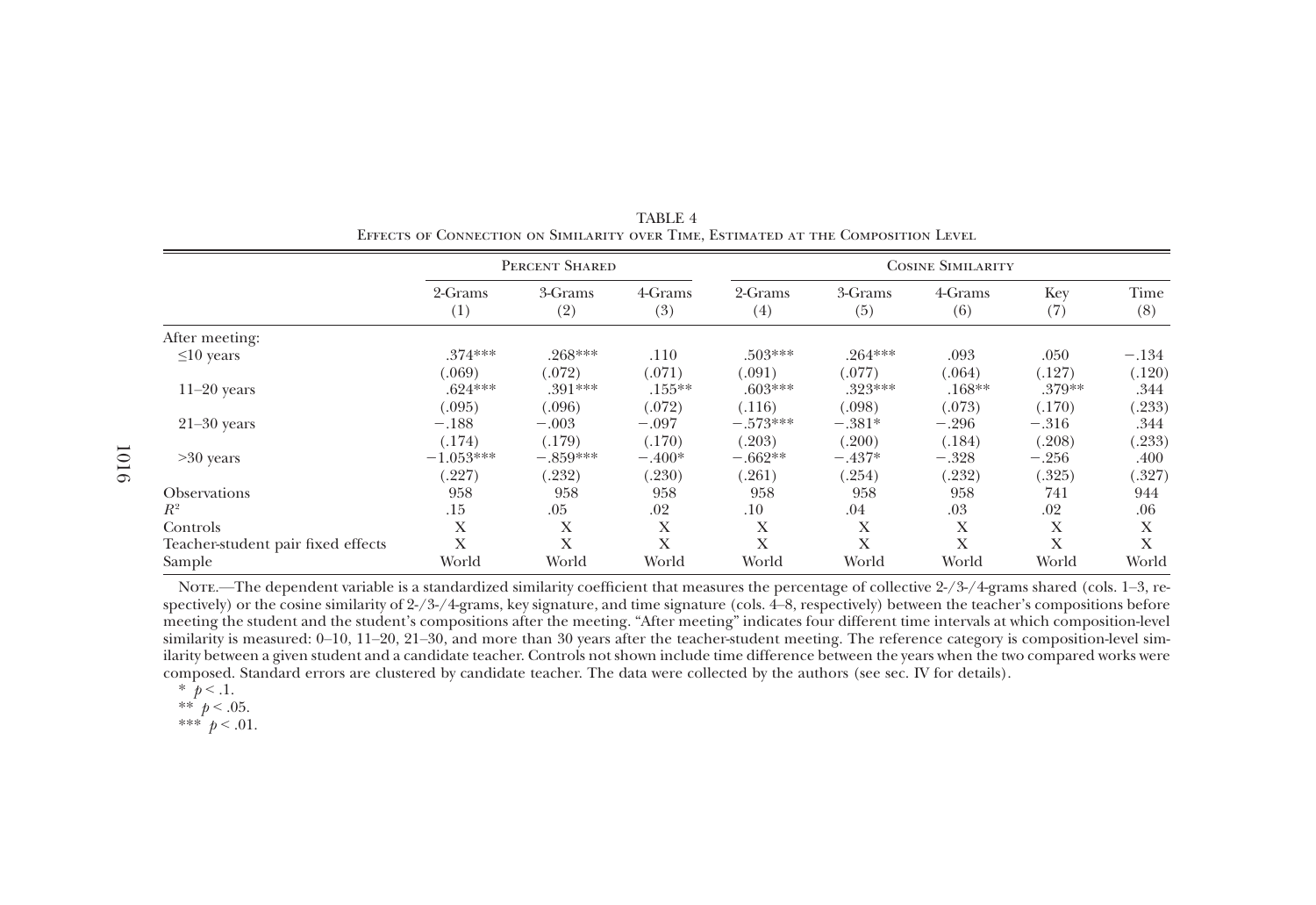TABLE 4

Effects of Connection on Similarity over Time, Estimated at the Composition Level

| | Percent Shared | | | Cosine Similarity | | | | |
|---|---|---|---|---|---|---|---|---|
| | 2-Grams (1) | 3-Grams (2) | 4-Grams (3) | 2-Grams (4) | 3-Grams (5) | 4-Grams (6) | Key (7) | Time (8) |
| After meeting: | | | | | | | | |
| ≤10 years | .374*** | .268*** | .110 | .503*** | .264*** | .093 | .050 | −.134 |
| | (.069) | (.072) | (.071) | (.091) | (.077) | (.064) | (.127) | (.120) |
| 11–20 years | .624*** | .391*** | .155** | .603*** | .323*** | .168** | .379** | .344 |
| | (.095) | (.096) | (.072) | (.116) | (.098) | (.073) | (.170) | (.233) |
| 21–30 years | −.188 | −.003 | −.097 | −.573*** | −.381* | −.296 | −.316 | .344 |
| | (.174) | (.179) | (.170) | (.203) | (.200) | (.184) | (.208) | (.233) |
| >30 years | −1.053*** | −.859*** | −.400* | −.662** | −.437* | −.328 | −.256 | .400 |
| | (.227) | (.232) | (.230) | (.261) | (.254) | (.232) | (.325) | (.327) |
| Observations | 958 | 958 | 958 | 958 | 958 | 958 | 741 | 944 |
| $R^2$ | .15 | .05 | .02 | .10 | .04 | .03 | .02 | .06 |
| Controls | X | X | X | X | X | X | X | X |
| Teacher-student pair fixed effects | X | X | X | X | X | X | X | X |
| Sample | World | World | World | World | World | World | World | World |

Note.—The dependent variable is a standardized similarity coefficient that measures the percentage of collective 2-/3-/4-grams shared (cols. 1–3, respectively) or the cosine similarity of 2-/3-/4-grams, key signature, and time signature (cols. 4–8, respectively) between the teacher's compositions before meeting the student and the student's compositions after the meeting. "After meeting" indicates four different time intervals at which composition-level similarity is measured: 0–10, 11–20, 21–30, and more than 30 years after the teacher-student meeting. The reference category is composition-level similarity between a given student and a candidate teacher. Controls not shown include time difference between the years when the two compared works were composed. Standard errors are clustered by candidate teacher. The data were collected by the authors (see sec. IV for details).

\* $p < .1$.

\*\* $p < .05$.

\*\*\* $p < .01$.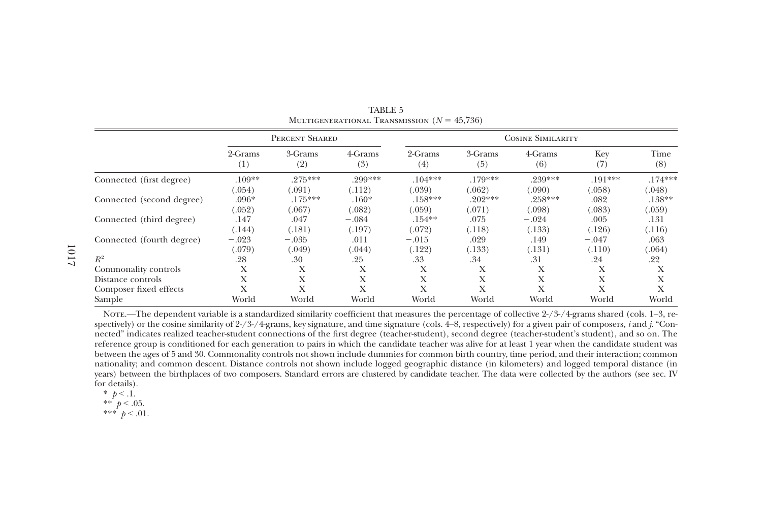TABLE 5
Multigenerational Transmission ($N = 45{,}736$)

| | Percent Shared | | | Cosine Similarity | | | | |
|---|---|---|---|---|---|---|---|---|
| | 2-Grams (1) | 3-Grams (2) | 4-Grams (3) | 2-Grams (4) | 3-Grams (5) | 4-Grams (6) | Key (7) | Time (8) |
| Connected (first degree) | .109** | .275*** | .299*** | .104*** | .179*** | .239*** | .191*** | .174*** |
| | (.054) | (.091) | (.112) | (.039) | (.062) | (.090) | (.058) | (.048) |
| Connected (second degree) | .096* | .175*** | .160* | .158*** | .202*** | .258*** | .082 | .138** |
| | (.052) | (.067) | (.082) | (.059) | (.071) | (.098) | (.083) | (.059) |
| Connected (third degree) | .147 | .047 | −.084 | .154** | .075 | −.024 | .005 | .131 |
| | (.144) | (.181) | (.197) | (.072) | (.118) | (.133) | (.126) | (.116) |
| Connected (fourth degree) | −.023 | −.035 | .011 | −.015 | .029 | .149 | −.047 | .063 |
| | (.079) | (.049) | (.044) | (.122) | (.133) | (.131) | (.110) | (.064) |
| $R^2$ | .28 | .30 | .25 | .33 | .34 | .31 | .24 | .22 |
| Commonality controls | X | X | X | X | X | X | X | X |
| Distance controls | X | X | X | X | X | X | X | X |
| Composer fixed effects | X | X | X | X | X | X | X | X |
| Sample | World | World | World | World | World | World | World | World |

Note.—The dependent variable is a standardized similarity coefficient that measures the percentage of collective 2-/3-/4-grams shared (cols. 1–3, respectively) or the cosine similarity of 2-/3-/4-grams, key signature, and time signature (cols. 4–8, respectively) for a given pair of composers, $i$ and $j$. "Connected" indicates realized teacher-student connections of the first degree (teacher-student), second degree (teacher-student's student), and so on. The reference group is conditioned for each generation to pairs in which the candidate teacher was alive for at least 1 year when the candidate student was between the ages of 5 and 30. Commonality controls not shown include dummies for common birth country, time period, and their interaction; common nationality; and common descent. Distance controls not shown include logged geographic distance (in kilometers) and logged temporal distance (in years) between the birthplaces of two composers. Standard errors are clustered by candidate teacher. The data were collected by the authors (see sec. IV for details).

* $p < .1$.
** $p < .05$.
*** $p < .01$.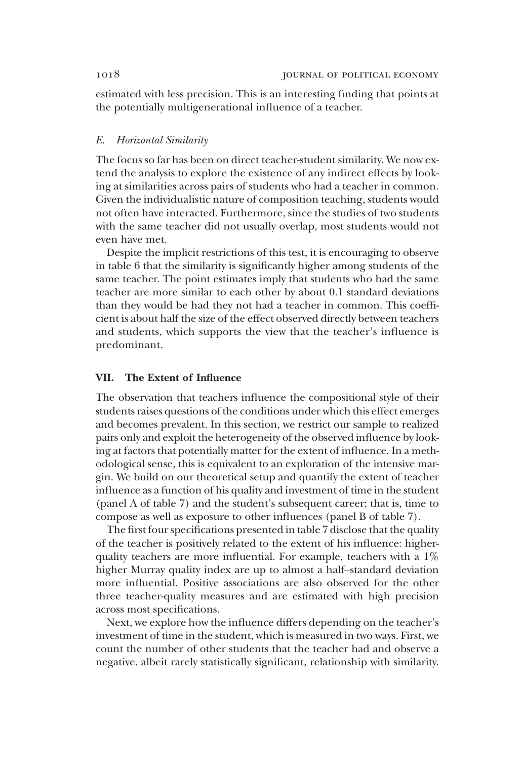estimated with less precision. This is an interesting finding that points at the potentially multigenerational influence of a teacher.

### *E. Horizontal Similarity*

The focus so far has been on direct teacher-student similarity. We now extend the analysis to explore the existence of any indirect effects by looking at similarities across pairs of students who had a teacher in common. Given the individualistic nature of composition teaching, students would not often have interacted. Furthermore, since the studies of two students with the same teacher did not usually overlap, most students would not even have met.

Despite the implicit restrictions of this test, it is encouraging to observe in table 6 that the similarity is significantly higher among students of the same teacher. The point estimates imply that students who had the same teacher are more similar to each other by about 0.1 standard deviations than they would be had they not had a teacher in common. This coefficient is about half the size of the effect observed directly between teachers and students, which supports the view that the teacher's influence is predominant.

## VII. The Extent of Influence

The observation that teachers influence the compositional style of their students raises questions of the conditions under which this effect emerges and becomes prevalent. In this section, we restrict our sample to realized pairs only and exploit the heterogeneity of the observed influence by looking at factors that potentially matter for the extent of influence. In a methodological sense, this is equivalent to an exploration of the intensive margin. We build on our theoretical setup and quantify the extent of teacher influence as a function of his quality and investment of time in the student (panel A of table 7) and the student's subsequent career; that is, time to compose as well as exposure to other influences (panel B of table 7).

The first four specifications presented in table 7 disclose that the quality of the teacher is positively related to the extent of his influence: higher-quality teachers are more influential. For example, teachers with a 1% higher Murray quality index are up to almost a half–standard deviation more influential. Positive associations are also observed for the other three teacher-quality measures and are estimated with high precision across most specifications.

Next, we explore how the influence differs depending on the teacher's investment of time in the student, which is measured in two ways. First, we count the number of other students that the teacher had and observe a negative, albeit rarely statistically significant, relationship with similarity.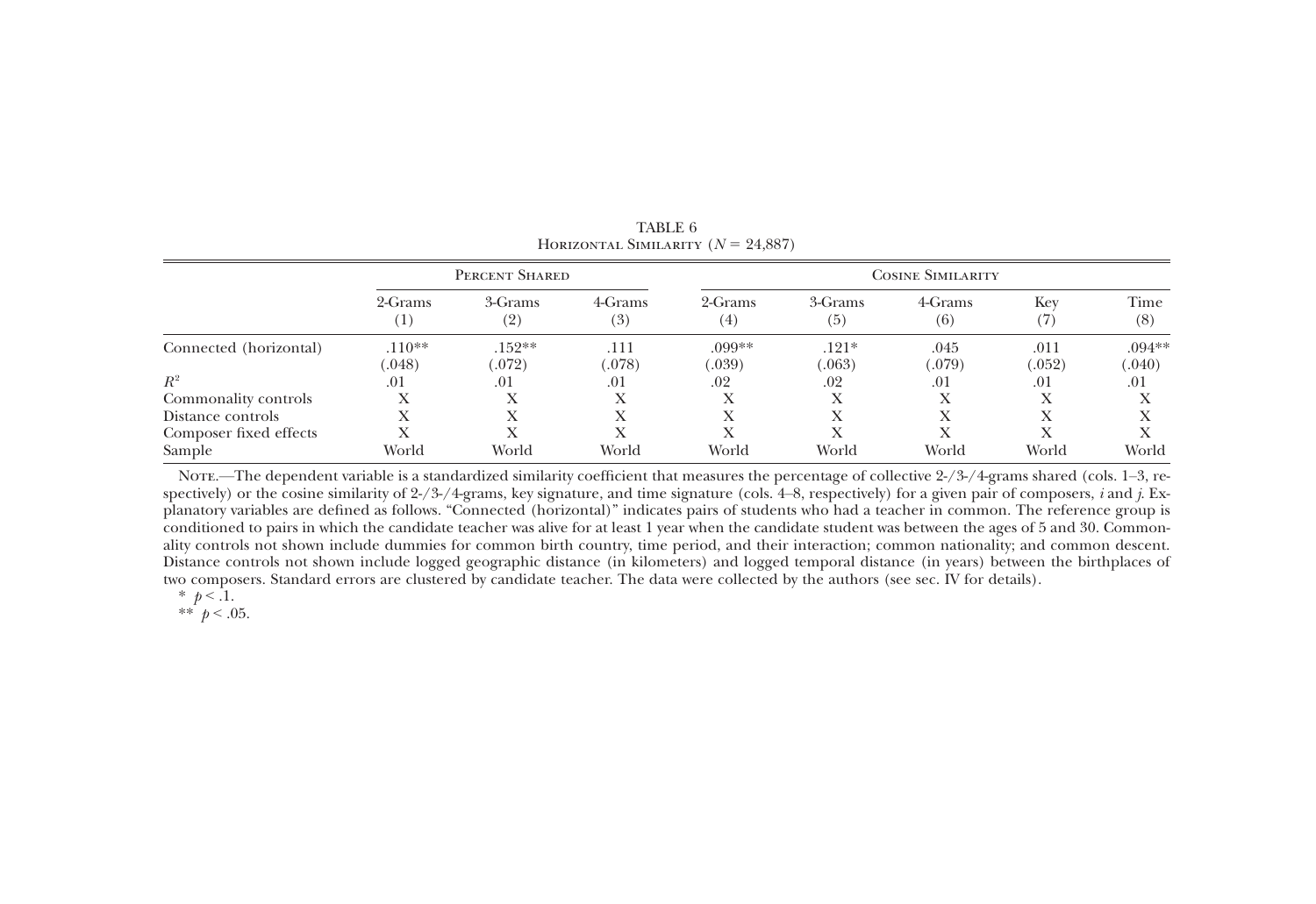TABLE 6

Horizontal Similarity ($N = 24{,}887$)

| | Percent Shared | | | Cosine Similarity | | | | |
|---|---|---|---|---|---|---|---|---|
| | 2-Grams (1) | 3-Grams (2) | 4-Grams (3) | 2-Grams (4) | 3-Grams (5) | 4-Grams (6) | Key (7) | Time (8) |
| Connected (horizontal) | .110** | .152** | .111 | .099** | .121* | .045 | .011 | .094** |
| | (.048) | (.072) | (.078) | (.039) | (.063) | (.079) | (.052) | (.040) |
| $R^2$ | .01 | .01 | .01 | .02 | .02 | .01 | .01 | .01 |
| Commonality controls | X | X | X | X | X | X | X | X |
| Distance controls | X | X | X | X | X | X | X | X |
| Composer fixed effects | X | X | X | X | X | X | X | X |
| Sample | World | World | World | World | World | World | World | World |

Note.—The dependent variable is a standardized similarity coefficient that measures the percentage of collective 2-/3-/4-grams shared (cols. 1–3, respectively) or the cosine similarity of 2-/3-/4-grams, key signature, and time signature (cols. 4–8, respectively) for a given pair of composers, $i$ and $j$. Explanatory variables are defined as follows. "Connected (horizontal)" indicates pairs of students who had a teacher in common. The reference group is conditioned to pairs in which the candidate teacher was alive for at least 1 year when the candidate student was between the ages of 5 and 30. Commonality controls not shown include dummies for common birth country, time period, and their interaction; common nationality; and common descent. Distance controls not shown include logged geographic distance (in kilometers) and logged temporal distance (in years) between the birthplaces of two composers. Standard errors are clustered by candidate teacher. The data were collected by the authors (see sec. IV for details).

* $p < .1$.

** $p < .05$.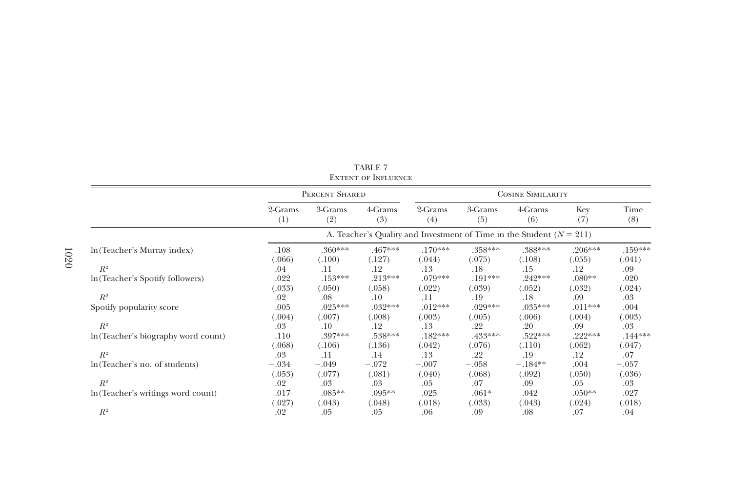TABLE 7
Extent of Influence

| | Percent Shared | | | Cosine Similarity | | | | |
|---|---|---|---|---|---|---|---|---|
| | 2-Grams (1) | 3-Grams (2) | 4-Grams (3) | 2-Grams (4) | 3-Grams (5) | 4-Grams (6) | Key (7) | Time (8) |
| | A. Teacher's Quality and Investment of Time in the Student ($N = 211$) | | | | | | | |
| ln(Teacher's Murray index) | .108 | .360*** | .467*** | .170*** | .358*** | .388*** | .206*** | .159*** |
| | (.066) | (.100) | (.127) | (.044) | (.075) | (.108) | (.055) | (.041) |
| $R^2$ | .04 | .11 | .12 | .13 | .18 | .15 | .12 | .09 |
| ln(Teacher's Spotify followers) | .022 | .153*** | .213*** | .079*** | .191*** | .242*** | .080** | .020 |
| | (.033) | (.050) | (.058) | (.022) | (.039) | (.052) | (.032) | (.024) |
| $R^2$ | .02 | .08 | .10 | .11 | .19 | .18 | .09 | .03 |
| Spotify popularity score | .005 | .025*** | .032*** | .012*** | .029*** | .035*** | .011*** | .004 |
| | (.004) | (.007) | (.008) | (.003) | (.005) | (.006) | (.004) | (.003) |
| $R^2$ | .03 | .10 | .12 | .13 | .22 | .20 | .09 | .03 |
| ln(Teacher's biography word count) | .110 | .397*** | .538*** | .182*** | .433*** | .522*** | .222*** | .144*** |
| | (.068) | (.106) | (.136) | (.042) | (.076) | (.110) | (.062) | (.047) |
| $R^2$ | .03 | .11 | .14 | .13 | .22 | .19 | .12 | .07 |
| ln(Teacher's no. of students) | −.034 | −.049 | −.072 | −.007 | −.058 | −.184** | .004 | −.057 |
| | (.053) | (.077) | (.081) | (.040) | (.068) | (.092) | (.050) | (.036) |
| $R^2$ | .02 | .03 | .03 | .05 | .07 | .09 | .05 | .03 |
| ln(Teacher's writings word count) | .017 | .085** | .095** | .025 | .061* | .042 | .050** | .027 |
| | (.027) | (.043) | (.048) | (.018) | (.033) | (.043) | (.024) | (.018) |
| $R^2$ | .02 | .05 | .05 | .06 | .09 | .08 | .07 | .04 |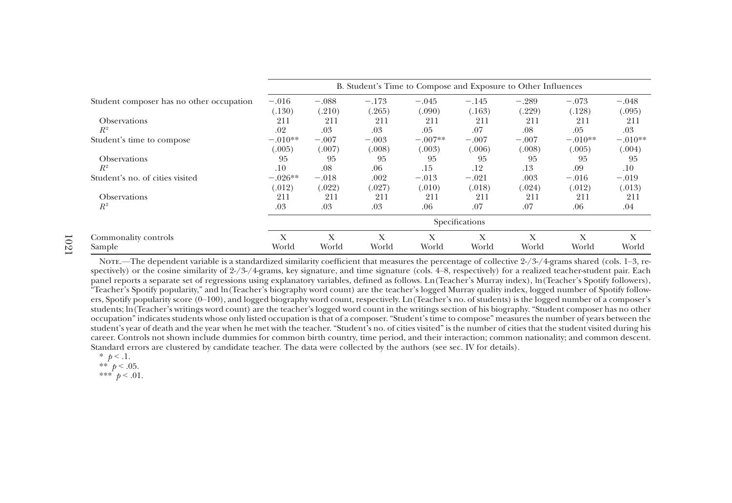| | B. Student's Time to Compose and Exposure to Other Influences | | | | | | | |
|---|---|---|---|---|---|---|---|---|
| Student composer has no other occupation | −.016 | −.088 | −.173 | −.045 | −.145 | −.289 | −.073 | −.048 |
| | (.130) | (.210) | (.265) | (.090) | (.163) | (.229) | (.128) | (.095) |
| Observations | 211 | 211 | 211 | 211 | 211 | 211 | 211 | 211 |
| $R^2$ | .02 | .03 | .03 | .05 | .07 | .08 | .05 | .03 |
| Student's time to compose | −.010** | −.007 | −.003 | −.007** | −.007 | −.007 | −.010** | −.010** |
| | (.005) | (.007) | (.008) | (.003) | (.006) | (.008) | (.005) | (.004) |
| Observations | 95 | 95 | 95 | 95 | 95 | 95 | 95 | 95 |
| $R^2$ | .10 | .08 | .06 | .15 | .12 | .13 | .09 | .10 |
| Student's no. of cities visited | −.026** | −.018 | .002 | −.013 | −.021 | .003 | −.016 | −.019 |
| | (.012) | (.022) | (.027) | (.010) | (.018) | (.024) | (.012) | (.013) |
| Observations | 211 | 211 | 211 | 211 | 211 | 211 | 211 | 211 |
| $R^2$ | .03 | .03 | .03 | .06 | .07 | .07 | .06 | .04 |
| | Specifications | | | | | | | |
| Commonality controls | X | X | X | X | X | X | X | X |
| Sample | World | World | World | World | World | World | World | World |

Note.—The dependent variable is a standardized similarity coefficient that measures the percentage of collective 2-/3-/4-grams shared (cols. 1–3, respectively) or the cosine similarity of 2-/3-/4-grams, key signature, and time signature (cols. 4–8, respectively) for a realized teacher-student pair. Each panel reports a separate set of regressions using explanatory variables, defined as follows. Ln(Teacher's Murray index), ln(Teacher's Spotify followers), "Teacher's Spotify popularity," and ln(Teacher's biography word count) are the teacher's logged Murray quality index, logged number of Spotify followers, Spotify popularity score (0–100), and logged biography word count, respectively. Ln(Teacher's no. of students) is the logged number of a composer's students; ln(Teacher's writings word count) are the teacher's logged word count in the writings section of his biography. "Student composer has no other occupation" indicates students whose only listed occupation is that of a composer. "Student's time to compose" measures the number of years between the student's year of death and the year when he met with the teacher. "Student's no. of cities visited" is the number of cities that the student visited during his career. Controls not shown include dummies for common birth country, time period, and their interaction; common nationality; and common descent. Standard errors are clustered by candidate teacher. The data were collected by the authors (see sec. IV for details).

\* $p < .1$.
\*\* $p < .05$.
\*\*\* $p < .01$.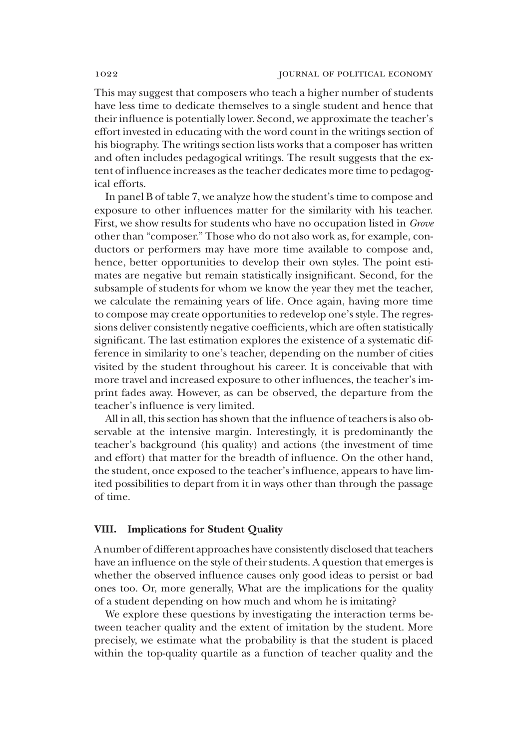This may suggest that composers who teach a higher number of students have less time to dedicate themselves to a single student and hence that their influence is potentially lower. Second, we approximate the teacher's effort invested in educating with the word count in the writings section of his biography. The writings section lists works that a composer has written and often includes pedagogical writings. The result suggests that the extent of influence increases as the teacher dedicates more time to pedagogical efforts.

In panel B of table 7, we analyze how the student's time to compose and exposure to other influences matter for the similarity with his teacher. First, we show results for students who have no occupation listed in *Grove* other than "composer." Those who do not also work as, for example, conductors or performers may have more time available to compose and, hence, better opportunities to develop their own styles. The point estimates are negative but remain statistically insignificant. Second, for the subsample of students for whom we know the year they met the teacher, we calculate the remaining years of life. Once again, having more time to compose may create opportunities to redevelop one's style. The regressions deliver consistently negative coefficients, which are often statistically significant. The last estimation explores the existence of a systematic difference in similarity to one's teacher, depending on the number of cities visited by the student throughout his career. It is conceivable that with more travel and increased exposure to other influences, the teacher's imprint fades away. However, as can be observed, the departure from the teacher's influence is very limited.

All in all, this section has shown that the influence of teachers is also observable at the intensive margin. Interestingly, it is predominantly the teacher's background (his quality) and actions (the investment of time and effort) that matter for the breadth of influence. On the other hand, the student, once exposed to the teacher's influence, appears to have limited possibilities to depart from it in ways other than through the passage of time.

## VIII. Implications for Student Quality

A number of different approaches have consistently disclosed that teachers have an influence on the style of their students. A question that emerges is whether the observed influence causes only good ideas to persist or bad ones too. Or, more generally, What are the implications for the quality of a student depending on how much and whom he is imitating?

We explore these questions by investigating the interaction terms between teacher quality and the extent of imitation by the student. More precisely, we estimate what the probability is that the student is placed within the top-quality quartile as a function of teacher quality and the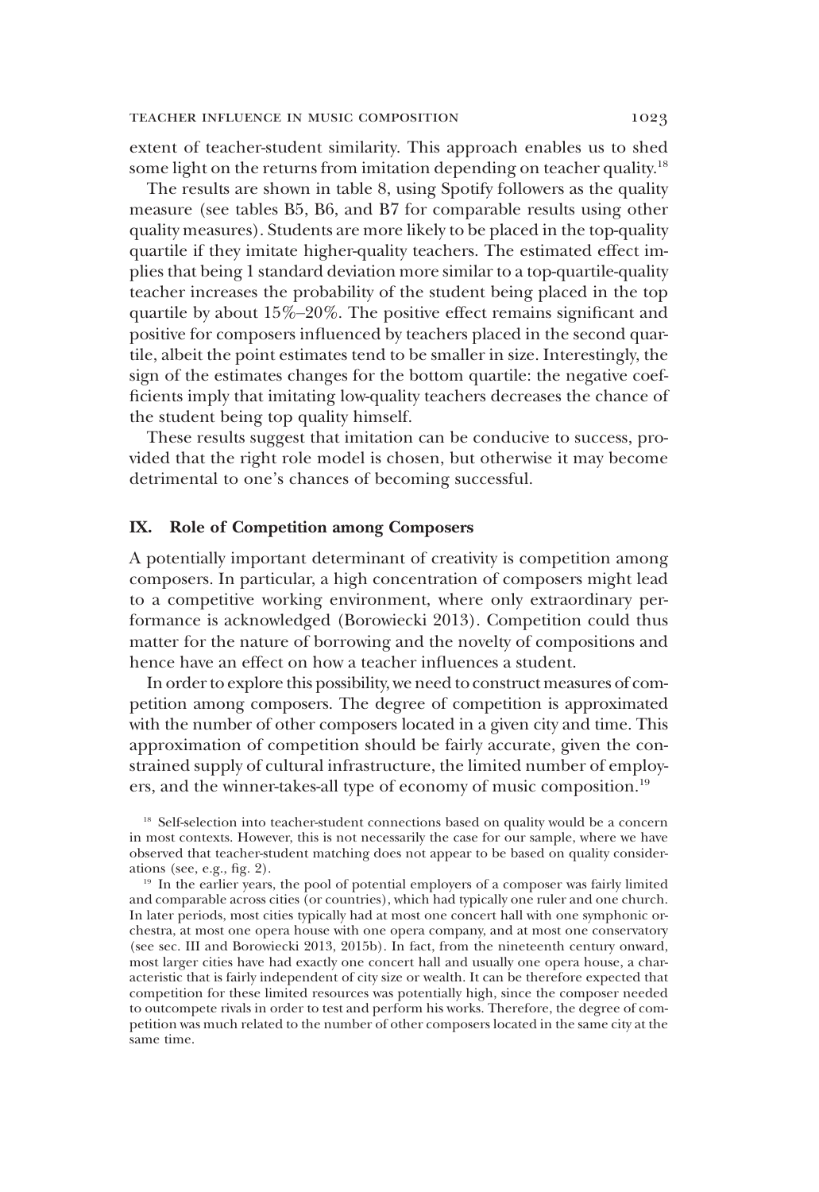extent of teacher-student similarity. This approach enables us to shed some light on the returns from imitation depending on teacher quality.[18]

The results are shown in table 8, using Spotify followers as the quality measure (see tables B5, B6, and B7 for comparable results using other quality measures). Students are more likely to be placed in the top-quality quartile if they imitate higher-quality teachers. The estimated effect implies that being 1 standard deviation more similar to a top-quartile-quality teacher increases the probability of the student being placed in the top quartile by about 15%–20%. The positive effect remains significant and positive for composers influenced by teachers placed in the second quartile, albeit the point estimates tend to be smaller in size. Interestingly, the sign of the estimates changes for the bottom quartile: the negative coefficients imply that imitating low-quality teachers decreases the chance of the student being top quality himself.

These results suggest that imitation can be conducive to success, provided that the right role model is chosen, but otherwise it may become detrimental to one's chances of becoming successful.

## IX. Role of Competition among Composers

A potentially important determinant of creativity is competition among composers. In particular, a high concentration of composers might lead to a competitive working environment, where only extraordinary performance is acknowledged (Borowiecki 2013). Competition could thus matter for the nature of borrowing and the novelty of compositions and hence have an effect on how a teacher influences a student.

In order to explore this possibility, we need to construct measures of competition among composers. The degree of competition is approximated with the number of other composers located in a given city and time. This approximation of competition should be fairly accurate, given the constrained supply of cultural infrastructure, the limited number of employers, and the winner-takes-all type of economy of music composition.[19]

[18] Self-selection into teacher-student connections based on quality would be a concern in most contexts. However, this is not necessarily the case for our sample, where we have observed that teacher-student matching does not appear to be based on quality considerations (see, e.g., fig. 2).

[19] In the earlier years, the pool of potential employers of a composer was fairly limited and comparable across cities (or countries), which had typically one ruler and one church. In later periods, most cities typically had at most one concert hall with one symphonic orchestra, at most one opera house with one opera company, and at most one conservatory (see sec. III and Borowiecki 2013, 2015b). In fact, from the nineteenth century onward, most larger cities have had exactly one concert hall and usually one opera house, a characteristic that is fairly independent of city size or wealth. It can be therefore expected that competition for these limited resources was potentially high, since the composer needed to outcompete rivals in order to test and perform his works. Therefore, the degree of competition was much related to the number of other composers located in the same city at the same time.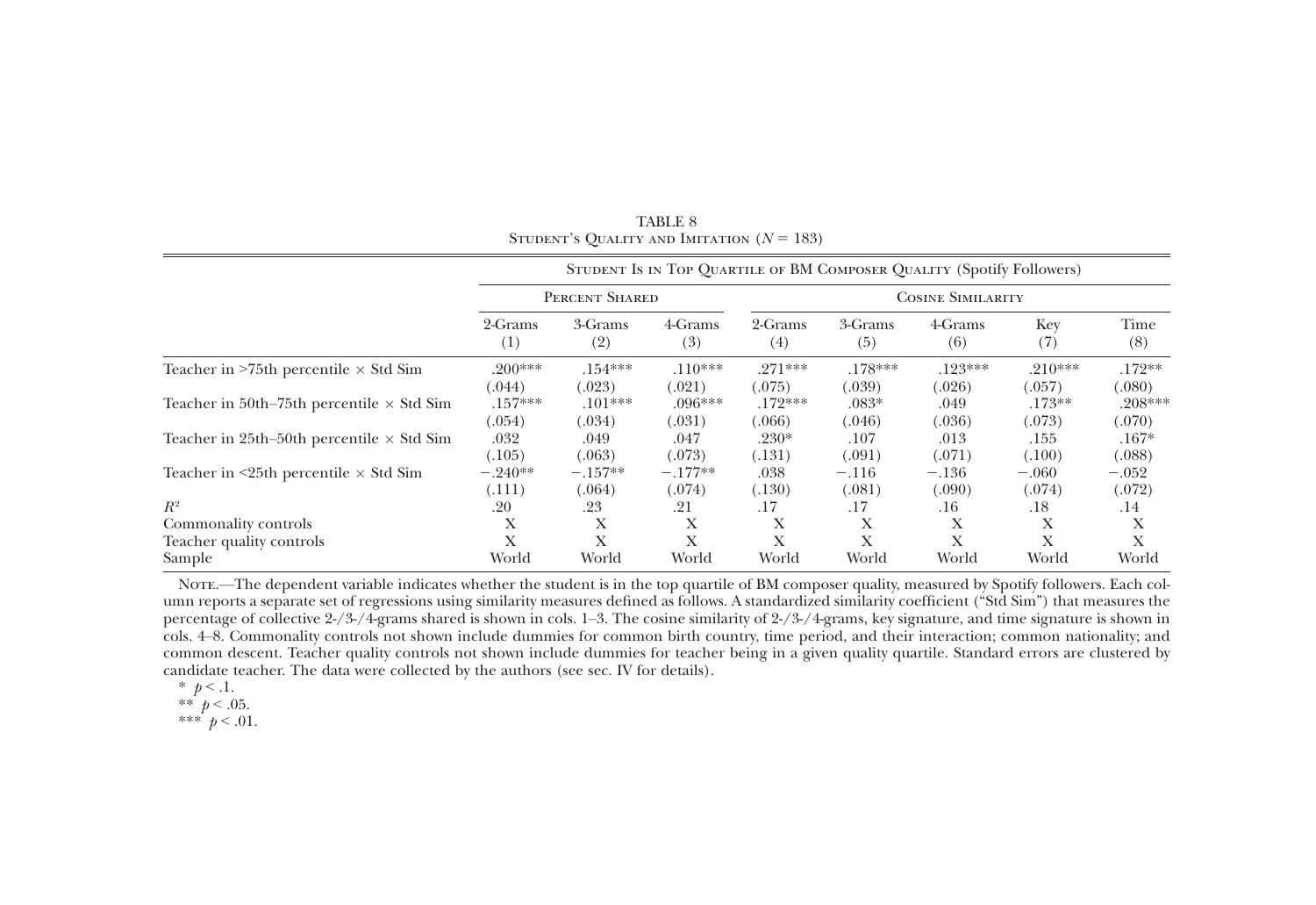TABLE 8

Student's Quality and Imitation ($N = 183$)

| | Student Is in Top Quartile of BM Composer Quality (Spotify Followers) | | | | | | | |
|---|---|---|---|---|---|---|---|---|
| | Percent Shared | | | Cosine Similarity | | | | |
| | 2-Grams (1) | 3-Grams (2) | 4-Grams (3) | 2-Grams (4) | 3-Grams (5) | 4-Grams (6) | Key (7) | Time (8) |
| Teacher in >75th percentile × Std Sim | .200*** | .154*** | .110*** | .271*** | .178*** | .123*** | .210*** | .172** |
| | (.044) | (.023) | (.021) | (.075) | (.039) | (.026) | (.057) | (.080) |
| Teacher in 50th–75th percentile × Std Sim | .157*** | .101*** | .096*** | .172*** | .083* | .049 | .173** | .208*** |
| | (.054) | (.034) | (.031) | (.066) | (.046) | (.036) | (.073) | (.070) |
| Teacher in 25th–50th percentile × Std Sim | .032 | .049 | .047 | .230* | .107 | .013 | .155 | .167* |
| | (.105) | (.063) | (.073) | (.131) | (.091) | (.071) | (.100) | (.088) |
| Teacher in <25th percentile × Std Sim | −.240** | −.157** | −.177** | .038 | −.116 | −.136 | −.060 | −.052 |
| | (.111) | (.064) | (.074) | (.130) | (.081) | (.090) | (.074) | (.072) |
| $R^2$ | .20 | .23 | .21 | .17 | .17 | .16 | .18 | .14 |
| Commonality controls | X | X | X | X | X | X | X | X |
| Teacher quality controls | X | X | X | X | X | X | X | X |
| Sample | World | World | World | World | World | World | World | World |

Note.—The dependent variable indicates whether the student is in the top quartile of BM composer quality, measured by Spotify followers. Each column reports a separate set of regressions using similarity measures defined as follows. A standardized similarity coefficient ("Std Sim") that measures the percentage of collective 2-/3-/4-grams shared is shown in cols. 1–3. The cosine similarity of 2-/3-/4-grams, key signature, and time signature is shown in cols. 4–8. Commonality controls not shown include dummies for common birth country, time period, and their interaction; common nationality; and common descent. Teacher quality controls not shown include dummies for teacher being in a given quality quartile. Standard errors are clustered by candidate teacher. The data were collected by the authors (see sec. IV for details).

\* $p < .1$.

\** $p < .05$.

\*** $p < .01$.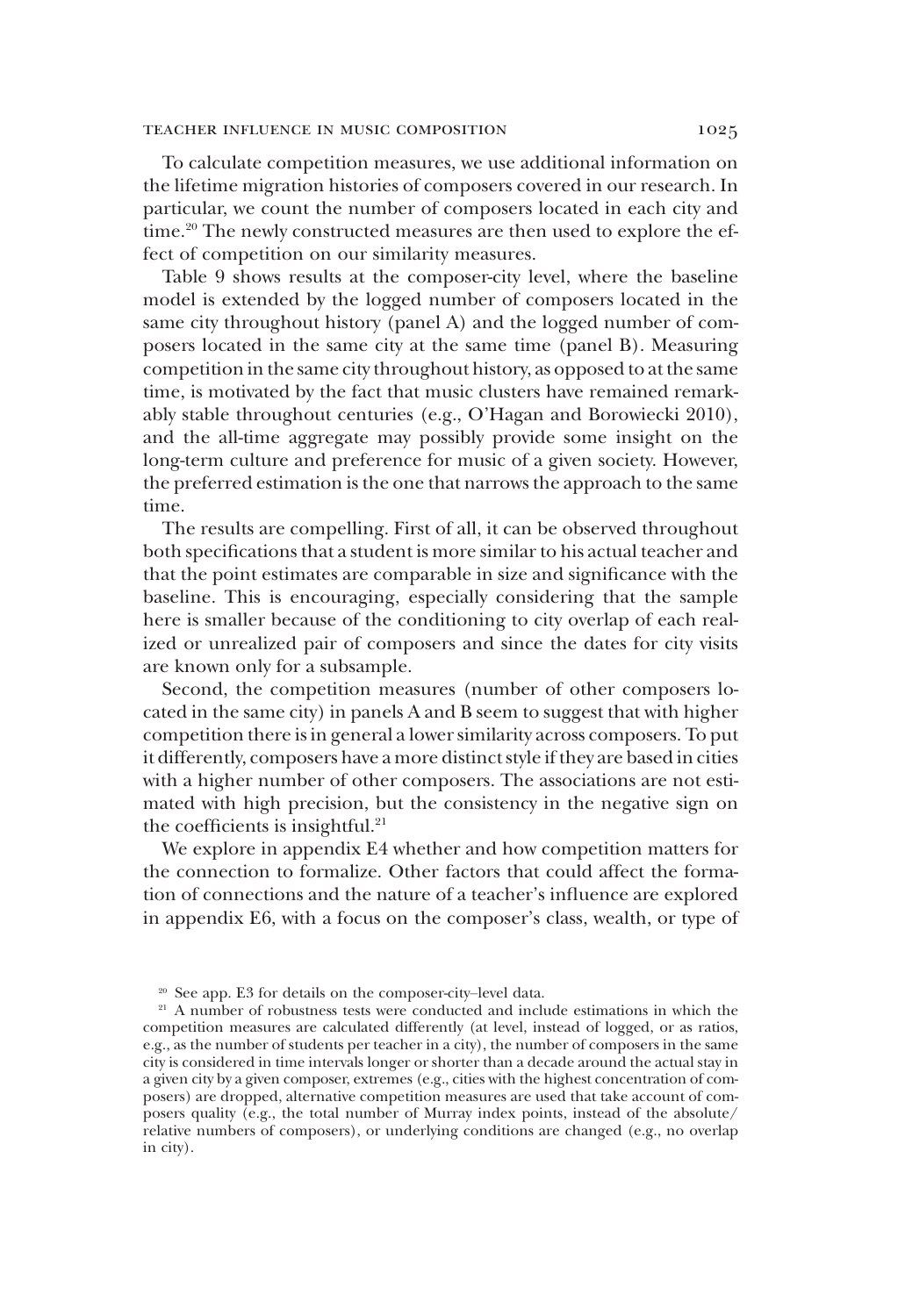To calculate competition measures, we use additional information on the lifetime migration histories of composers covered in our research. In particular, we count the number of composers located in each city and time.[20] The newly constructed measures are then used to explore the effect of competition on our similarity measures.

Table 9 shows results at the composer-city level, where the baseline model is extended by the logged number of composers located in the same city throughout history (panel A) and the logged number of composers located in the same city at the same time (panel B). Measuring competition in the same city throughout history, as opposed to at the same time, is motivated by the fact that music clusters have remained remarkably stable throughout centuries (e.g., O'Hagan and Borowiecki 2010), and the all-time aggregate may possibly provide some insight on the long-term culture and preference for music of a given society. However, the preferred estimation is the one that narrows the approach to the same time.

The results are compelling. First of all, it can be observed throughout both specifications that a student is more similar to his actual teacher and that the point estimates are comparable in size and significance with the baseline. This is encouraging, especially considering that the sample here is smaller because of the conditioning to city overlap of each realized or unrealized pair of composers and since the dates for city visits are known only for a subsample.

Second, the competition measures (number of other composers located in the same city) in panels A and B seem to suggest that with higher competition there is in general a lower similarity across composers. To put it differently, composers have a more distinct style if they are based in cities with a higher number of other composers. The associations are not estimated with high precision, but the consistency in the negative sign on the coefficients is insightful.[21]

We explore in appendix E4 whether and how competition matters for the connection to formalize. Other factors that could affect the formation of connections and the nature of a teacher's influence are explored in appendix E6, with a focus on the composer's class, wealth, or type of

---

[20] See app. E3 for details on the composer-city–level data.

[21] A number of robustness tests were conducted and include estimations in which the competition measures are calculated differently (at level, instead of logged, or as ratios, e.g., as the number of students per teacher in a city), the number of composers in the same city is considered in time intervals longer or shorter than a decade around the actual stay in a given city by a given composer, extremes (e.g., cities with the highest concentration of composers) are dropped, alternative competition measures are used that take account of composers quality (e.g., the total number of Murray index points, instead of the absolute/relative numbers of composers), or underlying conditions are changed (e.g., no overlap in city).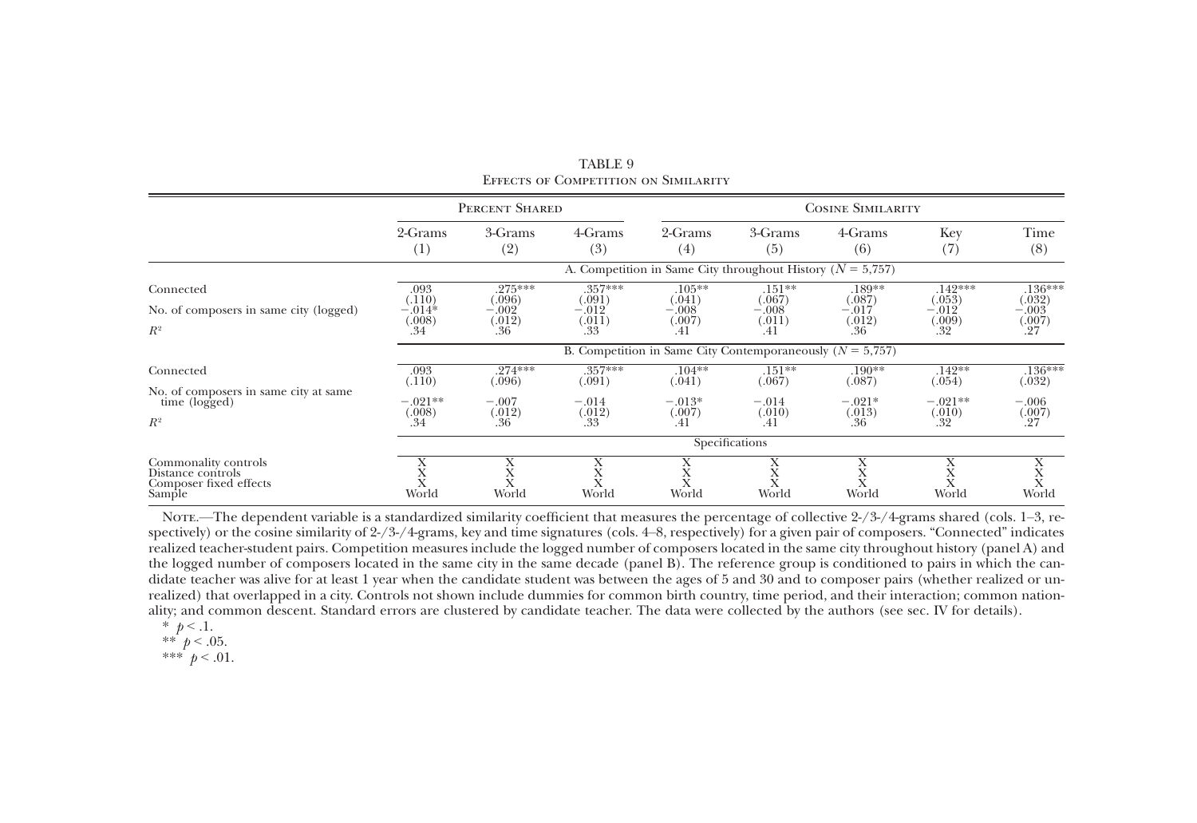TABLE 9
Effects of Competition on Similarity

| | Percent Shared | | | Cosine Similarity | | | | |
|---|---|---|---|---|---|---|---|---|
| | 2-Grams (1) | 3-Grams (2) | 4-Grams (3) | 2-Grams (4) | 3-Grams (5) | 4-Grams (6) | Key (7) | Time (8) |
| | A. Competition in Same City throughout History ($N = 5{,}757$) | | | | | | | |
| Connected | .093 | .275*** | .357*** | .105** | .151** | .189** | .142*** | .136*** |
| | (.110) | (.096) | (.091) | (.041) | (.067) | (.087) | (.053) | (.032) |
| No. of composers in same city (logged) | −.014* | −.002 | −.012 | −.008 | −.008 | −.017 | −.012 | −.003 |
| | (.008) | (.012) | (.011) | (.007) | (.011) | (.012) | (.009) | (.007) |
| $R^2$ | .34 | .36 | .33 | .41 | .41 | .36 | .32 | .27 |
| | B. Competition in Same City Contemporaneously ($N = 5{,}757$) | | | | | | | |
| Connected | .093 | .274*** | .357*** | .104** | .151** | .190** | .142** | .136*** |
| | (.110) | (.096) | (.091) | (.041) | (.067) | (.087) | (.054) | (.032) |
| No. of composers in same city at same time (logged) | −.021** | −.007 | −.014 | −.013* | −.014 | −.021* | −.021** | −.006 |
| | (.008) | (.012) | (.012) | (.007) | (.010) | (.013) | (.010) | (.007) |
| $R^2$ | .34 | .36 | .33 | .41 | .41 | .36 | .32 | .27 |
| | Specifications | | | | | | | |
| Commonality controls | X | X | X | X | X | X | X | X |
| Distance controls | X | X | X | X | X | X | X | X |
| Composer fixed effects | X | X | X | X | X | X | X | X |
| Sample | World | World | World | World | World | World | World | World |

Note.—The dependent variable is a standardized similarity coefficient that measures the percentage of collective 2-/3-/4-grams shared (cols. 1–3, respectively) or the cosine similarity of 2-/3-/4-grams, key and time signatures (cols. 4–8, respectively) for a given pair of composers. "Connected" indicates realized teacher-student pairs. Competition measures include the logged number of composers located in the same city throughout history (panel A) and the logged number of composers located in the same city in the same decade (panel B). The reference group is conditioned to pairs in which the candidate teacher was alive for at least 1 year when the candidate student was between the ages of 5 and 30 and to composer pairs (whether realized or unrealized) that overlapped in a city. Controls not shown include dummies for common birth country, time period, and their interaction; common nationality; and common descent. Standard errors are clustered by candidate teacher. The data were collected by the authors (see sec. IV for details).

\* $p < .1$.

\*\* $p < .05$.

\*\*\* $p < .01$.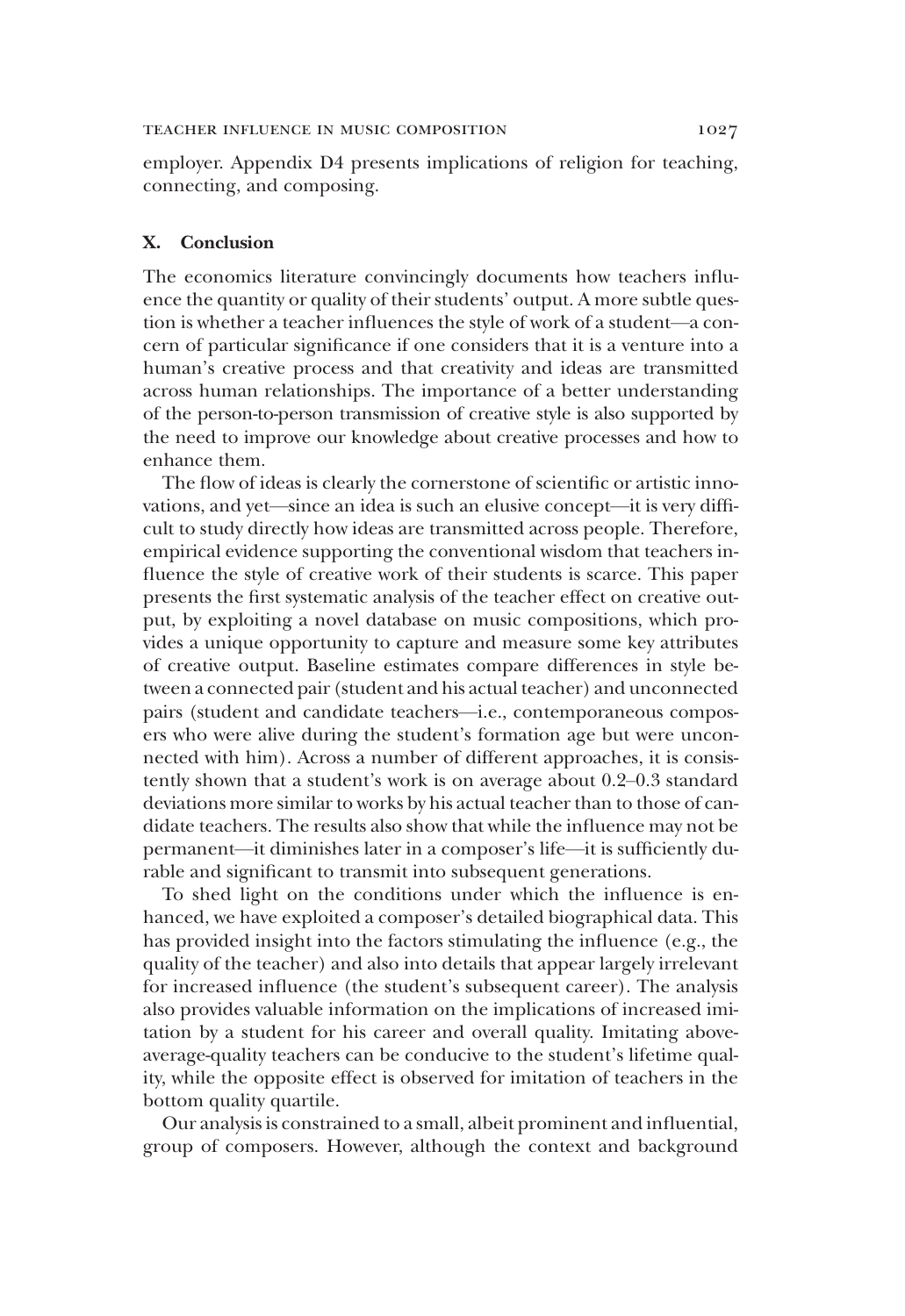employer. Appendix D4 presents implications of religion for teaching, connecting, and composing.

## X. Conclusion

The economics literature convincingly documents how teachers influence the quantity or quality of their students' output. A more subtle question is whether a teacher influences the style of work of a student—a concern of particular significance if one considers that it is a venture into a human's creative process and that creativity and ideas are transmitted across human relationships. The importance of a better understanding of the person-to-person transmission of creative style is also supported by the need to improve our knowledge about creative processes and how to enhance them.

The flow of ideas is clearly the cornerstone of scientific or artistic innovations, and yet—since an idea is such an elusive concept—it is very difficult to study directly how ideas are transmitted across people. Therefore, empirical evidence supporting the conventional wisdom that teachers influence the style of creative work of their students is scarce. This paper presents the first systematic analysis of the teacher effect on creative output, by exploiting a novel database on music compositions, which provides a unique opportunity to capture and measure some key attributes of creative output. Baseline estimates compare differences in style between a connected pair (student and his actual teacher) and unconnected pairs (student and candidate teachers—i.e., contemporaneous composers who were alive during the student's formation age but were unconnected with him). Across a number of different approaches, it is consistently shown that a student's work is on average about 0.2–0.3 standard deviations more similar to works by his actual teacher than to those of candidate teachers. The results also show that while the influence may not be permanent—it diminishes later in a composer's life—it is sufficiently durable and significant to transmit into subsequent generations.

To shed light on the conditions under which the influence is enhanced, we have exploited a composer's detailed biographical data. This has provided insight into the factors stimulating the influence (e.g., the quality of the teacher) and also into details that appear largely irrelevant for increased influence (the student's subsequent career). The analysis also provides valuable information on the implications of increased imitation by a student for his career and overall quality. Imitating above-average-quality teachers can be conducive to the student's lifetime quality, while the opposite effect is observed for imitation of teachers in the bottom quality quartile.

Our analysis is constrained to a small, albeit prominent and influential, group of composers. However, although the context and background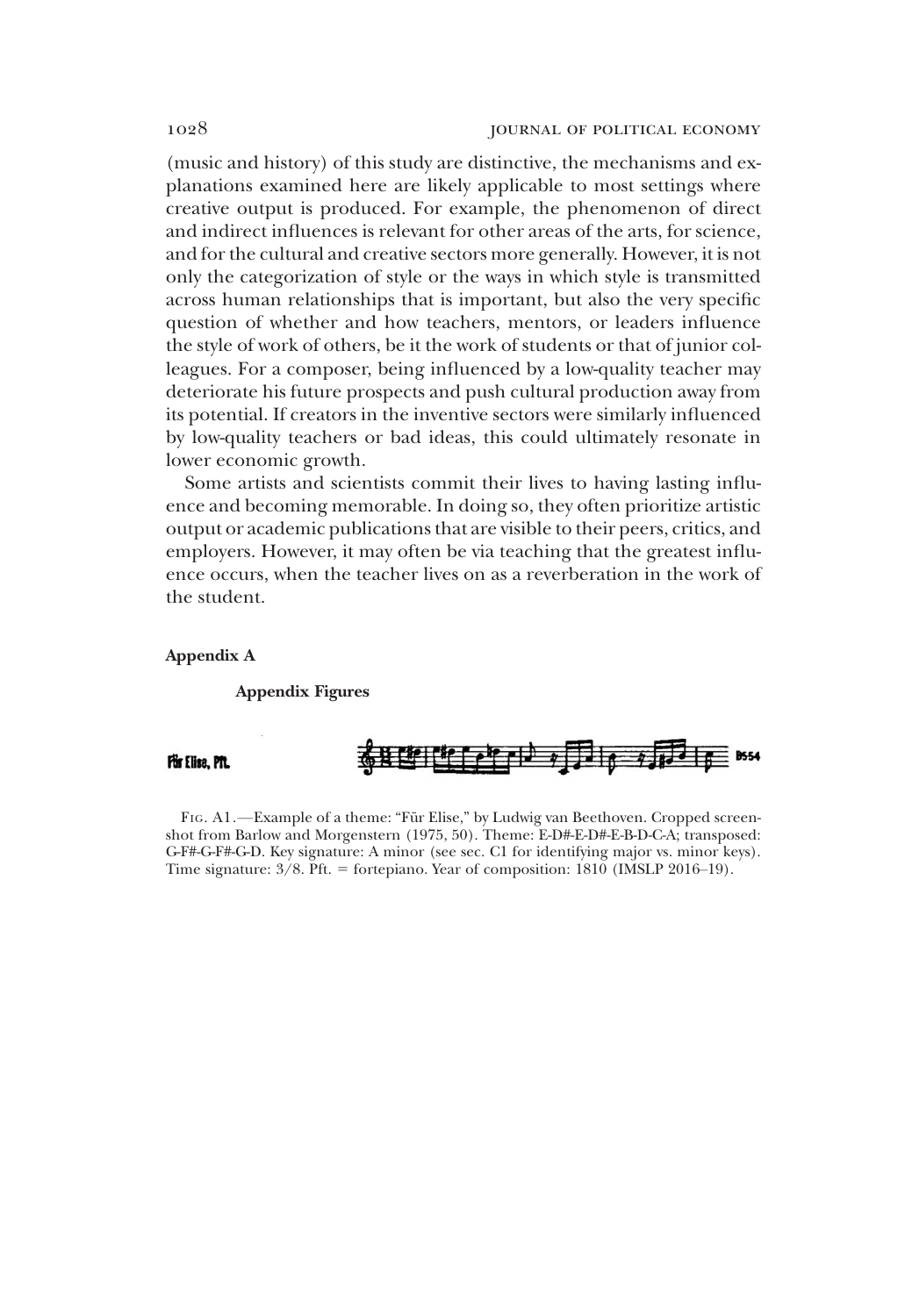(music and history) of this study are distinctive, the mechanisms and explanations examined here are likely applicable to most settings where creative output is produced. For example, the phenomenon of direct and indirect influences is relevant for other areas of the arts, for science, and for the cultural and creative sectors more generally. However, it is not only the categorization of style or the ways in which style is transmitted across human relationships that is important, but also the very specific question of whether and how teachers, mentors, or leaders influence the style of work of others, be it the work of students or that of junior colleagues. For a composer, being influenced by a low-quality teacher may deteriorate his future prospects and push cultural production away from its potential. If creators in the inventive sectors were similarly influenced by low-quality teachers or bad ideas, this could ultimately resonate in lower economic growth.

Some artists and scientists commit their lives to having lasting influence and becoming memorable. In doing so, they often prioritize artistic output or academic publications that are visible to their peers, critics, and employers. However, it may often be via teaching that the greatest influence occurs, when the teacher lives on as a reverberation in the work of the student.

## Appendix A

### Appendix Figures

Für Elise, Pft. B554

Fig. A1.—Example of a theme: "Für Elise," by Ludwig van Beethoven. Cropped screenshot from Barlow and Morgenstern (1975, 50). Theme: E-D#-E-D#-E-B-D-C-A; transposed: G-F#-G-F#-G-D. Key signature: A minor (see sec. C1 for identifying major vs. minor keys). Time signature: 3/8. Pft. = fortepiano. Year of composition: 1810 (IMSLP 2016–19).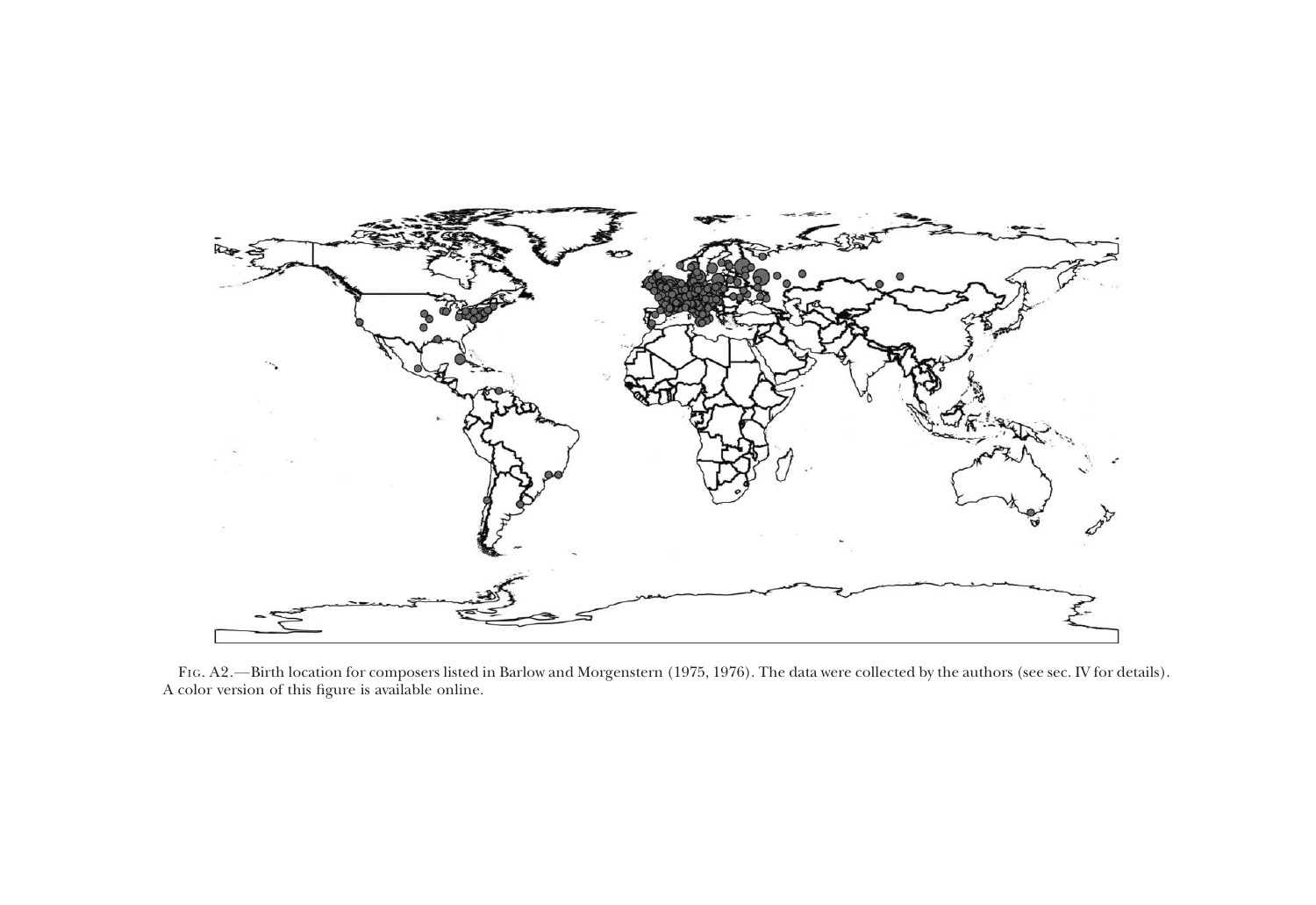Fig. A2.—Birth location for composers listed in Barlow and Morgenstern (1975, 1976). The data were collected by the authors (see sec. IV for details). A color version of this figure is available online.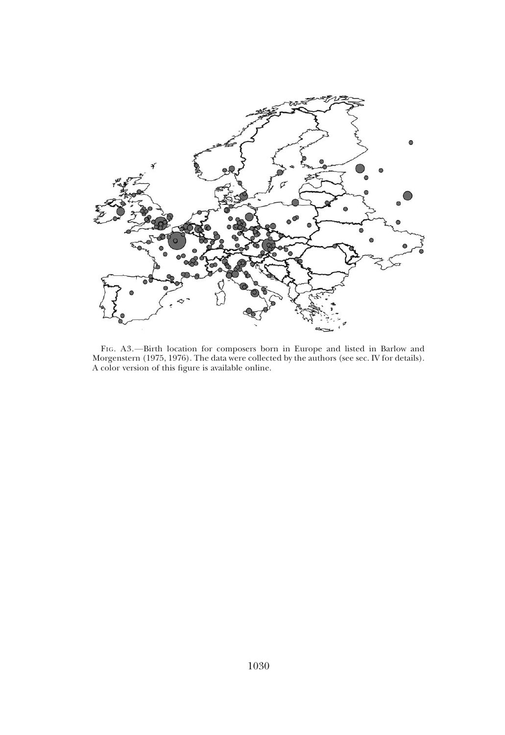FIG. A3.—Birth location for composers born in Europe and listed in Barlow and Morgenstern (1975, 1976). The data were collected by the authors (see sec. IV for details). A color version of this figure is available online.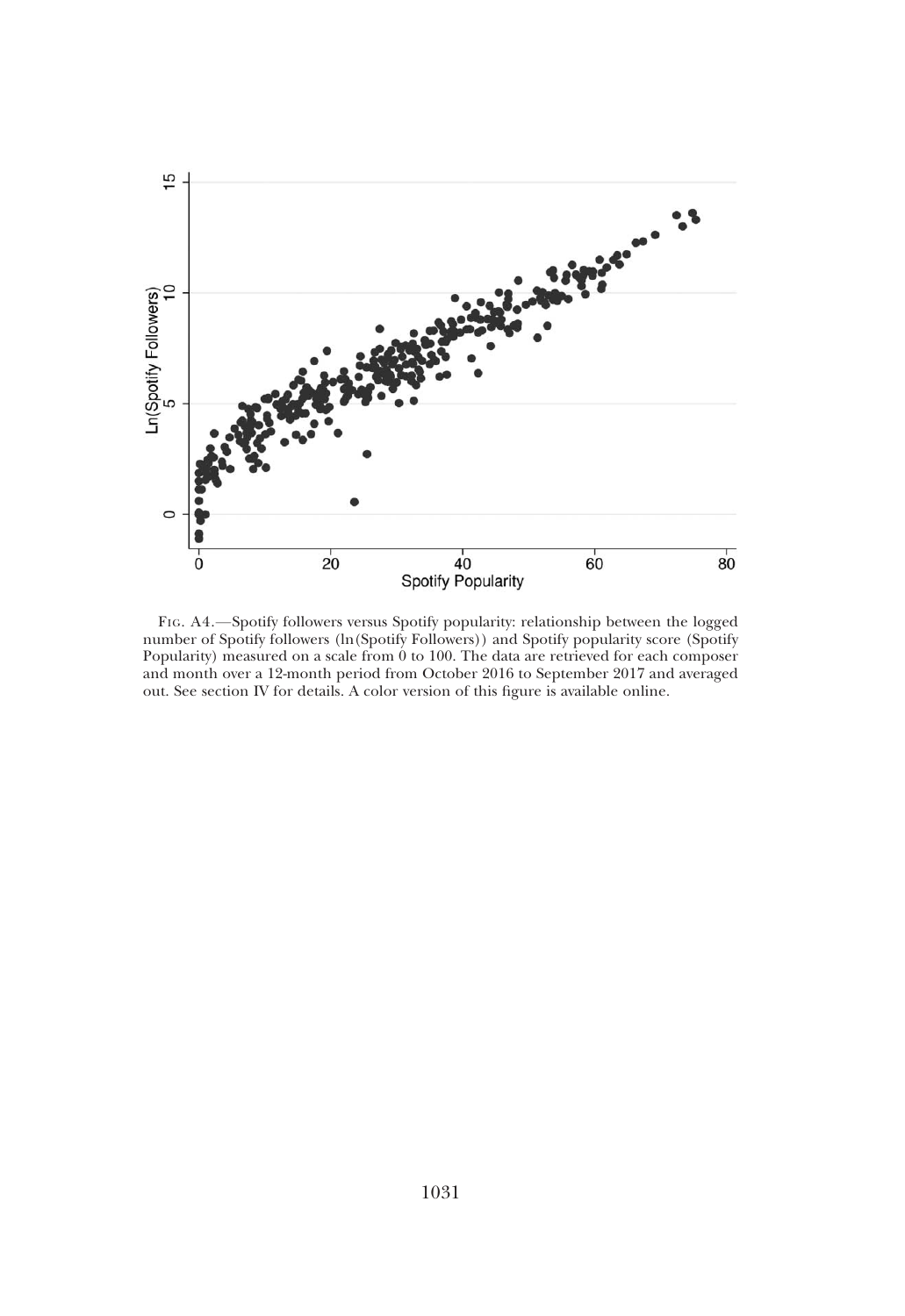Fig. A4.—Spotify followers versus Spotify popularity: relationship between the logged number of Spotify followers (ln(Spotify Followers)) and Spotify popularity score (Spotify Popularity) measured on a scale from 0 to 100. The data are retrieved for each composer and month over a 12-month period from October 2016 to September 2017 and averaged out. See section IV for details. A color version of this figure is available online.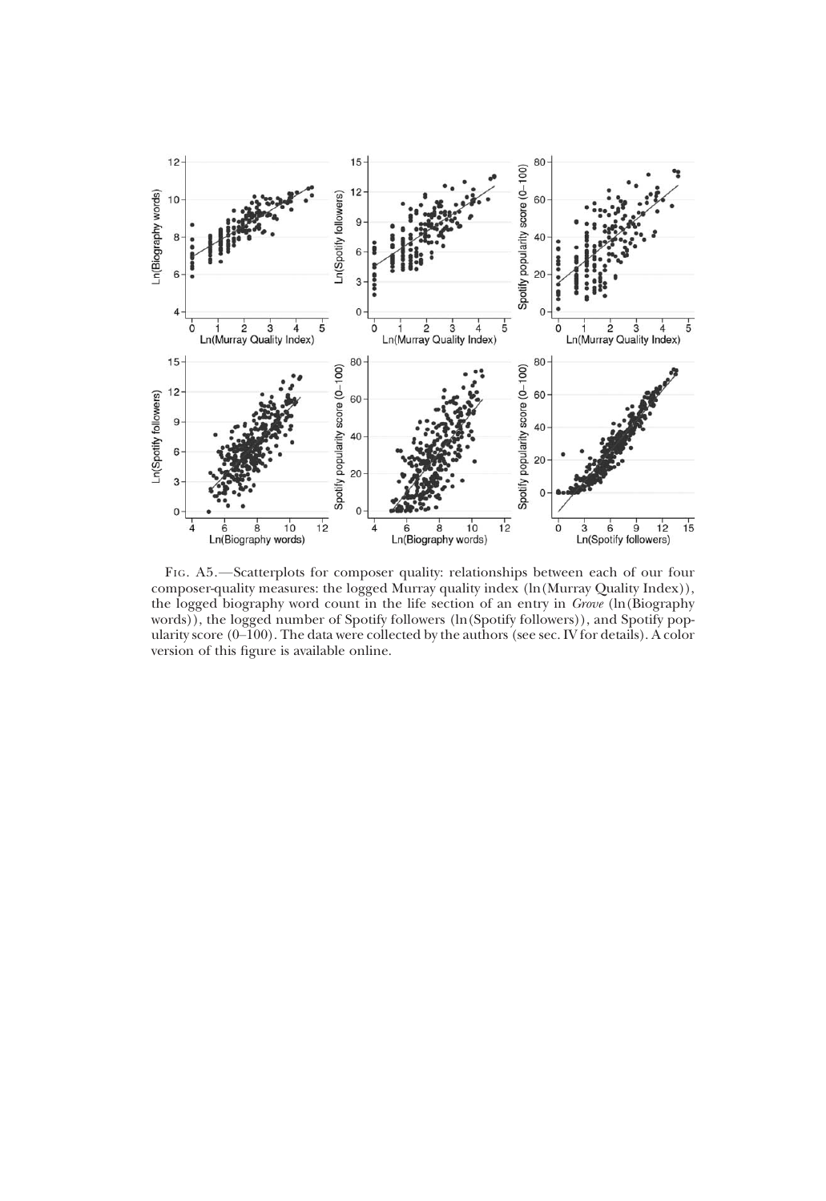Fig. A5.—Scatterplots for composer quality: relationships between each of our four composer-quality measures: the logged Murray quality index (ln(Murray Quality Index)), the logged biography word count in the life section of an entry in *Grove* (ln(Biography words)), the logged number of Spotify followers (ln(Spotify followers)), and Spotify popularity score (0–100). The data were collected by the authors (see sec. IV for details). A color version of this figure is available online.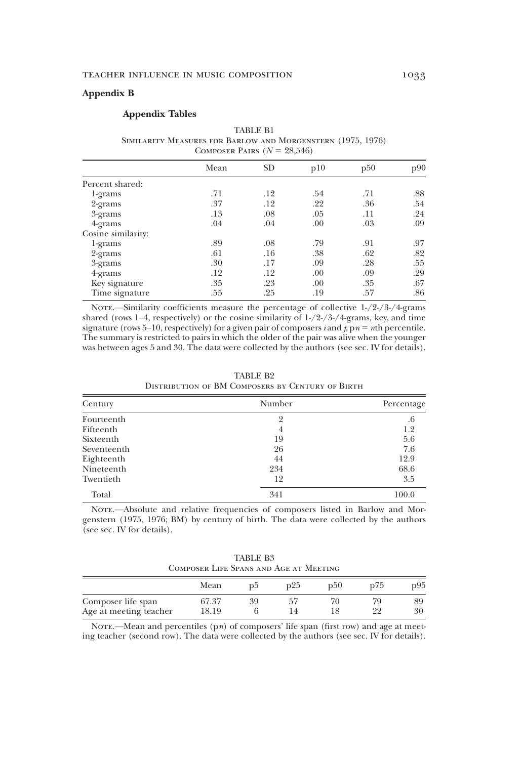## Appendix B

### Appendix Tables

TABLE B1
Similarity Measures for Barlow and Morgenstern (1975, 1976) Composer Pairs ($N = 28{,}546$)

| | Mean | SD | p10 | p50 | p90 |
|---|---|---|---|---|---|
| Percent shared: | | | | | |
| 1-grams | .71 | .12 | .54 | .71 | .88 |
| 2-grams | .37 | .12 | .22 | .36 | .54 |
| 3-grams | .13 | .08 | .05 | .11 | .24 |
| 4-grams | .04 | .04 | .00 | .03 | .09 |
| Cosine similarity: | | | | | |
| 1-grams | .89 | .08 | .79 | .91 | .97 |
| 2-grams | .61 | .16 | .38 | .62 | .82 |
| 3-grams | .30 | .17 | .09 | .28 | .55 |
| 4-grams | .12 | .12 | .00 | .09 | .29 |
| Key signature | .35 | .23 | .00 | .35 | .67 |
| Time signature | .55 | .25 | .19 | .57 | .86 |

Note.—Similarity coefficients measure the percentage of collective 1-/2-/3-/4-grams shared (rows 1–4, respectively) or the cosine similarity of 1-/2-/3-/4-grams, key, and time signature (rows 5–10, respectively) for a given pair of composers $i$ and $j$; p$n$ = $n$th percentile. The summary is restricted to pairs in which the older of the pair was alive when the younger was between ages 5 and 30. The data were collected by the authors (see sec. IV for details).

TABLE B2
Distribution of BM Composers by Century of Birth

| Century | Number | Percentage |
|---|---|---|
| Fourteenth | 2 | .6 |
| Fifteenth | 4 | 1.2 |
| Sixteenth | 19 | 5.6 |
| Seventeenth | 26 | 7.6 |
| Eighteenth | 44 | 12.9 |
| Nineteenth | 234 | 68.6 |
| Twentieth | 12 | 3.5 |
| Total | 341 | 100.0 |

Note.—Absolute and relative frequencies of composers listed in Barlow and Morgenstern (1975, 1976; BM) by century of birth. The data were collected by the authors (see sec. IV for details).

TABLE B3
Composer Life Spans and Age at Meeting

| | Mean | p5 | p25 | p50 | p75 | p95 |
|---|---|---|---|---|---|---|
| Composer life span | 67.37 | 39 | 57 | 70 | 79 | 89 |
| Age at meeting teacher | 18.19 | 6 | 14 | 18 | 22 | 30 |

Note.—Mean and percentiles (p$n$) of composers' life span (first row) and age at meeting teacher (second row). The data were collected by the authors (see sec. IV for details).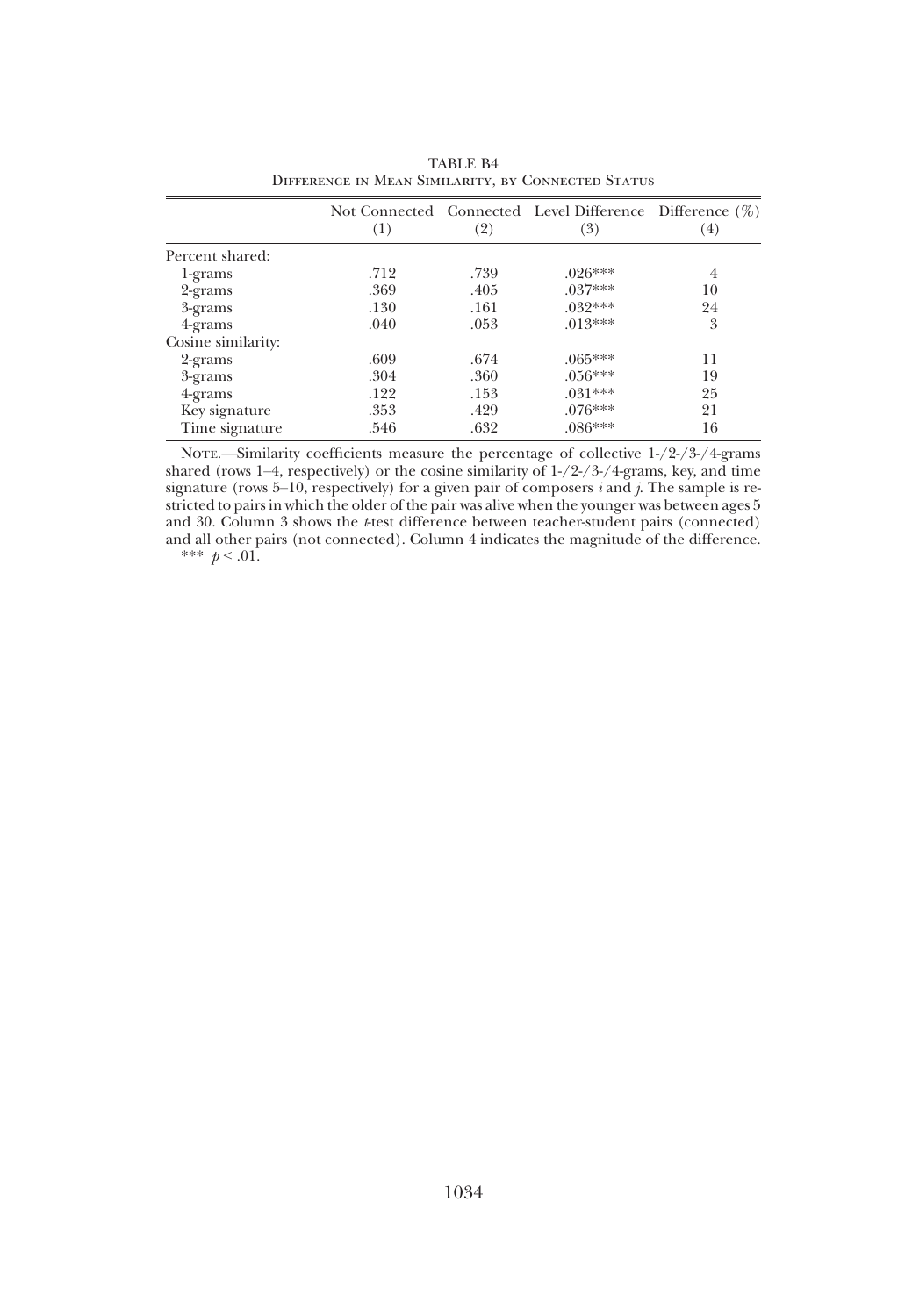TABLE B4

Difference in Mean Similarity, by Connected Status

| | Not Connected (1) | Connected (2) | Level Difference (3) | Difference (%) (4) |
|---|---|---|---|---|
| Percent shared: | | | | |
| 1-grams | .712 | .739 | .026*** | 4 |
| 2-grams | .369 | .405 | .037*** | 10 |
| 3-grams | .130 | .161 | .032*** | 24 |
| 4-grams | .040 | .053 | .013*** | 3 |
| Cosine similarity: | | | | |
| 2-grams | .609 | .674 | .065*** | 11 |
| 3-grams | .304 | .360 | .056*** | 19 |
| 4-grams | .122 | .153 | .031*** | 25 |
| Key signature | .353 | .429 | .076*** | 21 |
| Time signature | .546 | .632 | .086*** | 16 |

Note.—Similarity coefficients measure the percentage of collective 1-/2-/3-/4-grams shared (rows 1–4, respectively) or the cosine similarity of 1-/2-/3-/4-grams, key, and time signature (rows 5–10, respectively) for a given pair of composers $i$ and $j$. The sample is restricted to pairs in which the older of the pair was alive when the younger was between ages 5 and 30. Column 3 shows the $t$-test difference between teacher-student pairs (connected) and all other pairs (not connected). Column 4 indicates the magnitude of the difference.

*** $p < .01$.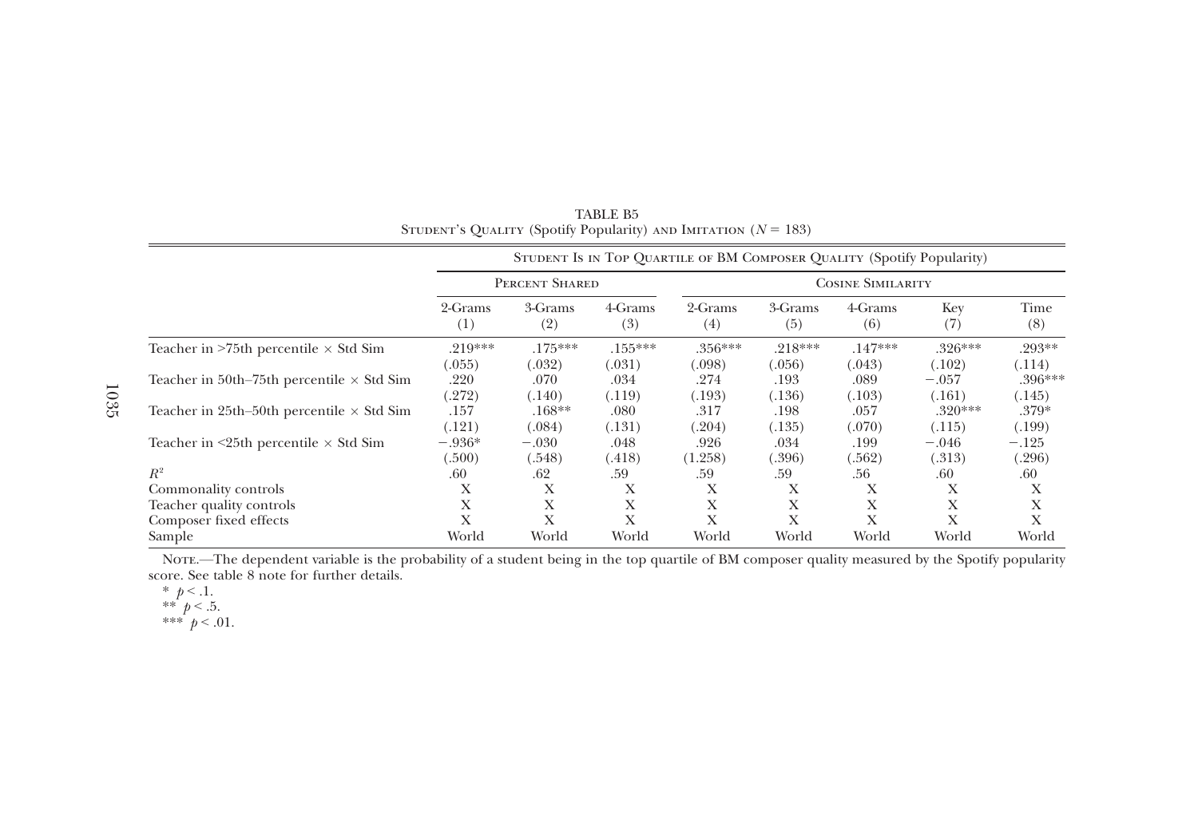TABLE B5
STUDENT'S QUALITY (Spotify Popularity) AND IMITATION ($N = 183$)

| | STUDENT IS IN TOP QUARTILE OF BM COMPOSER QUALITY (Spotify Popularity) | | | | | | | |
|---|---|---|---|---|---|---|---|---|
| | PERCENT SHARED | | | COSINE SIMILARITY | | | | |
| | 2-Grams (1) | 3-Grams (2) | 4-Grams (3) | 2-Grams (4) | 3-Grams (5) | 4-Grams (6) | Key (7) | Time (8) |
| Teacher in >75th percentile × Std Sim | .219*** | .175*** | .155*** | .356*** | .218*** | .147*** | .326*** | .293** |
| | (.055) | (.032) | (.031) | (.098) | (.056) | (.043) | (.102) | (.114) |
| Teacher in 50th–75th percentile × Std Sim | .220 | .070 | .034 | .274 | .193 | .089 | −.057 | .396*** |
| | (.272) | (.140) | (.119) | (.193) | (.136) | (.103) | (.161) | (.145) |
| Teacher in 25th–50th percentile × Std Sim | .157 | .168** | .080 | .317 | .198 | .057 | .320*** | .379* |
| | (.121) | (.084) | (.131) | (.204) | (.135) | (.070) | (.115) | (.199) |
| Teacher in <25th percentile × Std Sim | −.936* | −.030 | .048 | .926 | .034 | .199 | −.046 | −.125 |
| | (.500) | (.548) | (.418) | (1.258) | (.396) | (.562) | (.313) | (.296) |
| $R^2$ | .60 | .62 | .59 | .59 | .59 | .56 | .60 | .60 |
| Commonality controls | X | X | X | X | X | X | X | X |
| Teacher quality controls | X | X | X | X | X | X | X | X |
| Composer fixed effects | X | X | X | X | X | X | X | X |
| Sample | World | World | World | World | World | World | World | World |

NOTE.—The dependent variable is the probability of a student being in the top quartile of BM composer quality measured by the Spotify popularity score. See table 8 note for further details.

\* $p < .1$.
\*\* $p < .5$.
\*\*\* $p < .01$.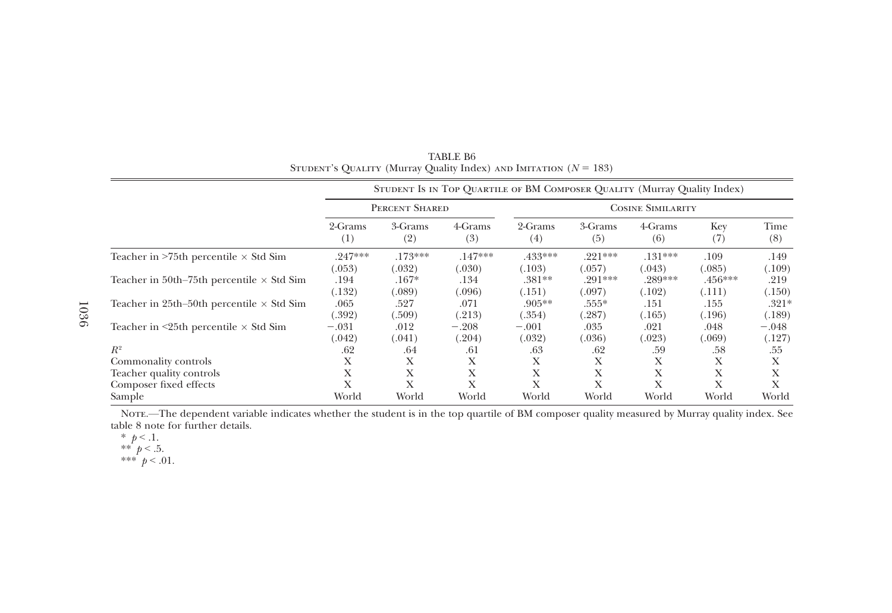TABLE B6

Student's Quality (Murray Quality Index) and Imitation ($N$ = 183)

| | Student Is in Top Quartile of BM Composer Quality (Murray Quality Index) | | | | | | | |
|---|---|---|---|---|---|---|---|---|
| | Percent Shared | | | Cosine Similarity | | | | |
| | 2-Grams (1) | 3-Grams (2) | 4-Grams (3) | 2-Grams (4) | 3-Grams (5) | 4-Grams (6) | Key (7) | Time (8) |
| Teacher in >75th percentile × Std Sim | .247*** | .173*** | .147*** | .433*** | .221*** | .131*** | .109 | .149 |
| | (.053) | (.032) | (.030) | (.103) | (.057) | (.043) | (.085) | (.109) |
| Teacher in 50th–75th percentile × Std Sim | .194 | .167* | .134 | .381** | .291*** | .289*** | .456*** | .219 |
| | (.132) | (.089) | (.096) | (.151) | (.097) | (.102) | (.111) | (.150) |
| Teacher in 25th–50th percentile × Std Sim | .065 | .527 | .071 | .905** | .555* | .151 | .155 | .321* |
| | (.392) | (.509) | (.213) | (.354) | (.287) | (.165) | (.196) | (.189) |
| Teacher in <25th percentile × Std Sim | −.031 | .012 | −.208 | −.001 | .035 | .021 | .048 | −.048 |
| | (.042) | (.041) | (.204) | (.032) | (.036) | (.023) | (.069) | (.127) |
| $R^2$ | .62 | .64 | .61 | .63 | .62 | .59 | .58 | .55 |
| Commonality controls | X | X | X | X | X | X | X | X |
| Teacher quality controls | X | X | X | X | X | X | X | X |
| Composer fixed effects | X | X | X | X | X | X | X | X |
| Sample | World | World | World | World | World | World | World | World |

Note.—The dependent variable indicates whether the student is in the top quartile of BM composer quality measured by Murray quality index. See table 8 note for further details.

\* $p < .1$.

\*\* $p < .5$.

\*\*\* $p < .01$.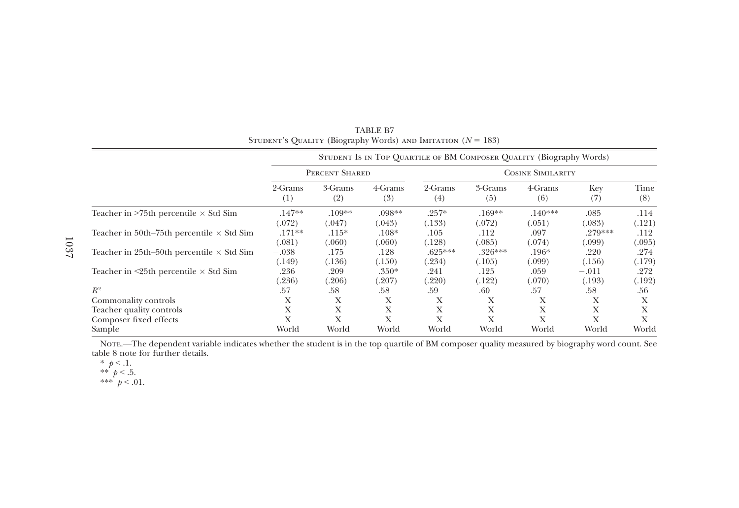TABLE B7
STUDENT'S QUALITY (Biography Words) AND IMITATION ($N = 183$)

| | Student Is in Top Quartile of BM Composer Quality (Biography Words) | | | | | | | |
|---|---|---|---|---|---|---|---|---|
| | Percent Shared | | | Cosine Similarity | | | | |
| | 2-Grams (1) | 3-Grams (2) | 4-Grams (3) | 2-Grams (4) | 3-Grams (5) | 4-Grams (6) | Key (7) | Time (8) |
| Teacher in >75th percentile × Std Sim | .147** | .109** | .098** | .257* | .169** | .140*** | .085 | .114 |
| | (.072) | (.047) | (.043) | (.133) | (.072) | (.051) | (.083) | (.121) |
| Teacher in 50th–75th percentile × Std Sim | .171** | .115* | .108* | .105 | .112 | .097 | .279*** | .112 |
| | (.081) | (.060) | (.060) | (.128) | (.085) | (.074) | (.099) | (.095) |
| Teacher in 25th–50th percentile × Std Sim | −.038 | .175 | .128 | .625*** | .326*** | .196* | .220 | .274 |
| | (.149) | (.136) | (.150) | (.234) | (.105) | (.099) | (.156) | (.179) |
| Teacher in <25th percentile × Std Sim | .236 | .209 | .350* | .241 | .125 | .059 | −.011 | .272 |
| | (.236) | (.206) | (.207) | (.220) | (.122) | (.070) | (.193) | (.192) |
| $R^2$ | .57 | .58 | .58 | .59 | .60 | .57 | .58 | .56 |
| Commonality controls | X | X | X | X | X | X | X | X |
| Teacher quality controls | X | X | X | X | X | X | X | X |
| Composer fixed effects | X | X | X | X | X | X | X | X |
| Sample | World | World | World | World | World | World | World | World |

NOTE.—The dependent variable indicates whether the student is in the top quartile of BM composer quality measured by biography word count. See table 8 note for further details.

\* $p < .1$.

\*\* $p < .5$.

\*\*\* $p < .01$.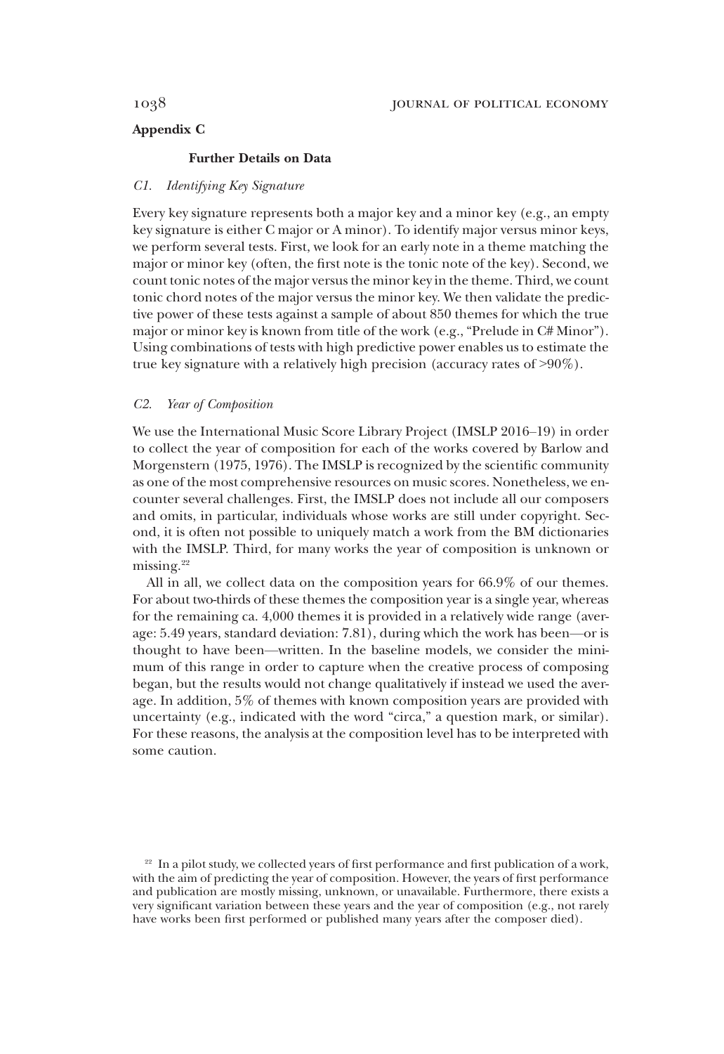## Appendix C

### Further Details on Data

#### *C1. Identifying Key Signature*

Every key signature represents both a major key and a minor key (e.g., an empty key signature is either C major or A minor). To identify major versus minor keys, we perform several tests. First, we look for an early note in a theme matching the major or minor key (often, the first note is the tonic note of the key). Second, we count tonic notes of the major versus the minor key in the theme. Third, we count tonic chord notes of the major versus the minor key. We then validate the predictive power of these tests against a sample of about 850 themes for which the true major or minor key is known from title of the work (e.g., "Prelude in C# Minor"). Using combinations of tests with high predictive power enables us to estimate the true key signature with a relatively high precision (accuracy rates of >90%).

#### *C2. Year of Composition*

We use the International Music Score Library Project (IMSLP 2016–19) in order to collect the year of composition for each of the works covered by Barlow and Morgenstern (1975, 1976). The IMSLP is recognized by the scientific community as one of the most comprehensive resources on music scores. Nonetheless, we encounter several challenges. First, the IMSLP does not include all our composers and omits, in particular, individuals whose works are still under copyright. Second, it is often not possible to uniquely match a work from the BM dictionaries with the IMSLP. Third, for many works the year of composition is unknown or missing.[22]

All in all, we collect data on the composition years for 66.9% of our themes. For about two-thirds of these themes the composition year is a single year, whereas for the remaining ca. 4,000 themes it is provided in a relatively wide range (average: 5.49 years, standard deviation: 7.81), during which the work has been—or is thought to have been—written. In the baseline models, we consider the minimum of this range in order to capture when the creative process of composing began, but the results would not change qualitatively if instead we used the average. In addition, 5% of themes with known composition years are provided with uncertainty (e.g., indicated with the word "circa," a question mark, or similar). For these reasons, the analysis at the composition level has to be interpreted with some caution.

[22] In a pilot study, we collected years of first performance and first publication of a work, with the aim of predicting the year of composition. However, the years of first performance and publication are mostly missing, unknown, or unavailable. Furthermore, there exists a very significant variation between these years and the year of composition (e.g., not rarely have works been first performed or published many years after the composer died).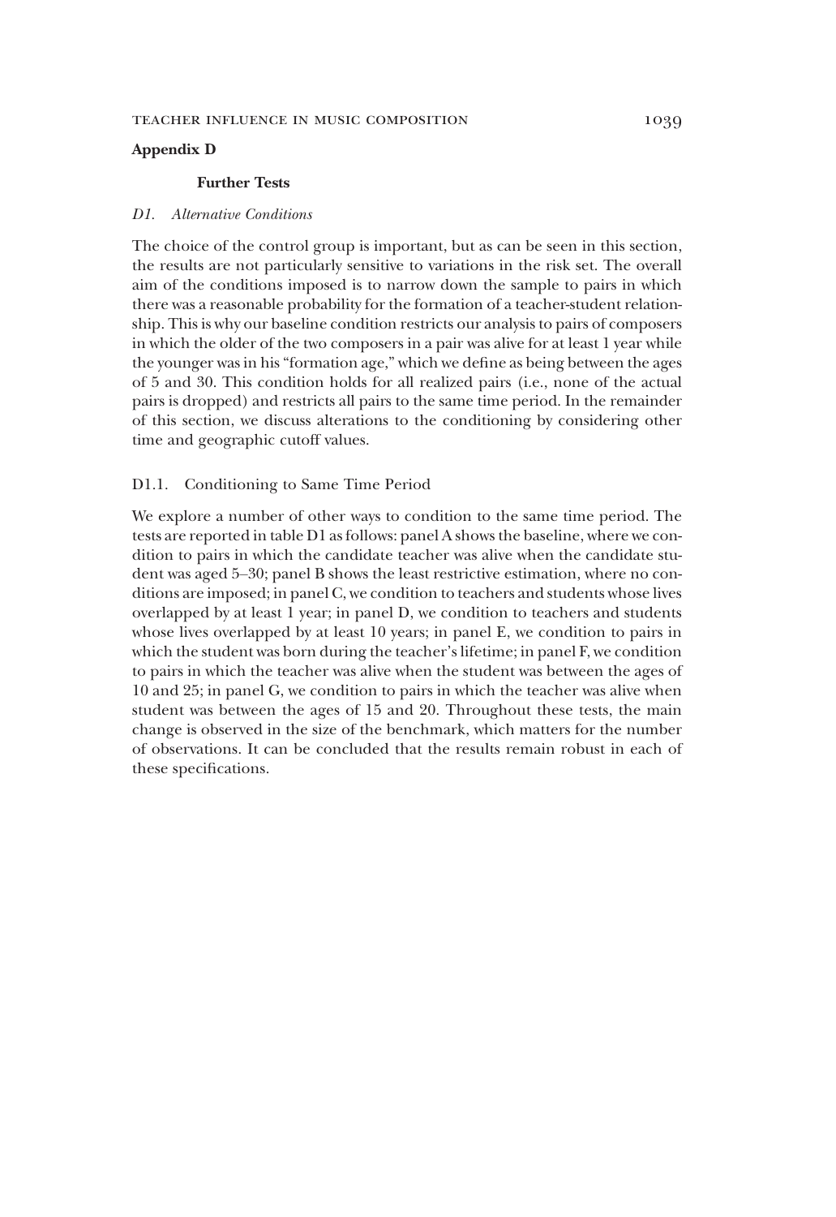## Appendix D

### Further Tests

#### *D1. Alternative Conditions*

The choice of the control group is important, but as can be seen in this section, the results are not particularly sensitive to variations in the risk set. The overall aim of the conditions imposed is to narrow down the sample to pairs in which there was a reasonable probability for the formation of a teacher-student relationship. This is why our baseline condition restricts our analysis to pairs of composers in which the older of the two composers in a pair was alive for at least 1 year while the younger was in his "formation age," which we define as being between the ages of 5 and 30. This condition holds for all realized pairs (i.e., none of the actual pairs is dropped) and restricts all pairs to the same time period. In the remainder of this section, we discuss alterations to the conditioning by considering other time and geographic cutoff values.

#### D1.1. Conditioning to Same Time Period

We explore a number of other ways to condition to the same time period. The tests are reported in table D1 as follows: panel A shows the baseline, where we condition to pairs in which the candidate teacher was alive when the candidate student was aged 5–30; panel B shows the least restrictive estimation, where no conditions are imposed; in panel C, we condition to teachers and students whose lives overlapped by at least 1 year; in panel D, we condition to teachers and students whose lives overlapped by at least 10 years; in panel E, we condition to pairs in which the student was born during the teacher's lifetime; in panel F, we condition to pairs in which the teacher was alive when the student was between the ages of 10 and 25; in panel G, we condition to pairs in which the teacher was alive when student was between the ages of 15 and 20. Throughout these tests, the main change is observed in the size of the benchmark, which matters for the number of observations. It can be concluded that the results remain robust in each of these specifications.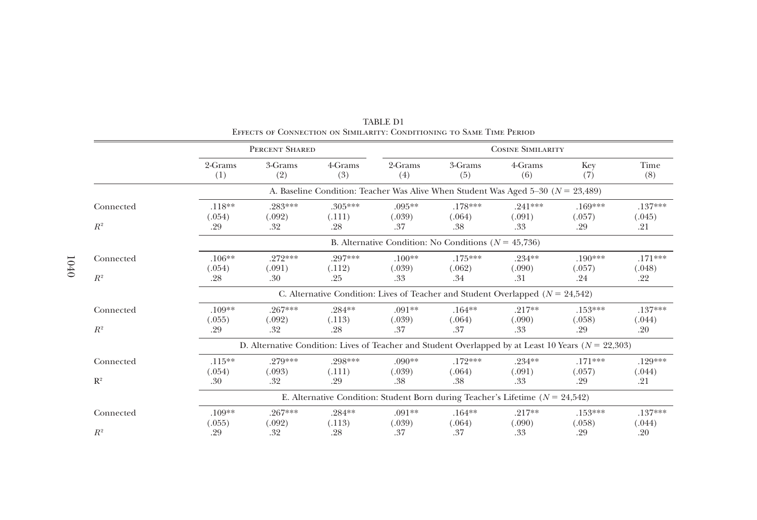TABLE D1

Effects of Connection on Similarity: Conditioning to Same Time Period

| | Percent Shared | | | Cosine Similarity | | | | |
|---|---|---|---|---|---|---|---|---|
| | 2-Grams (1) | 3-Grams (2) | 4-Grams (3) | 2-Grams (4) | 3-Grams (5) | 4-Grams (6) | Key (7) | Time (8) |
| | A. Baseline Condition: Teacher Was Alive When Student Was Aged 5–30 ($N = 23{,}489$) | | | | | | | |
| Connected | .118** | .283*** | .305*** | .095** | .178*** | .241*** | .169*** | .137*** |
| | (.054) | (.092) | (.111) | (.039) | (.064) | (.091) | (.057) | (.045) |
| $R^2$ | .29 | .32 | .28 | .37 | .38 | .33 | .29 | .21 |
| | B. Alternative Condition: No Conditions ($N = 45{,}736$) | | | | | | | |
| Connected | .106** | .272*** | .297*** | .100** | .175*** | .234** | .190*** | .171*** |
| | (.054) | (.091) | (.112) | (.039) | (.062) | (.090) | (.057) | (.048) |
| $R^2$ | .28 | .30 | .25 | .33 | .34 | .31 | .24 | .22 |
| | C. Alternative Condition: Lives of Teacher and Student Overlapped ($N = 24{,}542$) | | | | | | | |
| Connected | .109** | .267*** | .284** | .091** | .164** | .217** | .153*** | .137*** |
| | (.055) | (.092) | (.113) | (.039) | (.064) | (.090) | (.058) | (.044) |
| $R^2$ | .29 | .32 | .28 | .37 | .37 | .33 | .29 | .20 |
| | D. Alternative Condition: Lives of Teacher and Student Overlapped by at Least 10 Years ($N = 22{,}303$) | | | | | | | |
| Connected | .115** | .279*** | .298*** | .090** | .172*** | .234** | .171*** | .129*** |
| | (.054) | (.093) | (.111) | (.039) | (.064) | (.091) | (.057) | (.044) |
| $R^2$ | .30 | .32 | .29 | .38 | .38 | .33 | .29 | .21 |
| | E. Alternative Condition: Student Born during Teacher's Lifetime ($N = 24{,}542$) | | | | | | | |
| Connected | .109** | .267*** | .284** | .091** | .164** | .217** | .153*** | .137*** |
| | (.055) | (.092) | (.113) | (.039) | (.064) | (.090) | (.058) | (.044) |
| $R^2$ | .29 | .32 | .28 | .37 | .37 | .33 | .29 | .20 |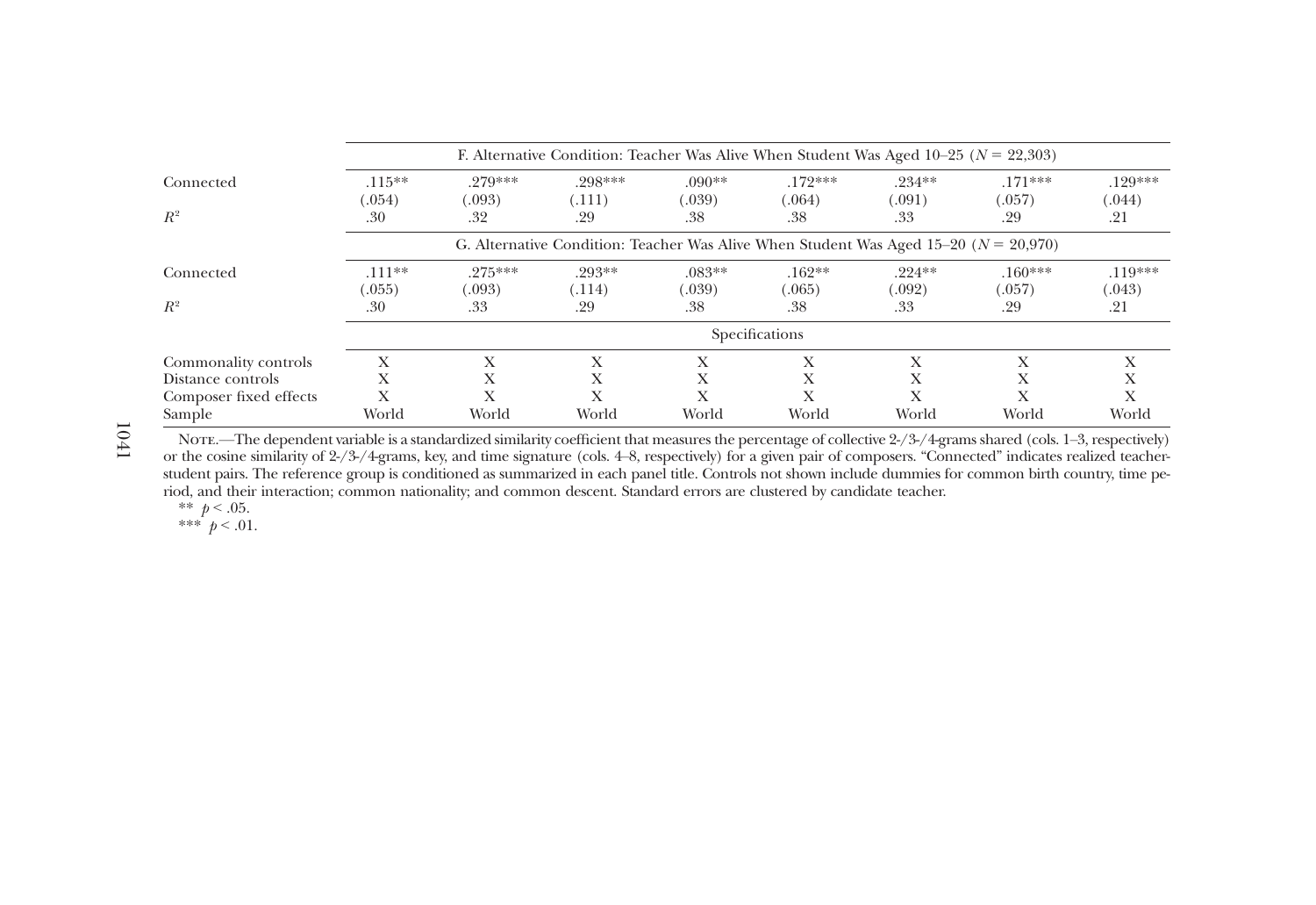| | | | | | | | | |
|---|---|---|---|---|---|---|---|---|
| | F. Alternative Condition: Teacher Was Alive When Student Was Aged 10–25 ($N$ = 22,303) | | | | | | | |
| Connected | .115** | .279*** | .298*** | .090** | .172*** | .234** | .171*** | .129*** |
| | (.054) | (.093) | (.111) | (.039) | (.064) | (.091) | (.057) | (.044) |
| $R^2$ | .30 | .32 | .29 | .38 | .38 | .33 | .29 | .21 |
| | G. Alternative Condition: Teacher Was Alive When Student Was Aged 15–20 ($N$ = 20,970) | | | | | | | |
| Connected | .111** | .275*** | .293** | .083** | .162** | .224** | .160*** | .119*** |
| | (.055) | (.093) | (.114) | (.039) | (.065) | (.092) | (.057) | (.043) |
| $R^2$ | .30 | .33 | .29 | .38 | .38 | .33 | .29 | .21 |
| | Specifications | | | | | | | |
| Commonality controls | X | X | X | X | X | X | X | X |
| Distance controls | X | X | X | X | X | X | X | X |
| Composer fixed effects | X | X | X | X | X | X | X | X |
| Sample | World | World | World | World | World | World | World | World |

Note.—The dependent variable is a standardized similarity coefficient that measures the percentage of collective 2-/3-/4-grams shared (cols. 1–3, respectively) or the cosine similarity of 2-/3-/4-grams, key, and time signature (cols. 4–8, respectively) for a given pair of composers. "Connected" indicates realized teacher-student pairs. The reference group is conditioned as summarized in each panel title. Controls not shown include dummies for common birth country, time period, and their interaction; common nationality; and common descent. Standard errors are clustered by candidate teacher.

** $p < .05$.

*** $p < .01$.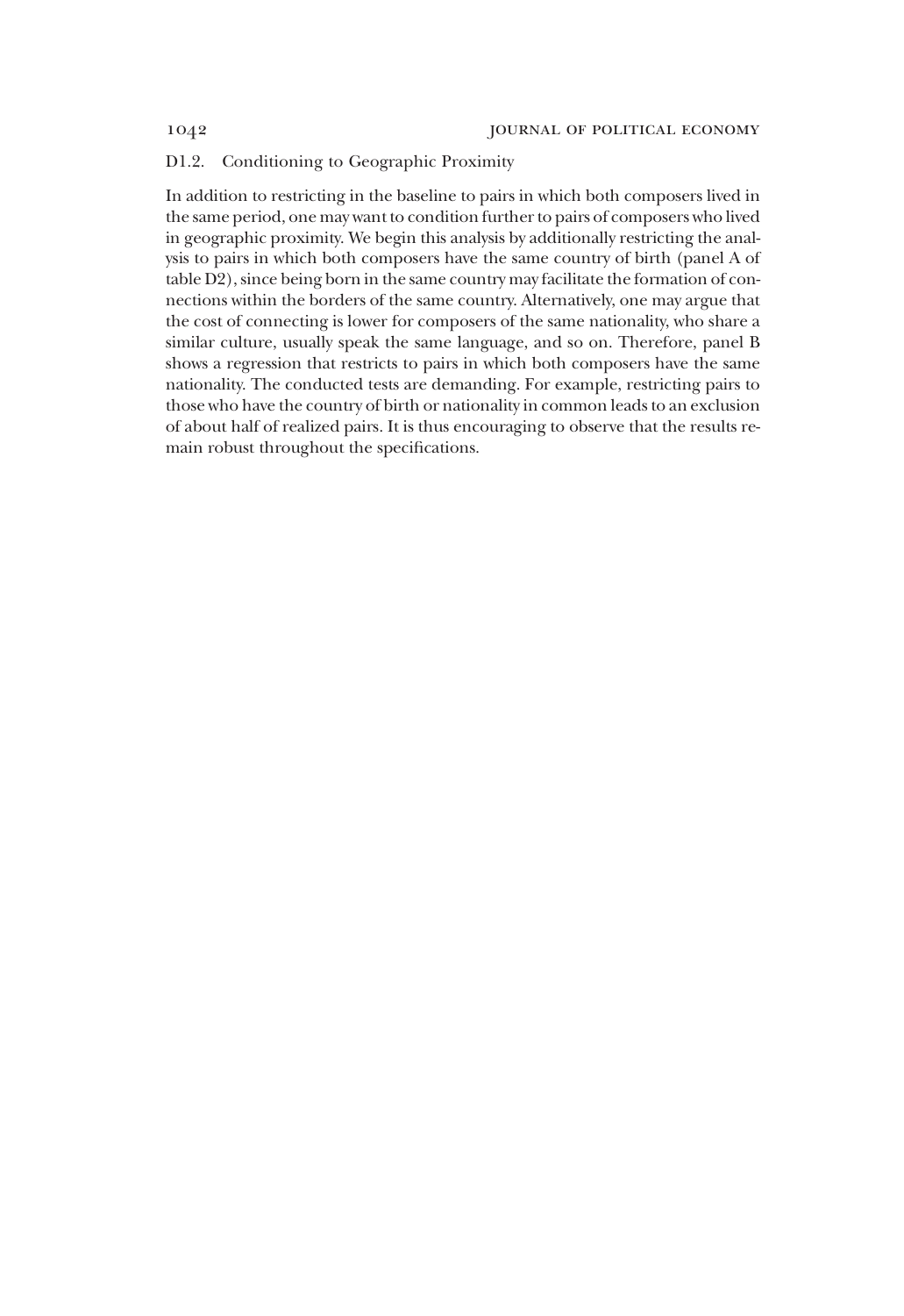### D1.2. Conditioning to Geographic Proximity

In addition to restricting in the baseline to pairs in which both composers lived in the same period, one may want to condition further to pairs of composers who lived in geographic proximity. We begin this analysis by additionally restricting the analysis to pairs in which both composers have the same country of birth (panel A of table D2), since being born in the same country may facilitate the formation of connections within the borders of the same country. Alternatively, one may argue that the cost of connecting is lower for composers of the same nationality, who share a similar culture, usually speak the same language, and so on. Therefore, panel B shows a regression that restricts to pairs in which both composers have the same nationality. The conducted tests are demanding. For example, restricting pairs to those who have the country of birth or nationality in common leads to an exclusion of about half of realized pairs. It is thus encouraging to observe that the results remain robust throughout the specifications.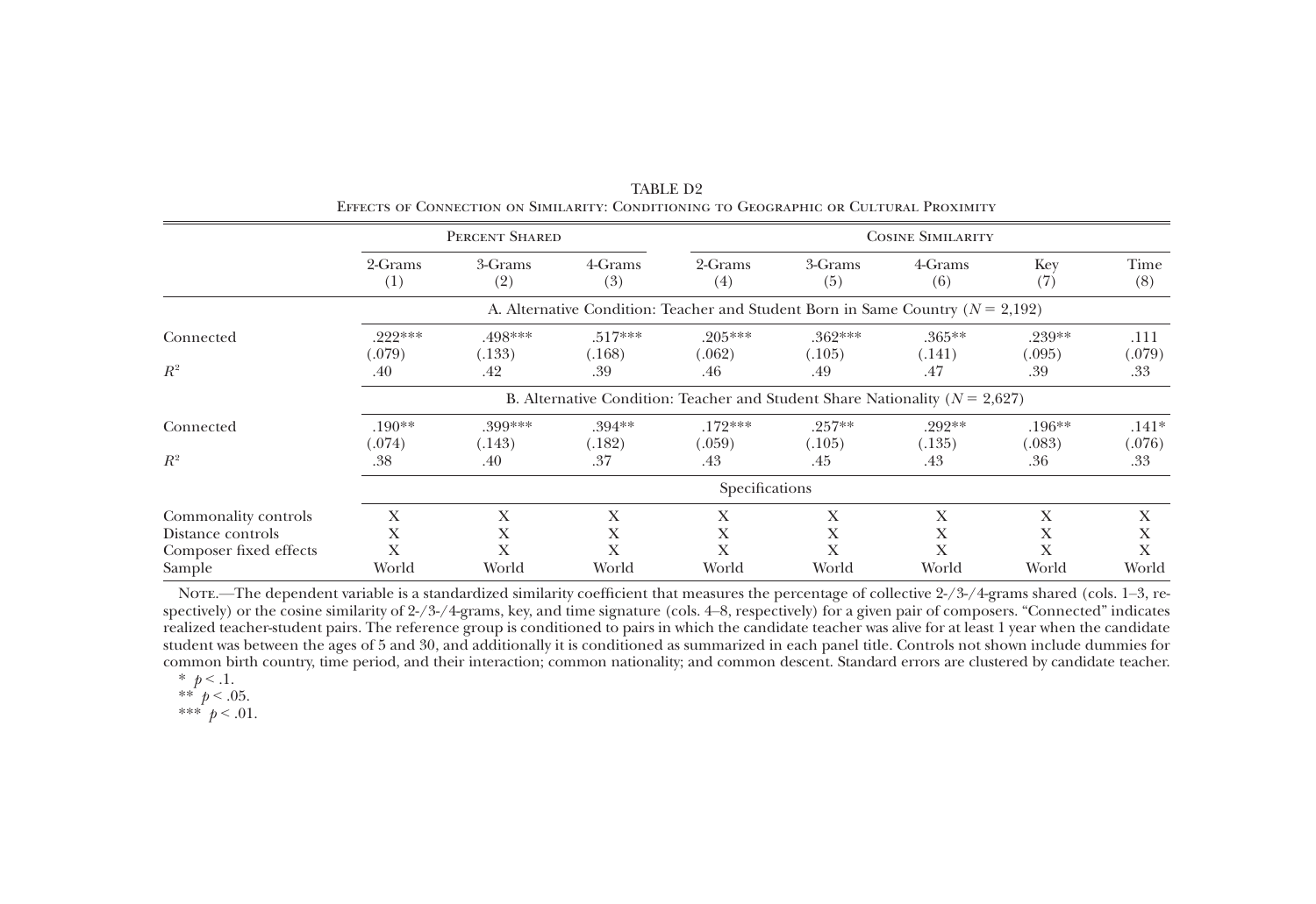TABLE D2

Effects of Connection on Similarity: Conditioning to Geographic or Cultural Proximity

| | Percent Shared | | | Cosine Similarity | | | | |
|---|---|---|---|---|---|---|---|---|
| | 2-Grams (1) | 3-Grams (2) | 4-Grams (3) | 2-Grams (4) | 3-Grams (5) | 4-Grams (6) | Key (7) | Time (8) |
| | A. Alternative Condition: Teacher and Student Born in Same Country ($N$ = 2,192) | | | | | | | |
| Connected | .222*** | .498*** | .517*** | .205*** | .362*** | .365** | .239** | .111 |
| | (.079) | (.133) | (.168) | (.062) | (.105) | (.141) | (.095) | (.079) |
| $R^2$ | .40 | .42 | .39 | .46 | .49 | .47 | .39 | .33 |
| | B. Alternative Condition: Teacher and Student Share Nationality ($N$ = 2,627) | | | | | | | |
| Connected | .190** | .399*** | .394** | .172*** | .257** | .292** | .196** | .141* |
| | (.074) | (.143) | (.182) | (.059) | (.105) | (.135) | (.083) | (.076) |
| $R^2$ | .38 | .40 | .37 | .43 | .45 | .43 | .36 | .33 |
| | Specifications | | | | | | | |
| Commonality controls | X | X | X | X | X | X | X | X |
| Distance controls | X | X | X | X | X | X | X | X |
| Composer fixed effects | X | X | X | X | X | X | X | X |
| Sample | World | World | World | World | World | World | World | World |

Note.—The dependent variable is a standardized similarity coefficient that measures the percentage of collective 2-/3-/4-grams shared (cols. 1–3, respectively) or the cosine similarity of 2-/3-/4-grams, key, and time signature (cols. 4–8, respectively) for a given pair of composers. "Connected" indicates realized teacher-student pairs. The reference group is conditioned to pairs in which the candidate teacher was alive for at least 1 year when the candidate student was between the ages of 5 and 30, and additionally it is conditioned as summarized in each panel title. Controls not shown include dummies for common birth country, time period, and their interaction; common nationality; and common descent. Standard errors are clustered by candidate teacher.

* $p < .1$.

** $p < .05$.

*** $p < .01$.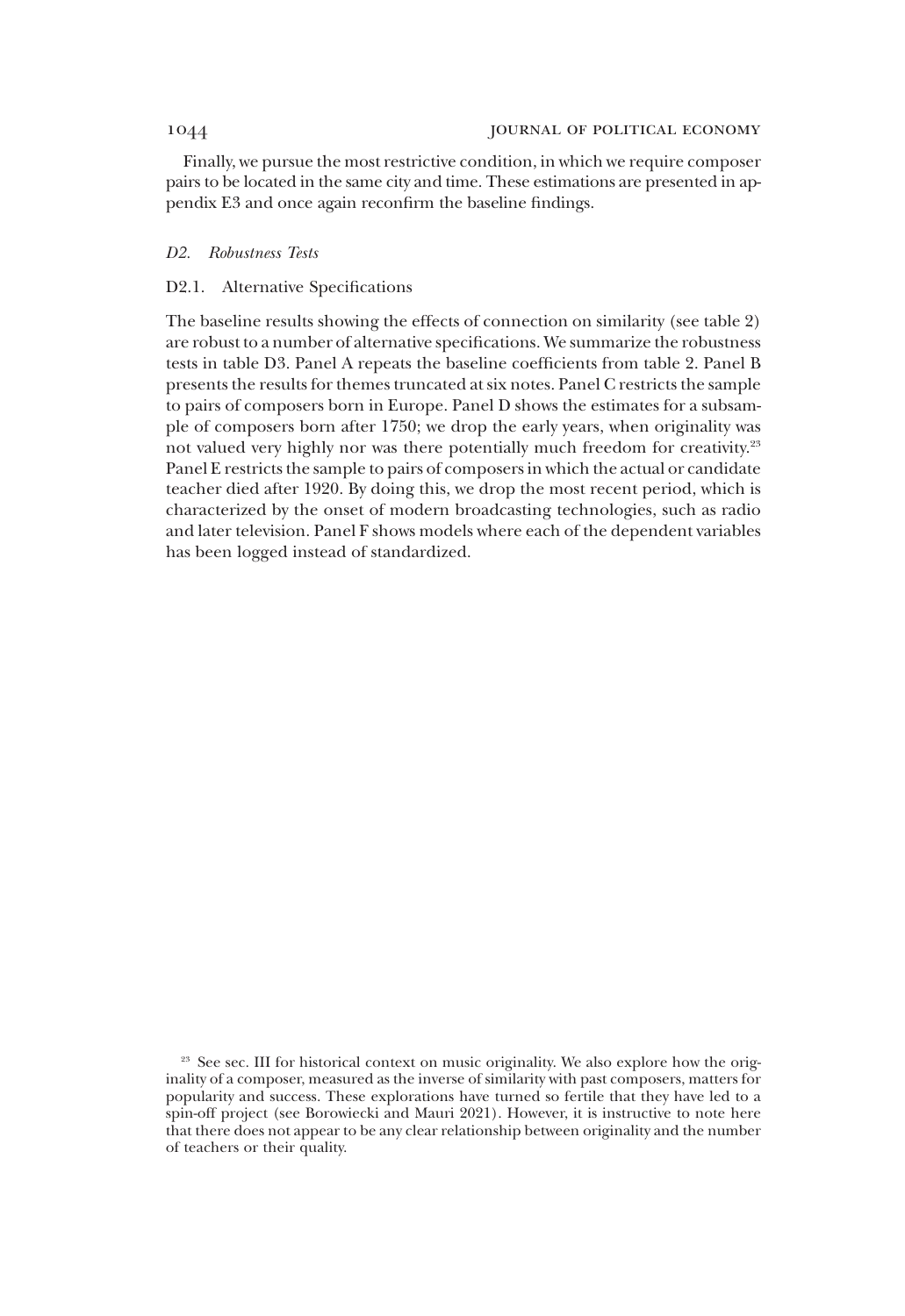Finally, we pursue the most restrictive condition, in which we require composer pairs to be located in the same city and time. These estimations are presented in appendix E3 and once again reconfirm the baseline findings.

### *D2. Robustness Tests*

#### D2.1. Alternative Specifications

The baseline results showing the effects of connection on similarity (see table 2) are robust to a number of alternative specifications. We summarize the robustness tests in table D3. Panel A repeats the baseline coefficients from table 2. Panel B presents the results for themes truncated at six notes. Panel C restricts the sample to pairs of composers born in Europe. Panel D shows the estimates for a subsample of composers born after 1750; we drop the early years, when originality was not valued very highly nor was there potentially much freedom for creativity.[23] Panel E restricts the sample to pairs of composers in which the actual or candidate teacher died after 1920. By doing this, we drop the most recent period, which is characterized by the onset of modern broadcasting technologies, such as radio and later television. Panel F shows models where each of the dependent variables has been logged instead of standardized.

[23] See sec. III for historical context on music originality. We also explore how the originality of a composer, measured as the inverse of similarity with past composers, matters for popularity and success. These explorations have turned so fertile that they have led to a spin-off project (see Borowiecki and Mauri 2021). However, it is instructive to note here that there does not appear to be any clear relationship between originality and the number of teachers or their quality.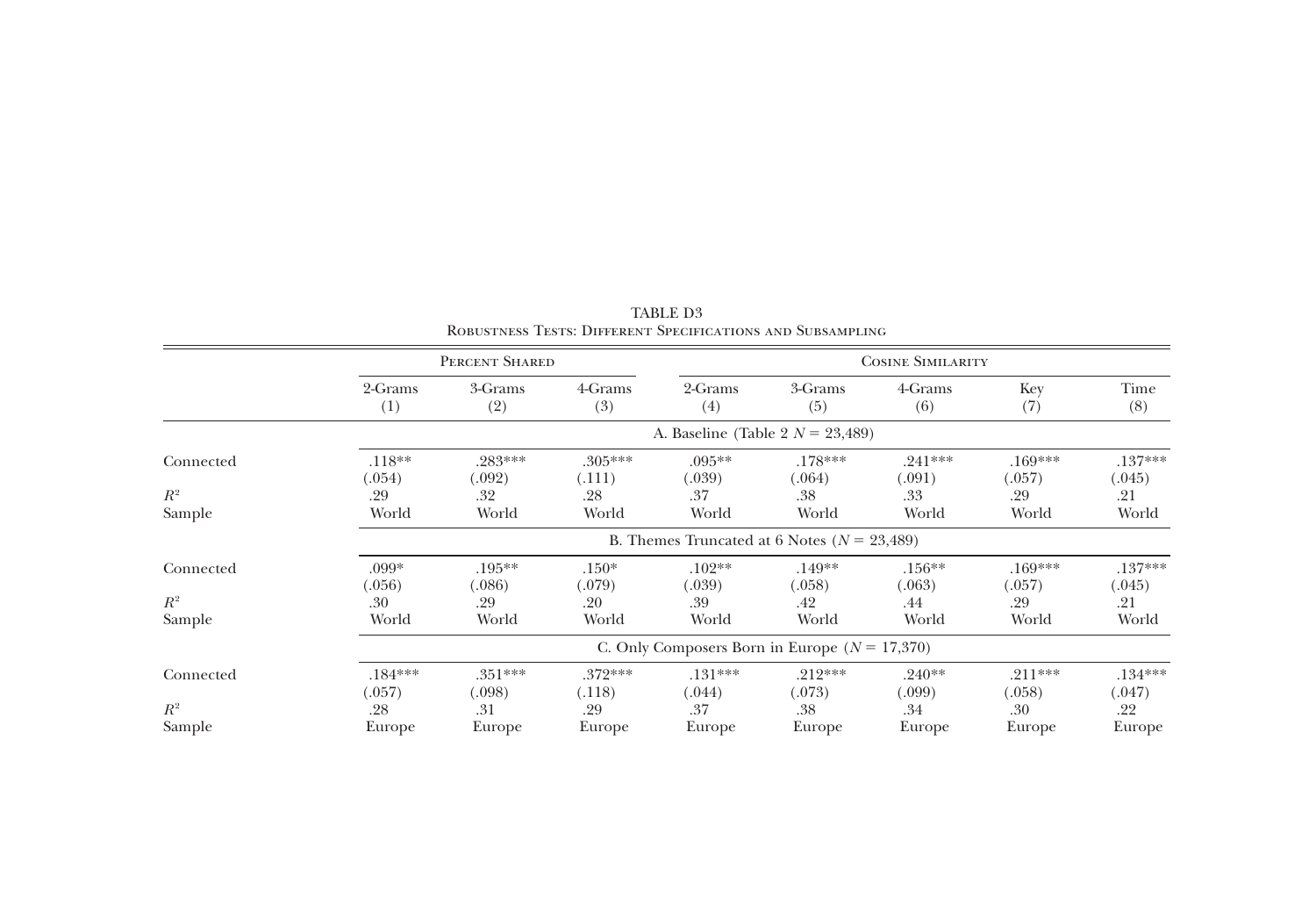TABLE D3

Robustness Tests: Different Specifications and Subsampling

| | Percent Shared | | | Cosine Similarity | | | | |
|---|---|---|---|---|---|---|---|---|
| | 2-Grams (1) | 3-Grams (2) | 4-Grams (3) | 2-Grams (4) | 3-Grams (5) | 4-Grams (6) | Key (7) | Time (8) |
| | A. Baseline (Table 2 $N = 23{,}489$) | | | | | | | |
| Connected | .118** | .283*** | .305*** | .095** | .178*** | .241*** | .169*** | .137*** |
| | (.054) | (.092) | (.111) | (.039) | (.064) | (.091) | (.057) | (.045) |
| $R^2$ | .29 | .32 | .28 | .37 | .38 | .33 | .29 | .21 |
| Sample | World | World | World | World | World | World | World | World |
| | B. Themes Truncated at 6 Notes ($N = 23{,}489$) | | | | | | | |
| Connected | .099* | .195** | .150* | .102** | .149** | .156** | .169*** | .137*** |
| | (.056) | (.086) | (.079) | (.039) | (.058) | (.063) | (.057) | (.045) |
| $R^2$ | .30 | .29 | .20 | .39 | .42 | .44 | .29 | .21 |
| Sample | World | World | World | World | World | World | World | World |
| | C. Only Composers Born in Europe ($N = 17{,}370$) | | | | | | | |
| Connected | .184*** | .351*** | .372*** | .131*** | .212*** | .240** | .211*** | .134*** |
| | (.057) | (.098) | (.118) | (.044) | (.073) | (.099) | (.058) | (.047) |
| $R^2$ | .28 | .31 | .29 | .37 | .38 | .34 | .30 | .22 |
| Sample | Europe | Europe | Europe | Europe | Europe | Europe | Europe | Europe |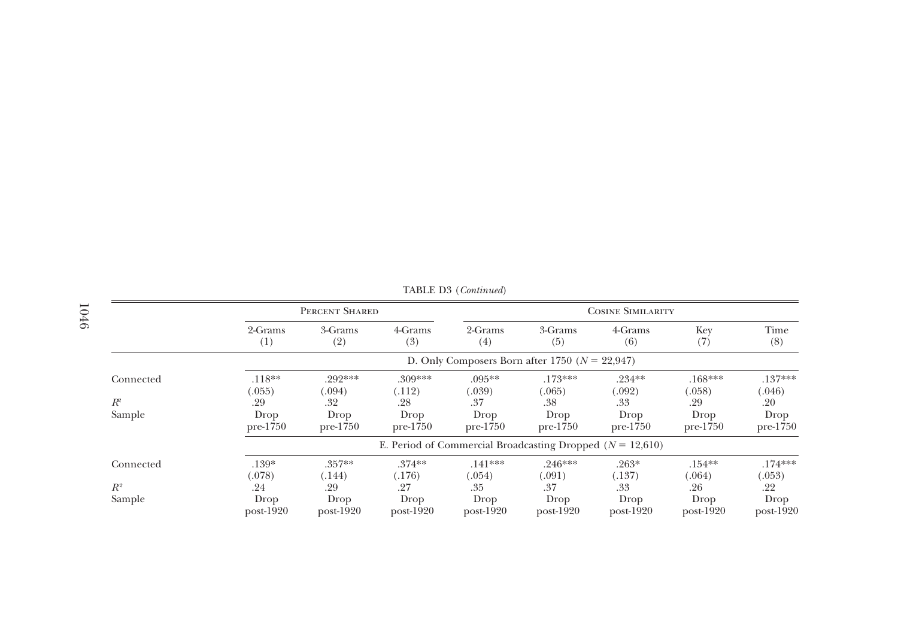TABLE D3 (*Continued*)

| | Percent Shared | | | Cosine Similarity | | | | |
|---|---|---|---|---|---|---|---|---|
| | 2-Grams (1) | 3-Grams (2) | 4-Grams (3) | 2-Grams (4) | 3-Grams (5) | 4-Grams (6) | Key (7) | Time (8) |
| | D. Only Composers Born after 1750 ($N$ = 22,947) | | | | | | | |
| Connected | .118** | .292*** | .309*** | .095** | .173*** | .234** | .168*** | .137*** |
| | (.055) | (.094) | (.112) | (.039) | (.065) | (.092) | (.058) | (.046) |
| $R^2$ | .29 | .32 | .28 | .37 | .38 | .33 | .29 | .20 |
| Sample | Drop pre-1750 | Drop pre-1750 | Drop pre-1750 | Drop pre-1750 | Drop pre-1750 | Drop pre-1750 | Drop pre-1750 | Drop pre-1750 |
| | E. Period of Commercial Broadcasting Dropped ($N$ = 12,610) | | | | | | | |
| Connected | .139* | .357** | .374** | .141*** | .246*** | .263* | .154** | .174*** |
| | (.078) | (.144) | (.176) | (.054) | (.091) | (.137) | (.064) | (.053) |
| $R^2$ | .24 | .29 | .27 | .35 | .37 | .33 | .26 | .22 |
| Sample | Drop post-1920 | Drop post-1920 | Drop post-1920 | Drop post-1920 | Drop post-1920 | Drop post-1920 | Drop post-1920 | Drop post-1920 |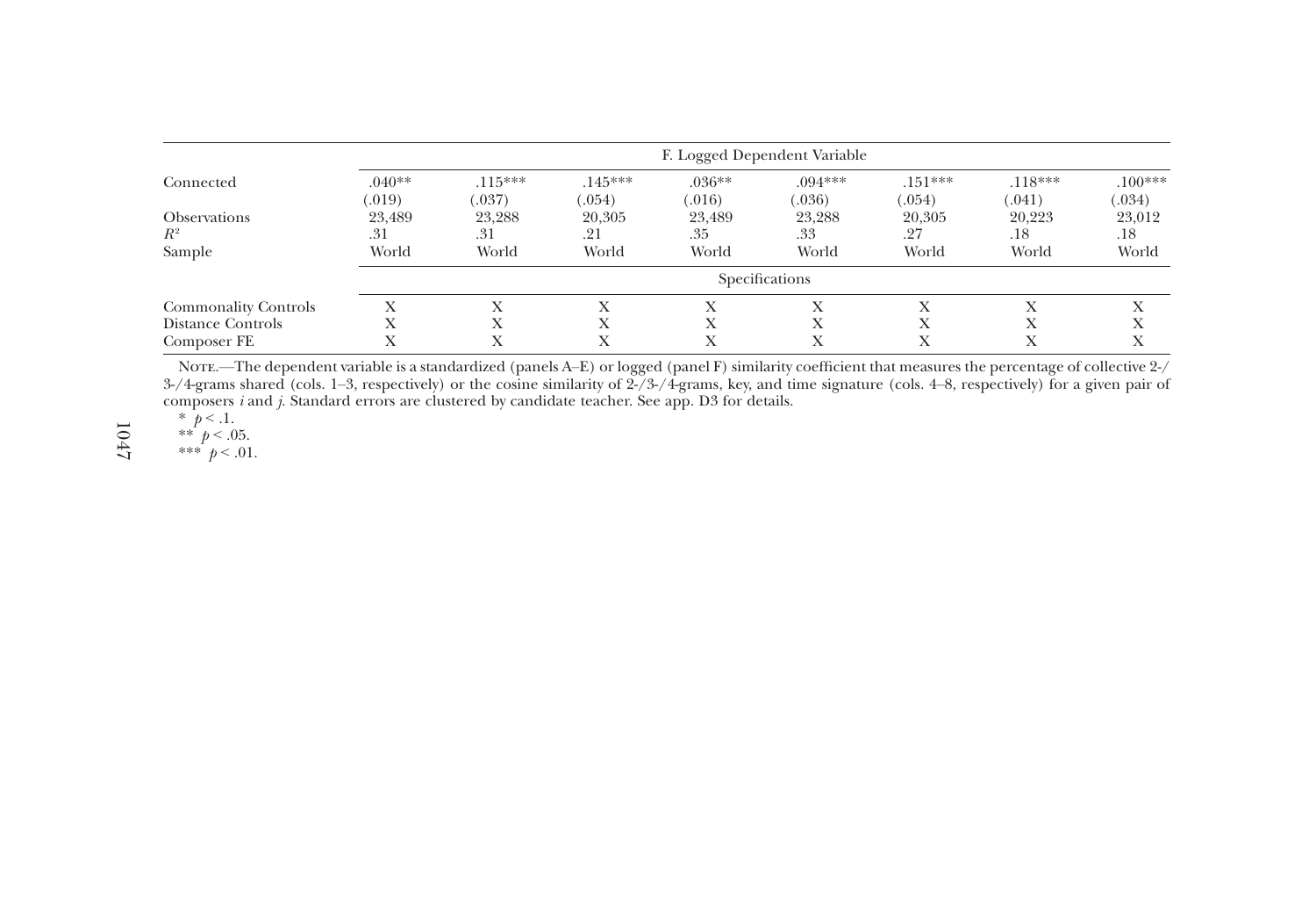| | F. Logged Dependent Variable | | | | | | | |
|---|---|---|---|---|---|---|---|---|
| Connected | .040** | .115*** | .145*** | .036** | .094*** | .151*** | .118*** | .100*** |
| | (.019) | (.037) | (.054) | (.016) | (.036) | (.054) | (.041) | (.034) |
| Observations | 23,489 | 23,288 | 20,305 | 23,489 | 23,288 | 20,305 | 20,223 | 23,012 |
| $R^2$ | .31 | .31 | .21 | .35 | .33 | .27 | .18 | .18 |
| Sample | World | World | World | World | World | World | World | World |
| | Specifications | | | | | | | |
| Commonality Controls | X | X | X | X | X | X | X | X |
| Distance Controls | X | X | X | X | X | X | X | X |
| Composer FE | X | X | X | X | X | X | X | X |

Note.—The dependent variable is a standardized (panels A–E) or logged (panel F) similarity coefficient that measures the percentage of collective 2-/3-/4-grams shared (cols. 1–3, respectively) or the cosine similarity of 2-/3-/4-grams, key, and time signature (cols. 4–8, respectively) for a given pair of composers $i$ and $j$. Standard errors are clustered by candidate teacher. See app. D3 for details.

* $p < .1$.

** $p < .05$.

*** $p < .01$.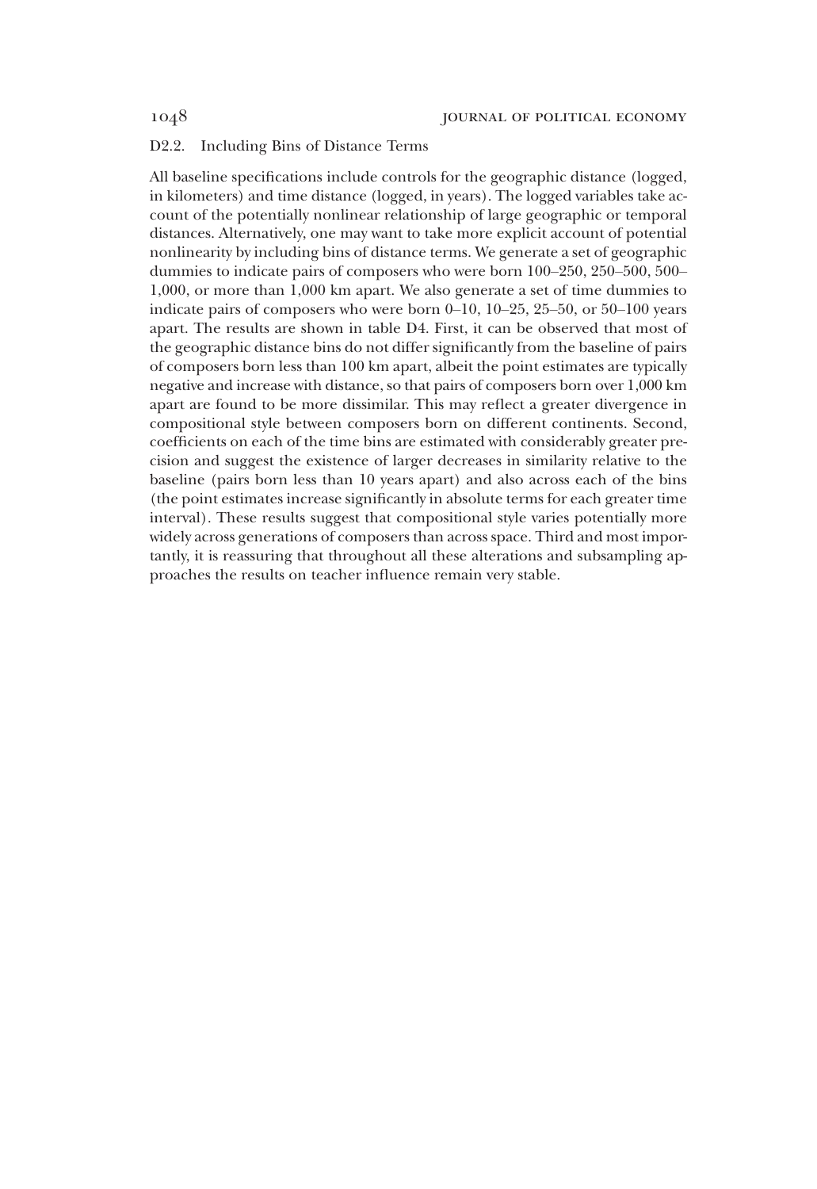### D2.2. Including Bins of Distance Terms

All baseline specifications include controls for the geographic distance (logged, in kilometers) and time distance (logged, in years). The logged variables take account of the potentially nonlinear relationship of large geographic or temporal distances. Alternatively, one may want to take more explicit account of potential nonlinearity by including bins of distance terms. We generate a set of geographic dummies to indicate pairs of composers who were born 100–250, 250–500, 500–1,000, or more than 1,000 km apart. We also generate a set of time dummies to indicate pairs of composers who were born 0–10, 10–25, 25–50, or 50–100 years apart. The results are shown in table D4. First, it can be observed that most of the geographic distance bins do not differ significantly from the baseline of pairs of composers born less than 100 km apart, albeit the point estimates are typically negative and increase with distance, so that pairs of composers born over 1,000 km apart are found to be more dissimilar. This may reflect a greater divergence in compositional style between composers born on different continents. Second, coefficients on each of the time bins are estimated with considerably greater precision and suggest the existence of larger decreases in similarity relative to the baseline (pairs born less than 10 years apart) and also across each of the bins (the point estimates increase significantly in absolute terms for each greater time interval). These results suggest that compositional style varies potentially more widely across generations of composers than across space. Third and most importantly, it is reassuring that throughout all these alterations and subsampling approaches the results on teacher influence remain very stable.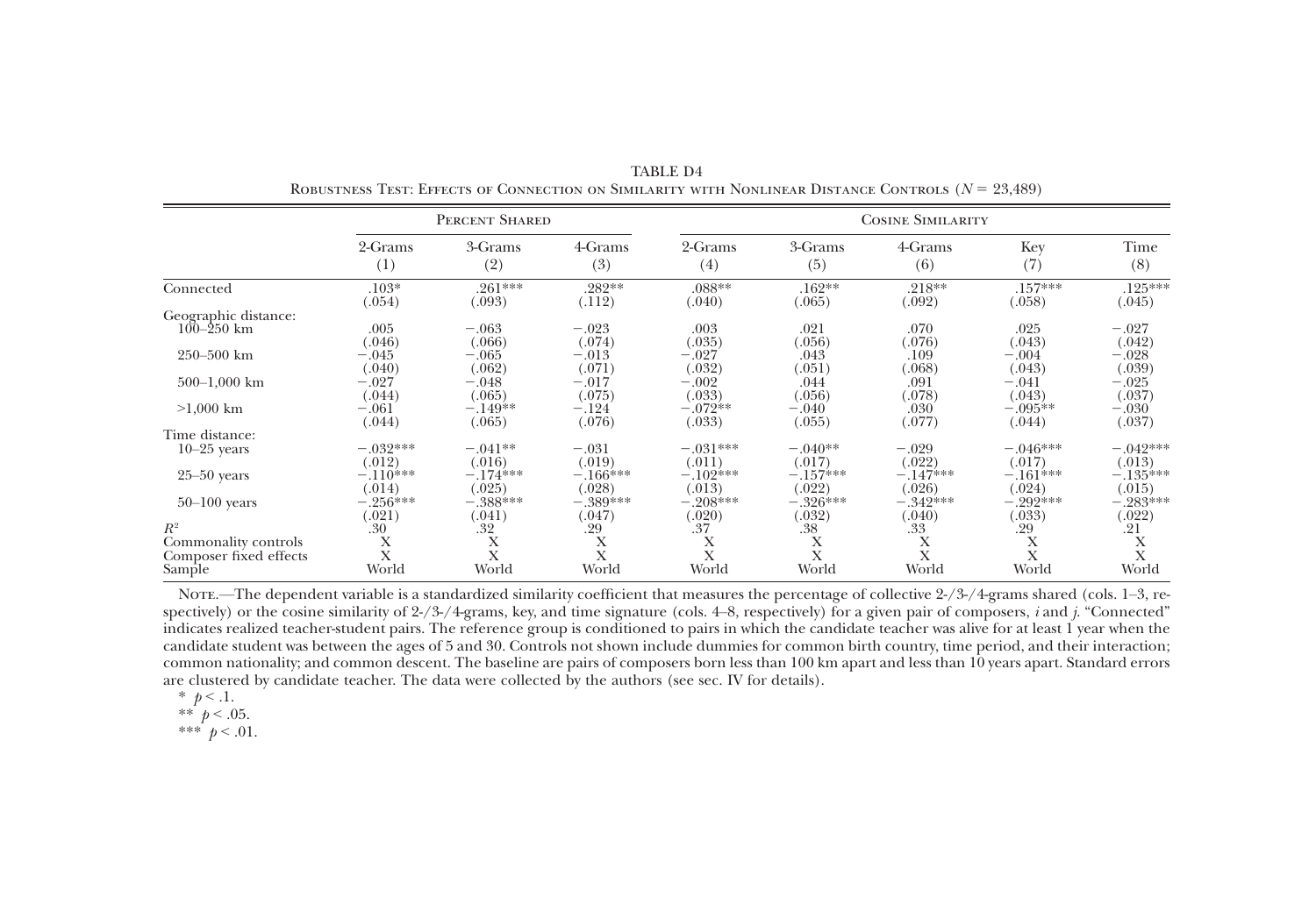TABLE D4

Robustness Test: Effects of Connection on Similarity with Nonlinear Distance Controls ($N$ = 23,489)

| | Percent Shared | | | Cosine Similarity | | | | |
|---|---|---|---|---|---|---|---|---|
| | 2-Grams (1) | 3-Grams (2) | 4-Grams (3) | 2-Grams (4) | 3-Grams (5) | 4-Grams (6) | Key (7) | Time (8) |
| Connected | .103* | .261*** | .282** | .088** | .162** | .218** | .157*** | .125*** |
| | (.054) | (.093) | (.112) | (.040) | (.065) | (.092) | (.058) | (.045) |
| Geographic distance: | | | | | | | | |
| 100–250 km | .005 | −.063 | −.023 | .003 | .021 | .070 | .025 | −.027 |
| | (.046) | (.066) | (.074) | (.035) | (.056) | (.076) | (.043) | (.042) |
| 250–500 km | −.045 | −.065 | −.013 | −.027 | .043 | .109 | −.004 | −.028 |
| | (.040) | (.062) | (.071) | (.032) | (.051) | (.068) | (.043) | (.039) |
| 500–1,000 km | −.027 | −.048 | −.017 | −.002 | .044 | .091 | −.041 | −.025 |
| | (.044) | (.065) | (.075) | (.033) | (.056) | (.078) | (.043) | (.037) |
| >1,000 km | −.061 | −.149** | −.124 | −.072** | −.040 | .030 | −.095** | −.030 |
| | (.044) | (.065) | (.076) | (.033) | (.055) | (.077) | (.044) | (.037) |
| Time distance: | | | | | | | | |
| 10–25 years | −.032*** | −.041** | −.031 | −.031*** | −.040** | −.029 | −.046*** | −.042*** |
| | (.012) | (.016) | (.019) | (.011) | (.017) | (.022) | (.017) | (.013) |
| 25–50 years | −.110*** | −.174*** | −.166*** | −.102*** | −.157*** | −.147*** | −.161*** | −.135*** |
| | (.014) | (.025) | (.028) | (.013) | (.022) | (.026) | (.024) | (.015) |
| 50–100 years | −.256*** | −.388*** | −.389*** | −.208*** | −.326*** | −.342*** | −.292*** | −.283*** |
| | (.021) | (.041) | (.047) | (.020) | (.032) | (.040) | (.033) | (.022) |
| $R^2$ | .30 | .32 | .29 | .37 | .38 | .33 | .29 | .21 |
| Commonality controls | X | X | X | X | X | X | X | X |
| Composer fixed effects | X | X | X | X | X | X | X | X |
| Sample | World | World | World | World | World | World | World | World |

Note.—The dependent variable is a standardized similarity coefficient that measures the percentage of collective 2-/3-/4-grams shared (cols. 1–3, respectively) or the cosine similarity of 2-/3-/4-grams, key, and time signature (cols. 4–8, respectively) for a given pair of composers, $i$ and $j$. "Connected" indicates realized teacher-student pairs. The reference group is conditioned to pairs in which the candidate teacher was alive for at least 1 year when the candidate student was between the ages of 5 and 30. Controls not shown include dummies for common birth country, time period, and their interaction; common nationality; and common descent. The baseline are pairs of composers born less than 100 km apart and less than 10 years apart. Standard errors are clustered by candidate teacher. The data were collected by the authors (see sec. IV for details).

\* $p < .1$.

\*\* $p < .05$.

\*\*\* $p < .01$.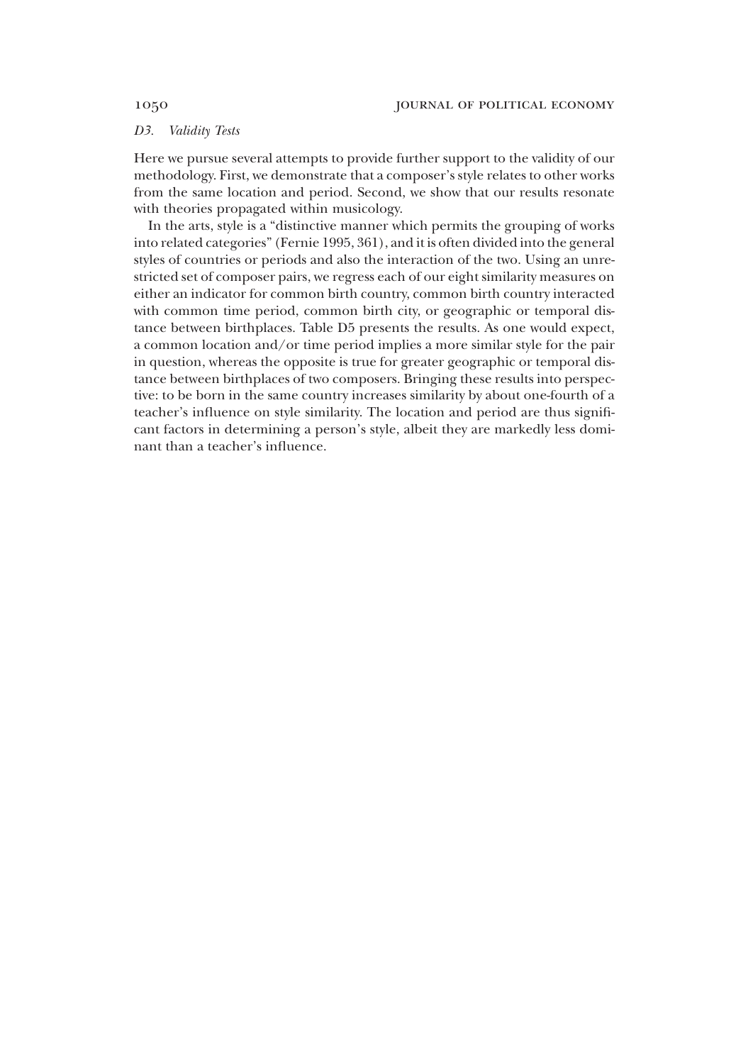### D3. *Validity Tests*

Here we pursue several attempts to provide further support to the validity of our methodology. First, we demonstrate that a composer's style relates to other works from the same location and period. Second, we show that our results resonate with theories propagated within musicology.

In the arts, style is a "distinctive manner which permits the grouping of works into related categories" (Fernie 1995, 361), and it is often divided into the general styles of countries or periods and also the interaction of the two. Using an unrestricted set of composer pairs, we regress each of our eight similarity measures on either an indicator for common birth country, common birth country interacted with common time period, common birth city, or geographic or temporal distance between birthplaces. Table D5 presents the results. As one would expect, a common location and/or time period implies a more similar style for the pair in question, whereas the opposite is true for greater geographic or temporal distance between birthplaces of two composers. Bringing these results into perspective: to be born in the same country increases similarity by about one-fourth of a teacher's influence on style similarity. The location and period are thus significant factors in determining a person's style, albeit they are markedly less dominant than a teacher's influence.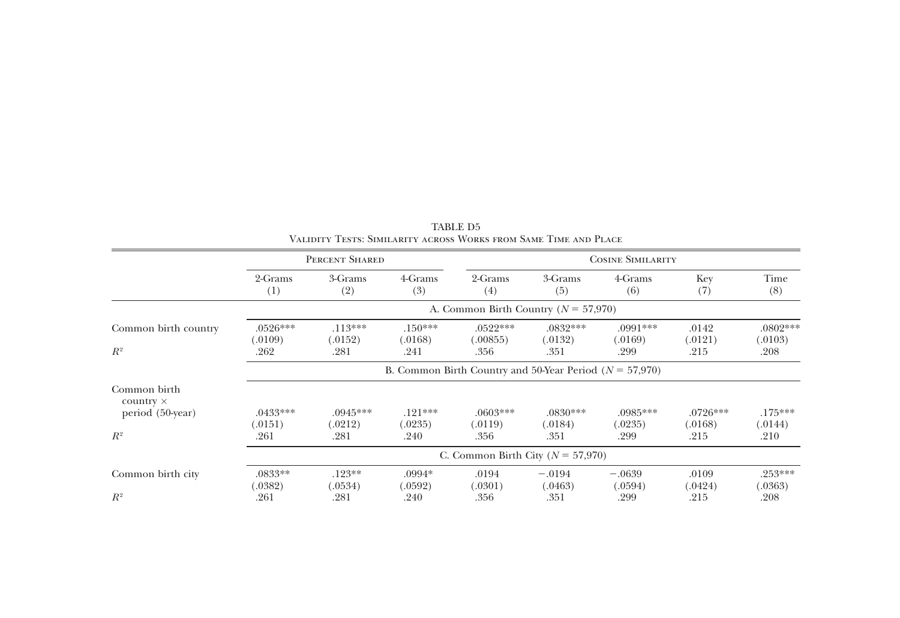TABLE D5

Validity Tests: Similarity across Works from Same Time and Place

| | Percent Shared | | | Cosine Similarity | | | | |
|---|---|---|---|---|---|---|---|---|
| | 2-Grams (1) | 3-Grams (2) | 4-Grams (3) | 2-Grams (4) | 3-Grams (5) | 4-Grams (6) | Key (7) | Time (8) |
| | A. Common Birth Country ($N = 57{,}970$) | | | | | | | |
| Common birth country | .0526*** | .113*** | .150*** | .0522*** | .0832*** | .0991*** | .0142 | .0802*** |
| | (.0109) | (.0152) | (.0168) | (.00855) | (.0132) | (.0169) | (.0121) | (.0103) |
| $R^2$ | .262 | .281 | .241 | .356 | .351 | .299 | .215 | .208 |
| | B. Common Birth Country and 50-Year Period ($N = 57{,}970$) | | | | | | | |
| Common birth country × period (50-year) | .0433*** | .0945*** | .121*** | .0603*** | .0830*** | .0985*** | .0726*** | .175*** |
| | (.0151) | (.0212) | (.0235) | (.0119) | (.0184) | (.0235) | (.0168) | (.0144) |
| $R^2$ | .261 | .281 | .240 | .356 | .351 | .299 | .215 | .210 |
| | C. Common Birth City ($N = 57{,}970$) | | | | | | | |
| Common birth city | .0833** | .123** | .0994* | .0194 | −.0194 | −.0639 | .0109 | .253*** |
| | (.0382) | (.0534) | (.0592) | (.0301) | (.0463) | (.0594) | (.0424) | (.0363) |
| $R^2$ | .261 | .281 | .240 | .356 | .351 | .299 | .215 | .208 |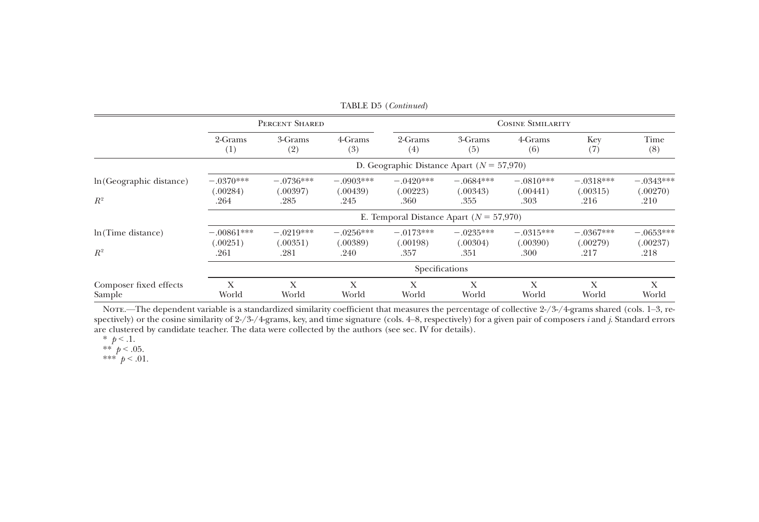TABLE D5 (*Continued*)

| | Percent Shared | | | Cosine Similarity | | | | |
|---|---|---|---|---|---|---|---|---|
| | 2-Grams (1) | 3-Grams (2) | 4-Grams (3) | 2-Grams (4) | 3-Grams (5) | 4-Grams (6) | Key (7) | Time (8) |
| | D. Geographic Distance Apart ($N = 57{,}970$) | | | | | | | |
| ln(Geographic distance) | −.0370*** | −.0736*** | −.0903*** | −.0420*** | −.0684*** | −.0810*** | −.0318*** | −.0343*** |
| | (.00284) | (.00397) | (.00439) | (.00223) | (.00343) | (.00441) | (.00315) | (.00270) |
| $R^2$ | .264 | .285 | .245 | .360 | .355 | .303 | .216 | .210 |
| | E. Temporal Distance Apart ($N = 57{,}970$) | | | | | | | |
| ln(Time distance) | −.00861*** | −.0219*** | −.0256*** | −.0173*** | −.0235*** | −.0315*** | −.0367*** | −.0653*** |
| | (.00251) | (.00351) | (.00389) | (.00198) | (.00304) | (.00390) | (.00279) | (.00237) |
| $R^2$ | .261 | .281 | .240 | .357 | .351 | .300 | .217 | .218 |
| | Specifications | | | | | | | |
| Composer fixed effects | X | X | X | X | X | X | X | X |
| Sample | World | World | World | World | World | World | World | World |

Note.—The dependent variable is a standardized similarity coefficient that measures the percentage of collective 2-/3-/4-grams shared (cols. 1–3, respectively) or the cosine similarity of 2-/3-/4-grams, key, and time signature (cols. 4–8, respectively) for a given pair of composers *i* and *j*. Standard errors are clustered by candidate teacher. The data were collected by the authors (see sec. IV for details).

* $p < .1$.
** $p < .05$.
*** $p < .01$.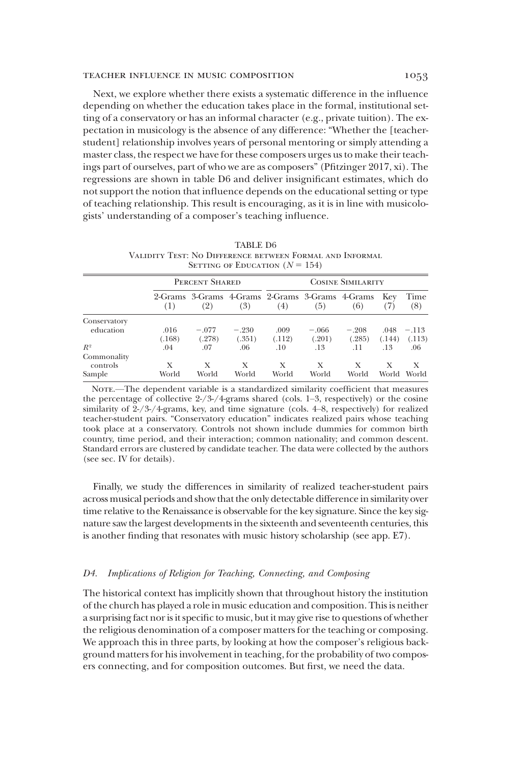Next, we explore whether there exists a systematic difference in the influence depending on whether the education takes place in the formal, institutional setting of a conservatory or has an informal character (e.g., private tuition). The expectation in musicology is the absence of any difference: "Whether the [teacher-student] relationship involves years of personal mentoring or simply attending a master class, the respect we have for these composers urges us to make their teachings part of ourselves, part of who we are as composers" (Pfitzinger 2017, xi). The regressions are shown in table D6 and deliver insignificant estimates, which do not support the notion that influence depends on the educational setting or type of teaching relationship. This result is encouraging, as it is in line with musicologists' understanding of a composer's teaching influence.

TABLE D6
Validity Test: No Difference between Formal and Informal Setting of Education ($N = 154$)

| | Percent Shared | | | Cosine Similarity | | | | |
|---|---|---|---|---|---|---|---|---|
| | 2-Grams (1) | 3-Grams (2) | 4-Grams (3) | 2-Grams (4) | 3-Grams (5) | 4-Grams (6) | Key (7) | Time (8) |
| Conservatory education | .016 | −.077 | −.230 | .009 | −.066 | −.208 | .048 | −.113 |
| | (.168) | (.278) | (.351) | (.112) | (.201) | (.285) | (.144) | (.113) |
| $R^2$ | .04 | .07 | .06 | .10 | .13 | .11 | .13 | .06 |
| Commonality controls | X | X | X | X | X | X | X | X |
| Sample | World | World | World | World | World | World | World | World |

Note.—The dependent variable is a standardized similarity coefficient that measures the percentage of collective 2-/3-/4-grams shared (cols. 1–3, respectively) or the cosine similarity of 2-/3-/4-grams, key, and time signature (cols. 4–8, respectively) for realized teacher-student pairs. "Conservatory education" indicates realized pairs whose teaching took place at a conservatory. Controls not shown include dummies for common birth country, time period, and their interaction; common nationality; and common descent. Standard errors are clustered by candidate teacher. The data were collected by the authors (see sec. IV for details).

Finally, we study the differences in similarity of realized teacher-student pairs across musical periods and show that the only detectable difference in similarity over time relative to the Renaissance is observable for the key signature. Since the key signature saw the largest developments in the sixteenth and seventeenth centuries, this is another finding that resonates with music history scholarship (see app. E7).

### *D4. Implications of Religion for Teaching, Connecting, and Composing*

The historical context has implicitly shown that throughout history the institution of the church has played a role in music education and composition. This is neither a surprising fact nor is it specific to music, but it may give rise to questions of whether the religious denomination of a composer matters for the teaching or composing. We approach this in three parts, by looking at how the composer's religious background matters for his involvement in teaching, for the probability of two composers connecting, and for composition outcomes. But first, we need the data.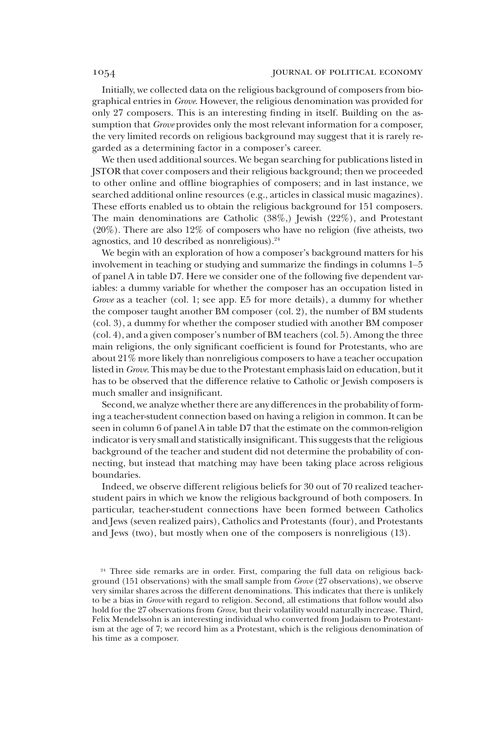Initially, we collected data on the religious background of composers from biographical entries in *Grove*. However, the religious denomination was provided for only 27 composers. This is an interesting finding in itself. Building on the assumption that *Grove* provides only the most relevant information for a composer, the very limited records on religious background may suggest that it is rarely regarded as a determining factor in a composer's career.

We then used additional sources. We began searching for publications listed in JSTOR that cover composers and their religious background; then we proceeded to other online and offline biographies of composers; and in last instance, we searched additional online resources (e.g., articles in classical music magazines). These efforts enabled us to obtain the religious background for 151 composers. The main denominations are Catholic (38%,) Jewish (22%), and Protestant (20%). There are also 12% of composers who have no religion (five atheists, two agnostics, and 10 described as nonreligious).[24]

We begin with an exploration of how a composer's background matters for his involvement in teaching or studying and summarize the findings in columns 1–5 of panel A in table D7. Here we consider one of the following five dependent variables: a dummy variable for whether the composer has an occupation listed in *Grove* as a teacher (col. 1; see app. E5 for more details), a dummy for whether the composer taught another BM composer (col. 2), the number of BM students (col. 3), a dummy for whether the composer studied with another BM composer (col. 4), and a given composer's number of BM teachers (col. 5). Among the three main religions, the only significant coefficient is found for Protestants, who are about 21% more likely than nonreligious composers to have a teacher occupation listed in *Grove*. This may be due to the Protestant emphasis laid on education, but it has to be observed that the difference relative to Catholic or Jewish composers is much smaller and insignificant.

Second, we analyze whether there are any differences in the probability of forming a teacher-student connection based on having a religion in common. It can be seen in column 6 of panel A in table D7 that the estimate on the common-religion indicator is very small and statistically insignificant. This suggests that the religious background of the teacher and student did not determine the probability of connecting, but instead that matching may have been taking place across religious boundaries.

Indeed, we observe different religious beliefs for 30 out of 70 realized teacher-student pairs in which we know the religious background of both composers. In particular, teacher-student connections have been formed between Catholics and Jews (seven realized pairs), Catholics and Protestants (four), and Protestants and Jews (two), but mostly when one of the composers is nonreligious (13).

[24] Three side remarks are in order. First, comparing the full data on religious background (151 observations) with the small sample from *Grove* (27 observations), we observe very similar shares across the different denominations. This indicates that there is unlikely to be a bias in *Grove* with regard to religion. Second, all estimations that follow would also hold for the 27 observations from *Grove*, but their volatility would naturally increase. Third, Felix Mendelssohn is an interesting individual who converted from Judaism to Protestantism at the age of 7; we record him as a Protestant, which is the religious denomination of his time as a composer.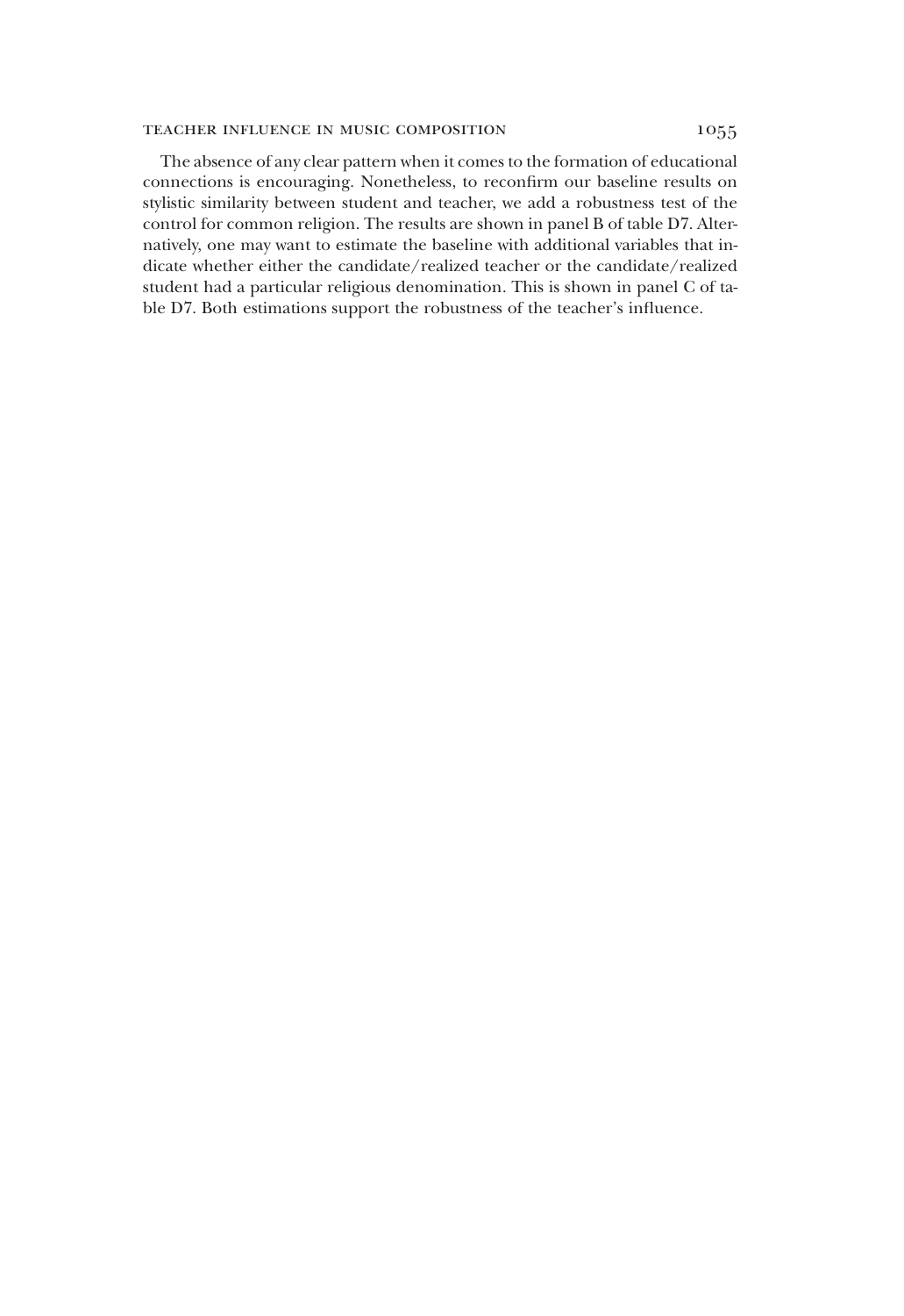The absence of any clear pattern when it comes to the formation of educational connections is encouraging. Nonetheless, to reconfirm our baseline results on stylistic similarity between student and teacher, we add a robustness test of the control for common religion. The results are shown in panel B of table D7. Alternatively, one may want to estimate the baseline with additional variables that indicate whether either the candidate/realized teacher or the candidate/realized student had a particular religious denomination. This is shown in panel C of table D7. Both estimations support the robustness of the teacher's influence.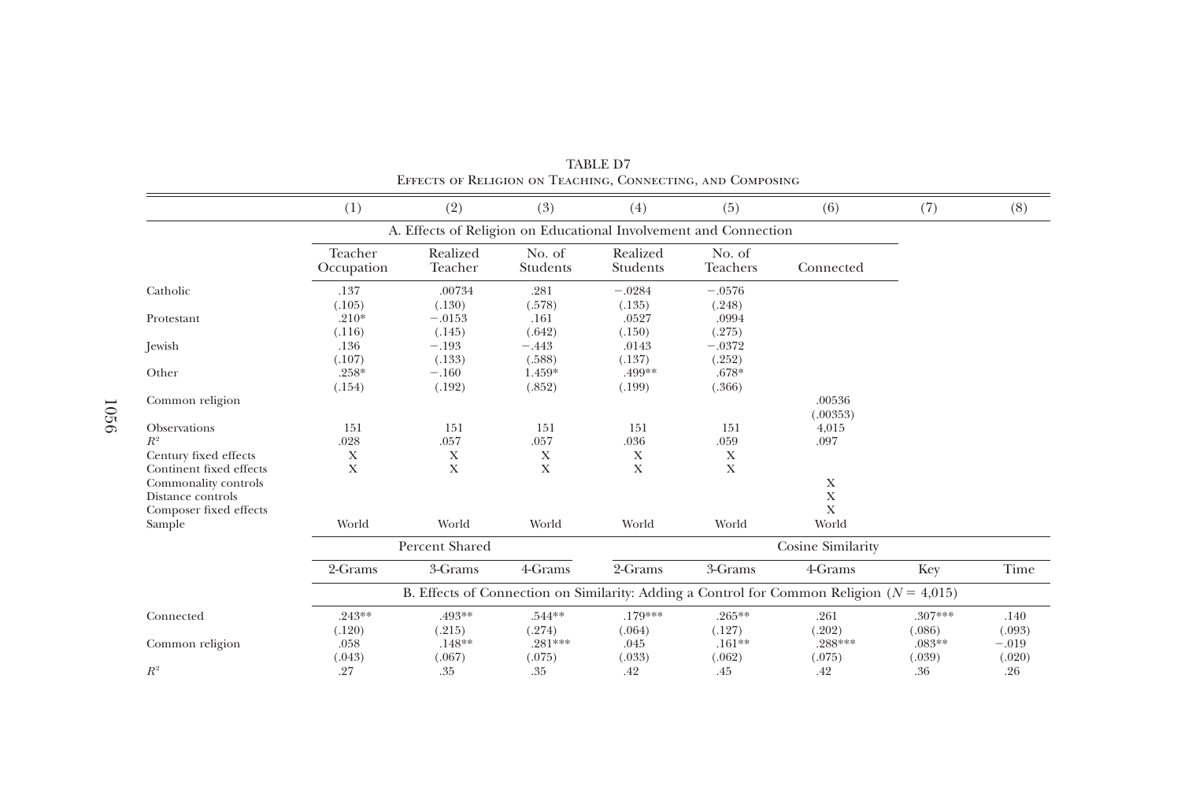TABLE D7

Effects of Religion on Teaching, Connecting, and Composing

| | (1) | (2) | (3) | (4) | (5) | (6) | (7) | (8) |
|---|---|---|---|---|---|---|---|---|
| | A. Effects of Religion on Educational Involvement and Connection | | | | | | | |
| | Teacher Occupation | Realized Teacher | No. of Students | Realized Students | No. of Teachers | Connected | | |
| Catholic | .137 | .00734 | .281 | −.0284 | −.0576 | | | |
| | (.105) | (.130) | (.578) | (.135) | (.248) | | | |
| Protestant | .210* | −.0153 | .161 | .0527 | .0994 | | | |
| | (.116) | (.145) | (.642) | (.150) | (.275) | | | |
| Jewish | .136 | −.193 | −.443 | .0143 | −.0372 | | | |
| | (.107) | (.133) | (.588) | (.137) | (.252) | | | |
| Other | .258* | −.160 | 1.459* | .499** | .678* | | | |
| | (.154) | (.192) | (.852) | (.199) | (.366) | | | |
| Common religion | | | | | | .00536 | | |
| | | | | | | (.00353) | | |
| Observations | 151 | 151 | 151 | 151 | 151 | 4,015 | | |
| $R^2$ | .028 | .057 | .057 | .036 | .059 | .097 | | |
| Century fixed effects | X | X | X | X | X | | | |
| Continent fixed effects | X | X | X | X | X | | | |
| Commonality controls | | | | | | X | | |
| Distance controls | | | | | | X | | |
| Composer fixed effects | | | | | | X | | |
| Sample | World | World | World | World | World | World | | |
| | Percent Shared | | | Cosine Similarity | | | | |
| | 2-Grams | 3-Grams | 4-Grams | 2-Grams | 3-Grams | 4-Grams | Key | Time |
| | B. Effects of Connection on Similarity: Adding a Control for Common Religion ($N$ = 4,015) | | | | | | | |
| Connected | .243** | .493** | .544** | .179*** | .265** | .261 | .307*** | .140 |
| | (.120) | (.215) | (.274) | (.064) | (.127) | (.202) | (.086) | (.093) |
| Common religion | .058 | .148** | .281*** | .045 | .161** | .288*** | .083** | −.019 |
| | (.043) | (.067) | (.075) | (.033) | (.062) | (.075) | (.039) | (.020) |
| $R^2$ | .27 | .35 | .35 | .42 | .45 | .42 | .36 | .26 |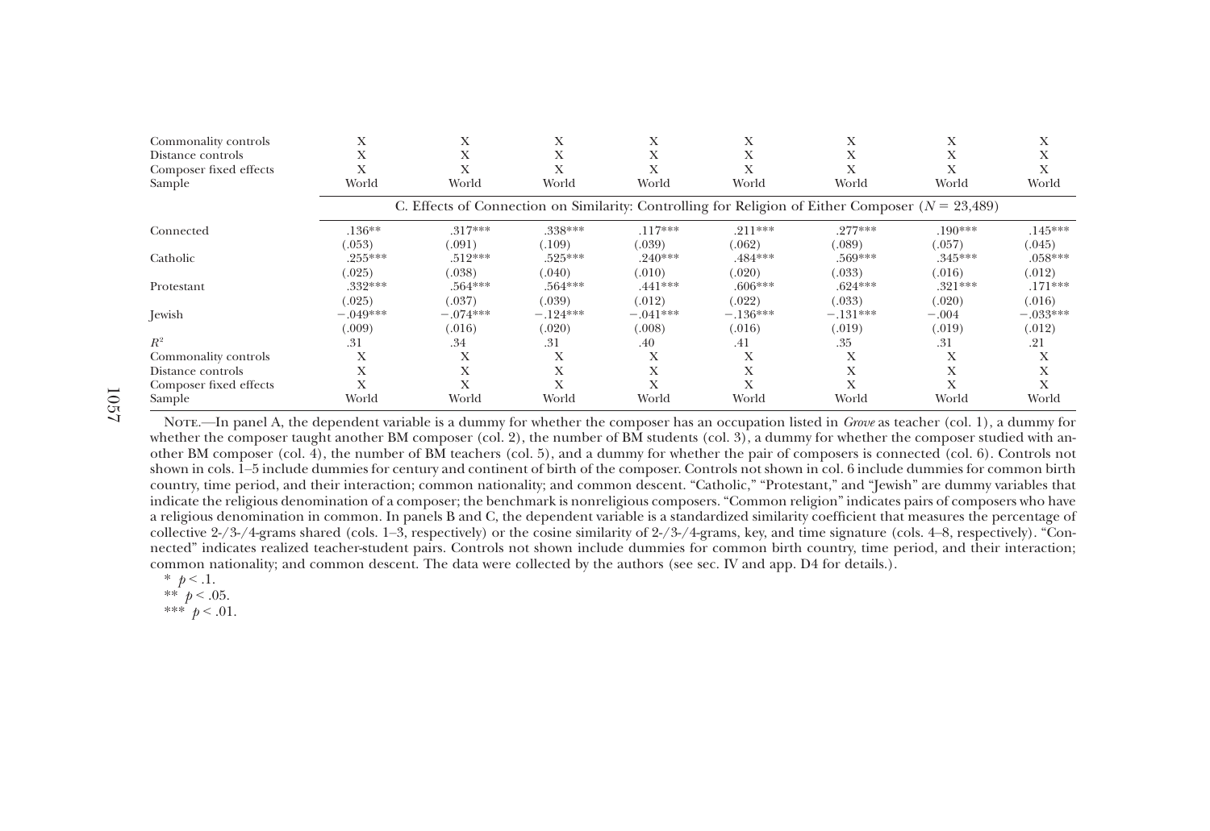| | (1) | (2) | (3) | (4) | (5) | (6) | (7) | (8) |
|---|---|---|---|---|---|---|---|---|
| Commonality controls | X | X | X | X | X | X | X | X |
| Distance controls | X | X | X | X | X | X | X | X |
| Composer fixed effects | X | X | X | X | X | X | X | X |
| Sample | World | World | World | World | World | World | World | World |
| | C. Effects of Connection on Similarity: Controlling for Religion of Either Composer ($N = 23{,}489$) | | | | | | | |
| Connected | .136** | .317*** | .338*** | .117*** | .211*** | .277*** | .190*** | .145*** |
| | (.053) | (.091) | (.109) | (.039) | (.062) | (.089) | (.057) | (.045) |
| Catholic | .255*** | .512*** | .525*** | .240*** | .484*** | .569*** | .345*** | .058*** |
| | (.025) | (.038) | (.040) | (.010) | (.020) | (.033) | (.016) | (.012) |
| Protestant | .332*** | .564*** | .564*** | .441*** | .606*** | .624*** | .321*** | .171*** |
| | (.025) | (.037) | (.039) | (.012) | (.022) | (.033) | (.020) | (.016) |
| Jewish | −.049*** | −.074*** | −.124*** | −.041*** | −.136*** | −.131*** | −.004 | −.033*** |
| | (.009) | (.016) | (.020) | (.008) | (.016) | (.019) | (.019) | (.012) |
| $R^2$ | .31 | .34 | .31 | .40 | .41 | .35 | .31 | .21 |
| Commonality controls | X | X | X | X | X | X | X | X |
| Distance controls | X | X | X | X | X | X | X | X |
| Composer fixed effects | X | X | X | X | X | X | X | X |
| Sample | World | World | World | World | World | World | World | World |

Note.—In panel A, the dependent variable is a dummy for whether the composer has an occupation listed in *Grove* as teacher (col. 1), a dummy for whether the composer taught another BM composer (col. 2), the number of BM students (col. 3), a dummy for whether the composer studied with another BM composer (col. 4), the number of BM teachers (col. 5), and a dummy for whether the pair of composers is connected (col. 6). Controls not shown in cols. 1–5 include dummies for century and continent of birth of the composer. Controls not shown in col. 6 include dummies for common birth country, time period, and their interaction; common nationality; and common descent. "Catholic," "Protestant," and "Jewish" are dummy variables that indicate the religious denomination of a composer; the benchmark is nonreligious composers. "Common religion" indicates pairs of composers who have a religious denomination in common. In panels B and C, the dependent variable is a standardized similarity coefficient that measures the percentage of collective 2-/3-/4-grams shared (cols. 1–3, respectively) or the cosine similarity of 2-/3-/4-grams, key, and time signature (cols. 4–8, respectively). "Connected" indicates realized teacher-student pairs. Controls not shown include dummies for common birth country, time period, and their interaction; common nationality; and common descent. The data were collected by the authors (see sec. IV and app. D4 for details.).

\* $p < .1$.
\*\* $p < .05$.
\*\*\* $p < .01$.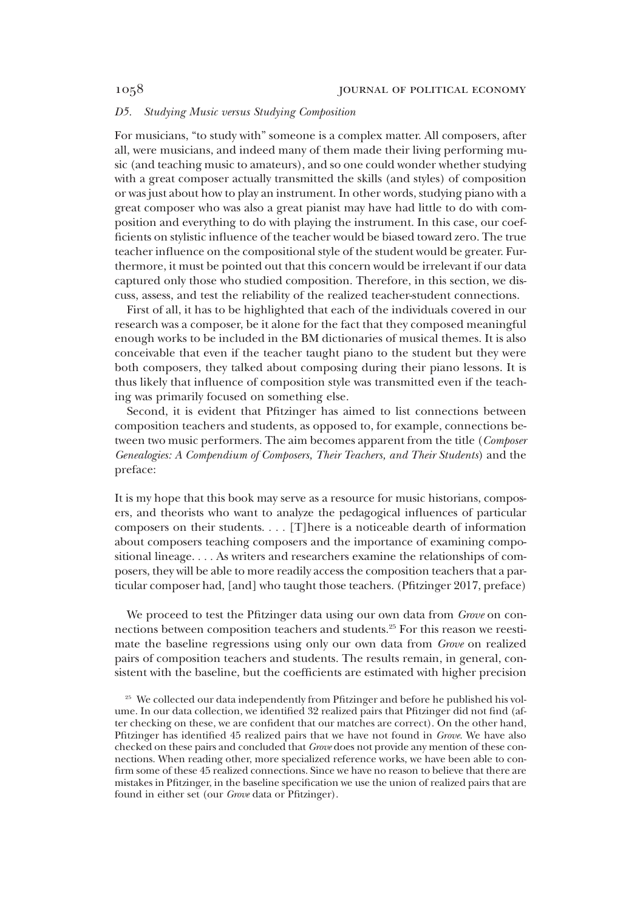### D5. Studying Music versus Studying Composition

For musicians, "to study with" someone is a complex matter. All composers, after all, were musicians, and indeed many of them made their living performing music (and teaching music to amateurs), and so one could wonder whether studying with a great composer actually transmitted the skills (and styles) of composition or was just about how to play an instrument. In other words, studying piano with a great composer who was also a great pianist may have had little to do with composition and everything to do with playing the instrument. In this case, our coefficients on stylistic influence of the teacher would be biased toward zero. The true teacher influence on the compositional style of the student would be greater. Furthermore, it must be pointed out that this concern would be irrelevant if our data captured only those who studied composition. Therefore, in this section, we discuss, assess, and test the reliability of the realized teacher-student connections.

First of all, it has to be highlighted that each of the individuals covered in our research was a composer, be it alone for the fact that they composed meaningful enough works to be included in the BM dictionaries of musical themes. It is also conceivable that even if the teacher taught piano to the student but they were both composers, they talked about composing during their piano lessons. It is thus likely that influence of composition style was transmitted even if the teaching was primarily focused on something else.

Second, it is evident that Pfitzinger has aimed to list connections between composition teachers and students, as opposed to, for example, connections between two music performers. The aim becomes apparent from the title (*Composer Genealogies: A Compendium of Composers, Their Teachers, and Their Students*) and the preface:

It is my hope that this book may serve as a resource for music historians, composers, and theorists who want to analyze the pedagogical influences of particular composers on their students. . . . [T]here is a noticeable dearth of information about composers teaching composers and the importance of examining compositional lineage. . . . As writers and researchers examine the relationships of composers, they will be able to more readily access the composition teachers that a particular composer had, [and] who taught those teachers. (Pfitzinger 2017, preface)

We proceed to test the Pfitzinger data using our own data from *Grove* on connections between composition teachers and students.[25] For this reason we reestimate the baseline regressions using only our own data from *Grove* on realized pairs of composition teachers and students. The results remain, in general, consistent with the baseline, but the coefficients are estimated with higher precision

[25] We collected our data independently from Pfitzinger and before he published his volume. In our data collection, we identified 32 realized pairs that Pfitzinger did not find (after checking on these, we are confident that our matches are correct). On the other hand, Pfitzinger has identified 45 realized pairs that we have not found in *Grove*. We have also checked on these pairs and concluded that *Grove* does not provide any mention of these connections. When reading other, more specialized reference works, we have been able to confirm some of these 45 realized connections. Since we have no reason to believe that there are mistakes in Pfitzinger, in the baseline specification we use the union of realized pairs that are found in either set (our *Grove* data or Pfitzinger).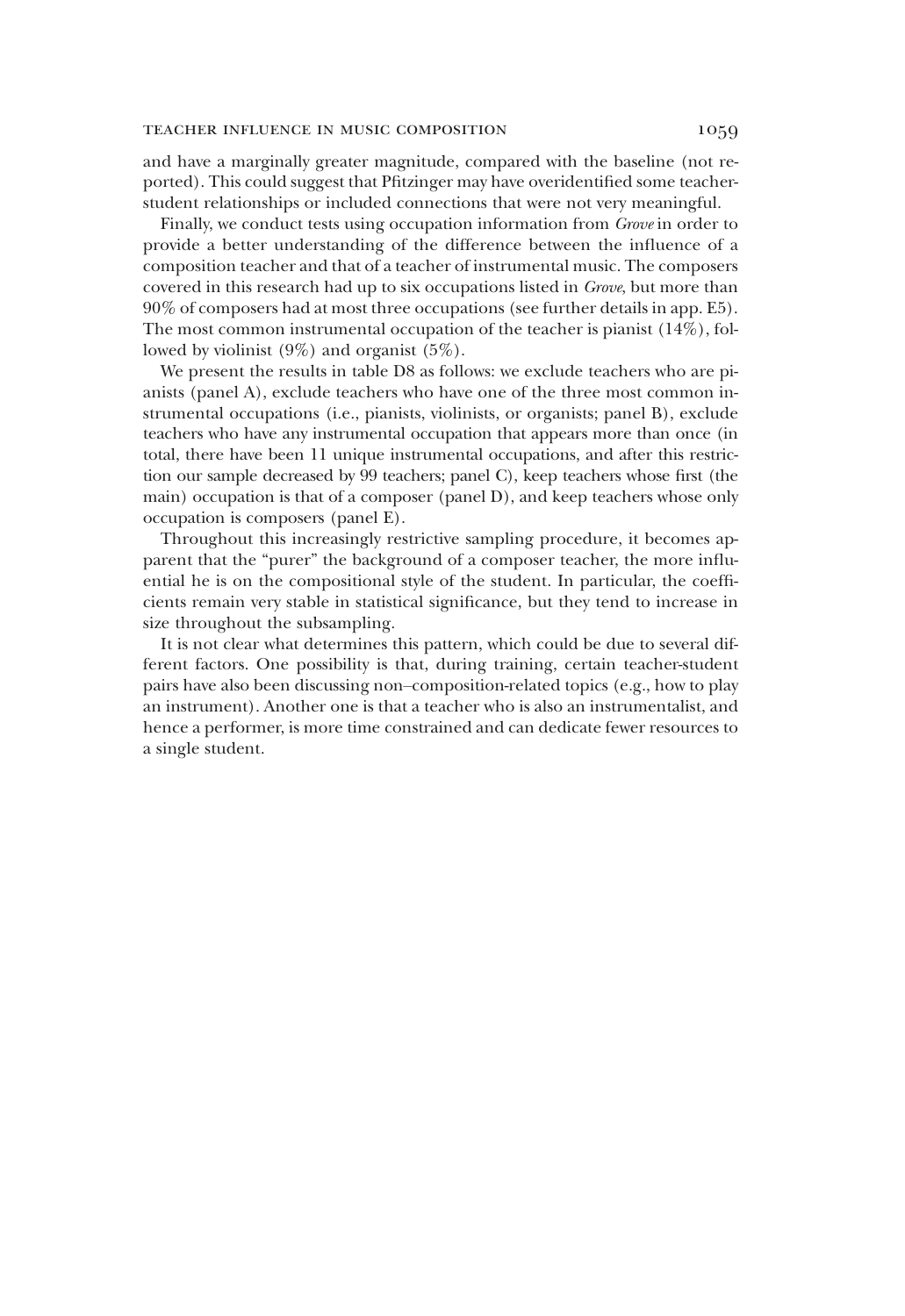and have a marginally greater magnitude, compared with the baseline (not reported). This could suggest that Pfitzinger may have overidentified some teacher-student relationships or included connections that were not very meaningful.

Finally, we conduct tests using occupation information from *Grove* in order to provide a better understanding of the difference between the influence of a composition teacher and that of a teacher of instrumental music. The composers covered in this research had up to six occupations listed in *Grove*, but more than 90% of composers had at most three occupations (see further details in app. E5). The most common instrumental occupation of the teacher is pianist (14%), followed by violinist (9%) and organist (5%).

We present the results in table D8 as follows: we exclude teachers who are pianists (panel A), exclude teachers who have one of the three most common instrumental occupations (i.e., pianists, violinists, or organists; panel B), exclude teachers who have any instrumental occupation that appears more than once (in total, there have been 11 unique instrumental occupations, and after this restriction our sample decreased by 99 teachers; panel C), keep teachers whose first (the main) occupation is that of a composer (panel D), and keep teachers whose only occupation is composers (panel E).

Throughout this increasingly restrictive sampling procedure, it becomes apparent that the "purer" the background of a composer teacher, the more influential he is on the compositional style of the student. In particular, the coefficients remain very stable in statistical significance, but they tend to increase in size throughout the subsampling.

It is not clear what determines this pattern, which could be due to several different factors. One possibility is that, during training, certain teacher-student pairs have also been discussing non–composition-related topics (e.g., how to play an instrument). Another one is that a teacher who is also an instrumentalist, and hence a performer, is more time constrained and can dedicate fewer resources to a single student.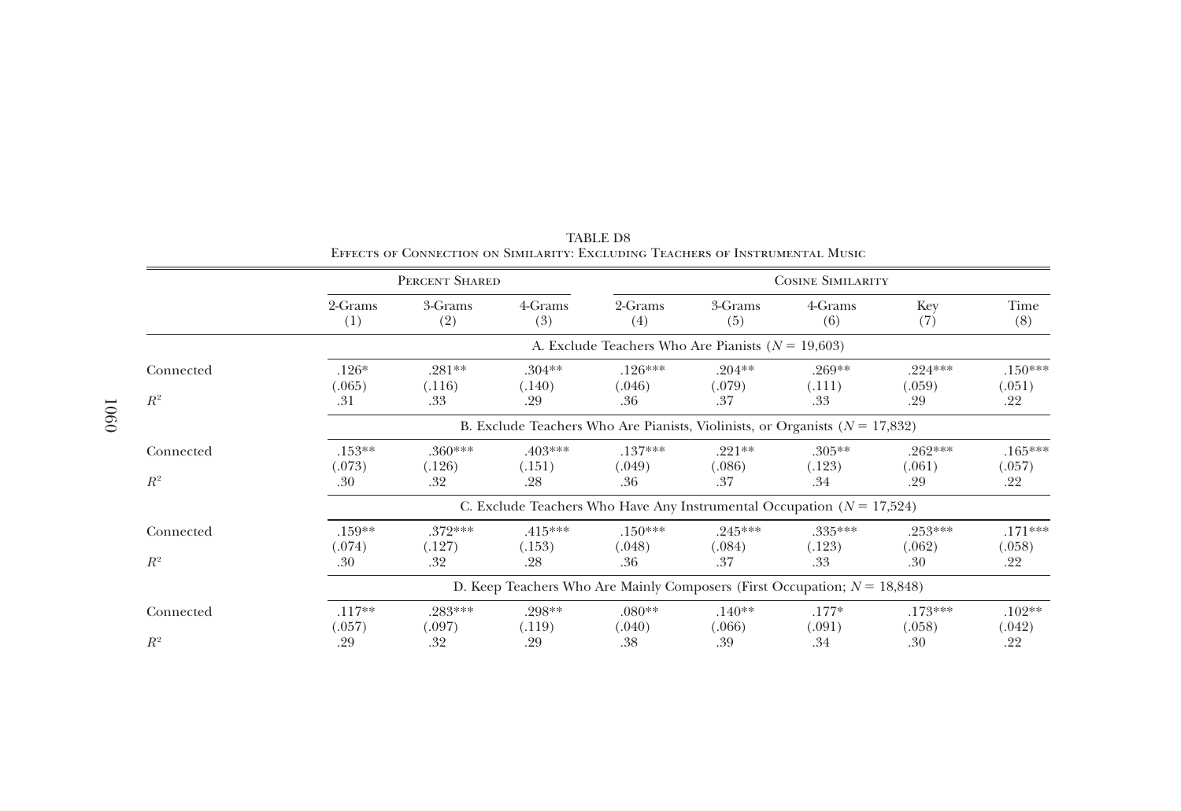TABLE D8
EFFECTS OF CONNECTION ON SIMILARITY: EXCLUDING TEACHERS OF INSTRUMENTAL MUSIC

| | Percent Shared | | | Cosine Similarity | | | | |
|---|---|---|---|---|---|---|---|---|
| | 2-Grams (1) | 3-Grams (2) | 4-Grams (3) | 2-Grams (4) | 3-Grams (5) | 4-Grams (6) | Key (7) | Time (8) |
| | A. Exclude Teachers Who Are Pianists ($N = 19{,}603$) | | | | | | | |
| Connected | .126* | .281** | .304** | .126*** | .204** | .269** | .224*** | .150*** |
| | (.065) | (.116) | (.140) | (.046) | (.079) | (.111) | (.059) | (.051) |
| $R^2$ | .31 | .33 | .29 | .36 | .37 | .33 | .29 | .22 |
| | B. Exclude Teachers Who Are Pianists, Violinists, or Organists ($N = 17{,}832$) | | | | | | | |
| Connected | .153** | .360*** | .403*** | .137*** | .221** | .305** | .262*** | .165*** |
| | (.073) | (.126) | (.151) | (.049) | (.086) | (.123) | (.061) | (.057) |
| $R^2$ | .30 | .32 | .28 | .36 | .37 | .34 | .29 | .22 |
| | C. Exclude Teachers Who Have Any Instrumental Occupation ($N = 17{,}524$) | | | | | | | |
| Connected | .159** | .372*** | .415*** | .150*** | .245*** | .335*** | .253*** | .171*** |
| | (.074) | (.127) | (.153) | (.048) | (.084) | (.123) | (.062) | (.058) |
| $R^2$ | .30 | .32 | .28 | .36 | .37 | .33 | .30 | .22 |
| | D. Keep Teachers Who Are Mainly Composers (First Occupation; $N = 18{,}848$) | | | | | | | |
| Connected | .117** | .283*** | .298** | .080** | .140** | .177* | .173*** | .102** |
| | (.057) | (.097) | (.119) | (.040) | (.066) | (.091) | (.058) | (.042) |
| $R^2$ | .29 | .32 | .29 | .38 | .39 | .34 | .30 | .22 |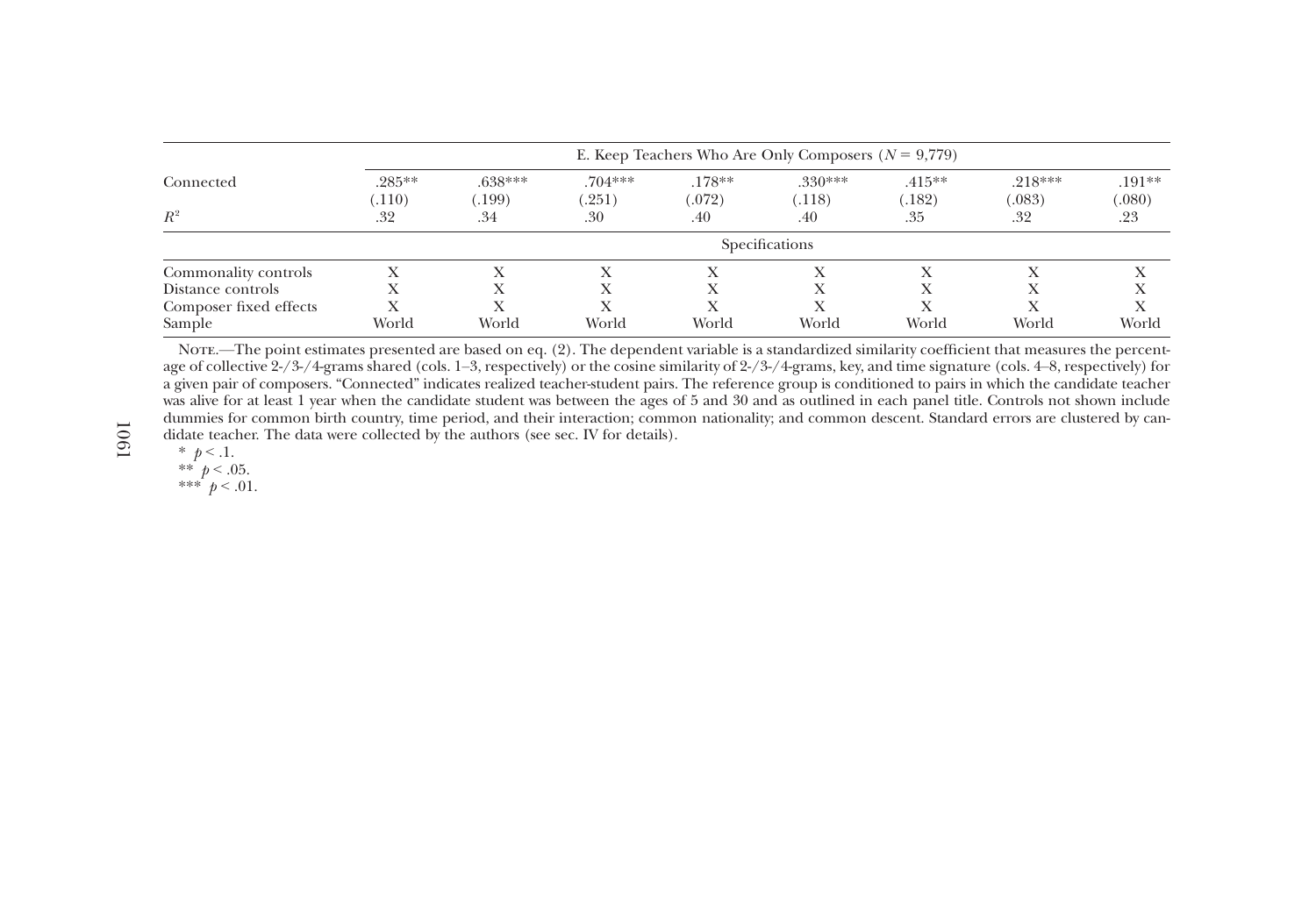| | | | | | | | | |
|---|---|---|---|---|---|---|---|---|
| | E. Keep Teachers Who Are Only Composers ($N$ = 9,779) | | | | | | | |
| Connected | .285** | .638*** | .704*** | .178** | .330*** | .415** | .218*** | .191** |
| | (.110) | (.199) | (.251) | (.072) | (.118) | (.182) | (.083) | (.080) |
| $R^2$ | .32 | .34 | .30 | .40 | .40 | .35 | .32 | .23 |
| | Specifications | | | | | | | |
| Commonality controls | X | X | X | X | X | X | X | X |
| Distance controls | X | X | X | X | X | X | X | X |
| Composer fixed effects | X | X | X | X | X | X | X | X |
| Sample | World | World | World | World | World | World | World | World |

Note.—The point estimates presented are based on eq. (2). The dependent variable is a standardized similarity coefficient that measures the percentage of collective 2-/3-/4-grams shared (cols. 1–3, respectively) or the cosine similarity of 2-/3-/4-grams, key, and time signature (cols. 4–8, respectively) for a given pair of composers. "Connected" indicates realized teacher-student pairs. The reference group is conditioned to pairs in which the candidate teacher was alive for at least 1 year when the candidate student was between the ages of 5 and 30 and as outlined in each panel title. Controls not shown include dummies for common birth country, time period, and their interaction; common nationality; and common descent. Standard errors are clustered by candidate teacher. The data were collected by the authors (see sec. IV for details).

\* $p < .1$.
\*\* $p < .05$.
\*\*\* $p < .01$.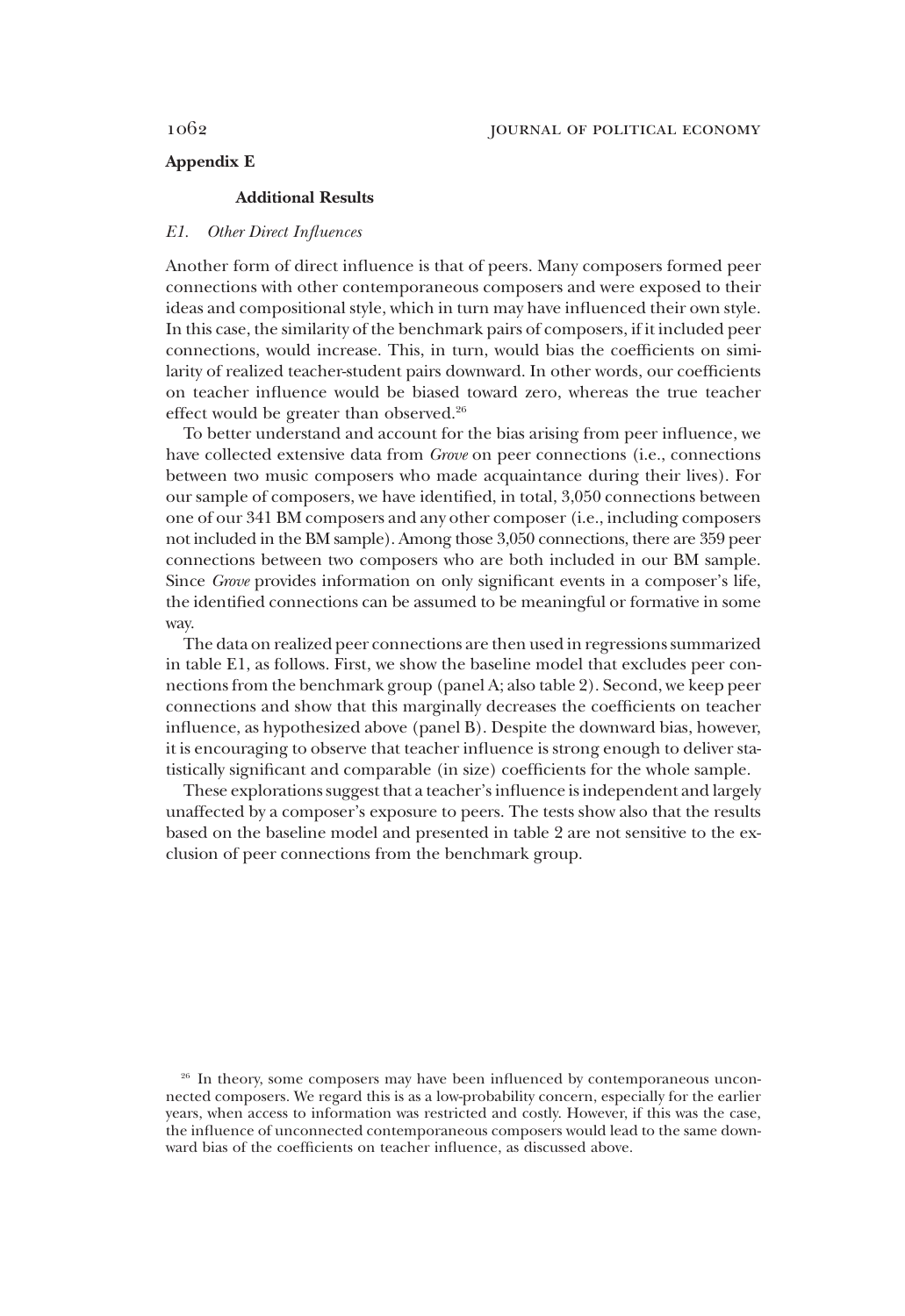## Appendix E

### Additional Results

#### *E1. Other Direct Influences*

Another form of direct influence is that of peers. Many composers formed peer connections with other contemporaneous composers and were exposed to their ideas and compositional style, which in turn may have influenced their own style. In this case, the similarity of the benchmark pairs of composers, if it included peer connections, would increase. This, in turn, would bias the coefficients on similarity of realized teacher-student pairs downward. In other words, our coefficients on teacher influence would be biased toward zero, whereas the true teacher effect would be greater than observed.[26]

To better understand and account for the bias arising from peer influence, we have collected extensive data from *Grove* on peer connections (i.e., connections between two music composers who made acquaintance during their lives). For our sample of composers, we have identified, in total, 3,050 connections between one of our 341 BM composers and any other composer (i.e., including composers not included in the BM sample). Among those 3,050 connections, there are 359 peer connections between two composers who are both included in our BM sample. Since *Grove* provides information on only significant events in a composer's life, the identified connections can be assumed to be meaningful or formative in some way.

The data on realized peer connections are then used in regressions summarized in table E1, as follows. First, we show the baseline model that excludes peer connections from the benchmark group (panel A; also table 2). Second, we keep peer connections and show that this marginally decreases the coefficients on teacher influence, as hypothesized above (panel B). Despite the downward bias, however, it is encouraging to observe that teacher influence is strong enough to deliver statistically significant and comparable (in size) coefficients for the whole sample.

These explorations suggest that a teacher's influence is independent and largely unaffected by a composer's exposure to peers. The tests show also that the results based on the baseline model and presented in table 2 are not sensitive to the exclusion of peer connections from the benchmark group.

[26] In theory, some composers may have been influenced by contemporaneous unconnected composers. We regard this is as a low-probability concern, especially for the earlier years, when access to information was restricted and costly. However, if this was the case, the influence of unconnected contemporaneous composers would lead to the same downward bias of the coefficients on teacher influence, as discussed above.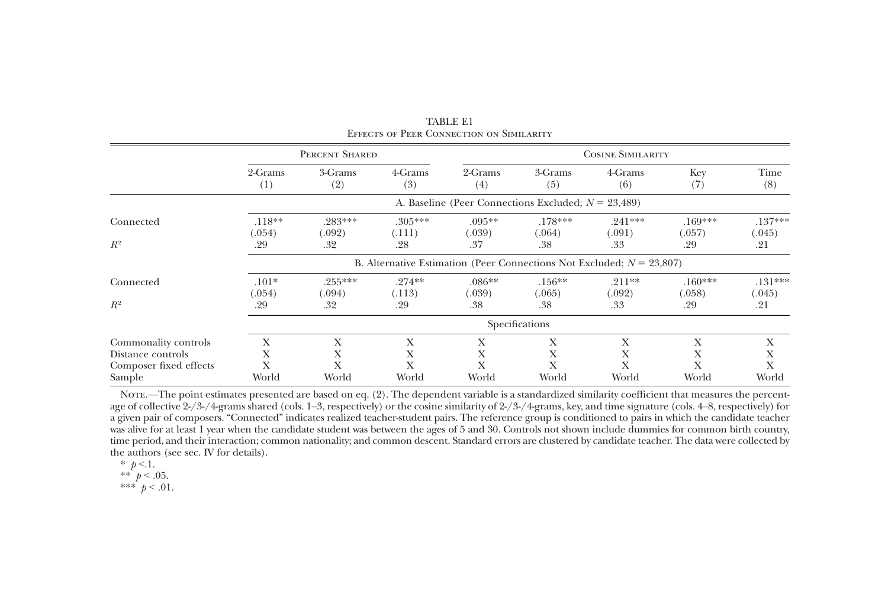TABLE E1
Effects of Peer Connection on Similarity

| | Percent Shared | | | Cosine Similarity | | | | |
|---|---|---|---|---|---|---|---|---|
| | 2-Grams (1) | 3-Grams (2) | 4-Grams (3) | 2-Grams (4) | 3-Grams (5) | 4-Grams (6) | Key (7) | Time (8) |
| | A. Baseline (Peer Connections Excluded; $N = 23{,}489$) | | | | | | | |
| Connected | .118** | .283*** | .305*** | .095** | .178*** | .241*** | .169*** | .137*** |
| | (.054) | (.092) | (.111) | (.039) | (.064) | (.091) | (.057) | (.045) |
| $R^2$ | .29 | .32 | .28 | .37 | .38 | .33 | .29 | .21 |
| | B. Alternative Estimation (Peer Connections Not Excluded; $N = 23{,}807$) | | | | | | | |
| Connected | .101* | .255*** | .274** | .086** | .156** | .211** | .160*** | .131*** |
| | (.054) | (.094) | (.113) | (.039) | (.065) | (.092) | (.058) | (.045) |
| $R^2$ | .29 | .32 | .29 | .38 | .38 | .33 | .29 | .21 |
| | Specifications | | | | | | | |
| Commonality controls | X | X | X | X | X | X | X | X |
| Distance controls | X | X | X | X | X | X | X | X |
| Composer fixed effects | X | X | X | X | X | X | X | X |
| Sample | World | World | World | World | World | World | World | World |

Note.—The point estimates presented are based on eq. (2). The dependent variable is a standardized similarity coefficient that measures the percentage of collective 2-/3-/4-grams shared (cols. 1–3, respectively) or the cosine similarity of 2-/3-/4-grams, key, and time signature (cols. 4–8, respectively) for a given pair of composers. "Connected" indicates realized teacher-student pairs. The reference group is conditioned to pairs in which the candidate teacher was alive for at least 1 year when the candidate student was between the ages of 5 and 30. Controls not shown include dummies for common birth country, time period, and their interaction; common nationality; and common descent. Standard errors are clustered by candidate teacher. The data were collected by the authors (see sec. IV for details).

* $p < .1$.
** $p < .05$.
*** $p < .01$.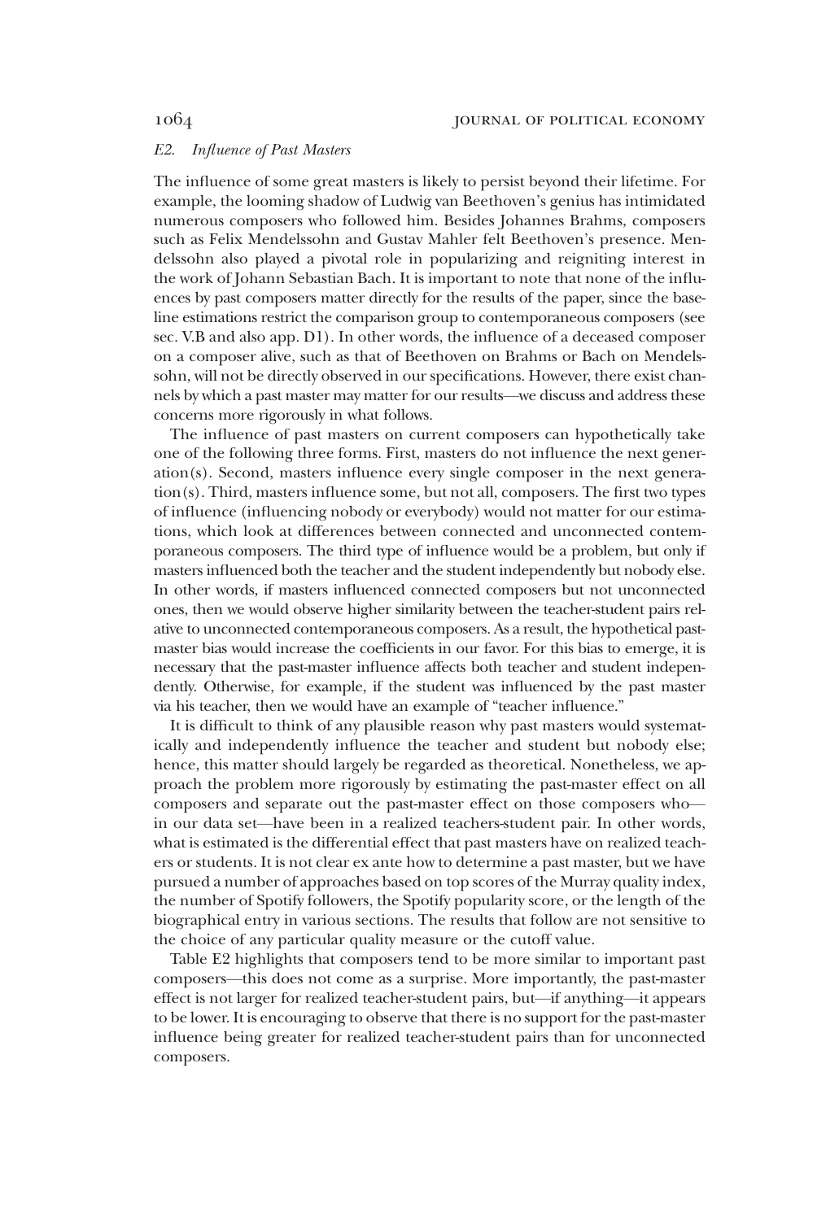### *E2. Influence of Past Masters*

The influence of some great masters is likely to persist beyond their lifetime. For example, the looming shadow of Ludwig van Beethoven's genius has intimidated numerous composers who followed him. Besides Johannes Brahms, composers such as Felix Mendelssohn and Gustav Mahler felt Beethoven's presence. Mendelssohn also played a pivotal role in popularizing and reigniting interest in the work of Johann Sebastian Bach. It is important to note that none of the influences by past composers matter directly for the results of the paper, since the baseline estimations restrict the comparison group to contemporaneous composers (see sec. V.B and also app. D1). In other words, the influence of a deceased composer on a composer alive, such as that of Beethoven on Brahms or Bach on Mendelssohn, will not be directly observed in our specifications. However, there exist channels by which a past master may matter for our results—we discuss and address these concerns more rigorously in what follows.

The influence of past masters on current composers can hypothetically take one of the following three forms. First, masters do not influence the next generation(s). Second, masters influence every single composer in the next generation(s). Third, masters influence some, but not all, composers. The first two types of influence (influencing nobody or everybody) would not matter for our estimations, which look at differences between connected and unconnected contemporaneous composers. The third type of influence would be a problem, but only if masters influenced both the teacher and the student independently but nobody else. In other words, if masters influenced connected composers but not unconnected ones, then we would observe higher similarity between the teacher-student pairs relative to unconnected contemporaneous composers. As a result, the hypothetical past-master bias would increase the coefficients in our favor. For this bias to emerge, it is necessary that the past-master influence affects both teacher and student independently. Otherwise, for example, if the student was influenced by the past master via his teacher, then we would have an example of "teacher influence."

It is difficult to think of any plausible reason why past masters would systematically and independently influence the teacher and student but nobody else; hence, this matter should largely be regarded as theoretical. Nonetheless, we approach the problem more rigorously by estimating the past-master effect on all composers and separate out the past-master effect on those composers who—in our data set—have been in a realized teachers-student pair. In other words, what is estimated is the differential effect that past masters have on realized teachers or students. It is not clear ex ante how to determine a past master, but we have pursued a number of approaches based on top scores of the Murray quality index, the number of Spotify followers, the Spotify popularity score, or the length of the biographical entry in various sections. The results that follow are not sensitive to the choice of any particular quality measure or the cutoff value.

Table E2 highlights that composers tend to be more similar to important past composers—this does not come as a surprise. More importantly, the past-master effect is not larger for realized teacher-student pairs, but—if anything—it appears to be lower. It is encouraging to observe that there is no support for the past-master influence being greater for realized teacher-student pairs than for unconnected composers.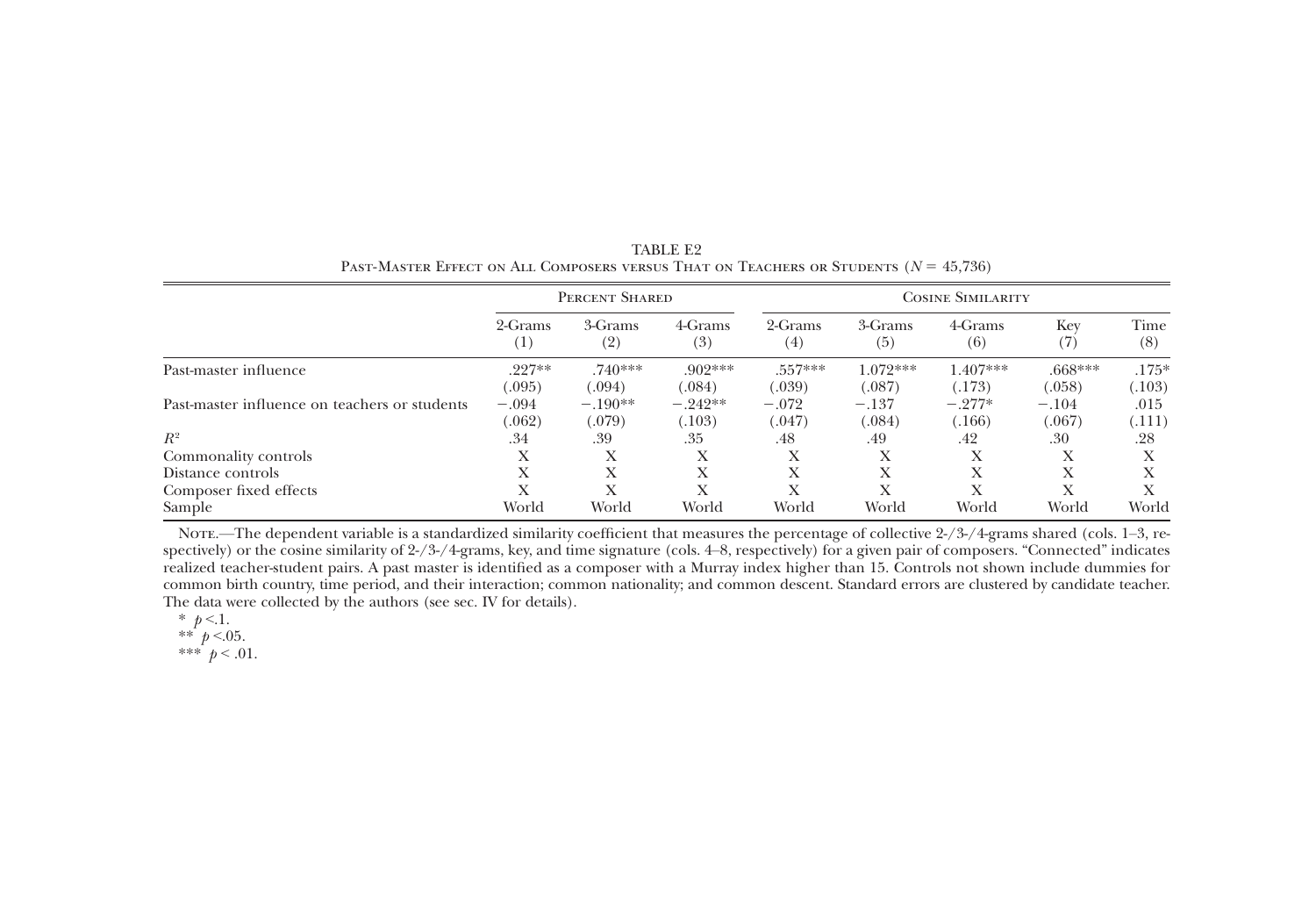TABLE E2

Past-Master Effect on All Composers versus That on Teachers or Students ($N = 45{,}736$)

| | Percent Shared | | | Cosine Similarity | | | | |
|---|---|---|---|---|---|---|---|---|
| | 2-Grams (1) | 3-Grams (2) | 4-Grams (3) | 2-Grams (4) | 3-Grams (5) | 4-Grams (6) | Key (7) | Time (8) |
| Past-master influence | .227** | .740*** | .902*** | .557*** | 1.072*** | 1.407*** | .668*** | .175* |
| | (.095) | (.094) | (.084) | (.039) | (.087) | (.173) | (.058) | (.103) |
| Past-master influence on teachers or students | −.094 | −.190** | −.242** | −.072 | −.137 | −.277* | −.104 | .015 |
| | (.062) | (.079) | (.103) | (.047) | (.084) | (.166) | (.067) | (.111) |
| $R^2$ | .34 | .39 | .35 | .48 | .49 | .42 | .30 | .28 |
| Commonality controls | X | X | X | X | X | X | X | X |
| Distance controls | X | X | X | X | X | X | X | X |
| Composer fixed effects | X | X | X | X | X | X | X | X |
| Sample | World | World | World | World | World | World | World | World |

Note.—The dependent variable is a standardized similarity coefficient that measures the percentage of collective 2-/3-/4-grams shared (cols. 1–3, respectively) or the cosine similarity of 2-/3-/4-grams, key, and time signature (cols. 4–8, respectively) for a given pair of composers. "Connected" indicates realized teacher-student pairs. A past master is identified as a composer with a Murray index higher than 15. Controls not shown include dummies for common birth country, time period, and their interaction; common nationality; and common descent. Standard errors are clustered by candidate teacher. The data were collected by the authors (see sec. IV for details).

* $p < .1$.

** $p < .05$.

*** $p < .01$.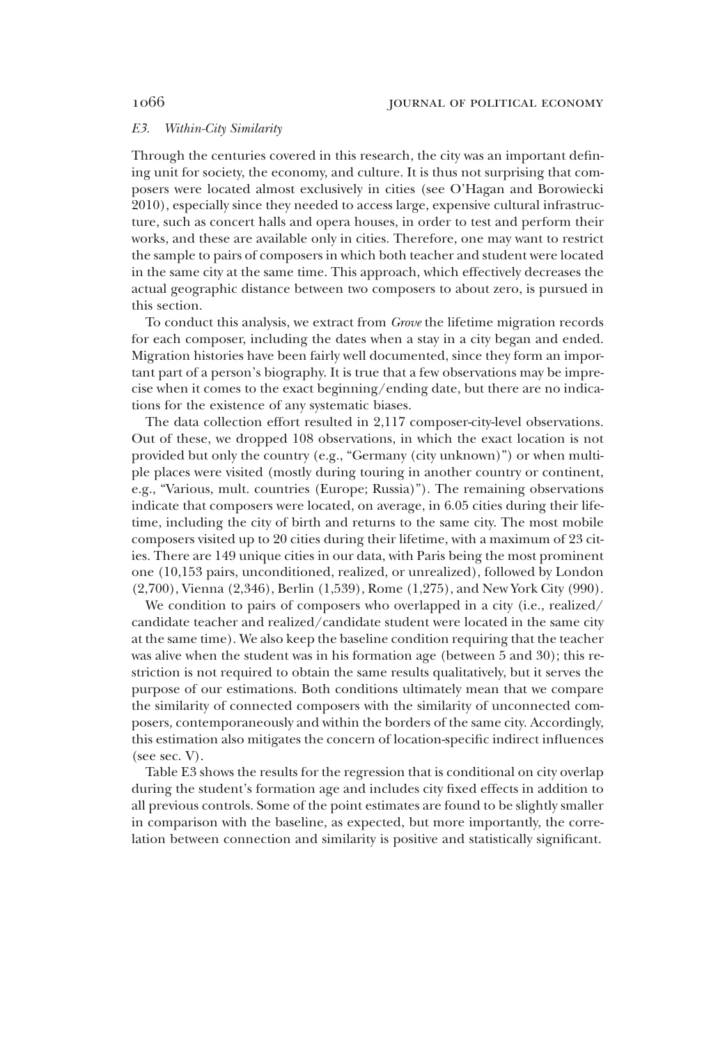### E3. *Within-City Similarity*

Through the centuries covered in this research, the city was an important defining unit for society, the economy, and culture. It is thus not surprising that composers were located almost exclusively in cities (see O'Hagan and Borowiecki 2010), especially since they needed to access large, expensive cultural infrastructure, such as concert halls and opera houses, in order to test and perform their works, and these are available only in cities. Therefore, one may want to restrict the sample to pairs of composers in which both teacher and student were located in the same city at the same time. This approach, which effectively decreases the actual geographic distance between two composers to about zero, is pursued in this section.

To conduct this analysis, we extract from *Grove* the lifetime migration records for each composer, including the dates when a stay in a city began and ended. Migration histories have been fairly well documented, since they form an important part of a person's biography. It is true that a few observations may be imprecise when it comes to the exact beginning/ending date, but there are no indications for the existence of any systematic biases.

The data collection effort resulted in 2,117 composer-city-level observations. Out of these, we dropped 108 observations, in which the exact location is not provided but only the country (e.g., "Germany (city unknown)") or when multiple places were visited (mostly during touring in another country or continent, e.g., "Various, mult. countries (Europe; Russia)"). The remaining observations indicate that composers were located, on average, in 6.05 cities during their lifetime, including the city of birth and returns to the same city. The most mobile composers visited up to 20 cities during their lifetime, with a maximum of 23 cities. There are 149 unique cities in our data, with Paris being the most prominent one (10,153 pairs, unconditioned, realized, or unrealized), followed by London (2,700), Vienna (2,346), Berlin (1,539), Rome (1,275), and New York City (990).

We condition to pairs of composers who overlapped in a city (i.e., realized/candidate teacher and realized/candidate student were located in the same city at the same time). We also keep the baseline condition requiring that the teacher was alive when the student was in his formation age (between 5 and 30); this restriction is not required to obtain the same results qualitatively, but it serves the purpose of our estimations. Both conditions ultimately mean that we compare the similarity of connected composers with the similarity of unconnected composers, contemporaneously and within the borders of the same city. Accordingly, this estimation also mitigates the concern of location-specific indirect influences (see sec. V).

Table E3 shows the results for the regression that is conditional on city overlap during the student's formation age and includes city fixed effects in addition to all previous controls. Some of the point estimates are found to be slightly smaller in comparison with the baseline, as expected, but more importantly, the correlation between connection and similarity is positive and statistically significant.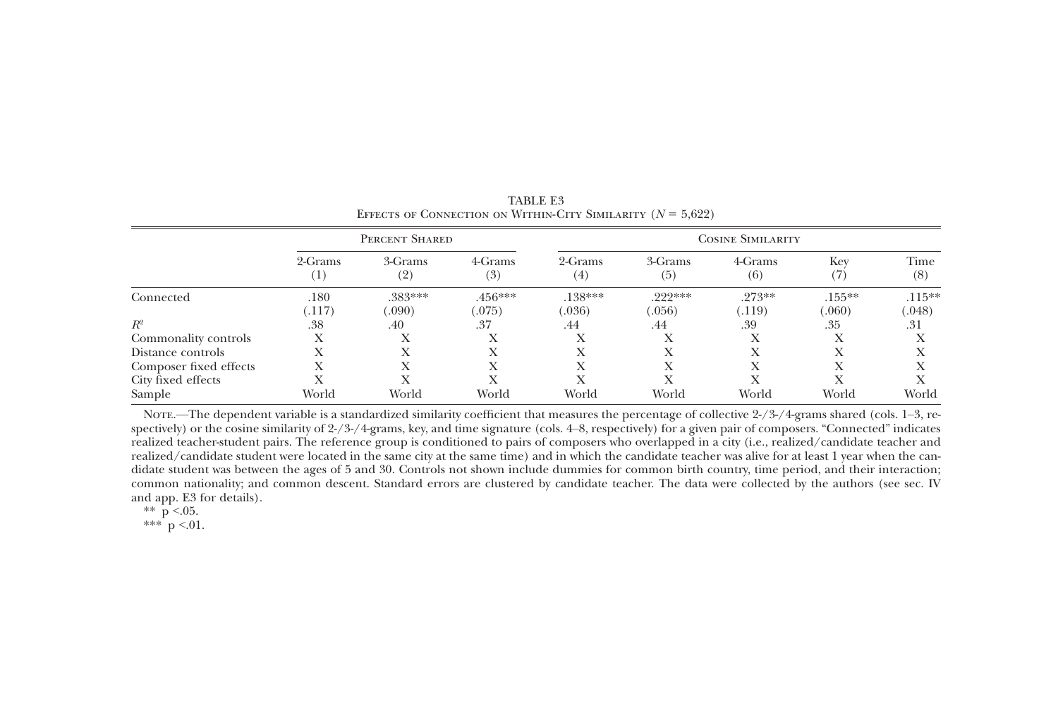TABLE E3

EFFECTS OF CONNECTION ON WITHIN-CITY SIMILARITY ($N$ = 5,622)

| | PERCENT SHARED | | | COSINE SIMILARITY | | | | |
|---|---|---|---|---|---|---|---|---|
| | 2-Grams (1) | 3-Grams (2) | 4-Grams (3) | 2-Grams (4) | 3-Grams (5) | 4-Grams (6) | Key (7) | Time (8) |
| Connected | .180 | .383*** | .456*** | .138*** | .222*** | .273** | .155** | .115** |
| | (.117) | (.090) | (.075) | (.036) | (.056) | (.119) | (.060) | (.048) |
| $R^2$ | .38 | .40 | .37 | .44 | .44 | .39 | .35 | .31 |
| Commonality controls | X | X | X | X | X | X | X | X |
| Distance controls | X | X | X | X | X | X | X | X |
| Composer fixed effects | X | X | X | X | X | X | X | X |
| City fixed effects | X | X | X | X | X | X | X | X |
| Sample | World | World | World | World | World | World | World | World |

NOTE.—The dependent variable is a standardized similarity coefficient that measures the percentage of collective 2-/3-/4-grams shared (cols. 1–3, respectively) or the cosine similarity of 2-/3-/4-grams, key, and time signature (cols. 4–8, respectively) for a given pair of composers. "Connected" indicates realized teacher-student pairs. The reference group is conditioned to pairs of composers who overlapped in a city (i.e., realized/candidate teacher and realized/candidate student were located in the same city at the same time) and in which the candidate teacher was alive for at least 1 year when the candidate student was between the ages of 5 and 30. Controls not shown include dummies for common birth country, time period, and their interaction; common nationality; and common descent. Standard errors are clustered by candidate teacher. The data were collected by the authors (see sec. IV and app. E3 for details).

** $p < .05$.

*** $p < .01$.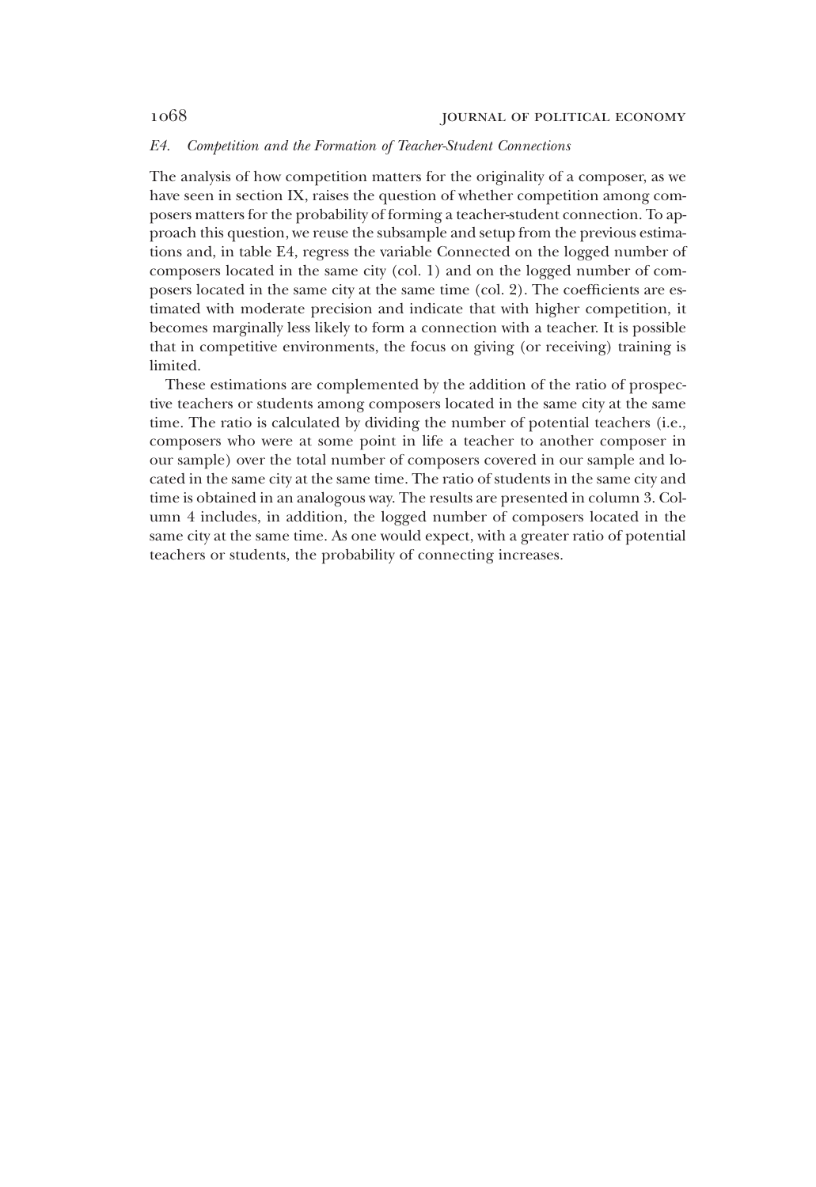### *E4. Competition and the Formation of Teacher-Student Connections*

The analysis of how competition matters for the originality of a composer, as we have seen in section IX, raises the question of whether competition among composers matters for the probability of forming a teacher-student connection. To approach this question, we reuse the subsample and setup from the previous estimations and, in table E4, regress the variable Connected on the logged number of composers located in the same city (col. 1) and on the logged number of composers located in the same city at the same time (col. 2). The coefficients are estimated with moderate precision and indicate that with higher competition, it becomes marginally less likely to form a connection with a teacher. It is possible that in competitive environments, the focus on giving (or receiving) training is limited.

These estimations are complemented by the addition of the ratio of prospective teachers or students among composers located in the same city at the same time. The ratio is calculated by dividing the number of potential teachers (i.e., composers who were at some point in life a teacher to another composer in our sample) over the total number of composers covered in our sample and located in the same city at the same time. The ratio of students in the same city and time is obtained in an analogous way. The results are presented in column 3. Column 4 includes, in addition, the logged number of composers located in the same city at the same time. As one would expect, with a greater ratio of potential teachers or students, the probability of connecting increases.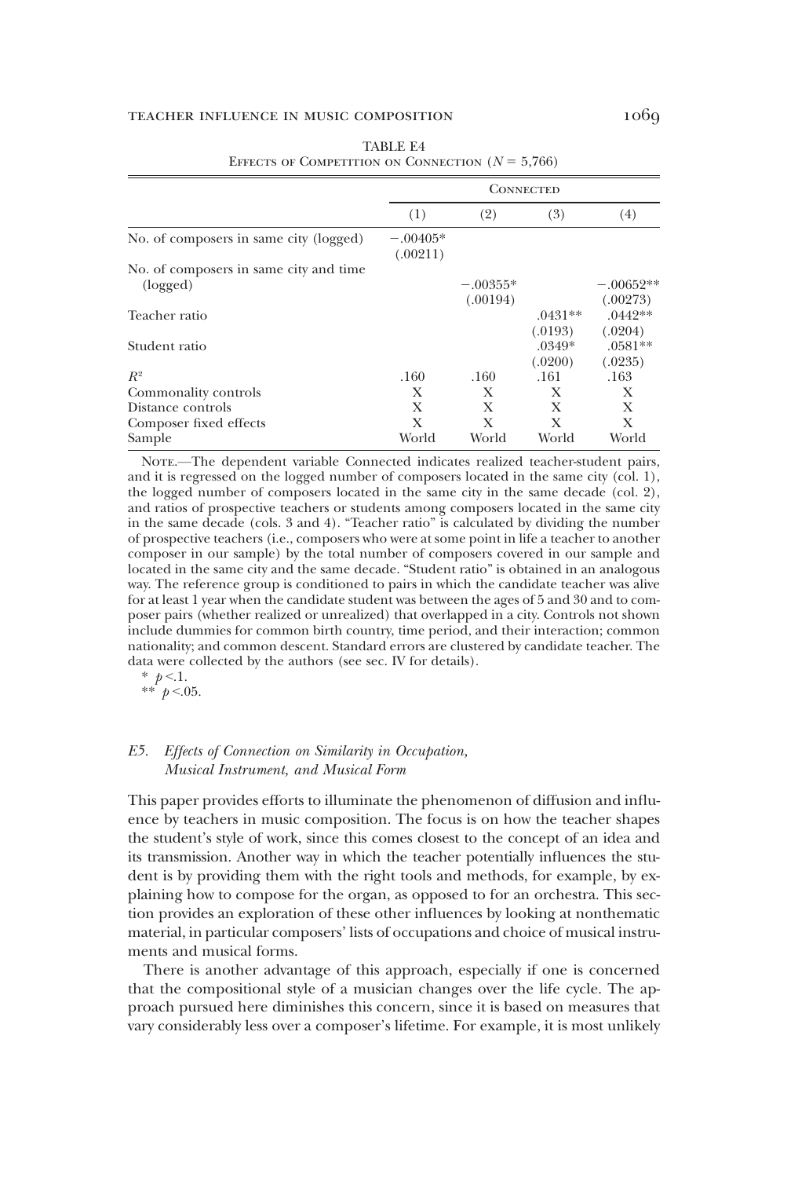TABLE E4

Effects of Competition on Connection ($N = 5{,}766$)

| | Connected | | | |
|---|---|---|---|---|
| | (1) | (2) | (3) | (4) |
| No. of composers in same city (logged) | −.00405* | | | |
| | (.00211) | | | |
| No. of composers in same city and time (logged) | | −.00355* | | −.00652** |
| | | (.00194) | | (.00273) |
| Teacher ratio | | | .0431** | .0442** |
| | | | (.0193) | (.0204) |
| Student ratio | | | .0349* | .0581** |
| | | | (.0200) | (.0235) |
| $R^2$ | .160 | .160 | .161 | .163 |
| Commonality controls | X | X | X | X |
| Distance controls | X | X | X | X |
| Composer fixed effects | X | X | X | X |
| Sample | World | World | World | World |

Note.—The dependent variable Connected indicates realized teacher-student pairs, and it is regressed on the logged number of composers located in the same city (col. 1), the logged number of composers located in the same city in the same decade (col. 2), and ratios of prospective teachers or students among composers located in the same city in the same decade (cols. 3 and 4). "Teacher ratio" is calculated by dividing the number of prospective teachers (i.e., composers who were at some point in life a teacher to another composer in our sample) by the total number of composers covered in our sample and located in the same city and the same decade. "Student ratio" is obtained in an analogous way. The reference group is conditioned to pairs in which the candidate teacher was alive for at least 1 year when the candidate student was between the ages of 5 and 30 and to composer pairs (whether realized or unrealized) that overlapped in a city. Controls not shown include dummies for common birth country, time period, and their interaction; common nationality; and common descent. Standard errors are clustered by candidate teacher. The data were collected by the authors (see sec. IV for details).

\* $p < .1$.

\*\* $p < .05$.

### *E5. Effects of Connection on Similarity in Occupation, Musical Instrument, and Musical Form*

This paper provides efforts to illuminate the phenomenon of diffusion and influence by teachers in music composition. The focus is on how the teacher shapes the student's style of work, since this comes closest to the concept of an idea and its transmission. Another way in which the teacher potentially influences the student is by providing them with the right tools and methods, for example, by explaining how to compose for the organ, as opposed to for an orchestra. This section provides an exploration of these other influences by looking at nonthematic material, in particular composers' lists of occupations and choice of musical instruments and musical forms.

There is another advantage of this approach, especially if one is concerned that the compositional style of a musician changes over the life cycle. The approach pursued here diminishes this concern, since it is based on measures that vary considerably less over a composer's lifetime. For example, it is most unlikely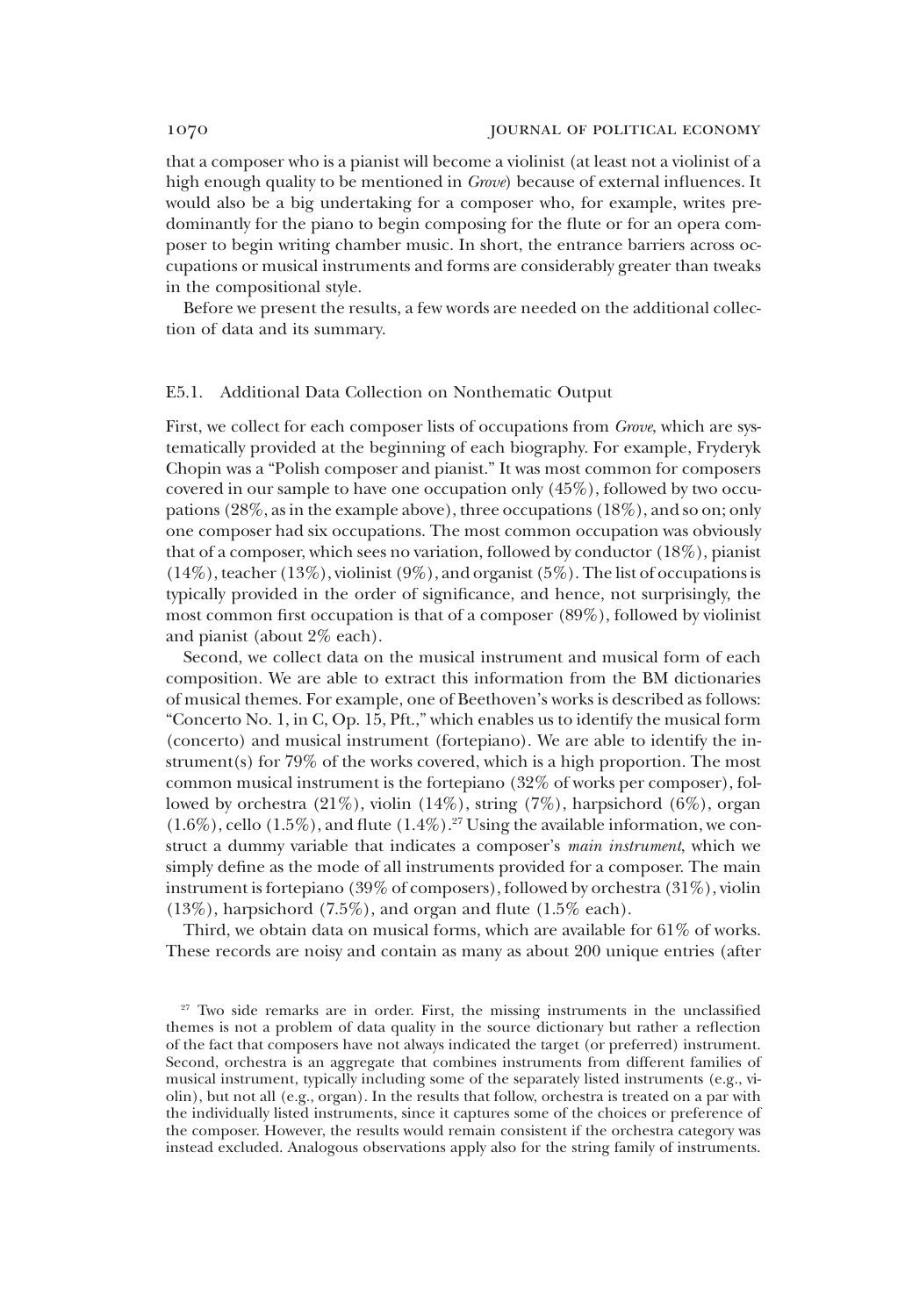that a composer who is a pianist will become a violinist (at least not a violinist of a high enough quality to be mentioned in *Grove*) because of external influences. It would also be a big undertaking for a composer who, for example, writes predominantly for the piano to begin composing for the flute or for an opera composer to begin writing chamber music. In short, the entrance barriers across occupations or musical instruments and forms are considerably greater than tweaks in the compositional style.

Before we present the results, a few words are needed on the additional collection of data and its summary.

### E5.1. Additional Data Collection on Nonthematic Output

First, we collect for each composer lists of occupations from *Grove*, which are systematically provided at the beginning of each biography. For example, Fryderyk Chopin was a "Polish composer and pianist." It was most common for composers covered in our sample to have one occupation only (45%), followed by two occupations (28%, as in the example above), three occupations (18%), and so on; only one composer had six occupations. The most common occupation was obviously that of a composer, which sees no variation, followed by conductor (18%), pianist (14%), teacher (13%), violinist (9%), and organist (5%). The list of occupations is typically provided in the order of significance, and hence, not surprisingly, the most common first occupation is that of a composer (89%), followed by violinist and pianist (about 2% each).

Second, we collect data on the musical instrument and musical form of each composition. We are able to extract this information from the BM dictionaries of musical themes. For example, one of Beethoven's works is described as follows: "Concerto No. 1, in C, Op. 15, Pft.," which enables us to identify the musical form (concerto) and musical instrument (fortepiano). We are able to identify the instrument(s) for 79% of the works covered, which is a high proportion. The most common musical instrument is the fortepiano (32% of works per composer), followed by orchestra (21%), violin (14%), string (7%), harpsichord (6%), organ (1.6%), cello (1.5%), and flute (1.4%).[27] Using the available information, we construct a dummy variable that indicates a composer's *main instrument*, which we simply define as the mode of all instruments provided for a composer. The main instrument is fortepiano (39% of composers), followed by orchestra (31%), violin (13%), harpsichord (7.5%), and organ and flute (1.5% each).

Third, we obtain data on musical forms, which are available for 61% of works. These records are noisy and contain as many as about 200 unique entries (after

[27] Two side remarks are in order. First, the missing instruments in the unclassified themes is not a problem of data quality in the source dictionary but rather a reflection of the fact that composers have not always indicated the target (or preferred) instrument. Second, orchestra is an aggregate that combines instruments from different families of musical instrument, typically including some of the separately listed instruments (e.g., violin), but not all (e.g., organ). In the results that follow, orchestra is treated on a par with the individually listed instruments, since it captures some of the choices or preference of the composer. However, the results would remain consistent if the orchestra category was instead excluded. Analogous observations apply also for the string family of instruments.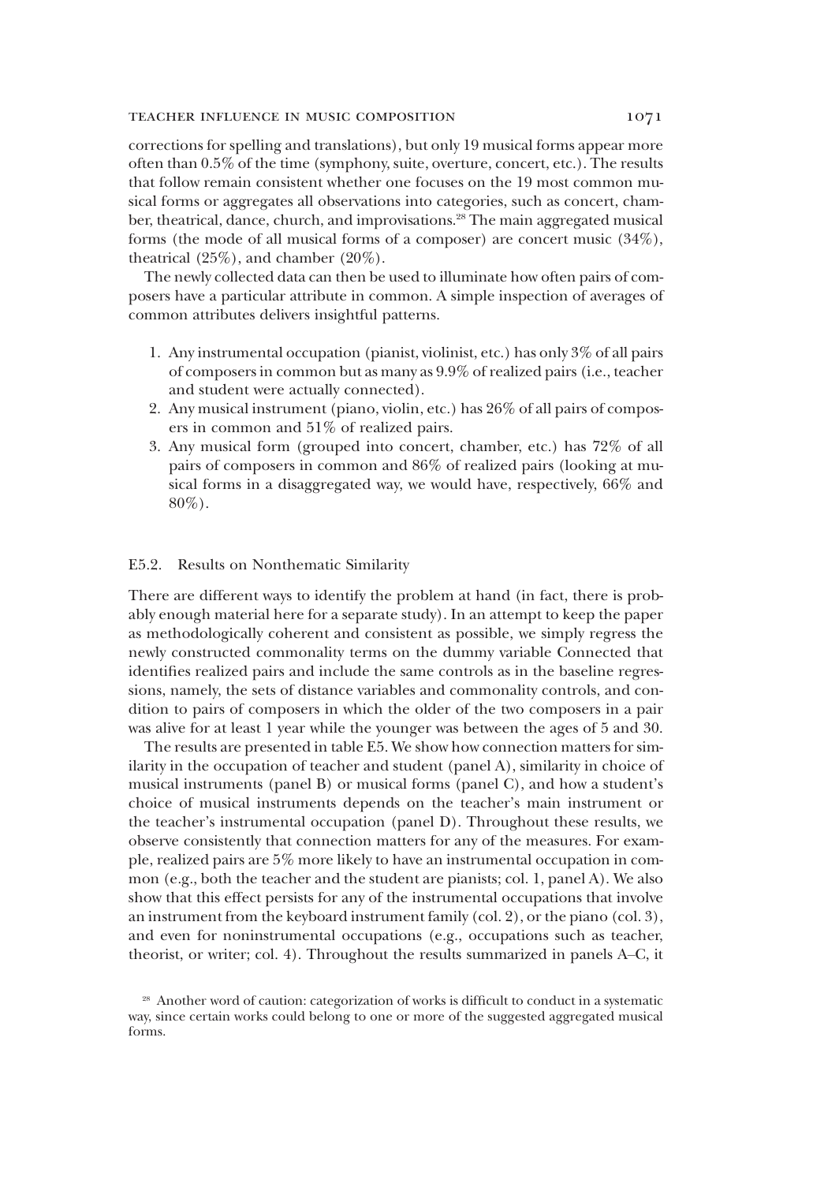corrections for spelling and translations), but only 19 musical forms appear more often than 0.5% of the time (symphony, suite, overture, concert, etc.). The results that follow remain consistent whether one focuses on the 19 most common musical forms or aggregates all observations into categories, such as concert, chamber, theatrical, dance, church, and improvisations.[28] The main aggregated musical forms (the mode of all musical forms of a composer) are concert music (34%), theatrical (25%), and chamber (20%).

The newly collected data can then be used to illuminate how often pairs of composers have a particular attribute in common. A simple inspection of averages of common attributes delivers insightful patterns.

1. Any instrumental occupation (pianist, violinist, etc.) has only 3% of all pairs of composers in common but as many as 9.9% of realized pairs (i.e., teacher and student were actually connected).
2. Any musical instrument (piano, violin, etc.) has 26% of all pairs of composers in common and 51% of realized pairs.
3. Any musical form (grouped into concert, chamber, etc.) has 72% of all pairs of composers in common and 86% of realized pairs (looking at musical forms in a disaggregated way, we would have, respectively, 66% and 80%).

### E5.2. Results on Nonthematic Similarity

There are different ways to identify the problem at hand (in fact, there is probably enough material here for a separate study). In an attempt to keep the paper as methodologically coherent and consistent as possible, we simply regress the newly constructed commonality terms on the dummy variable Connected that identifies realized pairs and include the same controls as in the baseline regressions, namely, the sets of distance variables and commonality controls, and condition to pairs of composers in which the older of the two composers in a pair was alive for at least 1 year while the younger was between the ages of 5 and 30.

The results are presented in table E5. We show how connection matters for similarity in the occupation of teacher and student (panel A), similarity in choice of musical instruments (panel B) or musical forms (panel C), and how a student's choice of musical instruments depends on the teacher's main instrument or the teacher's instrumental occupation (panel D). Throughout these results, we observe consistently that connection matters for any of the measures. For example, realized pairs are 5% more likely to have an instrumental occupation in common (e.g., both the teacher and the student are pianists; col. 1, panel A). We also show that this effect persists for any of the instrumental occupations that involve an instrument from the keyboard instrument family (col. 2), or the piano (col. 3), and even for noninstrumental occupations (e.g., occupations such as teacher, theorist, or writer; col. 4). Throughout the results summarized in panels A–C, it

[28] Another word of caution: categorization of works is difficult to conduct in a systematic way, since certain works could belong to one or more of the suggested aggregated musical forms.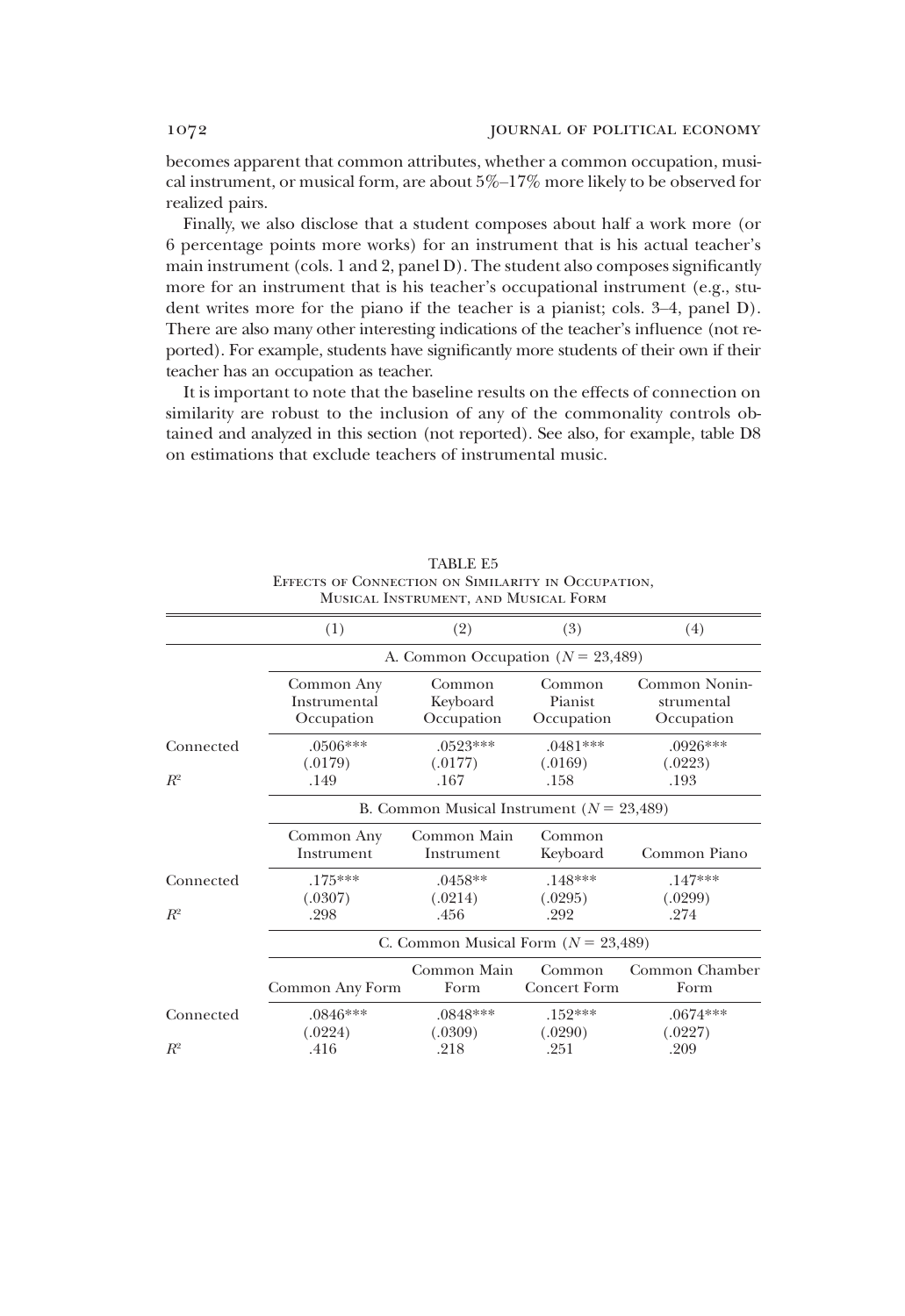becomes apparent that common attributes, whether a common occupation, musical instrument, or musical form, are about 5%–17% more likely to be observed for realized pairs.

Finally, we also disclose that a student composes about half a work more (or 6 percentage points more works) for an instrument that is his actual teacher's main instrument (cols. 1 and 2, panel D). The student also composes significantly more for an instrument that is his teacher's occupational instrument (e.g., student writes more for the piano if the teacher is a pianist; cols. 3–4, panel D). There are also many other interesting indications of the teacher's influence (not reported). For example, students have significantly more students of their own if their teacher has an occupation as teacher.

It is important to note that the baseline results on the effects of connection on similarity are robust to the inclusion of any of the commonality controls obtained and analyzed in this section (not reported). See also, for example, table D8 on estimations that exclude teachers of instrumental music.

TABLE E5
Effects of Connection on Similarity in Occupation, Musical Instrument, and Musical Form

| | (1) | (2) | (3) | (4) |
|---|---|---|---|---|
| | A. Common Occupation ($N = 23{,}489$) | | | |
| | Common Any Instrumental Occupation | Common Keyboard Occupation | Common Pianist Occupation | Common Noninstrumental Occupation |
| Connected | .0506*** | .0523*** | .0481*** | .0926*** |
| | (.0179) | (.0177) | (.0169) | (.0223) |
| $R^2$ | .149 | .167 | .158 | .193 |
| | B. Common Musical Instrument ($N = 23{,}489$) | | | |
| | Common Any Instrument | Common Main Instrument | Common Keyboard | Common Piano |
| Connected | .175*** | .0458** | .148*** | .147*** |
| | (.0307) | (.0214) | (.0295) | (.0299) |
| $R^2$ | .298 | .456 | .292 | .274 |
| | C. Common Musical Form ($N = 23{,}489$) | | | |
| | Common Any Form | Common Main Form | Common Concert Form | Common Chamber Form |
| Connected | .0846*** | .0848*** | .152*** | .0674*** |
| | (.0224) | (.0309) | (.0290) | (.0227) |
| $R^2$ | .416 | .218 | .251 | .209 |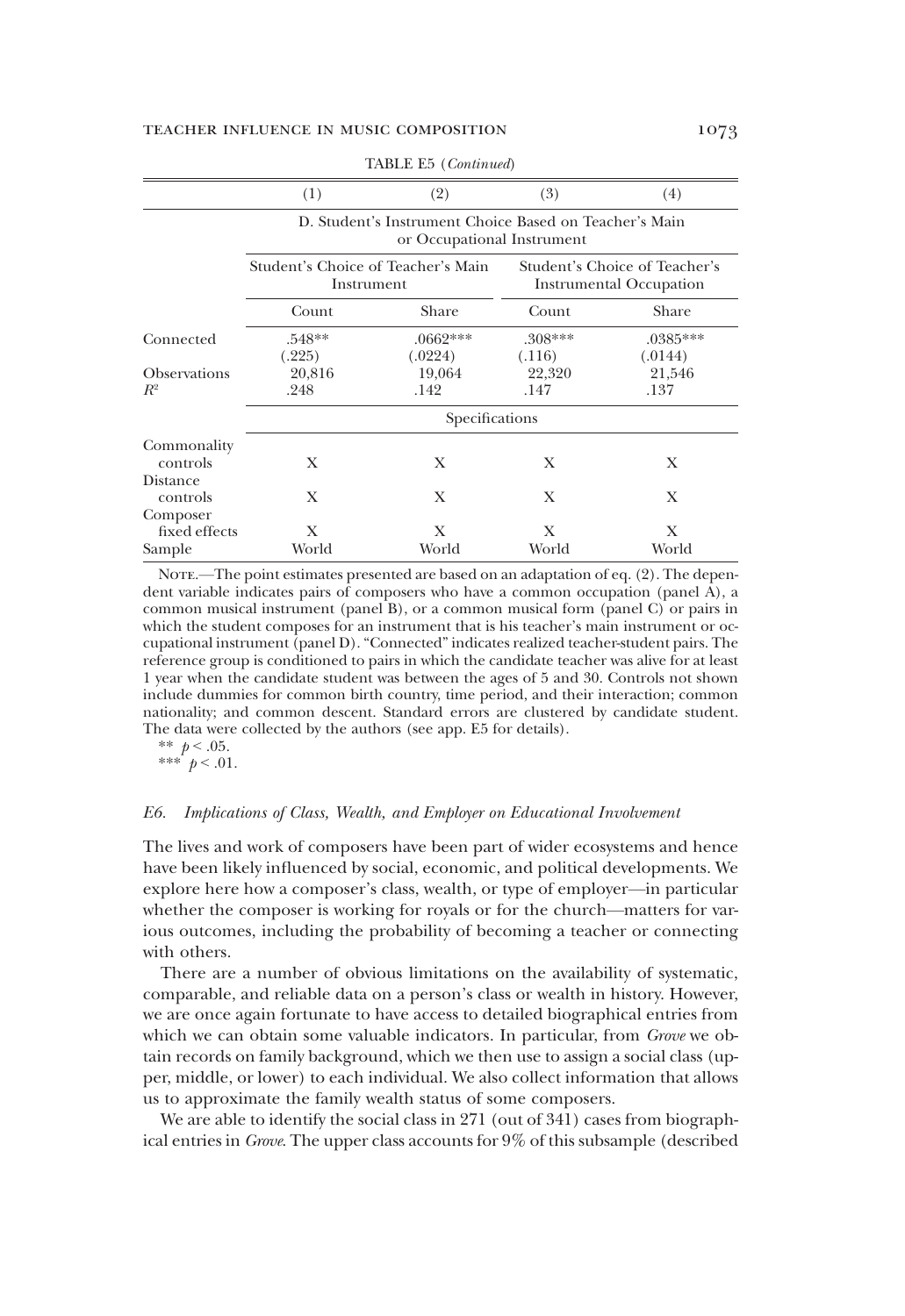TABLE E5 (*Continued*)

| | (1) | (2) | (3) | (4) |
|---|---|---|---|---|
| | D. Student's Instrument Choice Based on Teacher's Main or Occupational Instrument | | | |
| | Student's Choice of Teacher's Main Instrument | | Student's Choice of Teacher's Instrumental Occupation | |
| | Count | Share | Count | Share |
| Connected | .548** | .0662*** | .308*** | .0385*** |
| | (.225) | (.0224) | (.116) | (.0144) |
| Observations | 20,816 | 19,064 | 22,320 | 21,546 |
| $R^2$ | .248 | .142 | .147 | .137 |
| | Specifications | | | |
| Commonality controls | X | X | X | X |
| Distance controls | X | X | X | X |
| Composer fixed effects | X | X | X | X |
| Sample | World | World | World | World |

Note.—The point estimates presented are based on an adaptation of eq. (2). The dependent variable indicates pairs of composers who have a common occupation (panel A), a common musical instrument (panel B), or a common musical form (panel C) or pairs in which the student composes for an instrument that is his teacher's main instrument or occupational instrument (panel D). "Connected" indicates realized teacher-student pairs. The reference group is conditioned to pairs in which the candidate teacher was alive for at least 1 year when the candidate student was between the ages of 5 and 30. Controls not shown include dummies for common birth country, time period, and their interaction; common nationality; and common descent. Standard errors are clustered by candidate student. The data were collected by the authors (see app. E5 for details).

** $p < .05$.
*** $p < .01$.

### *E6. Implications of Class, Wealth, and Employer on Educational Involvement*

The lives and work of composers have been part of wider ecosystems and hence have been likely influenced by social, economic, and political developments. We explore here how a composer's class, wealth, or type of employer—in particular whether the composer is working for royals or for the church—matters for various outcomes, including the probability of becoming a teacher or connecting with others.

There are a number of obvious limitations on the availability of systematic, comparable, and reliable data on a person's class or wealth in history. However, we are once again fortunate to have access to detailed biographical entries from which we can obtain some valuable indicators. In particular, from *Grove* we obtain records on family background, which we then use to assign a social class (upper, middle, or lower) to each individual. We also collect information that allows us to approximate the family wealth status of some composers.

We are able to identify the social class in 271 (out of 341) cases from biographical entries in *Grove*. The upper class accounts for 9% of this subsample (described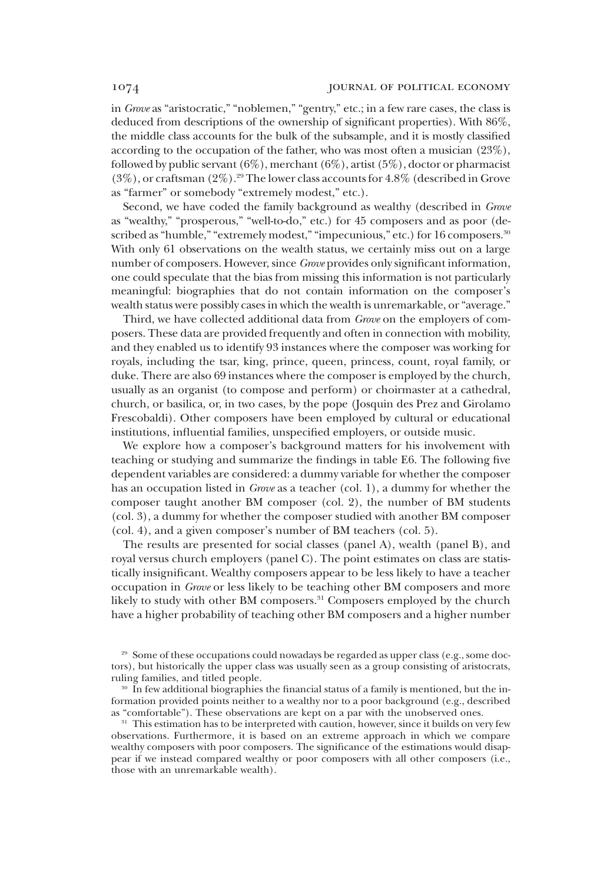in *Grove* as "aristocratic," "noblemen," "gentry," etc.; in a few rare cases, the class is deduced from descriptions of the ownership of significant properties). With 86%, the middle class accounts for the bulk of the subsample, and it is mostly classified according to the occupation of the father, who was most often a musician (23%), followed by public servant (6%), merchant (6%), artist (5%), doctor or pharmacist (3%), or craftsman (2%).[29] The lower class accounts for 4.8% (described in Grove as "farmer" or somebody "extremely modest," etc.).

Second, we have coded the family background as wealthy (described in *Grove* as "wealthy," "prosperous," "well-to-do," etc.) for 45 composers and as poor (described as "humble," "extremely modest," "impecunious," etc.) for 16 composers.[30] With only 61 observations on the wealth status, we certainly miss out on a large number of composers. However, since *Grove* provides only significant information, one could speculate that the bias from missing this information is not particularly meaningful: biographies that do not contain information on the composer's wealth status were possibly cases in which the wealth is unremarkable, or "average."

Third, we have collected additional data from *Grove* on the employers of composers. These data are provided frequently and often in connection with mobility, and they enabled us to identify 93 instances where the composer was working for royals, including the tsar, king, prince, queen, princess, count, royal family, or duke. There are also 69 instances where the composer is employed by the church, usually as an organist (to compose and perform) or choirmaster at a cathedral, church, or basilica, or, in two cases, by the pope (Josquin des Prez and Girolamo Frescobaldi). Other composers have been employed by cultural or educational institutions, influential families, unspecified employers, or outside music.

We explore how a composer's background matters for his involvement with teaching or studying and summarize the findings in table E6. The following five dependent variables are considered: a dummy variable for whether the composer has an occupation listed in *Grove* as a teacher (col. 1), a dummy for whether the composer taught another BM composer (col. 2), the number of BM students (col. 3), a dummy for whether the composer studied with another BM composer (col. 4), and a given composer's number of BM teachers (col. 5).

The results are presented for social classes (panel A), wealth (panel B), and royal versus church employers (panel C). The point estimates on class are statistically insignificant. Wealthy composers appear to be less likely to have a teacher occupation in *Grove* or less likely to be teaching other BM composers and more likely to study with other BM composers.[31] Composers employed by the church have a higher probability of teaching other BM composers and a higher number

[29] Some of these occupations could nowadays be regarded as upper class (e.g., some doctors), but historically the upper class was usually seen as a group consisting of aristocrats, ruling families, and titled people.

[30] In few additional biographies the financial status of a family is mentioned, but the information provided points neither to a wealthy nor to a poor background (e.g., described as "comfortable"). These observations are kept on a par with the unobserved ones.

[31] This estimation has to be interpreted with caution, however, since it builds on very few observations. Furthermore, it is based on an extreme approach in which we compare wealthy composers with poor composers. The significance of the estimations would disappear if we instead compared wealthy or poor composers with all other composers (i.e., those with an unremarkable wealth).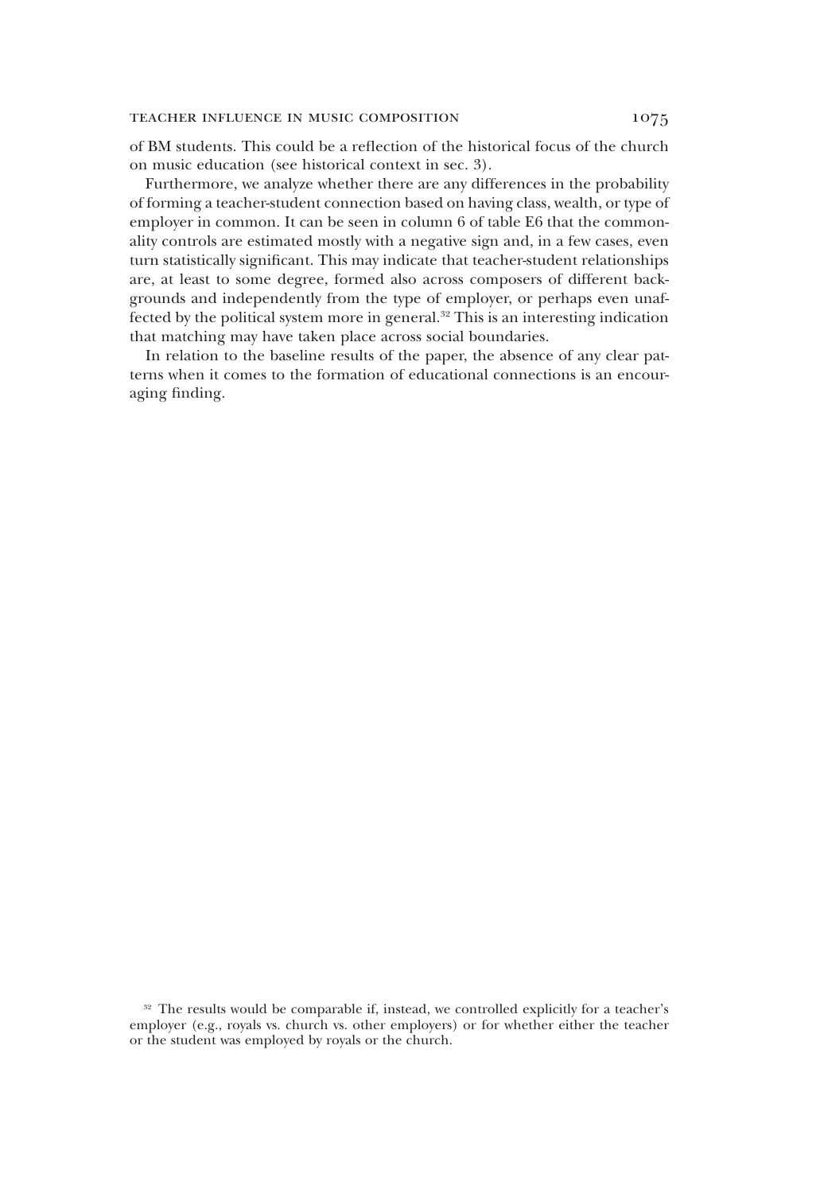of BM students. This could be a reflection of the historical focus of the church on music education (see historical context in sec. 3).

Furthermore, we analyze whether there are any differences in the probability of forming a teacher-student connection based on having class, wealth, or type of employer in common. It can be seen in column 6 of table E6 that the commonality controls are estimated mostly with a negative sign and, in a few cases, even turn statistically significant. This may indicate that teacher-student relationships are, at least to some degree, formed also across composers of different backgrounds and independently from the type of employer, or perhaps even unaffected by the political system more in general.[32] This is an interesting indication that matching may have taken place across social boundaries.

In relation to the baseline results of the paper, the absence of any clear patterns when it comes to the formation of educational connections is an encouraging finding.

[32] The results would be comparable if, instead, we controlled explicitly for a teacher's employer (e.g., royals vs. church vs. other employers) or for whether either the teacher or the student was employed by royals or the church.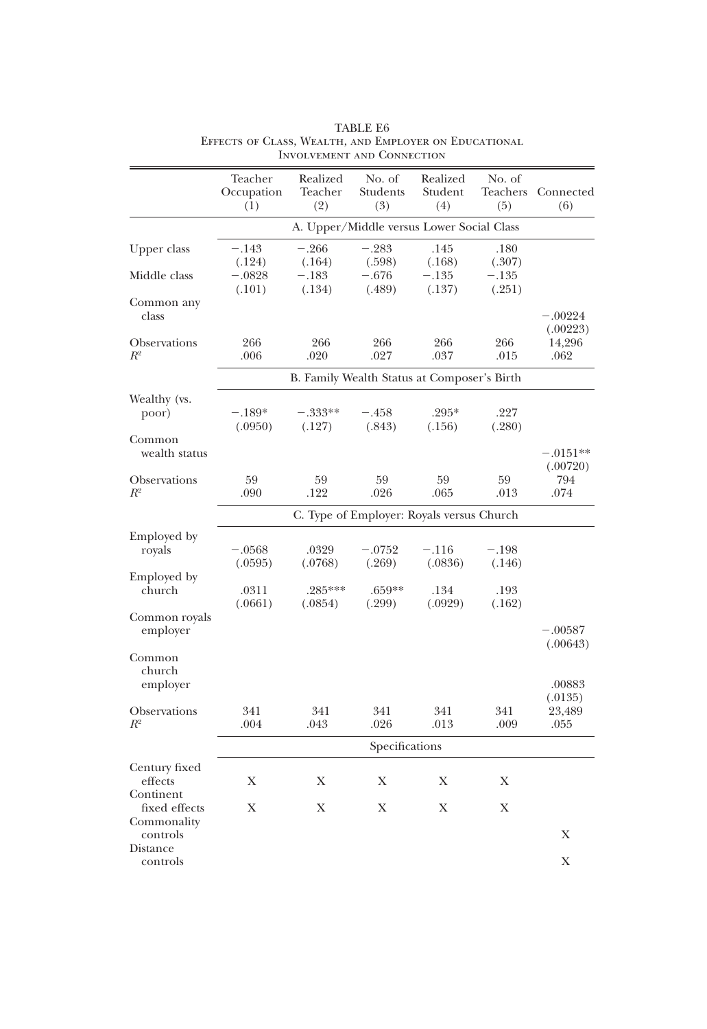TABLE E6

Effects of Class, Wealth, and Employer on Educational Involvement and Connection

| | Teacher Occupation (1) | Realized Teacher (2) | No. of Students (3) | Realized Student (4) | No. of Teachers (5) | Connected (6) |
|---|---|---|---|---|---|---|
| | A. Upper/Middle versus Lower Social Class | | | | | |
| Upper class | −.143 | −.266 | −.283 | .145 | .180 | |
| | (.124) | (.164) | (.598) | (.168) | (.307) | |
| Middle class | −.0828 | −.183 | −.676 | −.135 | −.135 | |
| | (.101) | (.134) | (.489) | (.137) | (.251) | |
| Common any class | | | | | | −.00224 |
| | | | | | | (.00223) |
| Observations | 266 | 266 | 266 | 266 | 266 | 14,296 |
| $R^2$ | .006 | .020 | .027 | .037 | .015 | .062 |
| | B. Family Wealth Status at Composer's Birth | | | | | |
| Wealthy (vs. poor) | −.189* | −.333** | −.458 | .295* | .227 | |
| | (.0950) | (.127) | (.843) | (.156) | (.280) | |
| Common wealth status | | | | | | −.0151** |
| | | | | | | (.00720) |
| Observations | 59 | 59 | 59 | 59 | 59 | 794 |
| $R^2$ | .090 | .122 | .026 | .065 | .013 | .074 |
| | C. Type of Employer: Royals versus Church | | | | | |
| Employed by royals | −.0568 | .0329 | −.0752 | −.116 | −.198 | |
| | (.0595) | (.0768) | (.269) | (.0836) | (.146) | |
| Employed by church | .0311 | .285*** | .659** | .134 | .193 | |
| | (.0661) | (.0854) | (.299) | (.0929) | (.162) | |
| Common royals employer | | | | | | −.00587 |
| | | | | | | (.00643) |
| Common church employer | | | | | | .00883 |
| | | | | | | (.0135) |
| Observations | 341 | 341 | 341 | 341 | 341 | 23,489 |
| $R^2$ | .004 | .043 | .026 | .013 | .009 | .055 |
| | Specifications | | | | | |
| Century fixed effects | X | X | X | X | X | |
| Continent fixed effects | X | X | X | X | X | |
| Commonality controls | | | | | | X |
| Distance controls | | | | | | X |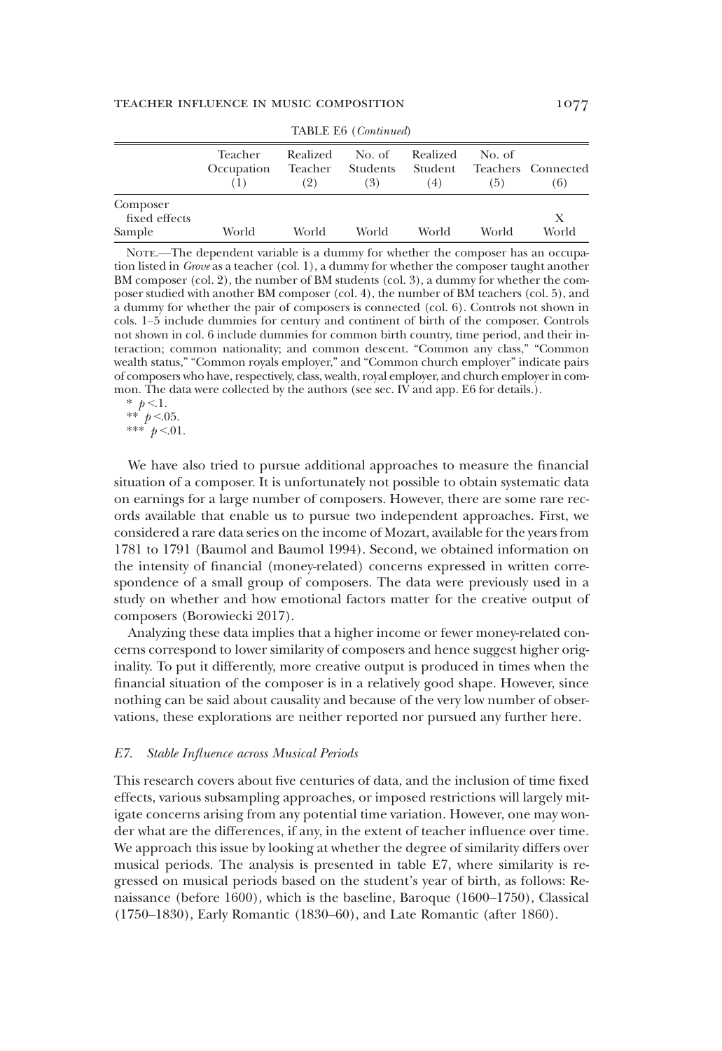TABLE E6 (*Continued*)

| | Teacher Occupation (1) | Realized Teacher (2) | No. of Students (3) | Realized Student (4) | No. of Teachers (5) | Connected (6) |
|---|---|---|---|---|---|---|
| Composer fixed effects | | | | | | X |
| Sample | World | World | World | World | World | World |

Note.—The dependent variable is a dummy for whether the composer has an occupation listed in *Grove* as a teacher (col. 1), a dummy for whether the composer taught another BM composer (col. 2), the number of BM students (col. 3), a dummy for whether the composer studied with another BM composer (col. 4), the number of BM teachers (col. 5), and a dummy for whether the pair of composers is connected (col. 6). Controls not shown in cols. 1–5 include dummies for century and continent of birth of the composer. Controls not shown in col. 6 include dummies for common birth country, time period, and their interaction; common nationality; and common descent. "Common any class," "Common wealth status," "Common royals employer," and "Common church employer" indicate pairs of composers who have, respectively, class, wealth, royal employer, and church employer in common. The data were collected by the authors (see sec. IV and app. E6 for details.).

\* $p<.1$.
\*\* $p<.05$.
\*\*\* $p<.01$.

We have also tried to pursue additional approaches to measure the financial situation of a composer. It is unfortunately not possible to obtain systematic data on earnings for a large number of composers. However, there are some rare records available that enable us to pursue two independent approaches. First, we considered a rare data series on the income of Mozart, available for the years from 1781 to 1791 (Baumol and Baumol 1994). Second, we obtained information on the intensity of financial (money-related) concerns expressed in written correspondence of a small group of composers. The data were previously used in a study on whether and how emotional factors matter for the creative output of composers (Borowiecki 2017).

Analyzing these data implies that a higher income or fewer money-related concerns correspond to lower similarity of composers and hence suggest higher originality. To put it differently, more creative output is produced in times when the financial situation of the composer is in a relatively good shape. However, since nothing can be said about causality and because of the very low number of observations, these explorations are neither reported nor pursued any further here.

### E7. *Stable Influence across Musical Periods*

This research covers about five centuries of data, and the inclusion of time fixed effects, various subsampling approaches, or imposed restrictions will largely mitigate concerns arising from any potential time variation. However, one may wonder what are the differences, if any, in the extent of teacher influence over time. We approach this issue by looking at whether the degree of similarity differs over musical periods. The analysis is presented in table E7, where similarity is regressed on musical periods based on the student's year of birth, as follows: Renaissance (before 1600), which is the baseline, Baroque (1600–1750), Classical (1750–1830), Early Romantic (1830–60), and Late Romantic (after 1860).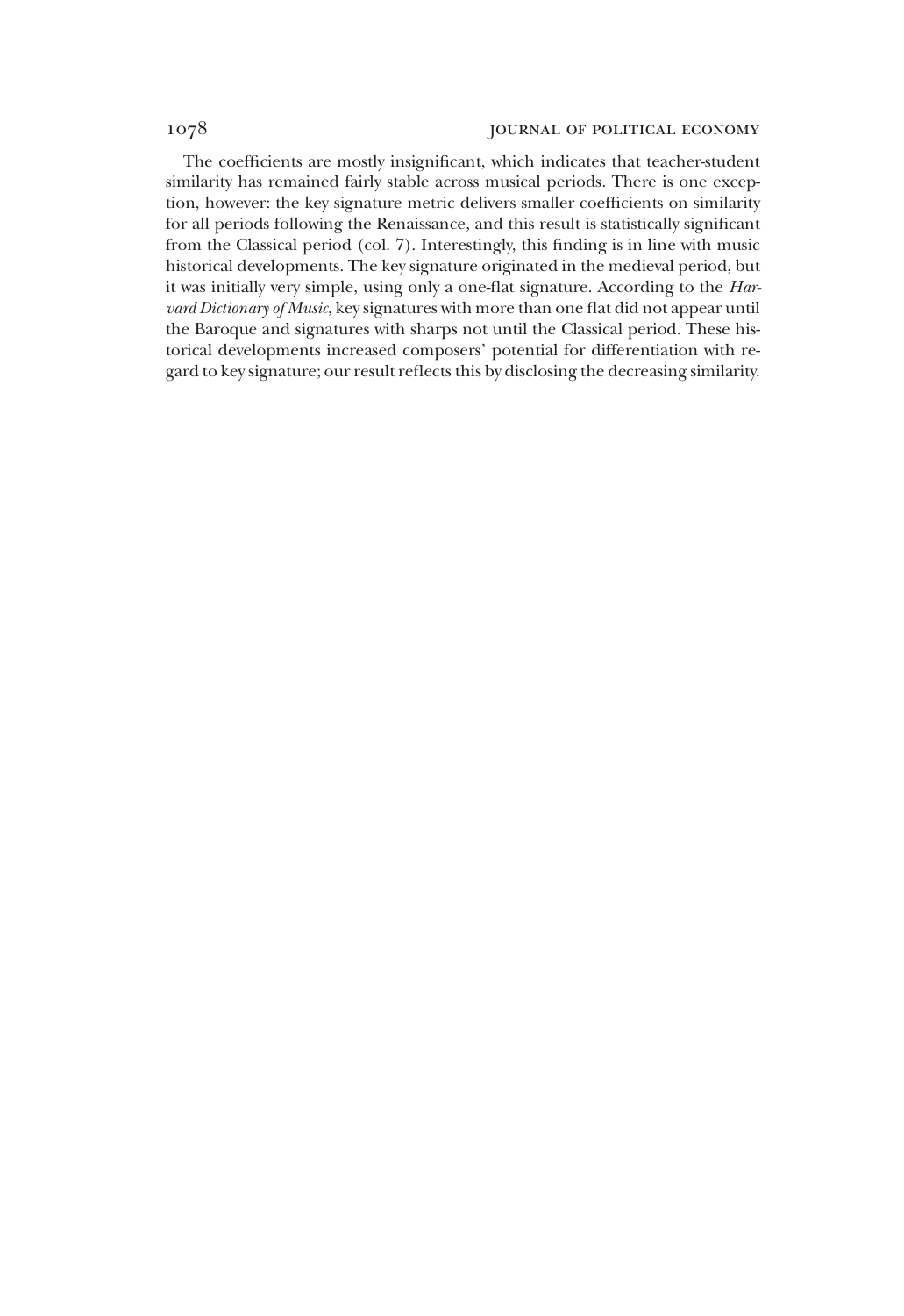The coefficients are mostly insignificant, which indicates that teacher-student similarity has remained fairly stable across musical periods. There is one exception, however: the key signature metric delivers smaller coefficients on similarity for all periods following the Renaissance, and this result is statistically significant from the Classical period (col. 7). Interestingly, this finding is in line with music historical developments. The key signature originated in the medieval period, but it was initially very simple, using only a one-flat signature. According to the *Harvard Dictionary of Music*, key signatures with more than one flat did not appear until the Baroque and signatures with sharps not until the Classical period. These historical developments increased composers' potential for differentiation with regard to key signature; our result reflects this by disclosing the decreasing similarity.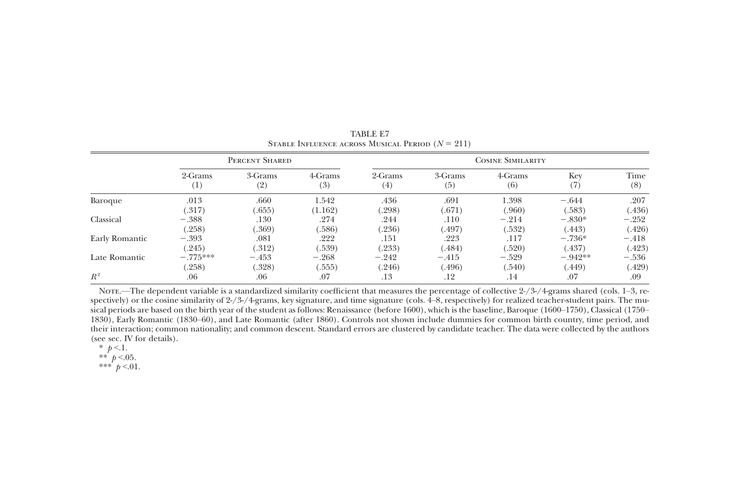TABLE E7

Stable Influence across Musical Period ($N = 211$)

| | Percent Shared | | | Cosine Similarity | | | | |
|---|---|---|---|---|---|---|---|---|
| | 2-Grams (1) | 3-Grams (2) | 4-Grams (3) | 2-Grams (4) | 3-Grams (5) | 4-Grams (6) | Key (7) | Time (8) |
| Baroque | .013 | .660 | 1.542 | .436 | .691 | 1.398 | −.644 | .207 |
| | (.317) | (.655) | (1.162) | (.298) | (.671) | (.960) | (.583) | (.436) |
| Classical | −.388 | .130 | .274 | .244 | .110 | −.214 | −.830* | −.252 |
| | (.258) | (.369) | (.586) | (.236) | (.497) | (.532) | (.443) | (.426) |
| Early Romantic | −.393 | .081 | .222 | .151 | .223 | .117 | −.736* | −.418 |
| | (.245) | (.312) | (.539) | (.233) | (.484) | (.520) | (.437) | (.423) |
| Late Romantic | −.775*** | −.453 | −.268 | −.242 | −.415 | −.529 | −.942** | −.536 |
| | (.258) | (.328) | (.555) | (.246) | (.496) | (.540) | (.449) | (.429) |
| $R^2$ | .06 | .06 | .07 | .13 | .12 | .14 | .07 | .09 |

Note.—The dependent variable is a standardized similarity coefficient that measures the percentage of collective 2-/3-/4-grams shared (cols. 1–3, respectively) or the cosine similarity of 2-/3-/4-grams, key signature, and time signature (cols. 4–8, respectively) for realized teacher-student pairs. The musical periods are based on the birth year of the student as follows: Renaissance (before 1600), which is the baseline, Baroque (1600–1750), Classical (1750–1830), Early Romantic (1830–60), and Late Romantic (after 1860). Controls not shown include dummies for common birth country, time period, and their interaction; common nationality; and common descent. Standard errors are clustered by candidate teacher. The data were collected by the authors (see sec. IV for details).

\* $p < .1$.

\*\* $p < .05$.

\*\*\* $p < .01$.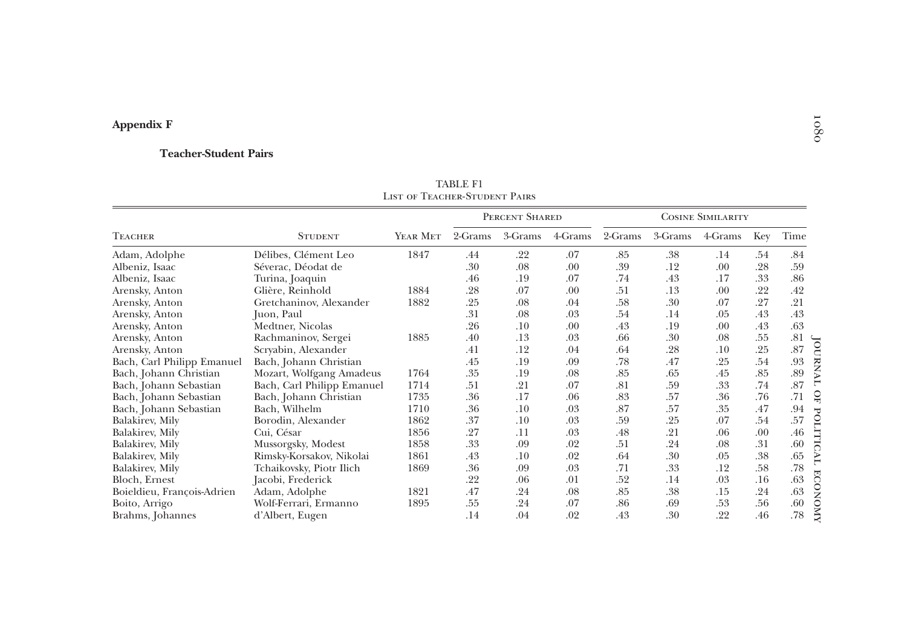## Appendix F

### Teacher-Student Pairs

TABLE F1
List of Teacher-Student Pairs

| | | | Percent Shared | | | Cosine Similarity | | | | |
|---|---|---|---|---|---|---|---|---|---|---|
| Teacher | Student | Year Met | 2-Grams | 3-Grams | 4-Grams | 2-Grams | 3-Grams | 4-Grams | Key | Time |
| Adam, Adolphe | Délibes, Clément Leo | 1847 | .44 | .22 | .07 | .85 | .38 | .14 | .54 | .84 |
| Albeniz, Isaac | Séverac, Déodat de | | .30 | .08 | .00 | .39 | .12 | .00 | .28 | .59 |
| Albeniz, Isaac | Turina, Joaquin | | .46 | .19 | .07 | .74 | .43 | .17 | .33 | .86 |
| Arensky, Anton | Glière, Reinhold | 1884 | .28 | .07 | .00 | .51 | .13 | .00 | .22 | .42 |
| Arensky, Anton | Gretchaninov, Alexander | 1882 | .25 | .08 | .04 | .58 | .30 | .07 | .27 | .21 |
| Arensky, Anton | Juon, Paul | | .31 | .08 | .03 | .54 | .14 | .05 | .43 | .43 |
| Arensky, Anton | Medtner, Nicolas | | .26 | .10 | .00 | .43 | .19 | .00 | .43 | .63 |
| Arensky, Anton | Rachmaninov, Sergei | 1885 | .40 | .13 | .03 | .66 | .30 | .08 | .55 | .81 |
| Arensky, Anton | Scryabin, Alexander | | .41 | .12 | .04 | .64 | .28 | .10 | .25 | .87 |
| Bach, Carl Philipp Emanuel | Bach, Johann Christian | | .45 | .19 | .09 | .78 | .47 | .25 | .54 | .93 |
| Bach, Johann Christian | Mozart, Wolfgang Amadeus | 1764 | .35 | .19 | .08 | .85 | .65 | .45 | .85 | .89 |
| Bach, Johann Sebastian | Bach, Carl Philipp Emanuel | 1714 | .51 | .21 | .07 | .81 | .59 | .33 | .74 | .87 |
| Bach, Johann Sebastian | Bach, Johann Christian | 1735 | .36 | .17 | .06 | .83 | .57 | .36 | .76 | .71 |
| Bach, Johann Sebastian | Bach, Wilhelm | 1710 | .36 | .10 | .03 | .87 | .57 | .35 | .47 | .94 |
| Balakirev, Mily | Borodin, Alexander | 1862 | .37 | .10 | .03 | .59 | .25 | .07 | .54 | .57 |
| Balakirev, Mily | Cui, César | 1856 | .27 | .11 | .03 | .48 | .21 | .06 | .00 | .46 |
| Balakirev, Mily | Mussorgsky, Modest | 1858 | .33 | .09 | .02 | .51 | .24 | .08 | .31 | .60 |
| Balakirev, Mily | Rimsky-Korsakov, Nikolai | 1861 | .43 | .10 | .02 | .64 | .30 | .05 | .38 | .65 |
| Balakirev, Mily | Tchaikovsky, Piotr Ilich | 1869 | .36 | .09 | .03 | .71 | .33 | .12 | .58 | .78 |
| Bloch, Ernest | Jacobi, Frederick | | .22 | .06 | .01 | .52 | .14 | .03 | .16 | .63 |
| Boieldieu, François-Adrien | Adam, Adolphe | 1821 | .47 | .24 | .08 | .85 | .38 | .15 | .24 | .63 |
| Boito, Arrigo | Wolf-Ferrari, Ermanno | 1895 | .55 | .24 | .07 | .86 | .69 | .53 | .56 | .60 |
| Brahms, Johannes | d'Albert, Eugen | | .14 | .04 | .02 | .43 | .30 | .22 | .46 | .78 |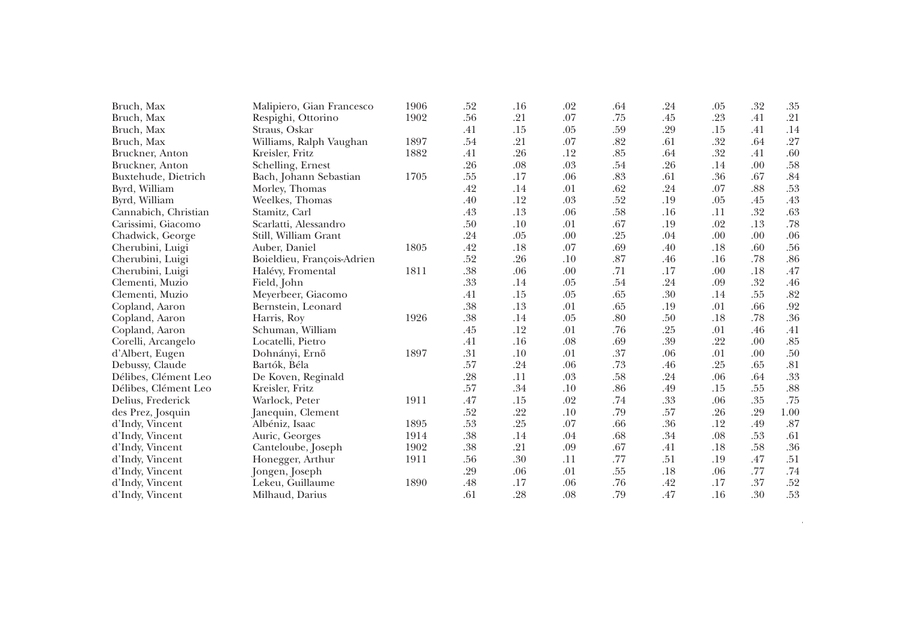| | | | | | | | | | | |
|---|---|---|---|---|---|---|---|---|---|---|
| Bruch, Max | Malipiero, Gian Francesco | 1906 | .52 | .16 | .02 | .64 | .24 | .05 | .32 | .35 |
| Bruch, Max | Respighi, Ottorino | 1902 | .56 | .21 | .07 | .75 | .45 | .23 | .41 | .21 |
| Bruch, Max | Straus, Oskar | | .41 | .15 | .05 | .59 | .29 | .15 | .41 | .14 |
| Bruch, Max | Williams, Ralph Vaughan | 1897 | .54 | .21 | .07 | .82 | .61 | .32 | .64 | .27 |
| Bruckner, Anton | Kreisler, Fritz | 1882 | .41 | .26 | .12 | .85 | .64 | .32 | .41 | .60 |
| Bruckner, Anton | Schelling, Ernest | | .26 | .08 | .03 | .54 | .26 | .14 | .00 | .58 |
| Buxtehude, Dietrich | Bach, Johann Sebastian | 1705 | .55 | .17 | .06 | .83 | .61 | .36 | .67 | .84 |
| Byrd, William | Morley, Thomas | | .42 | .14 | .01 | .62 | .24 | .07 | .88 | .53 |
| Byrd, William | Weelkes, Thomas | | .40 | .12 | .03 | .52 | .19 | .05 | .45 | .43 |
| Cannabich, Christian | Stamitz, Carl | | .43 | .13 | .06 | .58 | .16 | .11 | .32 | .63 |
| Carissimi, Giacomo | Scarlatti, Alessandro | | .50 | .10 | .01 | .67 | .19 | .02 | .13 | .78 |
| Chadwick, George | Still, William Grant | | .24 | .05 | .00 | .25 | .04 | .00 | .00 | .06 |
| Cherubini, Luigi | Auber, Daniel | 1805 | .42 | .18 | .07 | .69 | .40 | .18 | .60 | .56 |
| Cherubini, Luigi | Boieldieu, François-Adrien | | .52 | .26 | .10 | .87 | .46 | .16 | .78 | .86 |
| Cherubini, Luigi | Halévy, Fromental | 1811 | .38 | .06 | .00 | .71 | .17 | .00 | .18 | .47 |
| Clementi, Muzio | Field, John | | .33 | .14 | .05 | .54 | .24 | .09 | .32 | .46 |
| Clementi, Muzio | Meyerbeer, Giacomo | | .41 | .15 | .05 | .65 | .30 | .14 | .55 | .82 |
| Copland, Aaron | Bernstein, Leonard | | .38 | .13 | .01 | .65 | .19 | .01 | .66 | .92 |
| Copland, Aaron | Harris, Roy | 1926 | .38 | .14 | .05 | .80 | .50 | .18 | .78 | .36 |
| Copland, Aaron | Schuman, William | | .45 | .12 | .01 | .76 | .25 | .01 | .46 | .41 |
| Corelli, Arcangelo | Locatelli, Pietro | | .41 | .16 | .08 | .69 | .39 | .22 | .00 | .85 |
| d'Albert, Eugen | Dohnányi, Ernő | 1897 | .31 | .10 | .01 | .37 | .06 | .01 | .00 | .50 |
| Debussy, Claude | Bartók, Béla | | .57 | .24 | .06 | .73 | .46 | .25 | .65 | .81 |
| Délibes, Clément Leo | De Koven, Reginald | | .28 | .11 | .03 | .58 | .24 | .06 | .64 | .33 |
| Délibes, Clément Leo | Kreisler, Fritz | | .57 | .34 | .10 | .86 | .49 | .15 | .55 | .88 |
| Delius, Frederick | Warlock, Peter | 1911 | .47 | .15 | .02 | .74 | .33 | .06 | .35 | .75 |
| des Prez, Josquin | Janequin, Clement | | .52 | .22 | .10 | .79 | .57 | .26 | .29 | 1.00 |
| d'Indy, Vincent | Albéniz, Isaac | 1895 | .53 | .25 | .07 | .66 | .36 | .12 | .49 | .87 |
| d'Indy, Vincent | Auric, Georges | 1914 | .38 | .14 | .04 | .68 | .34 | .08 | .53 | .61 |
| d'Indy, Vincent | Canteloube, Joseph | 1902 | .38 | .21 | .09 | .67 | .41 | .18 | .58 | .36 |
| d'Indy, Vincent | Honegger, Arthur | 1911 | .56 | .30 | .11 | .77 | .51 | .19 | .47 | .51 |
| d'Indy, Vincent | Jongen, Joseph | | .29 | .06 | .01 | .55 | .18 | .06 | .77 | .74 |
| d'Indy, Vincent | Lekeu, Guillaume | 1890 | .48 | .17 | .06 | .76 | .42 | .17 | .37 | .52 |
| d'Indy, Vincent | Milhaud, Darius | | .61 | .28 | .08 | .79 | .47 | .16 | .30 | .53 |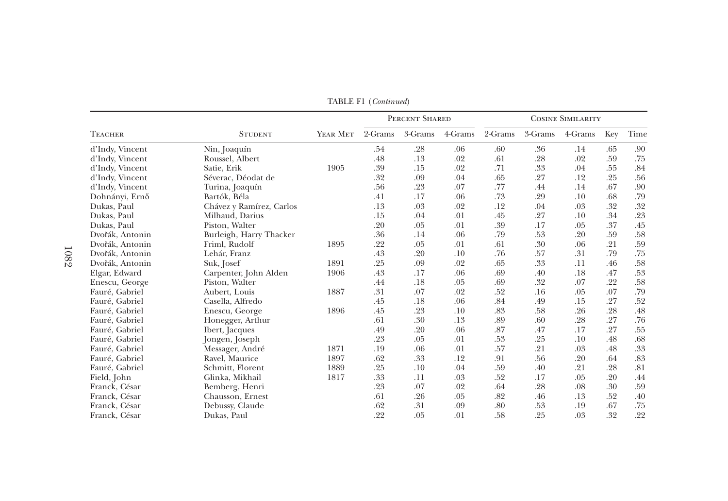TABLE F1 (*Continued*)

| Teacher | Student | Year Met | Percent Shared | | | Cosine Similarity | | | | |
|---|---|---|---|---|---|---|---|---|---|---|
| | | | 2-Grams | 3-Grams | 4-Grams | 2-Grams | 3-Grams | 4-Grams | Key | Time |
| d'Indy, Vincent | Nin, Joaquín | | .54 | .28 | .06 | .60 | .36 | .14 | .65 | .90 |
| d'Indy, Vincent | Roussel, Albert | | .48 | .13 | .02 | .61 | .28 | .02 | .59 | .75 |
| d'Indy, Vincent | Satie, Erik | 1905 | .39 | .15 | .02 | .71 | .33 | .04 | .55 | .84 |
| d'Indy, Vincent | Séverac, Déodat de | | .32 | .09 | .04 | .65 | .27 | .12 | .25 | .56 |
| d'Indy, Vincent | Turina, Joaquín | | .56 | .23 | .07 | .77 | .44 | .14 | .67 | .90 |
| Dohnányi, Ernő | Bartók, Béla | | .41 | .17 | .06 | .73 | .29 | .10 | .68 | .79 |
| Dukas, Paul | Chávez y Ramírez, Carlos | | .13 | .03 | .02 | .12 | .04 | .03 | .32 | .32 |
| Dukas, Paul | Milhaud, Darius | | .15 | .04 | .01 | .45 | .27 | .10 | .34 | .23 |
| Dukas, Paul | Piston, Walter | | .20 | .05 | .01 | .39 | .17 | .05 | .37 | .45 |
| Dvořák, Antonin | Burleigh, Harry Thacker | | .36 | .14 | .06 | .79 | .53 | .20 | .59 | .58 |
| Dvořák, Antonin | Friml, Rudolf | 1895 | .22 | .05 | .01 | .61 | .30 | .06 | .21 | .59 |
| Dvořák, Antonin | Lehár, Franz | | .43 | .20 | .10 | .76 | .57 | .31 | .79 | .75 |
| Dvořák, Antonin | Suk, Josef | 1891 | .25 | .09 | .02 | .65 | .33 | .11 | .46 | .58 |
| Elgar, Edward | Carpenter, John Alden | 1906 | .43 | .17 | .06 | .69 | .40 | .18 | .47 | .53 |
| Enescu, George | Piston, Walter | | .44 | .18 | .05 | .69 | .32 | .07 | .22 | .58 |
| Fauré, Gabriel | Aubert, Louis | 1887 | .31 | .07 | .02 | .52 | .16 | .05 | .07 | .79 |
| Fauré, Gabriel | Casella, Alfredo | | .45 | .18 | .06 | .84 | .49 | .15 | .27 | .52 |
| Fauré, Gabriel | Enescu, George | 1896 | .45 | .23 | .10 | .83 | .58 | .26 | .28 | .48 |
| Fauré, Gabriel | Honegger, Arthur | | .61 | .30 | .13 | .89 | .60 | .28 | .27 | .76 |
| Fauré, Gabriel | Ibert, Jacques | | .49 | .20 | .06 | .87 | .47 | .17 | .27 | .55 |
| Fauré, Gabriel | Jongen, Joseph | | .23 | .05 | .01 | .53 | .25 | .10 | .48 | .68 |
| Fauré, Gabriel | Messager, André | 1871 | .19 | .06 | .01 | .57 | .21 | .03 | .48 | .33 |
| Fauré, Gabriel | Ravel, Maurice | 1897 | .62 | .33 | .12 | .91 | .56 | .20 | .64 | .83 |
| Fauré, Gabriel | Schmitt, Florent | 1889 | .25 | .10 | .04 | .59 | .40 | .21 | .28 | .81 |
| Field, John | Glinka, Mikhail | 1817 | .33 | .11 | .03 | .52 | .17 | .05 | .20 | .44 |
| Franck, César | Bemberg, Henri | | .23 | .07 | .02 | .64 | .28 | .08 | .30 | .59 |
| Franck, César | Chausson, Ernest | | .61 | .26 | .05 | .82 | .46 | .13 | .52 | .40 |
| Franck, César | Debussy, Claude | | .62 | .31 | .09 | .80 | .53 | .19 | .67 | .75 |
| Franck, César | Dukas, Paul | | .22 | .05 | .01 | .58 | .25 | .03 | .32 | .22 |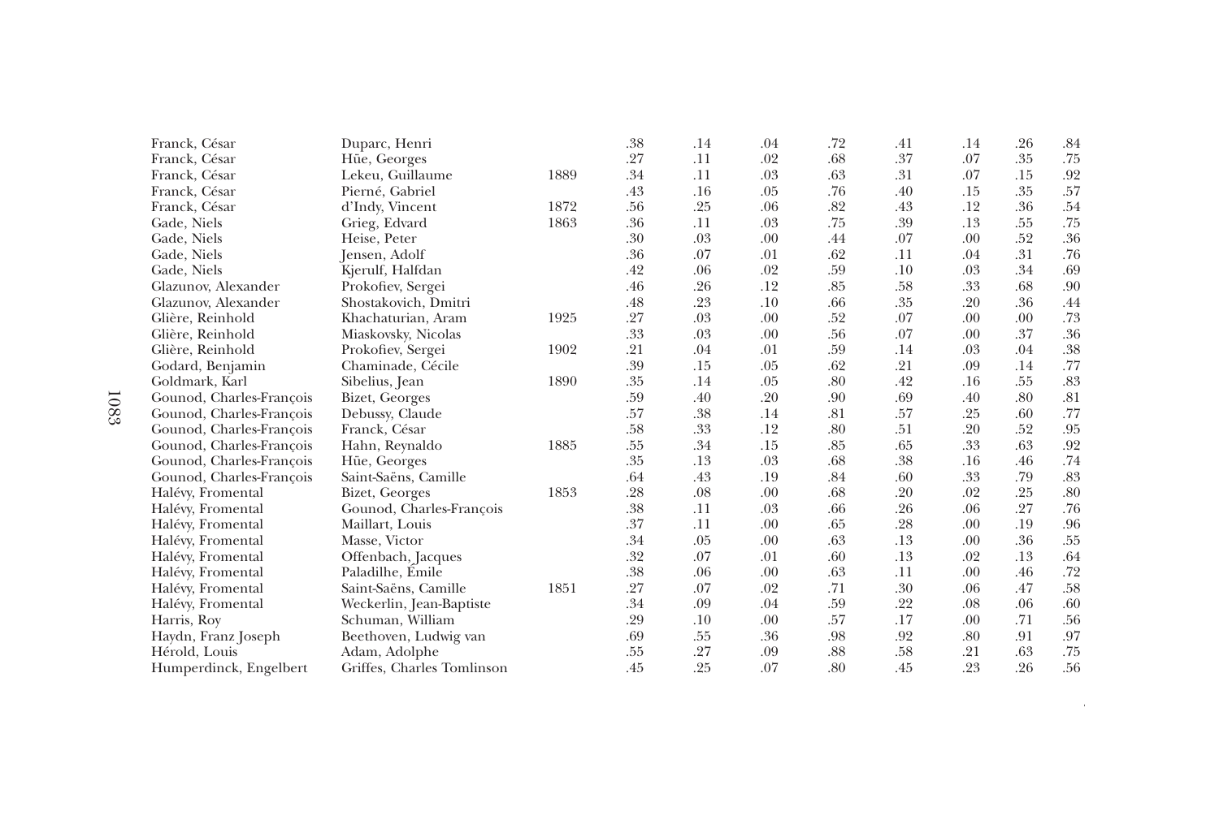| | | | | | | | | | | |
|---|---|---|---|---|---|---|---|---|---|---|
| Franck, César | Duparc, Henri | | .38 | .14 | .04 | .72 | .41 | .14 | .26 | .84 |
| Franck, César | Hüe, Georges | | .27 | .11 | .02 | .68 | .37 | .07 | .35 | .75 |
| Franck, César | Lekeu, Guillaume | 1889 | .34 | .11 | .03 | .63 | .31 | .07 | .15 | .92 |
| Franck, César | Pierné, Gabriel | | .43 | .16 | .05 | .76 | .40 | .15 | .35 | .57 |
| Franck, César | d'Indy, Vincent | 1872 | .56 | .25 | .06 | .82 | .43 | .12 | .36 | .54 |
| Gade, Niels | Grieg, Edvard | 1863 | .36 | .11 | .03 | .75 | .39 | .13 | .55 | .75 |
| Gade, Niels | Heise, Peter | | .30 | .03 | .00 | .44 | .07 | .00 | .52 | .36 |
| Gade, Niels | Jensen, Adolf | | .36 | .07 | .01 | .62 | .11 | .04 | .31 | .76 |
| Gade, Niels | Kjerulf, Halfdan | | .42 | .06 | .02 | .59 | .10 | .03 | .34 | .69 |
| Glazunov, Alexander | Prokofiev, Sergei | | .46 | .26 | .12 | .85 | .58 | .33 | .68 | .90 |
| Glazunov, Alexander | Shostakovich, Dmitri | | .48 | .23 | .10 | .66 | .35 | .20 | .36 | .44 |
| Glière, Reinhold | Khachaturian, Aram | 1925 | .27 | .03 | .00 | .52 | .07 | .00 | .00 | .73 |
| Glière, Reinhold | Miaskovsky, Nicolas | | .33 | .03 | .00 | .56 | .07 | .00 | .37 | .36 |
| Glière, Reinhold | Prokofiev, Sergei | 1902 | .21 | .04 | .01 | .59 | .14 | .03 | .04 | .38 |
| Godard, Benjamin | Chaminade, Cécile | | .39 | .15 | .05 | .62 | .21 | .09 | .14 | .77 |
| Goldmark, Karl | Sibelius, Jean | 1890 | .35 | .14 | .05 | .80 | .42 | .16 | .55 | .83 |
| Gounod, Charles-François | Bizet, Georges | | .59 | .40 | .20 | .90 | .69 | .40 | .80 | .81 |
| Gounod, Charles-François | Debussy, Claude | | .57 | .38 | .14 | .81 | .57 | .25 | .60 | .77 |
| Gounod, Charles-François | Franck, César | | .58 | .33 | .12 | .80 | .51 | .20 | .52 | .95 |
| Gounod, Charles-François | Hahn, Reynaldo | 1885 | .55 | .34 | .15 | .85 | .65 | .33 | .63 | .92 |
| Gounod, Charles-François | Hüe, Georges | | .35 | .13 | .03 | .68 | .38 | .16 | .46 | .74 |
| Gounod, Charles-François | Saint-Saëns, Camille | | .64 | .43 | .19 | .84 | .60 | .33 | .79 | .83 |
| Halévy, Fromental | Bizet, Georges | 1853 | .28 | .08 | .00 | .68 | .20 | .02 | .25 | .80 |
| Halévy, Fromental | Gounod, Charles-François | | .38 | .11 | .03 | .66 | .26 | .06 | .27 | .76 |
| Halévy, Fromental | Maillart, Louis | | .37 | .11 | .00 | .65 | .28 | .00 | .19 | .96 |
| Halévy, Fromental | Masse, Victor | | .34 | .05 | .00 | .63 | .13 | .00 | .36 | .55 |
| Halévy, Fromental | Offenbach, Jacques | | .32 | .07 | .01 | .60 | .13 | .02 | .13 | .64 |
| Halévy, Fromental | Paladilhe, Émile | | .38 | .06 | .00 | .63 | .11 | .00 | .46 | .72 |
| Halévy, Fromental | Saint-Saëns, Camille | 1851 | .27 | .07 | .02 | .71 | .30 | .06 | .47 | .58 |
| Halévy, Fromental | Weckerlin, Jean-Baptiste | | .34 | .09 | .04 | .59 | .22 | .08 | .06 | .60 |
| Harris, Roy | Schuman, William | | .29 | .10 | .00 | .57 | .17 | .00 | .71 | .56 |
| Haydn, Franz Joseph | Beethoven, Ludwig van | | .69 | .55 | .36 | .98 | .92 | .80 | .91 | .97 |
| Hérold, Louis | Adam, Adolphe | | .55 | .27 | .09 | .88 | .58 | .21 | .63 | .75 |
| Humperdinck, Engelbert | Griffes, Charles Tomlinson | | .45 | .25 | .07 | .80 | .45 | .23 | .26 | .56 |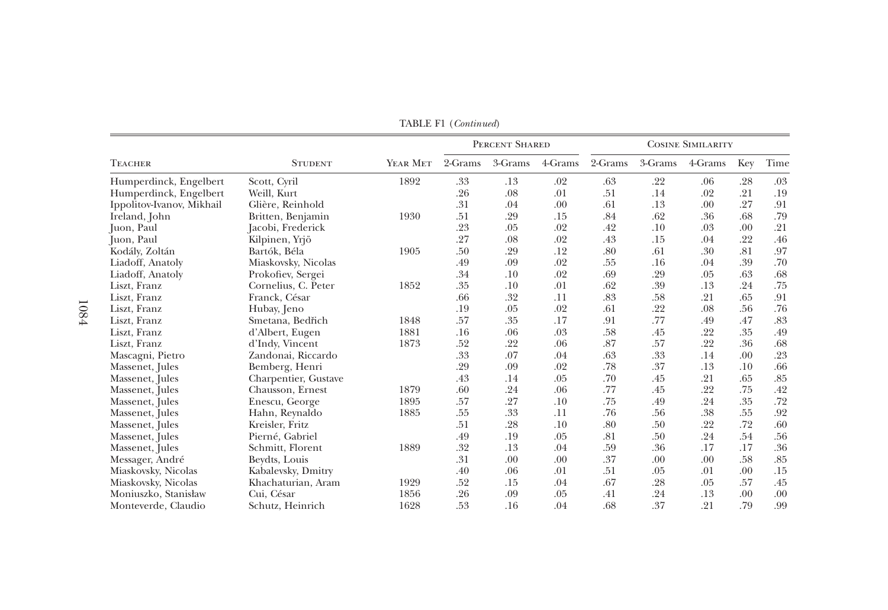TABLE F1 (*Continued*)

| Teacher | Student | Year Met | Percent Shared | | | Cosine Similarity | | | | |
|---|---|---|---|---|---|---|---|---|---|---|
| | | | 2-Grams | 3-Grams | 4-Grams | 2-Grams | 3-Grams | 4-Grams | Key | Time |
| Humperdinck, Engelbert | Scott, Cyril | 1892 | .33 | .13 | .02 | .63 | .22 | .06 | .28 | .03 |
| Humperdinck, Engelbert | Weill, Kurt | | .26 | .08 | .01 | .51 | .14 | .02 | .21 | .19 |
| Ippolitov-Ivanov, Mikhail | Glière, Reinhold | | .31 | .04 | .00 | .61 | .13 | .00 | .27 | .91 |
| Ireland, John | Britten, Benjamin | 1930 | .51 | .29 | .15 | .84 | .62 | .36 | .68 | .79 |
| Juon, Paul | Jacobi, Frederick | | .23 | .05 | .02 | .42 | .10 | .03 | .00 | .21 |
| Juon, Paul | Kilpinen, Yrjö | | .27 | .08 | .02 | .43 | .15 | .04 | .22 | .46 |
| Kodály, Zoltán | Bartók, Béla | 1905 | .50 | .29 | .12 | .80 | .61 | .30 | .81 | .97 |
| Liadoff, Anatoly | Miaskovsky, Nicolas | | .49 | .09 | .02 | .55 | .16 | .04 | .39 | .70 |
| Liadoff, Anatoly | Prokofiev, Sergei | | .34 | .10 | .02 | .69 | .29 | .05 | .63 | .68 |
| Liszt, Franz | Cornelius, C. Peter | 1852 | .35 | .10 | .01 | .62 | .39 | .13 | .24 | .75 |
| Liszt, Franz | Franck, César | | .66 | .32 | .11 | .83 | .58 | .21 | .65 | .91 |
| Liszt, Franz | Hubay, Jeno | | .19 | .05 | .02 | .61 | .22 | .08 | .56 | .76 |
| Liszt, Franz | Smetana, Bedřich | 1848 | .57 | .35 | .17 | .91 | .77 | .49 | .47 | .83 |
| Liszt, Franz | d'Albert, Eugen | 1881 | .16 | .06 | .03 | .58 | .45 | .22 | .35 | .49 |
| Liszt, Franz | d'Indy, Vincent | 1873 | .52 | .22 | .06 | .87 | .57 | .22 | .36 | .68 |
| Mascagni, Pietro | Zandonai, Riccardo | | .33 | .07 | .04 | .63 | .33 | .14 | .00 | .23 |
| Massenet, Jules | Bemberg, Henri | | .29 | .09 | .02 | .78 | .37 | .13 | .10 | .66 |
| Massenet, Jules | Charpentier, Gustave | | .43 | .14 | .05 | .70 | .45 | .21 | .65 | .85 |
| Massenet, Jules | Chausson, Ernest | 1879 | .60 | .24 | .06 | .77 | .45 | .22 | .75 | .42 |
| Massenet, Jules | Enescu, George | 1895 | .57 | .27 | .10 | .75 | .49 | .24 | .35 | .72 |
| Massenet, Jules | Hahn, Reynaldo | 1885 | .55 | .33 | .11 | .76 | .56 | .38 | .55 | .92 |
| Massenet, Jules | Kreisler, Fritz | | .51 | .28 | .10 | .80 | .50 | .22 | .72 | .60 |
| Massenet, Jules | Pierné, Gabriel | | .49 | .19 | .05 | .81 | .50 | .24 | .54 | .56 |
| Massenet, Jules | Schmitt, Florent | 1889 | .32 | .13 | .04 | .59 | .36 | .17 | .17 | .36 |
| Messager, André | Beydts, Louis | | .31 | .00 | .00 | .37 | .00 | .00 | .58 | .85 |
| Miaskovsky, Nicolas | Kabalevsky, Dmitry | | .40 | .06 | .01 | .51 | .05 | .01 | .00 | .15 |
| Miaskovsky, Nicolas | Khachaturian, Aram | 1929 | .52 | .15 | .04 | .67 | .28 | .05 | .57 | .45 |
| Moniuszko, Stanisław | Cui, César | 1856 | .26 | .09 | .05 | .41 | .24 | .13 | .00 | .00 |
| Monteverde, Claudio | Schutz, Heinrich | 1628 | .53 | .16 | .04 | .68 | .37 | .21 | .79 | .99 |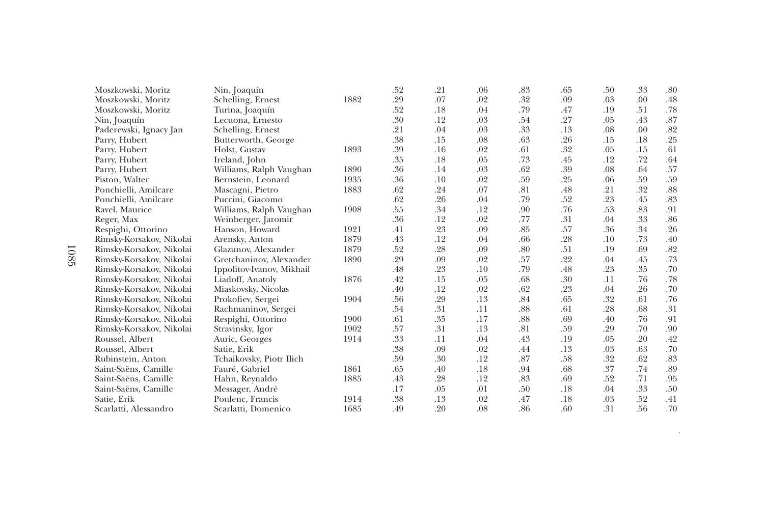| | | | | | | | | | | |
|---|---|---|---|---|---|---|---|---|---|---|
| Moszkowski, Moritz | Nin, Joaquín | | .52 | .21 | .06 | .83 | .65 | .50 | .33 | .80 |
| Moszkowski, Moritz | Schelling, Ernest | 1882 | .29 | .07 | .02 | .32 | .09 | .03 | .00 | .48 |
| Moszkowski, Moritz | Turina, Joaquín | | .52 | .18 | .04 | .79 | .47 | .19 | .51 | .78 |
| Nin, Joaquín | Lecuona, Ernesto | | .30 | .12 | .03 | .54 | .27 | .05 | .43 | .87 |
| Paderewski, Ignacy Jan | Schelling, Ernest | | .21 | .04 | .03 | .33 | .13 | .08 | .00 | .82 |
| Parry, Hubert | Butterworth, George | | .38 | .15 | .08 | .63 | .26 | .15 | .18 | .25 |
| Parry, Hubert | Holst, Gustav | 1893 | .39 | .16 | .02 | .61 | .32 | .05 | .15 | .61 |
| Parry, Hubert | Ireland, John | | .35 | .18 | .05 | .73 | .45 | .12 | .72 | .64 |
| Parry, Hubert | Williams, Ralph Vaughan | 1890 | .36 | .14 | .03 | .62 | .39 | .08 | .64 | .57 |
| Piston, Walter | Bernstein, Leonard | 1935 | .36 | .10 | .02 | .59 | .25 | .06 | .59 | .59 |
| Ponchielli, Amilcare | Mascagni, Pietro | 1883 | .62 | .24 | .07 | .81 | .48 | .21 | .32 | .88 |
| Ponchielli, Amilcare | Puccini, Giacomo | | .62 | .26 | .04 | .79 | .52 | .23 | .45 | .83 |
| Ravel, Maurice | Williams, Ralph Vaughan | 1908 | .55 | .34 | .12 | .90 | .76 | .53 | .83 | .91 |
| Reger, Max | Weinberger, Jaromir | | .36 | .12 | .02 | .77 | .31 | .04 | .33 | .86 |
| Respighi, Ottorino | Hanson, Howard | 1921 | .41 | .23 | .09 | .85 | .57 | .36 | .34 | .26 |
| Rimsky-Korsakov, Nikolai | Arensky, Anton | 1879 | .43 | .12 | .04 | .66 | .28 | .10 | .73 | .40 |
| Rimsky-Korsakov, Nikolai | Glazunov, Alexander | 1879 | .52 | .28 | .09 | .80 | .51 | .19 | .69 | .82 |
| Rimsky-Korsakov, Nikolai | Gretchaninov, Alexander | 1890 | .29 | .09 | .02 | .57 | .22 | .04 | .45 | .73 |
| Rimsky-Korsakov, Nikolai | Ippolitov-Ivanov, Mikhail | | .48 | .23 | .10 | .79 | .48 | .23 | .35 | .70 |
| Rimsky-Korsakov, Nikolai | Liadoff, Anatoly | 1876 | .42 | .15 | .05 | .68 | .30 | .11 | .76 | .78 |
| Rimsky-Korsakov, Nikolai | Miaskovsky, Nicolas | | .40 | .12 | .02 | .62 | .23 | .04 | .26 | .70 |
| Rimsky-Korsakov, Nikolai | Prokofiev, Sergei | 1904 | .56 | .29 | .13 | .84 | .65 | .32 | .61 | .76 |
| Rimsky-Korsakov, Nikolai | Rachmaninov, Sergei | | .54 | .31 | .11 | .88 | .61 | .28 | .68 | .31 |
| Rimsky-Korsakov, Nikolai | Respighi, Ottorino | 1900 | .61 | .35 | .17 | .88 | .69 | .40 | .76 | .91 |
| Rimsky-Korsakov, Nikolai | Stravinsky, Igor | 1902 | .57 | .31 | .13 | .81 | .59 | .29 | .70 | .90 |
| Roussel, Albert | Auric, Georges | 1914 | .33 | .11 | .04 | .43 | .19 | .05 | .20 | .42 |
| Roussel, Albert | Satie, Erik | | .38 | .09 | .02 | .44 | .13 | .03 | .63 | .70 |
| Rubinstein, Anton | Tchaikovsky, Piotr Ilich | | .59 | .30 | .12 | .87 | .58 | .32 | .62 | .83 |
| Saint-Saëns, Camille | Fauré, Gabriel | 1861 | .65 | .40 | .18 | .94 | .68 | .37 | .74 | .89 |
| Saint-Saëns, Camille | Hahn, Reynaldo | 1885 | .43 | .28 | .12 | .83 | .69 | .52 | .71 | .95 |
| Saint-Saëns, Camille | Messager, André | | .17 | .05 | .01 | .50 | .18 | .04 | .33 | .50 |
| Satie, Erik | Poulenc, Francis | 1914 | .38 | .13 | .02 | .47 | .18 | .03 | .52 | .41 |
| Scarlatti, Alessandro | Scarlatti, Domenico | 1685 | .49 | .20 | .08 | .86 | .60 | .31 | .56 | .70 |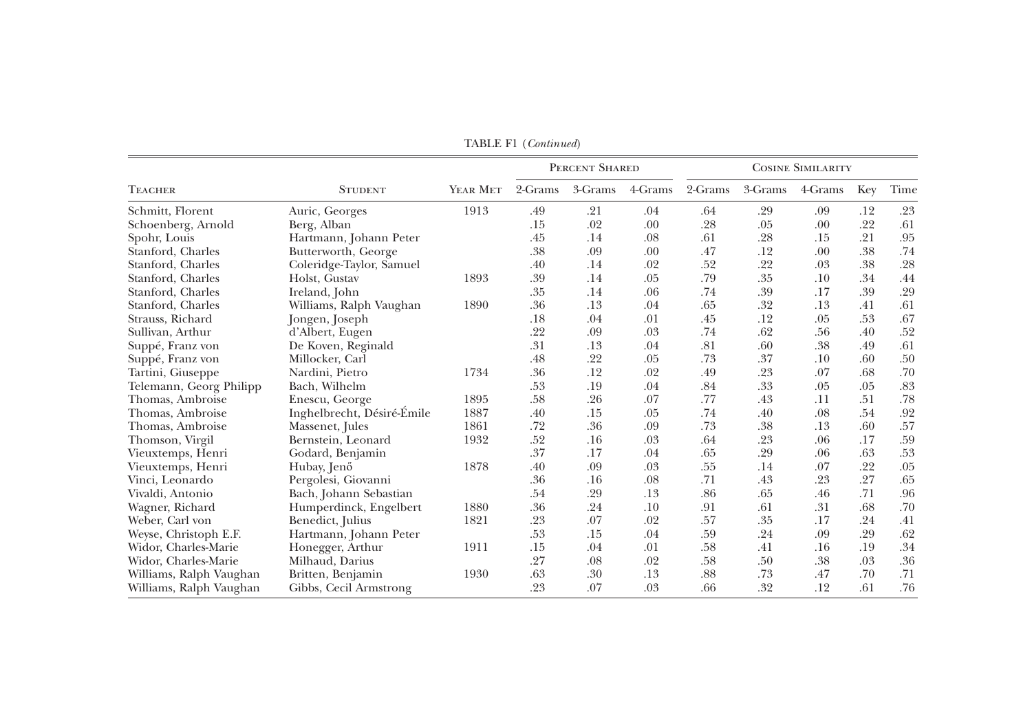TABLE F1 (*Continued*)

| Teacher | Student | Year Met | Percent Shared | | | Cosine Similarity | | | | |
|---|---|---|---|---|---|---|---|---|---|---|
| | | | 2-Grams | 3-Grams | 4-Grams | 2-Grams | 3-Grams | 4-Grams | Key | Time |
| Schmitt, Florent | Auric, Georges | 1913 | .49 | .21 | .04 | .64 | .29 | .09 | .12 | .23 |
| Schoenberg, Arnold | Berg, Alban | | .15 | .02 | .00 | .28 | .05 | .00 | .22 | .61 |
| Spohr, Louis | Hartmann, Johann Peter | | .45 | .14 | .08 | .61 | .28 | .15 | .21 | .95 |
| Stanford, Charles | Butterworth, George | | .38 | .09 | .00 | .47 | .12 | .00 | .38 | .74 |
| Stanford, Charles | Coleridge-Taylor, Samuel | | .40 | .14 | .02 | .52 | .22 | .03 | .38 | .28 |
| Stanford, Charles | Holst, Gustav | 1893 | .39 | .14 | .05 | .79 | .35 | .10 | .34 | .44 |
| Stanford, Charles | Ireland, John | | .35 | .14 | .06 | .74 | .39 | .17 | .39 | .29 |
| Stanford, Charles | Williams, Ralph Vaughan | 1890 | .36 | .13 | .04 | .65 | .32 | .13 | .41 | .61 |
| Strauss, Richard | Jongen, Joseph | | .18 | .04 | .01 | .45 | .12 | .05 | .53 | .67 |
| Sullivan, Arthur | d'Albert, Eugen | | .22 | .09 | .03 | .74 | .62 | .56 | .40 | .52 |
| Suppé, Franz von | De Koven, Reginald | | .31 | .13 | .04 | .81 | .60 | .38 | .49 | .61 |
| Suppé, Franz von | Millocker, Carl | | .48 | .22 | .05 | .73 | .37 | .10 | .60 | .50 |
| Tartini, Giuseppe | Nardini, Pietro | 1734 | .36 | .12 | .02 | .49 | .23 | .07 | .68 | .70 |
| Telemann, Georg Philipp | Bach, Wilhelm | | .53 | .19 | .04 | .84 | .33 | .05 | .05 | .83 |
| Thomas, Ambroise | Enescu, George | 1895 | .58 | .26 | .07 | .77 | .43 | .11 | .51 | .78 |
| Thomas, Ambroise | Inghelbrecht, Désiré-Émile | 1887 | .40 | .15 | .05 | .74 | .40 | .08 | .54 | .92 |
| Thomas, Ambroise | Massenet, Jules | 1861 | .72 | .36 | .09 | .73 | .38 | .13 | .60 | .57 |
| Thomson, Virgil | Bernstein, Leonard | 1932 | .52 | .16 | .03 | .64 | .23 | .06 | .17 | .59 |
| Vieuxtemps, Henri | Godard, Benjamin | | .37 | .17 | .04 | .65 | .29 | .06 | .63 | .53 |
| Vieuxtemps, Henri | Hubay, Jenő | 1878 | .40 | .09 | .03 | .55 | .14 | .07 | .22 | .05 |
| Vinci, Leonardo | Pergolesi, Giovanni | | .36 | .16 | .08 | .71 | .43 | .23 | .27 | .65 |
| Vivaldi, Antonio | Bach, Johann Sebastian | | .54 | .29 | .13 | .86 | .65 | .46 | .71 | .96 |
| Wagner, Richard | Humperdinck, Engelbert | 1880 | .36 | .24 | .10 | .91 | .61 | .31 | .68 | .70 |
| Weber, Carl von | Benedict, Julius | 1821 | .23 | .07 | .02 | .57 | .35 | .17 | .24 | .41 |
| Weyse, Christoph E.F. | Hartmann, Johann Peter | | .53 | .15 | .04 | .59 | .24 | .09 | .29 | .62 |
| Widor, Charles-Marie | Honegger, Arthur | 1911 | .15 | .04 | .01 | .58 | .41 | .16 | .19 | .34 |
| Widor, Charles-Marie | Milhaud, Darius | | .27 | .08 | .02 | .58 | .50 | .38 | .03 | .36 |
| Williams, Ralph Vaughan | Britten, Benjamin | 1930 | .63 | .30 | .13 | .88 | .73 | .47 | .70 | .71 |
| Williams, Ralph Vaughan | Gibbs, Cecil Armstrong | | .23 | .07 | .03 | .66 | .32 | .12 | .61 | .76 |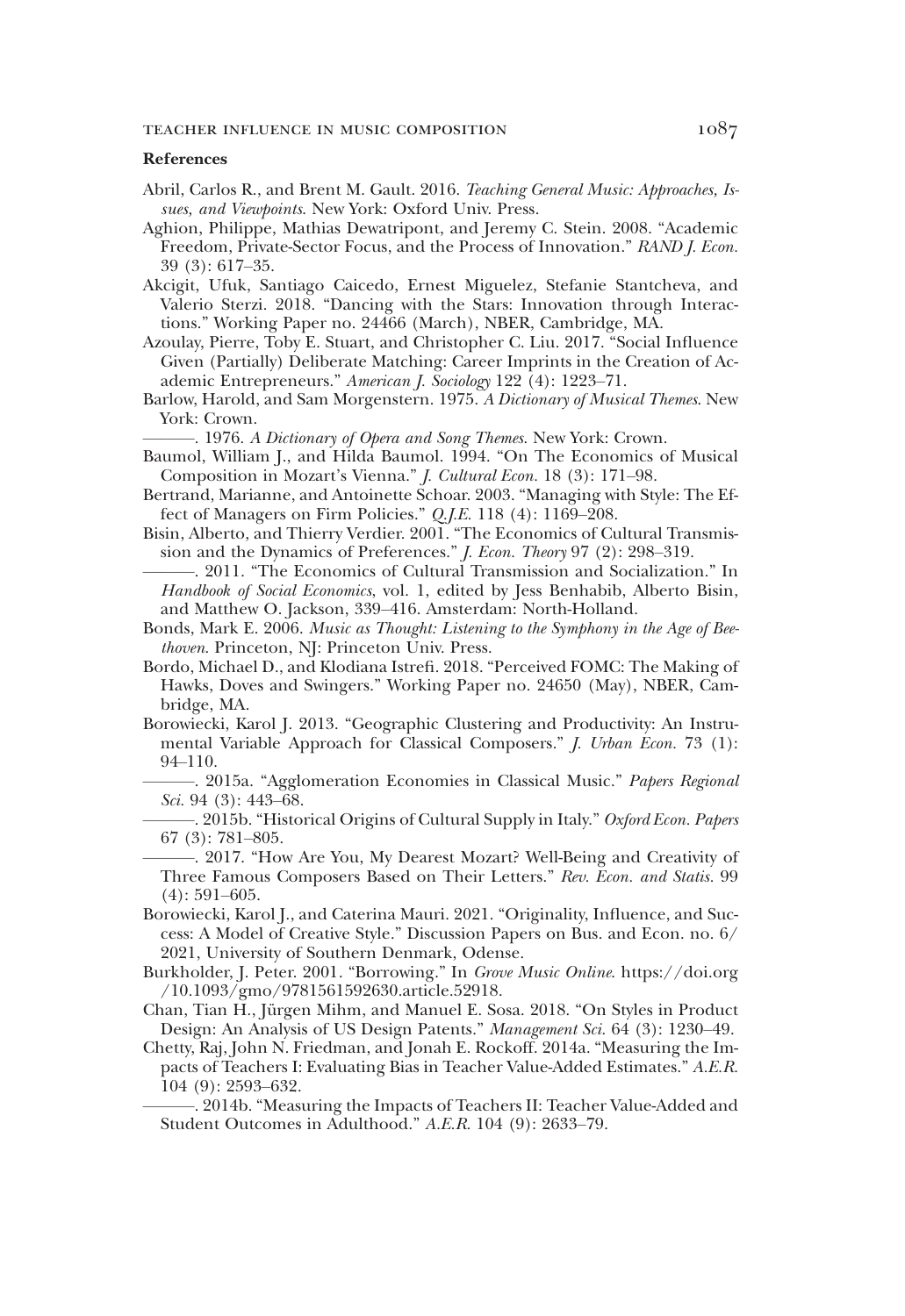**References**

Abril, Carlos R., and Brent M. Gault. 2016. *Teaching General Music: Approaches, Issues, and Viewpoints*. New York: Oxford Univ. Press.

Aghion, Philippe, Mathias Dewatripont, and Jeremy C. Stein. 2008. "Academic Freedom, Private-Sector Focus, and the Process of Innovation." *RAND J. Econ.* 39 (3): 617–35.

Akcigit, Ufuk, Santiago Caicedo, Ernest Miguelez, Stefanie Stantcheva, and Valerio Sterzi. 2018. "Dancing with the Stars: Innovation through Interactions." Working Paper no. 24466 (March), NBER, Cambridge, MA.

Azoulay, Pierre, Toby E. Stuart, and Christopher C. Liu. 2017. "Social Influence Given (Partially) Deliberate Matching: Career Imprints in the Creation of Academic Entrepreneurs." *American J. Sociology* 122 (4): 1223–71.

Barlow, Harold, and Sam Morgenstern. 1975. *A Dictionary of Musical Themes*. New York: Crown.

———. 1976. *A Dictionary of Opera and Song Themes*. New York: Crown.

Baumol, William J., and Hilda Baumol. 1994. "On The Economics of Musical Composition in Mozart's Vienna." *J. Cultural Econ.* 18 (3): 171–98.

Bertrand, Marianne, and Antoinette Schoar. 2003. "Managing with Style: The Effect of Managers on Firm Policies." *Q.J.E.* 118 (4): 1169–208.

Bisin, Alberto, and Thierry Verdier. 2001. "The Economics of Cultural Transmission and the Dynamics of Preferences." *J. Econ. Theory* 97 (2): 298–319.

———. 2011. "The Economics of Cultural Transmission and Socialization." In *Handbook of Social Economics*, vol. 1, edited by Jess Benhabib, Alberto Bisin, and Matthew O. Jackson, 339–416. Amsterdam: North-Holland.

Bonds, Mark E. 2006. *Music as Thought: Listening to the Symphony in the Age of Beethoven*. Princeton, NJ: Princeton Univ. Press.

Bordo, Michael D., and Klodiana Istrefi. 2018. "Perceived FOMC: The Making of Hawks, Doves and Swingers." Working Paper no. 24650 (May), NBER, Cambridge, MA.

Borowiecki, Karol J. 2013. "Geographic Clustering and Productivity: An Instrumental Variable Approach for Classical Composers." *J. Urban Econ.* 73 (1): 94–110.

———. 2015a. "Agglomeration Economies in Classical Music." *Papers Regional Sci.* 94 (3): 443–68.

———. 2015b. "Historical Origins of Cultural Supply in Italy." *Oxford Econ. Papers* 67 (3): 781–805.

———. 2017. "How Are You, My Dearest Mozart? Well-Being and Creativity of Three Famous Composers Based on Their Letters." *Rev. Econ. and Statis.* 99 (4): 591–605.

Borowiecki, Karol J., and Caterina Mauri. 2021. "Originality, Influence, and Success: A Model of Creative Style." Discussion Papers on Bus. and Econ. no. 6/2021, University of Southern Denmark, Odense.

Burkholder, J. Peter. 2001. "Borrowing." In *Grove Music Online*. https://doi.org/10.1093/gmo/9781561592630.article.52918.

Chan, Tian H., Jürgen Mihm, and Manuel E. Sosa. 2018. "On Styles in Product Design: An Analysis of US Design Patents." *Management Sci.* 64 (3): 1230–49.

Chetty, Raj, John N. Friedman, and Jonah E. Rockoff. 2014a. "Measuring the Impacts of Teachers I: Evaluating Bias in Teacher Value-Added Estimates." *A.E.R.* 104 (9): 2593–632.

———. 2014b. "Measuring the Impacts of Teachers II: Teacher Value-Added and Student Outcomes in Adulthood." *A.E.R.* 104 (9): 2633–79.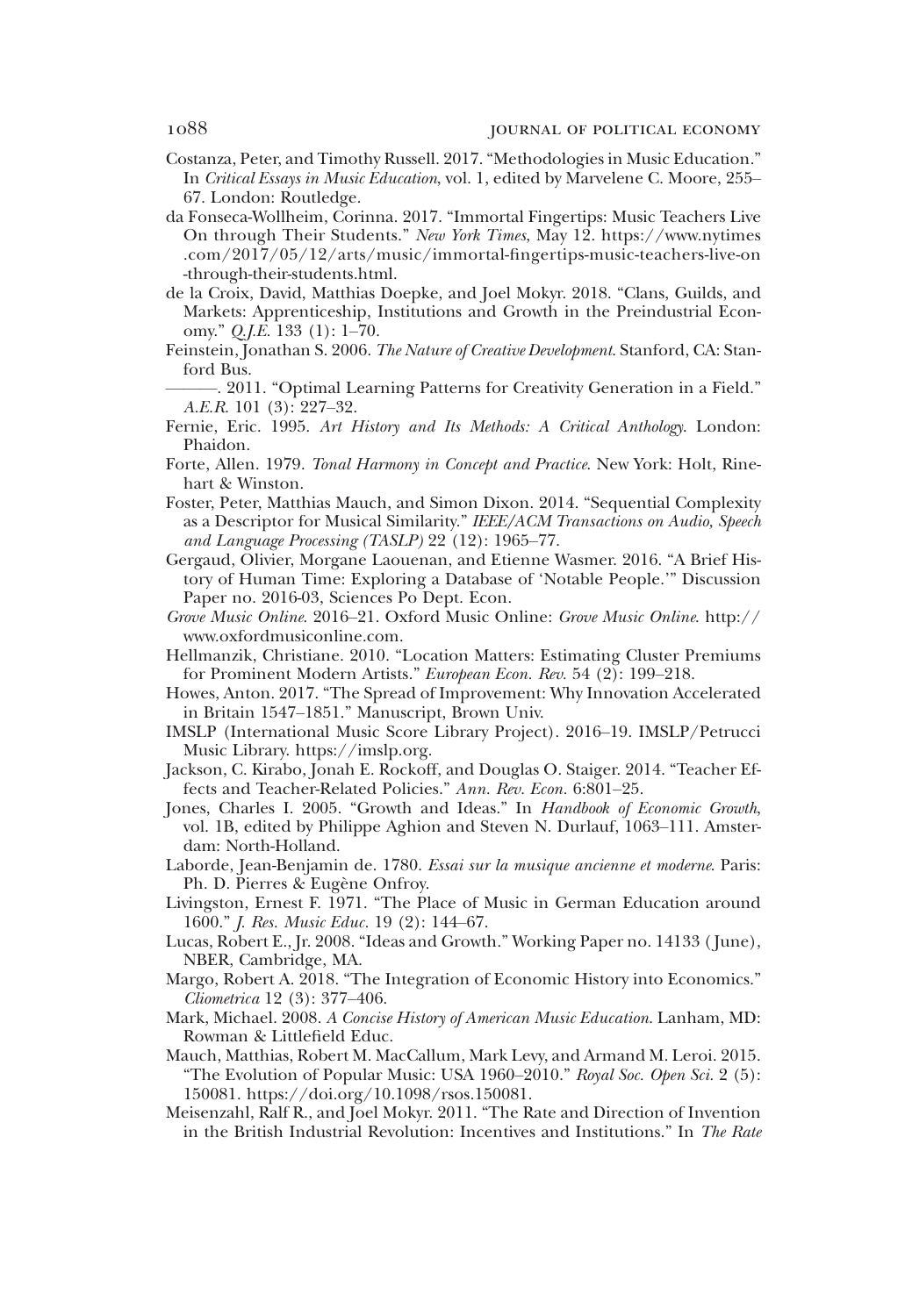Costanza, Peter, and Timothy Russell. 2017. "Methodologies in Music Education." In *Critical Essays in Music Education*, vol. 1, edited by Marvelene C. Moore, 255–67. London: Routledge.

da Fonseca-Wollheim, Corinna. 2017. "Immortal Fingertips: Music Teachers Live On through Their Students." *New York Times*, May 12. https://www.nytimes.com/2017/05/12/arts/music/immortal-fingertips-music-teachers-live-on-through-their-students.html.

de la Croix, David, Matthias Doepke, and Joel Mokyr. 2018. "Clans, Guilds, and Markets: Apprenticeship, Institutions and Growth in the Preindustrial Economy." *Q.J.E.* 133 (1): 1–70.

Feinstein, Jonathan S. 2006. *The Nature of Creative Development*. Stanford, CA: Stanford Bus.

———. 2011. "Optimal Learning Patterns for Creativity Generation in a Field." *A.E.R.* 101 (3): 227–32.

Fernie, Eric. 1995. *Art History and Its Methods: A Critical Anthology*. London: Phaidon.

Forte, Allen. 1979. *Tonal Harmony in Concept and Practice*. New York: Holt, Rinehart & Winston.

Foster, Peter, Matthias Mauch, and Simon Dixon. 2014. "Sequential Complexity as a Descriptor for Musical Similarity." *IEEE/ACM Transactions on Audio, Speech and Language Processing (TASLP)* 22 (12): 1965–77.

Gergaud, Olivier, Morgane Laouenan, and Etienne Wasmer. 2016. "A Brief History of Human Time: Exploring a Database of 'Notable People.'" Discussion Paper no. 2016-03, Sciences Po Dept. Econ.

*Grove Music Online*. 2016–21. Oxford Music Online: *Grove Music Online*. http://www.oxfordmusiconline.com.

Hellmanzik, Christiane. 2010. "Location Matters: Estimating Cluster Premiums for Prominent Modern Artists." *European Econ. Rev.* 54 (2): 199–218.

Howes, Anton. 2017. "The Spread of Improvement: Why Innovation Accelerated in Britain 1547–1851." Manuscript, Brown Univ.

IMSLP (International Music Score Library Project). 2016–19. IMSLP/Petrucci Music Library. https://imslp.org.

Jackson, C. Kirabo, Jonah E. Rockoff, and Douglas O. Staiger. 2014. "Teacher Effects and Teacher-Related Policies." *Ann. Rev. Econ.* 6:801–25.

Jones, Charles I. 2005. "Growth and Ideas." In *Handbook of Economic Growth*, vol. 1B, edited by Philippe Aghion and Steven N. Durlauf, 1063–111. Amsterdam: North-Holland.

Laborde, Jean-Benjamin de. 1780. *Essai sur la musique ancienne et moderne*. Paris: Ph. D. Pierres & Eugène Onfroy.

Livingston, Ernest F. 1971. "The Place of Music in German Education around 1600." *J. Res. Music Educ.* 19 (2): 144–67.

Lucas, Robert E., Jr. 2008. "Ideas and Growth." Working Paper no. 14133 (June), NBER, Cambridge, MA.

Margo, Robert A. 2018. "The Integration of Economic History into Economics." *Cliometrica* 12 (3): 377–406.

Mark, Michael. 2008. *A Concise History of American Music Education*. Lanham, MD: Rowman & Littlefield Educ.

Mauch, Matthias, Robert M. MacCallum, Mark Levy, and Armand M. Leroi. 2015. "The Evolution of Popular Music: USA 1960–2010." *Royal Soc. Open Sci.* 2 (5): 150081. https://doi.org/10.1098/rsos.150081.

Meisenzahl, Ralf R., and Joel Mokyr. 2011. "The Rate and Direction of Invention in the British Industrial Revolution: Incentives and Institutions." In *The Rate*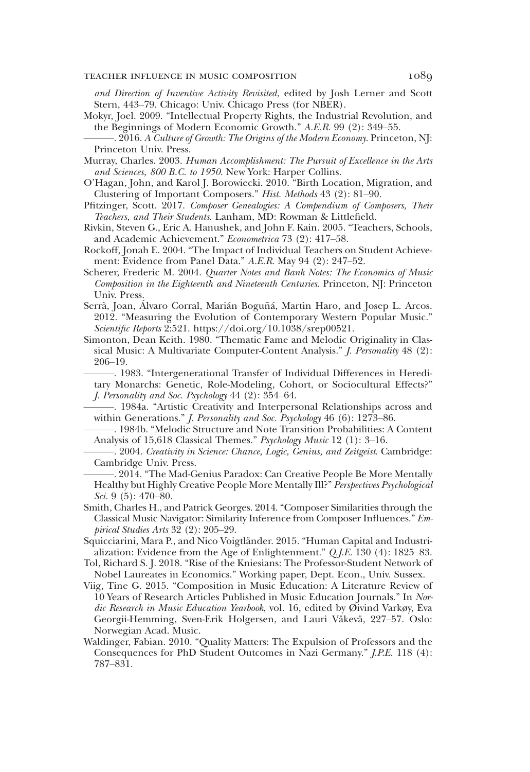*and Direction of Inventive Activity Revisited*, edited by Josh Lerner and Scott Stern, 443–79. Chicago: Univ. Chicago Press (for NBER).

Mokyr, Joel. 2009. "Intellectual Property Rights, the Industrial Revolution, and the Beginnings of Modern Economic Growth." *A.E.R.* 99 (2): 349–55.

———. 2016. *A Culture of Growth: The Origins of the Modern Economy*. Princeton, NJ: Princeton Univ. Press.

Murray, Charles. 2003. *Human Accomplishment: The Pursuit of Excellence in the Arts and Sciences, 800 B.C. to 1950*. New York: Harper Collins.

O'Hagan, John, and Karol J. Borowiecki. 2010. "Birth Location, Migration, and Clustering of Important Composers." *Hist. Methods* 43 (2): 81–90.

Pfitzinger, Scott. 2017. *Composer Genealogies: A Compendium of Composers, Their Teachers, and Their Students*. Lanham, MD: Rowman & Littlefield.

Rivkin, Steven G., Eric A. Hanushek, and John F. Kain. 2005. "Teachers, Schools, and Academic Achievement." *Econometrica* 73 (2): 417–58.

Rockoff, Jonah E. 2004. "The Impact of Individual Teachers on Student Achievement: Evidence from Panel Data." *A.E.R.* May 94 (2): 247–52.

Scherer, Frederic M. 2004. *Quarter Notes and Bank Notes: The Economics of Music Composition in the Eighteenth and Nineteenth Centuries*. Princeton, NJ: Princeton Univ. Press.

Serrà, Joan, Álvaro Corral, Marián Boguñá, Martin Haro, and Josep L. Arcos. 2012. "Measuring the Evolution of Contemporary Western Popular Music." *Scientific Reports* 2:521. https://doi.org/10.1038/srep00521.

Simonton, Dean Keith. 1980. "Thematic Fame and Melodic Originality in Classical Music: A Multivariate Computer-Content Analysis." *J. Personality* 48 (2): 206–19.

———. 1983. "Intergenerational Transfer of Individual Differences in Hereditary Monarchs: Genetic, Role-Modeling, Cohort, or Sociocultural Effects?" *J. Personality and Soc. Psychology* 44 (2): 354–64.

———. 1984a. "Artistic Creativity and Interpersonal Relationships across and within Generations." *J. Personality and Soc. Psychology* 46 (6): 1273–86.

———. 1984b. "Melodic Structure and Note Transition Probabilities: A Content Analysis of 15,618 Classical Themes." *Psychology Music* 12 (1): 3–16.

———. 2004. *Creativity in Science: Chance, Logic, Genius, and Zeitgeist*. Cambridge: Cambridge Univ. Press.

———. 2014. "The Mad-Genius Paradox: Can Creative People Be More Mentally Healthy but Highly Creative People More Mentally Ill?" *Perspectives Psychological Sci.* 9 (5): 470–80.

Smith, Charles H., and Patrick Georges. 2014. "Composer Similarities through the Classical Music Navigator: Similarity Inference from Composer Influences." *Empirical Studies Arts* 32 (2): 205–29.

Squicciarini, Mara P., and Nico Voigtländer. 2015. "Human Capital and Industrialization: Evidence from the Age of Enlightenment." *Q.J.E.* 130 (4): 1825–83.

Tol, Richard S. J. 2018. "Rise of the Kniesians: The Professor-Student Network of Nobel Laureates in Economics." Working paper, Dept. Econ., Univ. Sussex.

Viig, Tine G. 2015. "Composition in Music Education: A Literature Review of 10 Years of Research Articles Published in Music Education Journals." In *Nordic Research in Music Education Yearbook*, vol. 16, edited by Øivind Varkøy, Eva Georgii-Hemming, Sven-Erik Holgersen, and Lauri Väkevä, 227–57. Oslo: Norwegian Acad. Music.

Waldinger, Fabian. 2010. "Quality Matters: The Expulsion of Professors and the Consequences for PhD Student Outcomes in Nazi Germany." *J.P.E.* 118 (4): 787–831.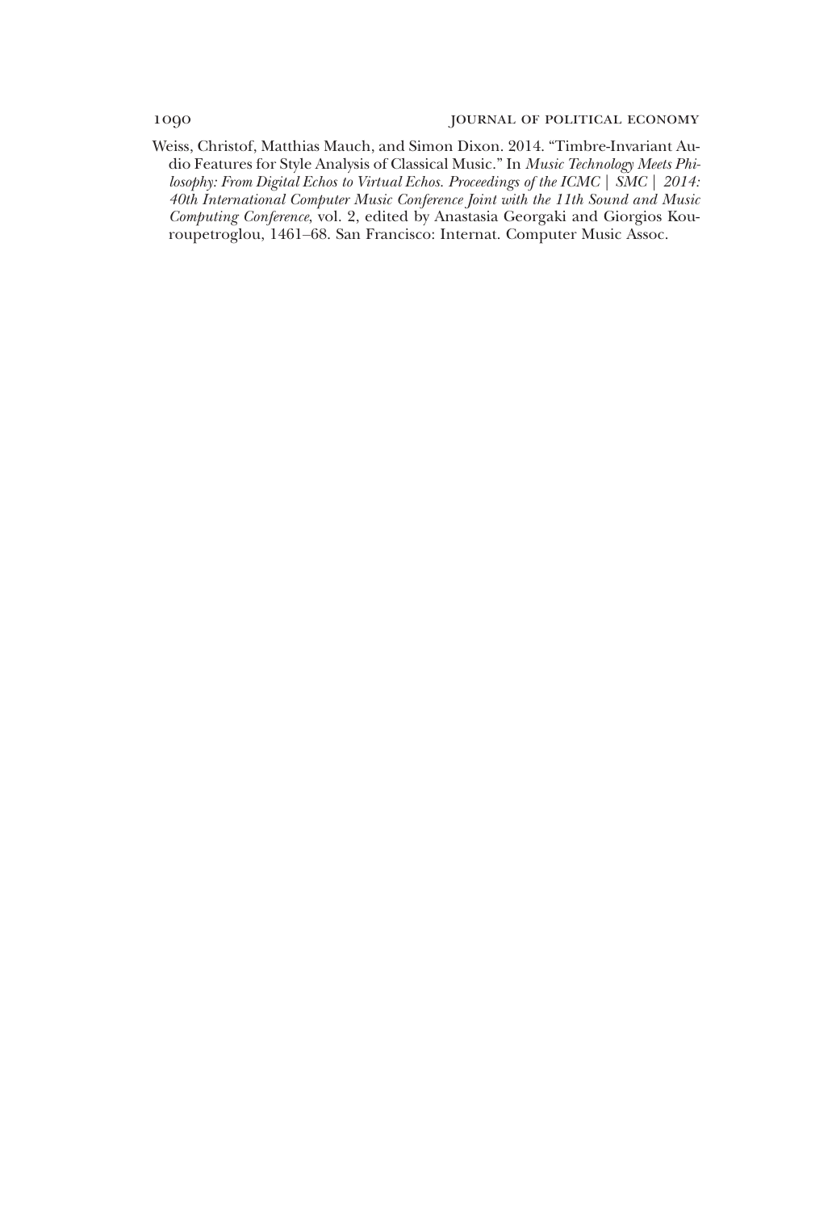Weiss, Christof, Matthias Mauch, and Simon Dixon. 2014. "Timbre-Invariant Audio Features for Style Analysis of Classical Music." In *Music Technology Meets Philosophy: From Digital Echos to Virtual Echos. Proceedings of the ICMC | SMC | 2014: 40th International Computer Music Conference Joint with the 11th Sound and Music Computing Conference*, vol. 2, edited by Anastasia Georgaki and Giorgios Kouroupetroglou, 1461–68. San Francisco: Internat. Computer Music Assoc.